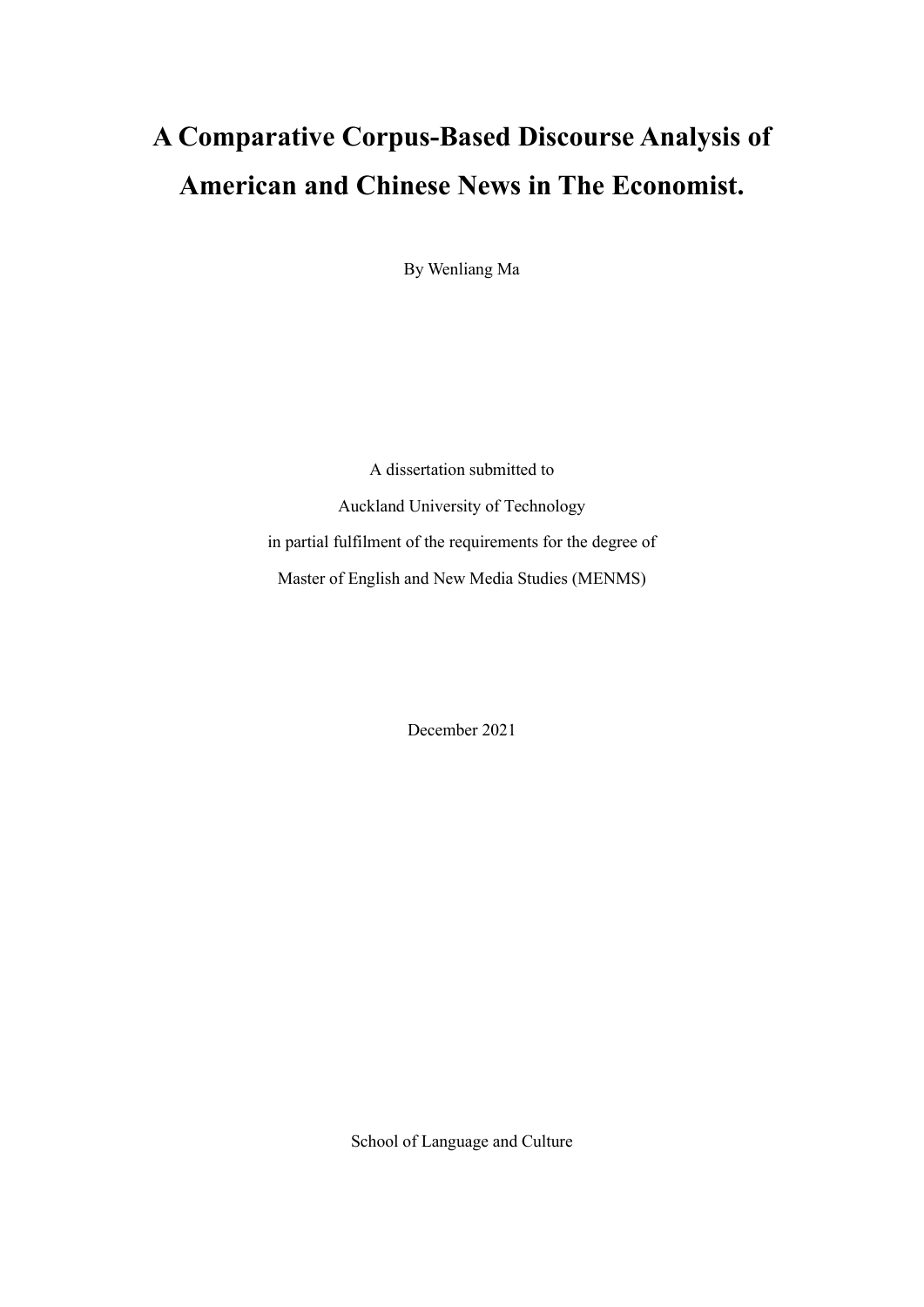# A Comparative Corpus-Based Discourse Analysis of American and Chinese News in The Economist.

By Wenliang Ma

A dissertation submitted to

Auckland University of Technology

in partial fulfilment of the requirements for the degree of

Master of English and New Media Studies (MENMS)

December 2021

School of Language and Culture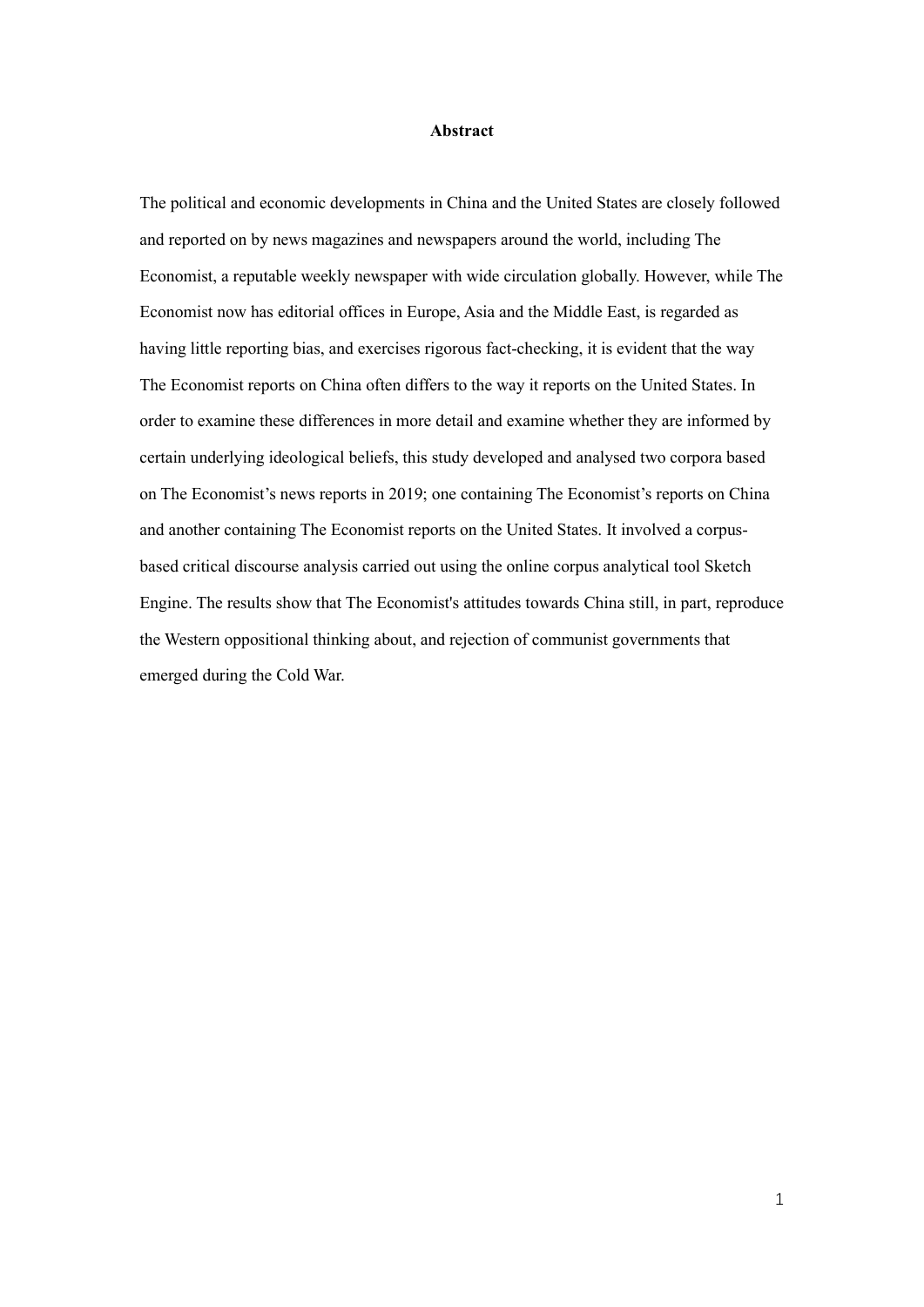# Abstract

The political and economic developments in China and the United States are closely followed and reported on by news magazines and newspapers around the world, including The Economist, a reputable weekly newspaper with wide circulation globally. However, while The Economist now has editorial offices in Europe, Asia and the Middle East, is regarded as having little reporting bias, and exercises rigorous fact-checking, it is evident that the way The Economist reports on China often differs to the way it reports on the United States. In order to examine these differences in more detail and examine whether they are informed by certain underlying ideological beliefs, this study developed and analysed two corpora based on The Economist's news reports in 2019; one containing The Economist's reports on China and another containing The Economist reports on the United States. It involved a corpus-based critical discourse analysis carried out using the online corpus analytical tool Sketch Engine. The results show that The Economist's attitudes towards China still, in part, reproduce the Western oppositional thinking about, and rejection of communist governments that emerged during the Cold War.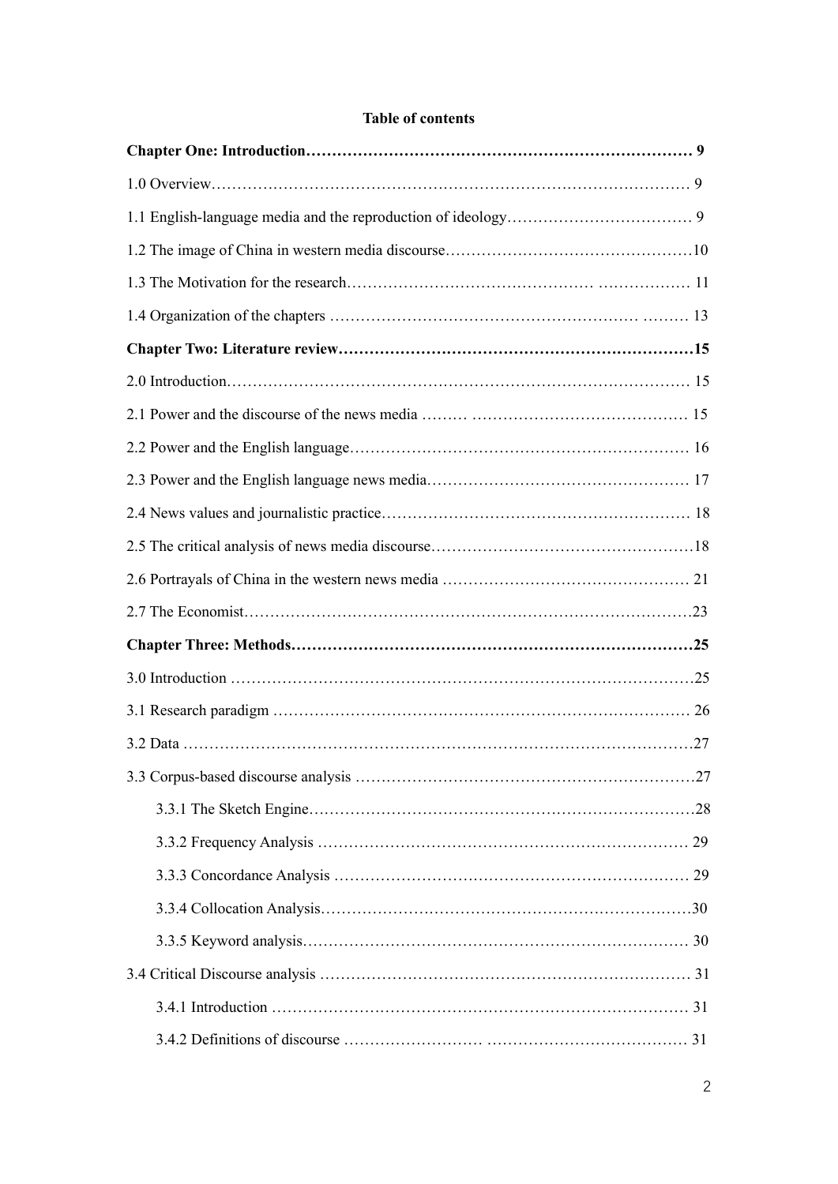**Table of contents**

**Chapter One: Introduction………………………………………………………………… 9**

1.0 Overview………………………………………………………………………………… 9

1.1 English-language media and the reproduction of ideology……………………………… 9

1.2 The image of China in western media discourse…………………………………………10

1.3 The Motivation for the research………………………………………… ……………… 11

1.4 Organization of the chapters ………………………………………………… ……… 13

**Chapter Two: Literature review……………………………………………………………15**

2.0 Introduction……………………………………………………………………………… 15

2.1 Power and the discourse of the news media ……… …………………………………… 15

2.2 Power and the English language………………………………………………………… 16

2.3 Power and the English language news media…………………………………………… 17

2.4 News values and journalistic practice…………………………………………………… 18

2.5 The critical analysis of news media discourse……………………………………………18

2.6 Portrayals of China in the western news media ………………………………………… 21

2.7 The Economist……………………………………………………………………………23

**Chapter Three: Methods……………………………………………………………………25**

3.0 Introduction ………………………………………………………………………………25

3.1 Research paradigm ……………………………………………………………………… 26

3.2 Data ………………………………………………………………………………………27

3.3 Corpus-based discourse analysis …………………………………………………………27

3.3.1 The Sketch Engine…………………………………………………………………28

3.3.2 Frequency Analysis ……………………………………………………………… 29

3.3.3 Concordance Analysis …………………………………………………………… 29

3.3.4 Collocation Analysis………………………………………………………………30

3.3.5 Keyword analysis………………………………………………………………… 30

3.4 Critical Discourse analysis ……………………………………………………………… 31

3.4.1 Introduction ……………………………………………………………………… 31

3.4.2 Definitions of discourse …………………… ………………………………… 31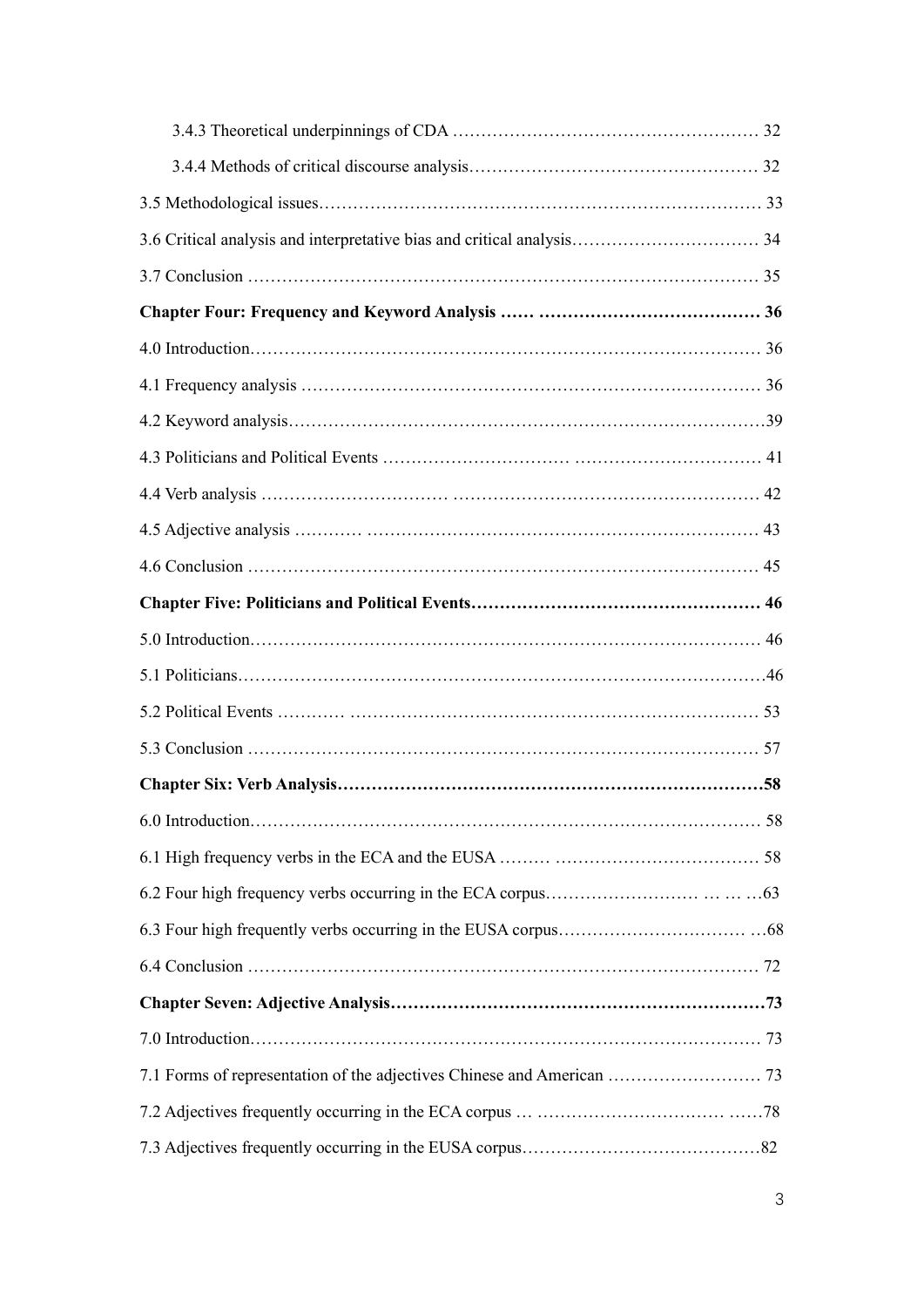3.4.3 Theoretical underpinnings of CDA ………………………………………………… 32

3.4.4 Methods of critical discourse analysis…………………………………………… 32

3.5 Methodological issues…………………………………………………………………… 33

3.6 Critical analysis and interpretative bias and critical analysis…………………………… 34

3.7 Conclusion ………………………………………………………………………………… 35

**Chapter Four: Frequency and Keyword Analysis …… ………………………………… 36**

4.0 Introduction……………………………………………………………………………… 36

4.1 Frequency analysis ……………………………………………………………………… 36

4.2 Keyword analysis………………………………………………………………………39

4.3 Politicians and Political Events …………………………… …………………………… 41

4.4 Verb analysis ………………………… ……………………………………………… 42

4.5 Adjective analysis ………… …………………………………………………………… 43

4.6 Conclusion ………………………………………………………………………………… 45

**Chapter Five: Politicians and Political Events…………………………………………… 46**

5.0 Introduction……………………………………………………………………………… 46

5.1 Politicians…………………………………………………………………………………46

5.2 Political Events ………… ……………………………………………………………… 53

5.3 Conclusion ………………………………………………………………………………… 57

**Chapter Six: Verb Analysis…………………………………………………………………58**

6.0 Introduction……………………………………………………………………………… 58

6.1 High frequency verbs in the ECA and the EUSA ……… ……………………………… 58

6.2 Four high frequency verbs occurring in the ECA corpus……………………… … … …63

6.3 Four high frequently verbs occurring in the EUSA corpus…………………………… …68

6.4 Conclusion ………………………………………………………………………………… 72

**Chapter Seven: Adjective Analysis…………………………………………………………73**

7.0 Introduction……………………………………………………………………………… 73

7.1 Forms of representation of the adjectives Chinese and American ……………………… 73

7.2 Adjectives frequently occurring in the ECA corpus … …………………………… ……78

7.3 Adjectives frequently occurring in the EUSA corpus……………………………………82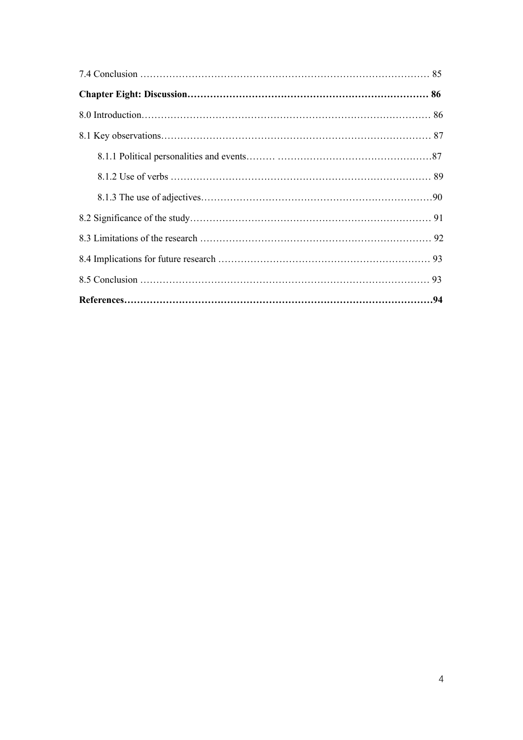7.4 Conclusion ……………………………………………………………………………… 85

**Chapter Eight: Discussion…………………………………………………………………… 86**

8.0 Introduction……………………………………………………………………………… 86

8.1 Key observations………………………………………………………………………… 87

8.1.1 Political personalities and events……… …………………………………………87

8.1.2 Use of verbs ……………………………………………………………………… 89

8.1.3 The use of adjectives………………………………………………………………90

8.2 Significance of the study………………………………………………………………… 91

8.3 Limitations of the research ……………………………………………………………… 92

8.4 Implications for future research ………………………………………………………… 93

8.5 Conclusion ……………………………………………………………………………… 93

**References……………………………………………………………………………………94**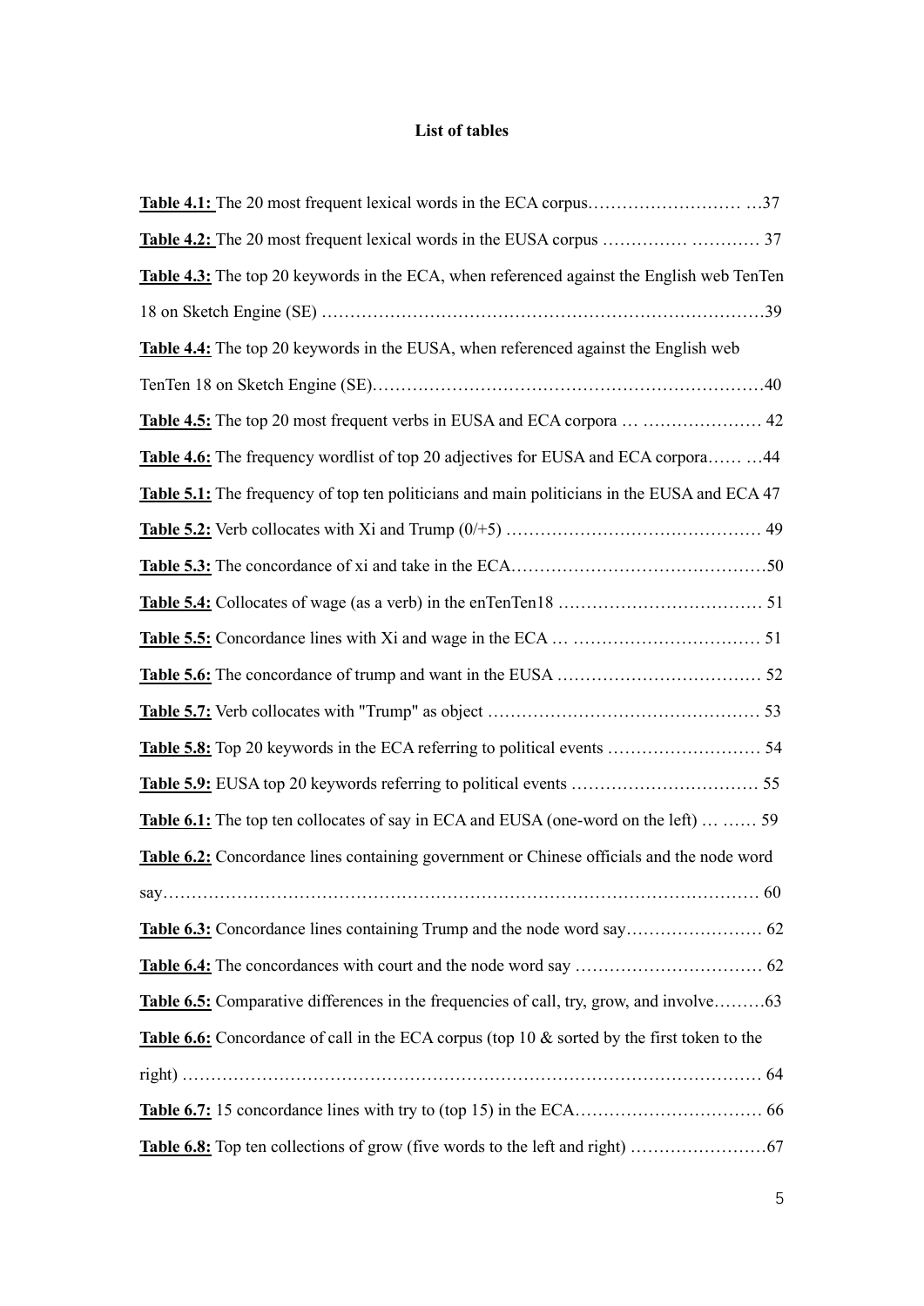**List of tables**

**Table 4.1:** The 20 most frequent lexical words in the ECA corpus……………………… …37

**Table 4.2:** The 20 most frequent lexical words in the EUSA corpus …………… ………… 37

**Table 4.3:** The top 20 keywords in the ECA, when referenced against the English web TenTen 18 on Sketch Engine (SE) ……………………………………………………………………39

**Table 4.4:** The top 20 keywords in the EUSA, when referenced against the English web TenTen 18 on Sketch Engine (SE)……………………………………………………………40

**Table 4.5:** The top 20 most frequent verbs in EUSA and ECA corpora … ………………… 42

**Table 4.6:** The frequency wordlist of top 20 adjectives for EUSA and ECA corpora…… …44

**Table 5.1:** The frequency of top ten politicians and main politicians in the EUSA and ECA 47

**Table 5.2:** Verb collocates with Xi and Trump (0/+5) ……………………………………… 49

**Table 5.3:** The concordance of xi and take in the ECA………………………………………50

**Table 5.4:** Collocates of wage (as a verb) in the enTenTen18 ……………………………… 51

**Table 5.5:** Concordance lines with Xi and wage in the ECA … …………………………… 51

**Table 5.6:** The concordance of trump and want in the EUSA ……………………………… 52

**Table 5.7:** Verb collocates with "Trump" as object ………………………………………… 53

**Table 5.8:** Top 20 keywords in the ECA referring to political events ……………………… 54

**Table 5.9:** EUSA top 20 keywords referring to political events …………………………… 55

**Table 6.1:** The top ten collocates of say in ECA and EUSA (one-word on the left) … …… 59

**Table 6.2:** Concordance lines containing government or Chinese officials and the node word say……………………………………………………………………………………………… 60

**Table 6.3:** Concordance lines containing Trump and the node word say…………………… 62

**Table 6.4:** The concordances with court and the node word say …………………………… 62

**Table 6.5:** Comparative differences in the frequencies of call, try, grow, and involve………63

**Table 6.6:** Concordance of call in the ECA corpus (top 10 & sorted by the first token to the right) ……………………………………………………………………………………………… 64

**Table 6.7:** 15 concordance lines with try to (top 15) in the ECA…………………………… 66

**Table 6.8:** Top ten collections of grow (five words to the left and right) ……………………67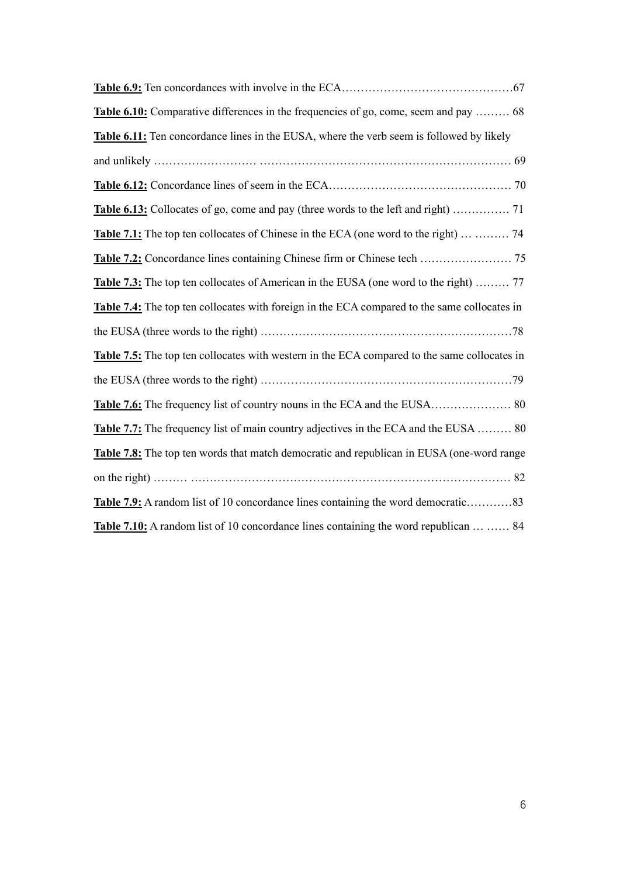**Table 6.9:** Ten concordances with involve in the ECA……………………………………67

**Table 6.10:** Comparative differences in the frequencies of go, come, seem and pay ……… 68

**Table 6.11:** Ten concordance lines in the EUSA, where the verb seem is followed by likely and unlikely ……………………… ………………………………………………………… 69

**Table 6.12:** Concordance lines of seem in the ECA………………………………………… 70

**Table 6.13:** Collocates of go, come and pay (three words to the left and right) …………… 71

**Table 7.1:** The top ten collocates of Chinese in the ECA (one word to the right) … ……… 74

**Table 7.2:** Concordance lines containing Chinese firm or Chinese tech …………………… 75

**Table 7.3:** The top ten collocates of American in the EUSA (one word to the right) ……… 77

**Table 7.4:** The top ten collocates with foreign in the ECA compared to the same collocates in the EUSA (three words to the right) …………………………………………………………78

**Table 7.5:** The top ten collocates with western in the ECA compared to the same collocates in the EUSA (three words to the right) …………………………………………………………79

**Table 7.6:** The frequency list of country nouns in the ECA and the EUSA………………… 80

**Table 7.7:** The frequency list of main country adjectives in the ECA and the EUSA ……… 80

**Table 7.8:** The top ten words that match democratic and republican in EUSA (one-word range on the right) ……… ………………………………………………………………………… 82

**Table 7.9:** A random list of 10 concordance lines containing the word democratic…………83

**Table 7.10:** A random list of 10 concordance lines containing the word republican … …… 84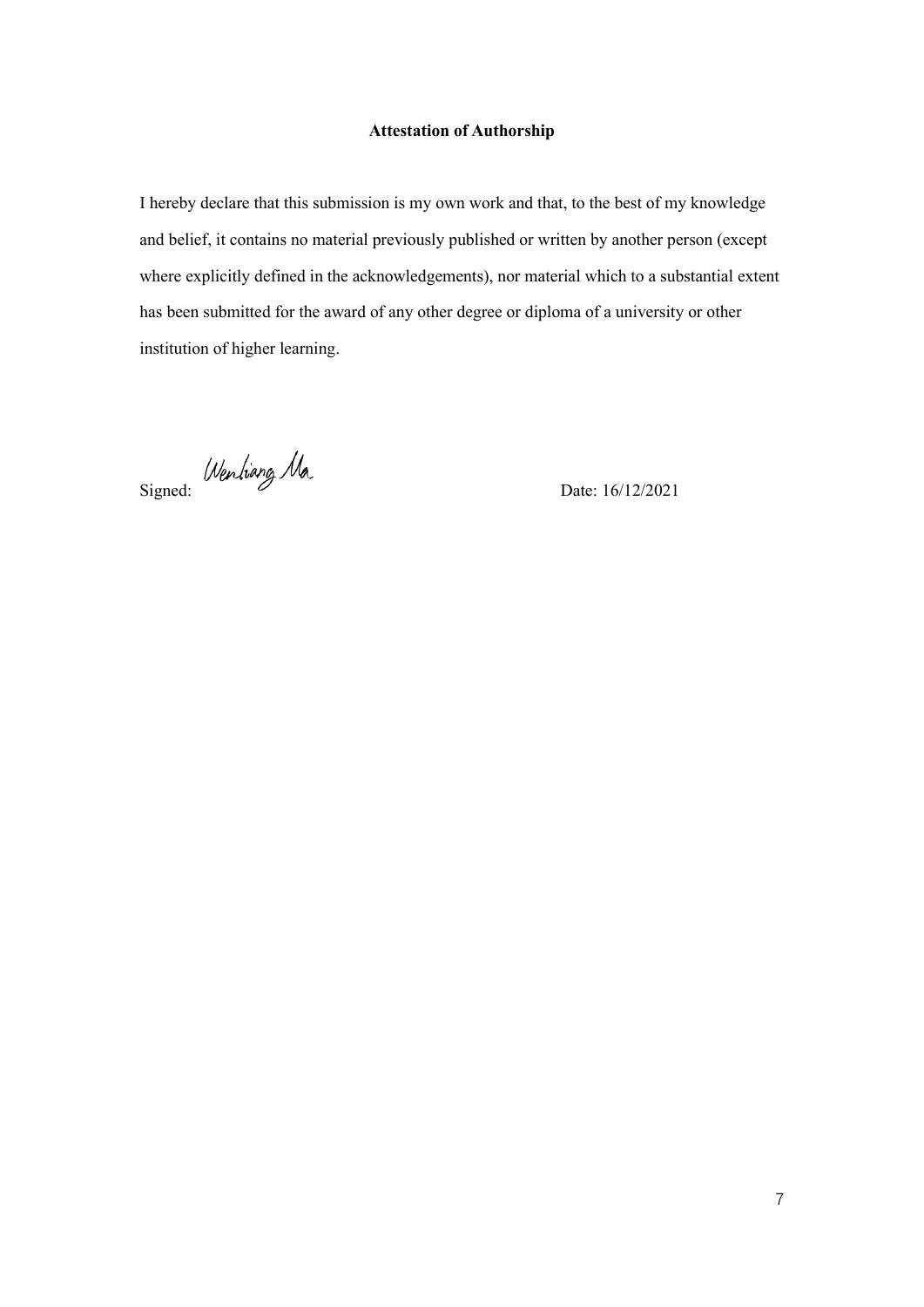**Attestation of Authorship**

I hereby declare that this submission is my own work and that, to the best of my knowledge and belief, it contains no material previously published or written by another person (except where explicitly defined in the acknowledgements), nor material which to a substantial extent has been submitted for the award of any other degree or diploma of a university or other institution of higher learning.

Signed: Wenliang Ma Date: 16/12/2021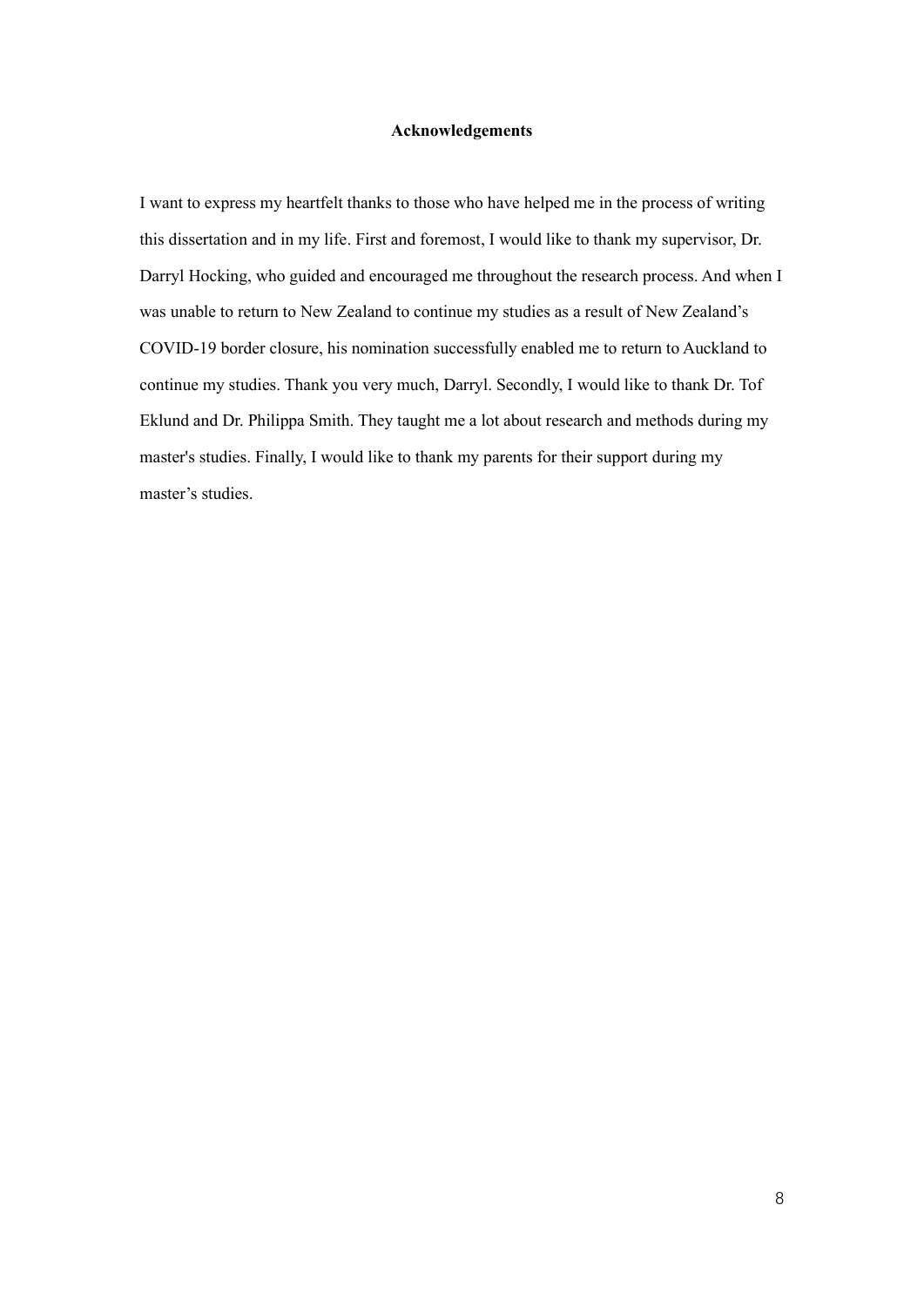# Acknowledgements

I want to express my heartfelt thanks to those who have helped me in the process of writing this dissertation and in my life. First and foremost, I would like to thank my supervisor, Dr. Darryl Hocking, who guided and encouraged me throughout the research process. And when I was unable to return to New Zealand to continue my studies as a result of New Zealand's COVID-19 border closure, his nomination successfully enabled me to return to Auckland to continue my studies. Thank you very much, Darryl. Secondly, I would like to thank Dr. Tof Eklund and Dr. Philippa Smith. They taught me a lot about research and methods during my master's studies. Finally, I would like to thank my parents for their support during my master's studies.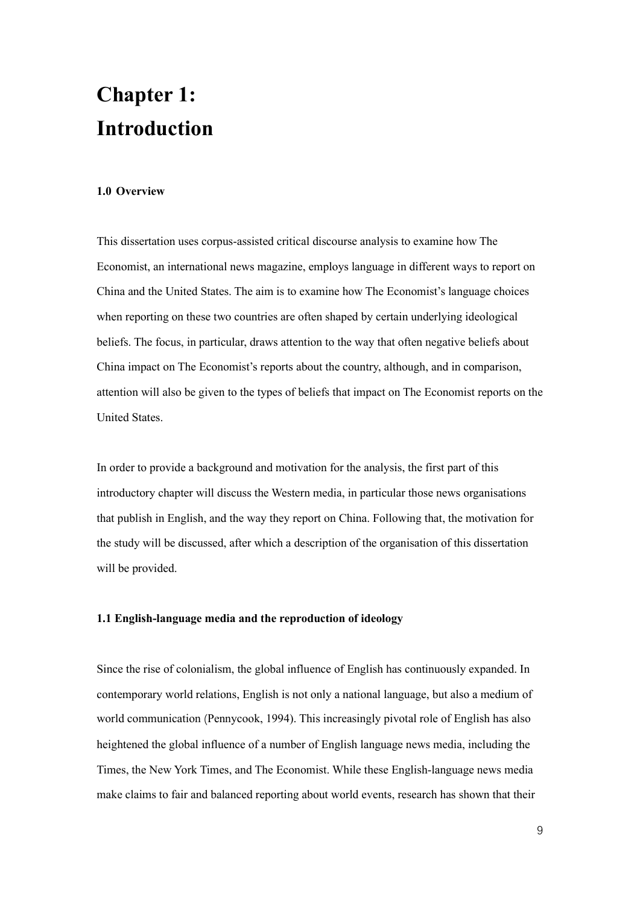# Chapter 1: Introduction

### 1.0 Overview

This dissertation uses corpus-assisted critical discourse analysis to examine how The Economist, an international news magazine, employs language in different ways to report on China and the United States. The aim is to examine how The Economist's language choices when reporting on these two countries are often shaped by certain underlying ideological beliefs. The focus, in particular, draws attention to the way that often negative beliefs about China impact on The Economist's reports about the country, although, and in comparison, attention will also be given to the types of beliefs that impact on The Economist reports on the United States.

In order to provide a background and motivation for the analysis, the first part of this introductory chapter will discuss the Western media, in particular those news organisations that publish in English, and the way they report on China. Following that, the motivation for the study will be discussed, after which a description of the organisation of this dissertation will be provided.

### 1.1 English-language media and the reproduction of ideology

Since the rise of colonialism, the global influence of English has continuously expanded. In contemporary world relations, English is not only a national language, but also a medium of world communication (Pennycook, 1994). This increasingly pivotal role of English has also heightened the global influence of a number of English language news media, including the Times, the New York Times, and The Economist. While these English-language news media make claims to fair and balanced reporting about world events, research has shown that their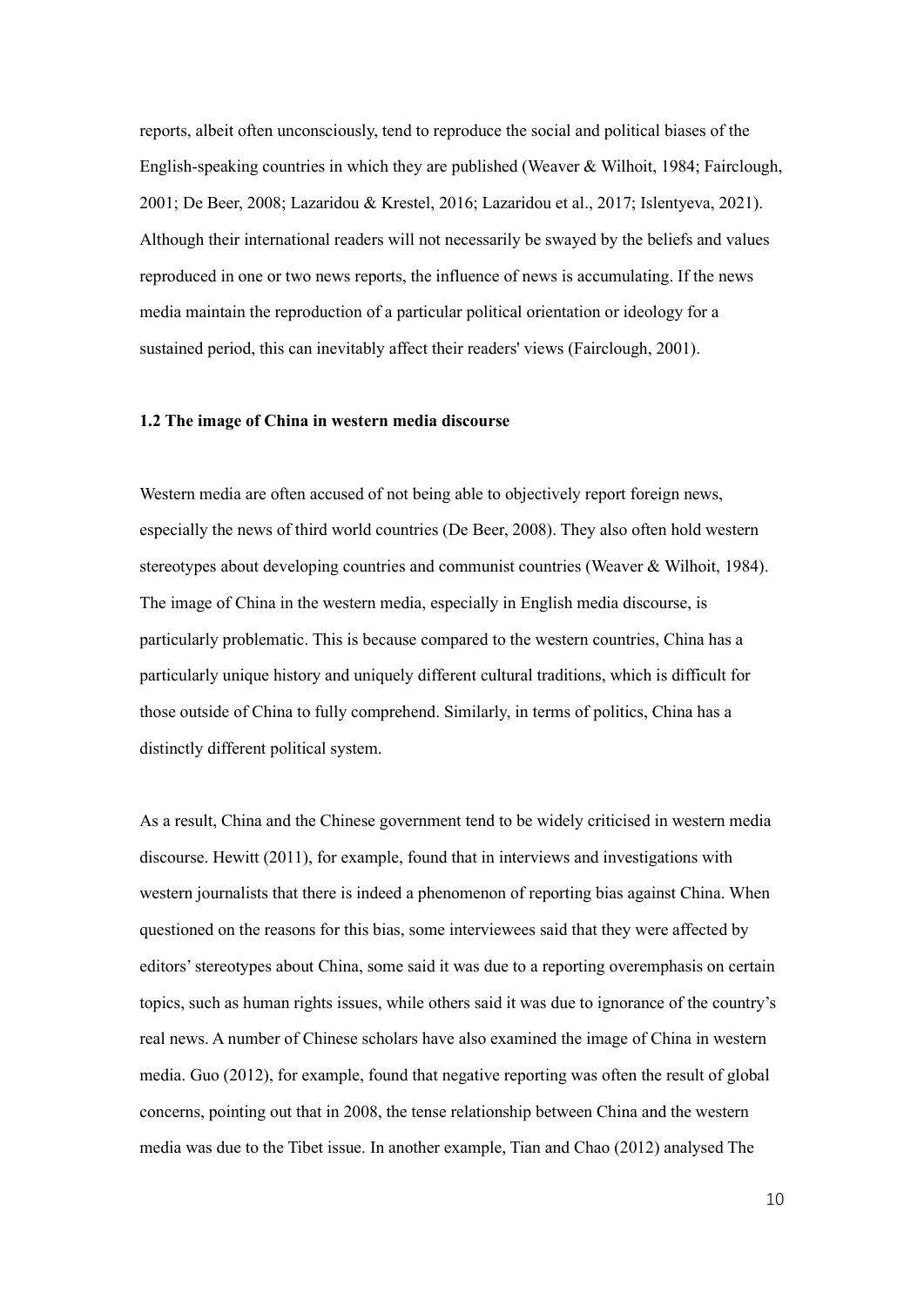reports, albeit often unconsciously, tend to reproduce the social and political biases of the English-speaking countries in which they are published (Weaver & Wilhoit, 1984; Fairclough, 2001; De Beer, 2008; Lazaridou & Krestel, 2016; Lazaridou et al., 2017; Islentyeva, 2021). Although their international readers will not necessarily be swayed by the beliefs and values reproduced in one or two news reports, the influence of news is accumulating. If the news media maintain the reproduction of a particular political orientation or ideology for a sustained period, this can inevitably affect their readers' views (Fairclough, 2001).

### 1.2 The image of China in western media discourse

Western media are often accused of not being able to objectively report foreign news, especially the news of third world countries (De Beer, 2008). They also often hold western stereotypes about developing countries and communist countries (Weaver & Wilhoit, 1984). The image of China in the western media, especially in English media discourse, is particularly problematic. This is because compared to the western countries, China has a particularly unique history and uniquely different cultural traditions, which is difficult for those outside of China to fully comprehend. Similarly, in terms of politics, China has a distinctly different political system.

As a result, China and the Chinese government tend to be widely criticised in western media discourse. Hewitt (2011), for example, found that in interviews and investigations with western journalists that there is indeed a phenomenon of reporting bias against China. When questioned on the reasons for this bias, some interviewees said that they were affected by editors' stereotypes about China, some said it was due to a reporting overemphasis on certain topics, such as human rights issues, while others said it was due to ignorance of the country's real news. A number of Chinese scholars have also examined the image of China in western media. Guo (2012), for example, found that negative reporting was often the result of global concerns, pointing out that in 2008, the tense relationship between China and the western media was due to the Tibet issue. In another example, Tian and Chao (2012) analysed The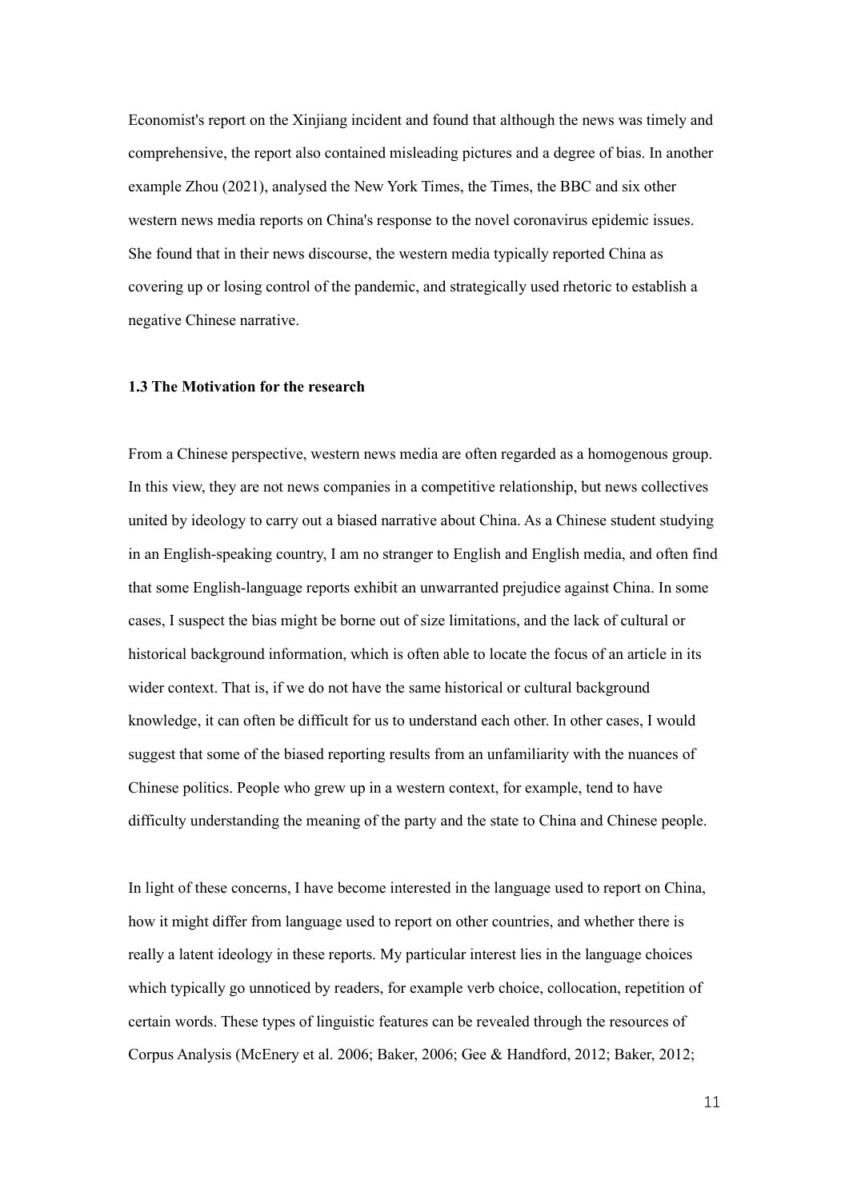Economist's report on the Xinjiang incident and found that although the news was timely and comprehensive, the report also contained misleading pictures and a degree of bias. In another example Zhou (2021), analysed the New York Times, the Times, the BBC and six other western news media reports on China's response to the novel coronavirus epidemic issues. She found that in their news discourse, the western media typically reported China as covering up or losing control of the pandemic, and strategically used rhetoric to establish a negative Chinese narrative.

### 1.3 The Motivation for the research

From a Chinese perspective, western news media are often regarded as a homogenous group. In this view, they are not news companies in a competitive relationship, but news collectives united by ideology to carry out a biased narrative about China. As a Chinese student studying in an English-speaking country, I am no stranger to English and English media, and often find that some English-language reports exhibit an unwarranted prejudice against China. In some cases, I suspect the bias might be borne out of size limitations, and the lack of cultural or historical background information, which is often able to locate the focus of an article in its wider context. That is, if we do not have the same historical or cultural background knowledge, it can often be difficult for us to understand each other. In other cases, I would suggest that some of the biased reporting results from an unfamiliarity with the nuances of Chinese politics. People who grew up in a western context, for example, tend to have difficulty understanding the meaning of the party and the state to China and Chinese people.

In light of these concerns, I have become interested in the language used to report on China, how it might differ from language used to report on other countries, and whether there is really a latent ideology in these reports. My particular interest lies in the language choices which typically go unnoticed by readers, for example verb choice, collocation, repetition of certain words. These types of linguistic features can be revealed through the resources of Corpus Analysis (McEnery et al. 2006; Baker, 2006; Gee & Handford, 2012; Baker, 2012;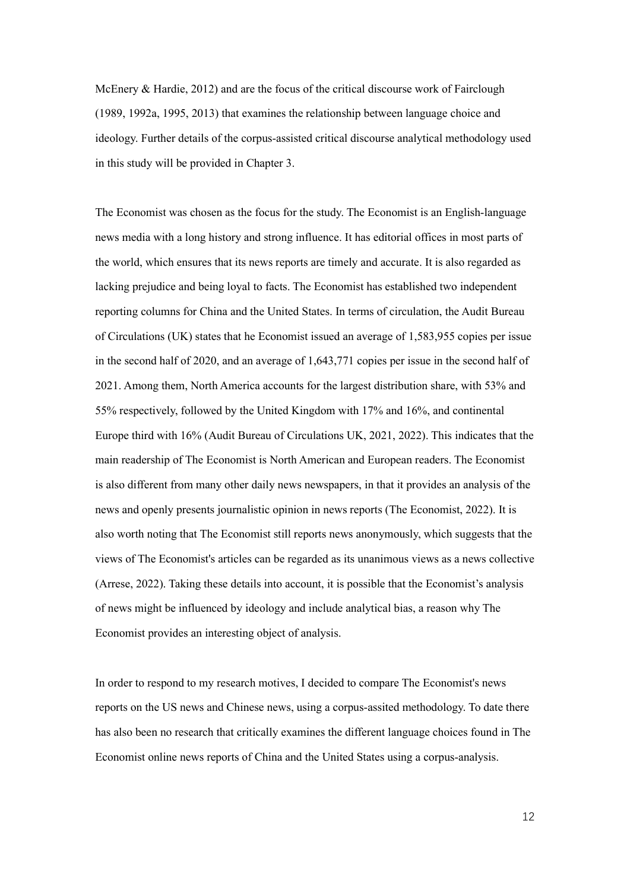McEnery & Hardie, 2012) and are the focus of the critical discourse work of Fairclough (1989, 1992a, 1995, 2013) that examines the relationship between language choice and ideology. Further details of the corpus-assisted critical discourse analytical methodology used in this study will be provided in Chapter 3.

The Economist was chosen as the focus for the study. The Economist is an English-language news media with a long history and strong influence. It has editorial offices in most parts of the world, which ensures that its news reports are timely and accurate. It is also regarded as lacking prejudice and being loyal to facts. The Economist has established two independent reporting columns for China and the United States. In terms of circulation, the Audit Bureau of Circulations (UK) states that he Economist issued an average of 1,583,955 copies per issue in the second half of 2020, and an average of 1,643,771 copies per issue in the second half of 2021. Among them, North America accounts for the largest distribution share, with 53% and 55% respectively, followed by the United Kingdom with 17% and 16%, and continental Europe third with 16% (Audit Bureau of Circulations UK, 2021, 2022). This indicates that the main readership of The Economist is North American and European readers. The Economist is also different from many other daily news newspapers, in that it provides an analysis of the news and openly presents journalistic opinion in news reports (The Economist, 2022). It is also worth noting that The Economist still reports news anonymously, which suggests that the views of The Economist's articles can be regarded as its unanimous views as a news collective (Arrese, 2022). Taking these details into account, it is possible that the Economist's analysis of news might be influenced by ideology and include analytical bias, a reason why The Economist provides an interesting object of analysis.

In order to respond to my research motives, I decided to compare The Economist's news reports on the US news and Chinese news, using a corpus-assited methodology. To date there has also been no research that critically examines the different language choices found in The Economist online news reports of China and the United States using a corpus-analysis.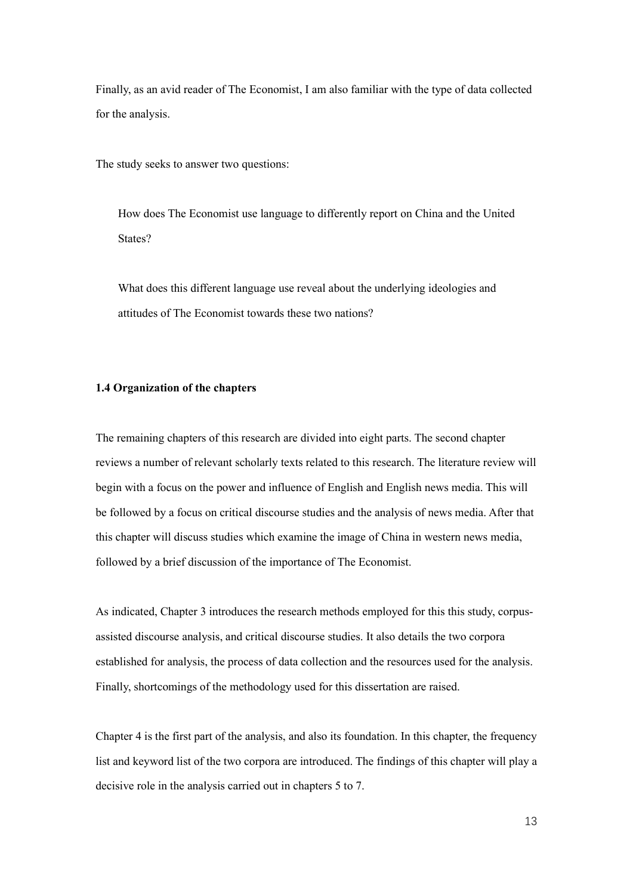Finally, as an avid reader of The Economist, I am also familiar with the type of data collected for the analysis.

The study seeks to answer two questions:

> How does The Economist use language to differently report on China and the United States?
>
> What does this different language use reveal about the underlying ideologies and attitudes of The Economist towards these two nations?

### 1.4 Organization of the chapters

The remaining chapters of this research are divided into eight parts. The second chapter reviews a number of relevant scholarly texts related to this research. The literature review will begin with a focus on the power and influence of English and English news media. This will be followed by a focus on critical discourse studies and the analysis of news media. After that this chapter will discuss studies which examine the image of China in western news media, followed by a brief discussion of the importance of The Economist.

As indicated, Chapter 3 introduces the research methods employed for this this study, corpus-assisted discourse analysis, and critical discourse studies. It also details the two corpora established for analysis, the process of data collection and the resources used for the analysis. Finally, shortcomings of the methodology used for this dissertation are raised.

Chapter 4 is the first part of the analysis, and also its foundation. In this chapter, the frequency list and keyword list of the two corpora are introduced. The findings of this chapter will play a decisive role in the analysis carried out in chapters 5 to 7.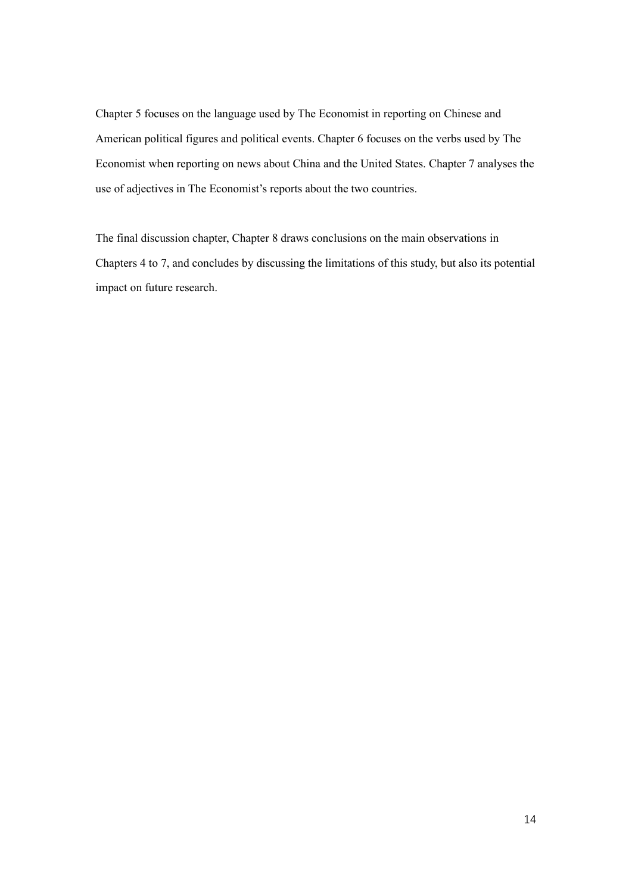Chapter 5 focuses on the language used by The Economist in reporting on Chinese and American political figures and political events. Chapter 6 focuses on the verbs used by The Economist when reporting on news about China and the United States. Chapter 7 analyses the use of adjectives in The Economist's reports about the two countries.

The final discussion chapter, Chapter 8 draws conclusions on the main observations in Chapters 4 to 7, and concludes by discussing the limitations of this study, but also its potential impact on future research.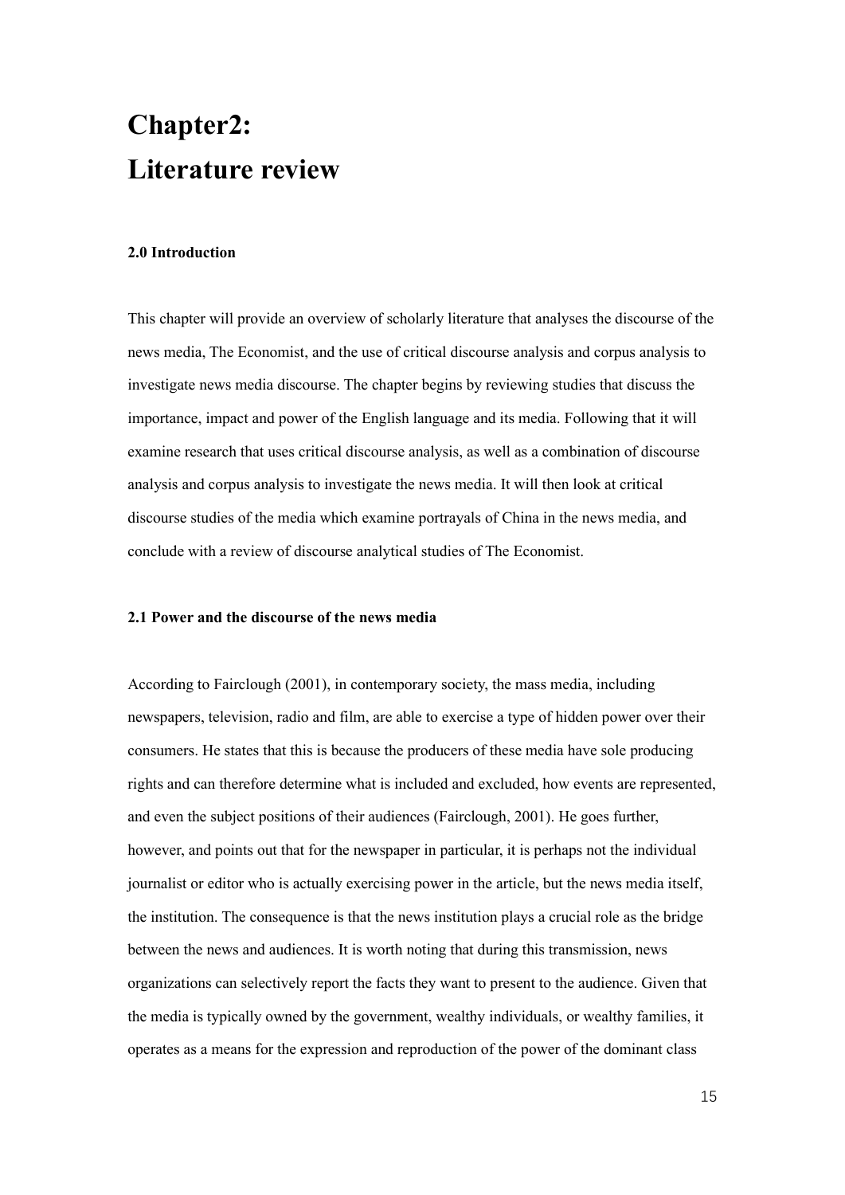# Chapter2:
# Literature review

### 2.0 Introduction

This chapter will provide an overview of scholarly literature that analyses the discourse of the news media, The Economist, and the use of critical discourse analysis and corpus analysis to investigate news media discourse. The chapter begins by reviewing studies that discuss the importance, impact and power of the English language and its media. Following that it will examine research that uses critical discourse analysis, as well as a combination of discourse analysis and corpus analysis to investigate the news media. It will then look at critical discourse studies of the media which examine portrayals of China in the news media, and conclude with a review of discourse analytical studies of The Economist.

### 2.1 Power and the discourse of the news media

According to Fairclough (2001), in contemporary society, the mass media, including newspapers, television, radio and film, are able to exercise a type of hidden power over their consumers. He states that this is because the producers of these media have sole producing rights and can therefore determine what is included and excluded, how events are represented, and even the subject positions of their audiences (Fairclough, 2001). He goes further, however, and points out that for the newspaper in particular, it is perhaps not the individual journalist or editor who is actually exercising power in the article, but the news media itself, the institution. The consequence is that the news institution plays a crucial role as the bridge between the news and audiences. It is worth noting that during this transmission, news organizations can selectively report the facts they want to present to the audience. Given that the media is typically owned by the government, wealthy individuals, or wealthy families, it operates as a means for the expression and reproduction of the power of the dominant class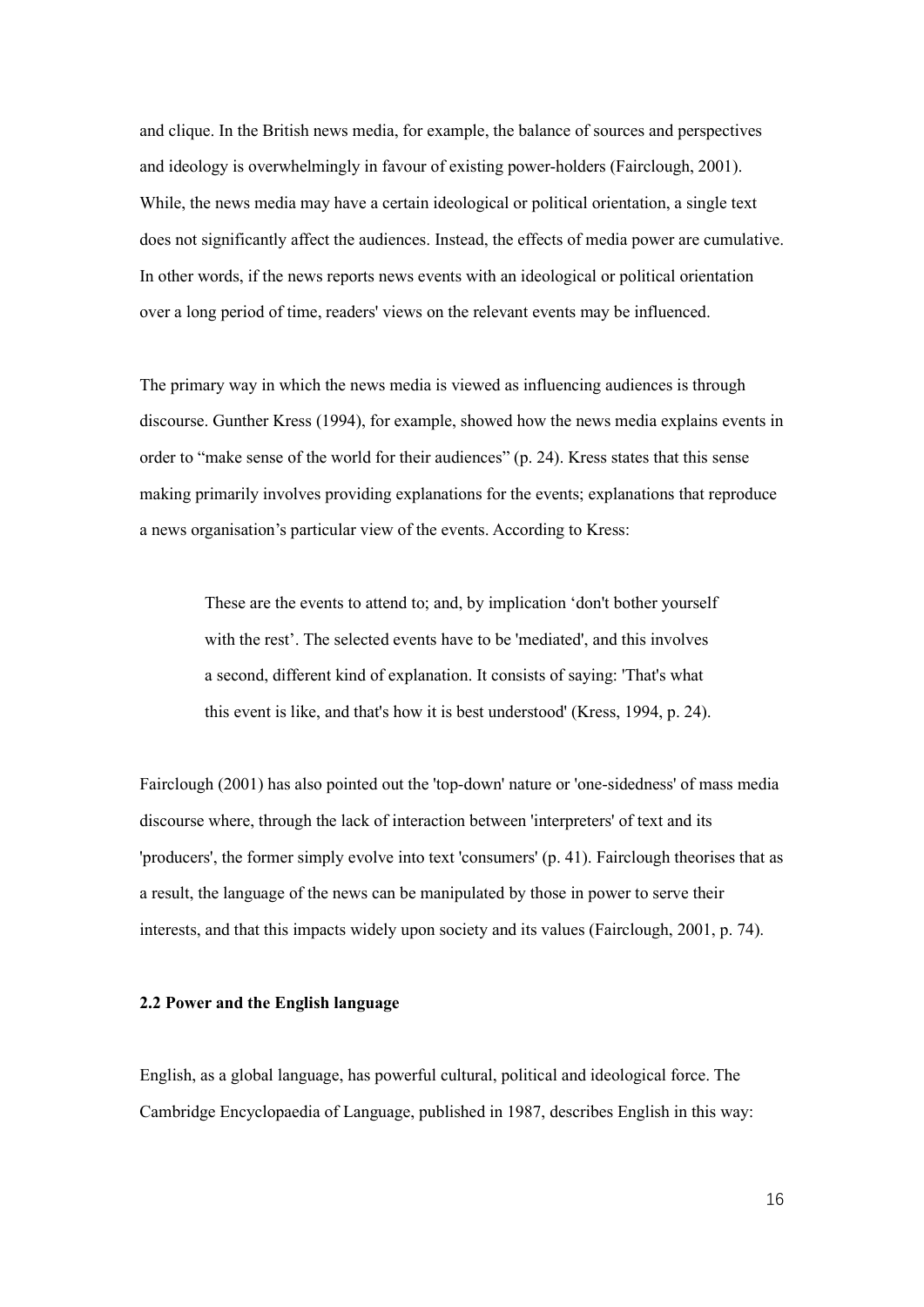and clique. In the British news media, for example, the balance of sources and perspectives and ideology is overwhelmingly in favour of existing power-holders (Fairclough, 2001). While, the news media may have a certain ideological or political orientation, a single text does not significantly affect the audiences. Instead, the effects of media power are cumulative. In other words, if the news reports news events with an ideological or political orientation over a long period of time, readers' views on the relevant events may be influenced.

The primary way in which the news media is viewed as influencing audiences is through discourse. Gunther Kress (1994), for example, showed how the news media explains events in order to "make sense of the world for their audiences" (p. 24). Kress states that this sense making primarily involves providing explanations for the events; explanations that reproduce a news organisation's particular view of the events. According to Kress:

> These are the events to attend to; and, by implication 'don't bother yourself with the rest'. The selected events have to be 'mediated', and this involves a second, different kind of explanation. It consists of saying: 'That's what this event is like, and that's how it is best understood' (Kress, 1994, p. 24).

Fairclough (2001) has also pointed out the 'top-down' nature or 'one-sidedness' of mass media discourse where, through the lack of interaction between 'interpreters' of text and its 'producers', the former simply evolve into text 'consumers' (p. 41). Fairclough theorises that as a result, the language of the news can be manipulated by those in power to serve their interests, and that this impacts widely upon society and its values (Fairclough, 2001, p. 74).

**2.2 Power and the English language**

English, as a global language, has powerful cultural, political and ideological force. The Cambridge Encyclopaedia of Language, published in 1987, describes English in this way: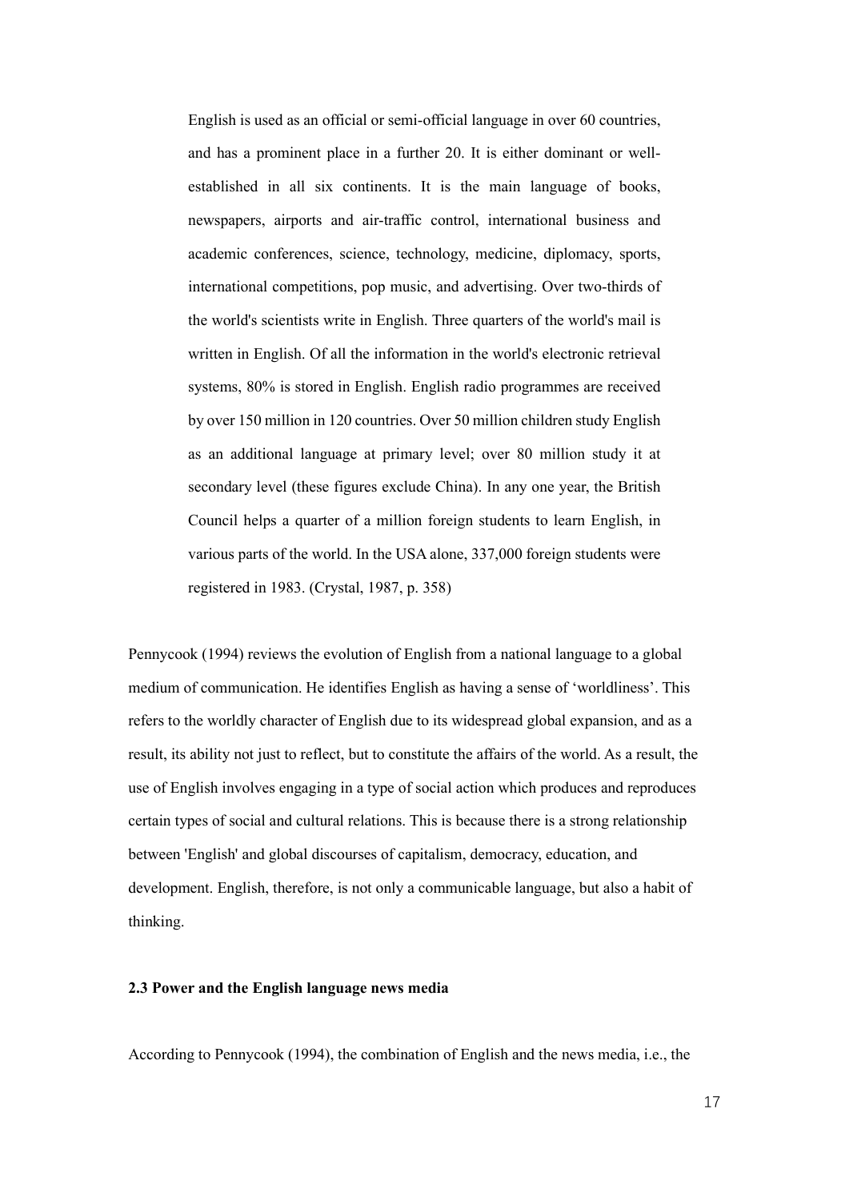> English is used as an official or semi-official language in over 60 countries, and has a prominent place in a further 20. It is either dominant or well-established in all six continents. It is the main language of books, newspapers, airports and air-traffic control, international business and academic conferences, science, technology, medicine, diplomacy, sports, international competitions, pop music, and advertising. Over two-thirds of the world's scientists write in English. Three quarters of the world's mail is written in English. Of all the information in the world's electronic retrieval systems, 80% is stored in English. English radio programmes are received by over 150 million in 120 countries. Over 50 million children study English as an additional language at primary level; over 80 million study it at secondary level (these figures exclude China). In any one year, the British Council helps a quarter of a million foreign students to learn English, in various parts of the world. In the USA alone, 337,000 foreign students were registered in 1983. (Crystal, 1987, p. 358)

Pennycook (1994) reviews the evolution of English from a national language to a global medium of communication. He identifies English as having a sense of 'worldliness'. This refers to the worldly character of English due to its widespread global expansion, and as a result, its ability not just to reflect, but to constitute the affairs of the world. As a result, the use of English involves engaging in a type of social action which produces and reproduces certain types of social and cultural relations. This is because there is a strong relationship between 'English' and global discourses of capitalism, democracy, education, and development. English, therefore, is not only a communicable language, but also a habit of thinking.

### 2.3 Power and the English language news media

According to Pennycook (1994), the combination of English and the news media, i.e., the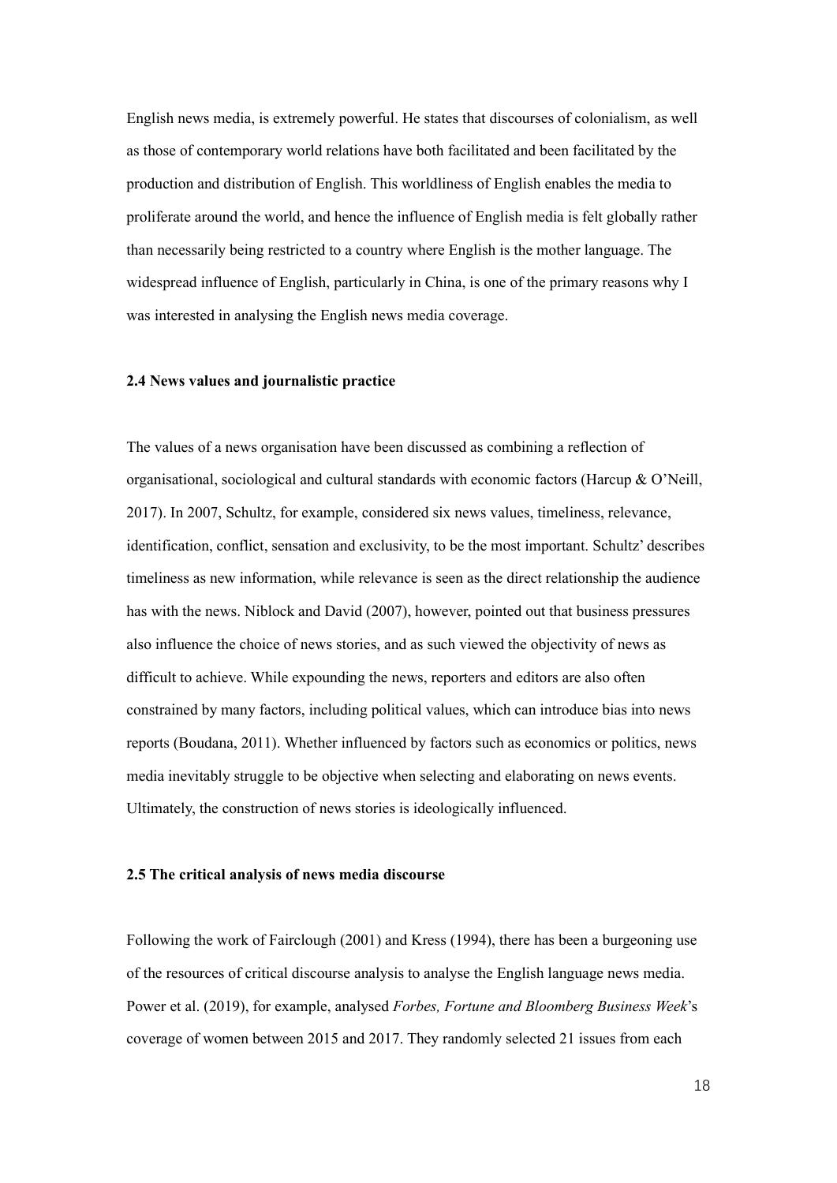English news media, is extremely powerful. He states that discourses of colonialism, as well as those of contemporary world relations have both facilitated and been facilitated by the production and distribution of English. This worldliness of English enables the media to proliferate around the world, and hence the influence of English media is felt globally rather than necessarily being restricted to a country where English is the mother language. The widespread influence of English, particularly in China, is one of the primary reasons why I was interested in analysing the English news media coverage.

### 2.4 News values and journalistic practice

The values of a news organisation have been discussed as combining a reflection of organisational, sociological and cultural standards with economic factors (Harcup & O'Neill, 2017). In 2007, Schultz, for example, considered six news values, timeliness, relevance, identification, conflict, sensation and exclusivity, to be the most important. Schultz' describes timeliness as new information, while relevance is seen as the direct relationship the audience has with the news. Niblock and David (2007), however, pointed out that business pressures also influence the choice of news stories, and as such viewed the objectivity of news as difficult to achieve. While expounding the news, reporters and editors are also often constrained by many factors, including political values, which can introduce bias into news reports (Boudana, 2011). Whether influenced by factors such as economics or politics, news media inevitably struggle to be objective when selecting and elaborating on news events. Ultimately, the construction of news stories is ideologically influenced.

### 2.5 The critical analysis of news media discourse

Following the work of Fairclough (2001) and Kress (1994), there has been a burgeoning use of the resources of critical discourse analysis to analyse the English language news media. Power et al. (2019), for example, analysed *Forbes, Fortune and Bloomberg Business Week*'s coverage of women between 2015 and 2017. They randomly selected 21 issues from each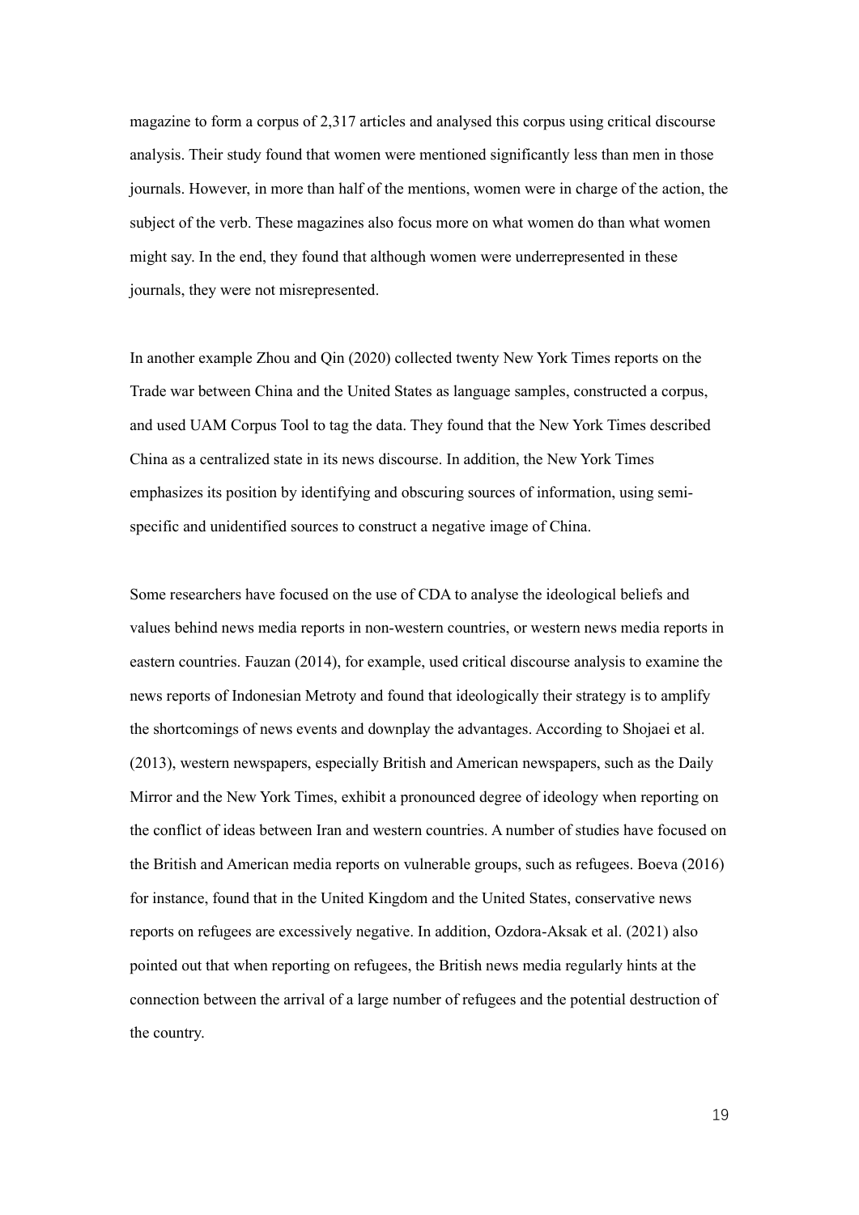magazine to form a corpus of 2,317 articles and analysed this corpus using critical discourse analysis. Their study found that women were mentioned significantly less than men in those journals. However, in more than half of the mentions, women were in charge of the action, the subject of the verb. These magazines also focus more on what women do than what women might say. In the end, they found that although women were underrepresented in these journals, they were not misrepresented.

In another example Zhou and Qin (2020) collected twenty New York Times reports on the Trade war between China and the United States as language samples, constructed a corpus, and used UAM Corpus Tool to tag the data. They found that the New York Times described China as a centralized state in its news discourse. In addition, the New York Times emphasizes its position by identifying and obscuring sources of information, using semi-specific and unidentified sources to construct a negative image of China.

Some researchers have focused on the use of CDA to analyse the ideological beliefs and values behind news media reports in non-western countries, or western news media reports in eastern countries. Fauzan (2014), for example, used critical discourse analysis to examine the news reports of Indonesian Metroty and found that ideologically their strategy is to amplify the shortcomings of news events and downplay the advantages. According to Shojaei et al. (2013), western newspapers, especially British and American newspapers, such as the Daily Mirror and the New York Times, exhibit a pronounced degree of ideology when reporting on the conflict of ideas between Iran and western countries. A number of studies have focused on the British and American media reports on vulnerable groups, such as refugees. Boeva (2016) for instance, found that in the United Kingdom and the United States, conservative news reports on refugees are excessively negative. In addition, Ozdora-Aksak et al. (2021) also pointed out that when reporting on refugees, the British news media regularly hints at the connection between the arrival of a large number of refugees and the potential destruction of the country.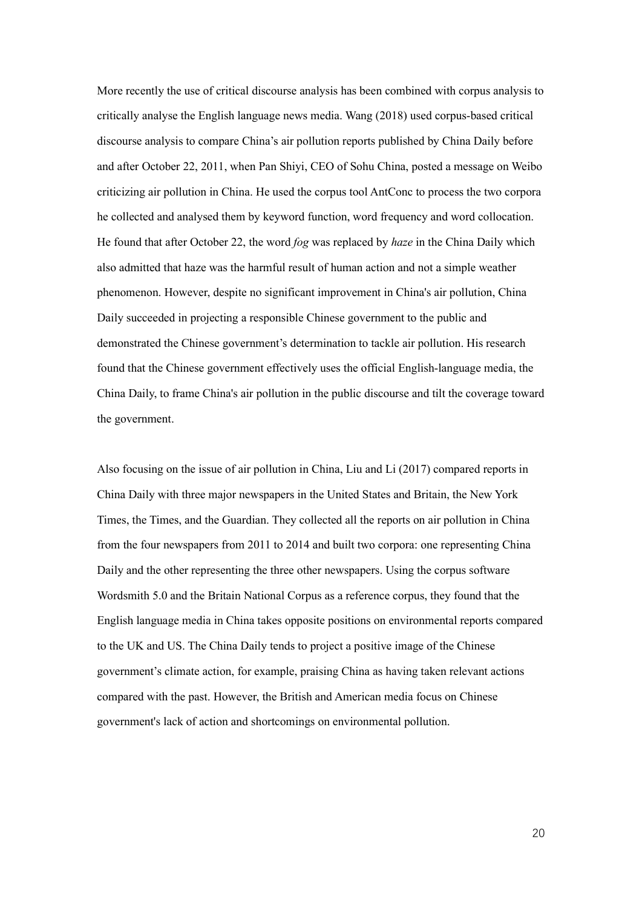More recently the use of critical discourse analysis has been combined with corpus analysis to critically analyse the English language news media. Wang (2018) used corpus-based critical discourse analysis to compare China's air pollution reports published by China Daily before and after October 22, 2011, when Pan Shiyi, CEO of Sohu China, posted a message on Weibo criticizing air pollution in China. He used the corpus tool AntConc to process the two corpora he collected and analysed them by keyword function, word frequency and word collocation. He found that after October 22, the word *fog* was replaced by *haze* in the China Daily which also admitted that haze was the harmful result of human action and not a simple weather phenomenon. However, despite no significant improvement in China's air pollution, China Daily succeeded in projecting a responsible Chinese government to the public and demonstrated the Chinese government's determination to tackle air pollution. His research found that the Chinese government effectively uses the official English-language media, the China Daily, to frame China's air pollution in the public discourse and tilt the coverage toward the government.

Also focusing on the issue of air pollution in China, Liu and Li (2017) compared reports in China Daily with three major newspapers in the United States and Britain, the New York Times, the Times, and the Guardian. They collected all the reports on air pollution in China from the four newspapers from 2011 to 2014 and built two corpora: one representing China Daily and the other representing the three other newspapers. Using the corpus software Wordsmith 5.0 and the Britain National Corpus as a reference corpus, they found that the English language media in China takes opposite positions on environmental reports compared to the UK and US. The China Daily tends to project a positive image of the Chinese government's climate action, for example, praising China as having taken relevant actions compared with the past. However, the British and American media focus on Chinese government's lack of action and shortcomings on environmental pollution.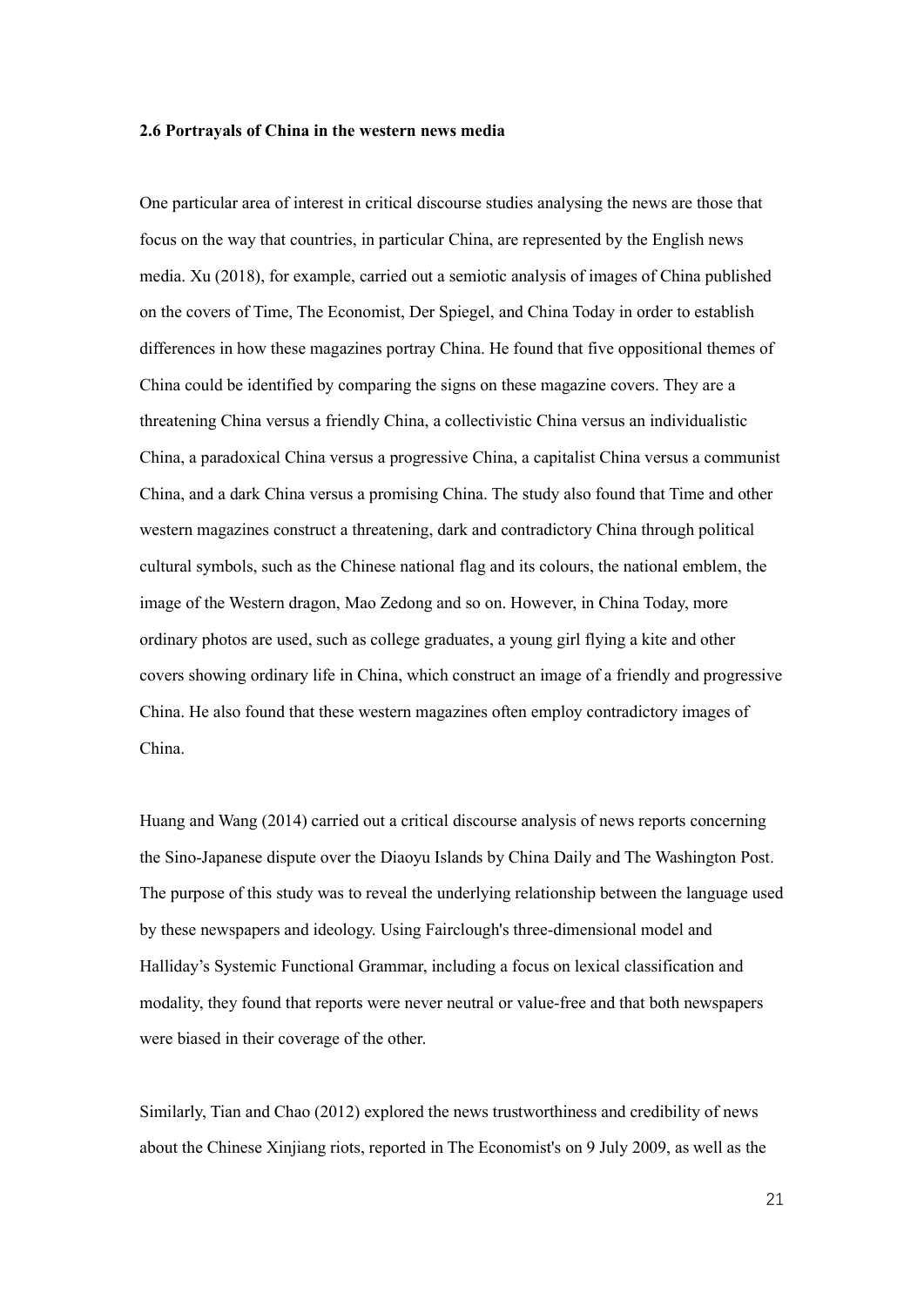### 2.6 Portrayals of China in the western news media

One particular area of interest in critical discourse studies analysing the news are those that focus on the way that countries, in particular China, are represented by the English news media. Xu (2018), for example, carried out a semiotic analysis of images of China published on the covers of Time, The Economist, Der Spiegel, and China Today in order to establish differences in how these magazines portray China. He found that five oppositional themes of China could be identified by comparing the signs on these magazine covers. They are a threatening China versus a friendly China, a collectivistic China versus an individualistic China, a paradoxical China versus a progressive China, a capitalist China versus a communist China, and a dark China versus a promising China. The study also found that Time and other western magazines construct a threatening, dark and contradictory China through political cultural symbols, such as the Chinese national flag and its colours, the national emblem, the image of the Western dragon, Mao Zedong and so on. However, in China Today, more ordinary photos are used, such as college graduates, a young girl flying a kite and other covers showing ordinary life in China, which construct an image of a friendly and progressive China. He also found that these western magazines often employ contradictory images of China.

Huang and Wang (2014) carried out a critical discourse analysis of news reports concerning the Sino-Japanese dispute over the Diaoyu Islands by China Daily and The Washington Post. The purpose of this study was to reveal the underlying relationship between the language used by these newspapers and ideology. Using Fairclough's three-dimensional model and Halliday's Systemic Functional Grammar, including a focus on lexical classification and modality, they found that reports were never neutral or value-free and that both newspapers were biased in their coverage of the other.

Similarly, Tian and Chao (2012) explored the news trustworthiness and credibility of news about the Chinese Xinjiang riots, reported in The Economist's on 9 July 2009, as well as the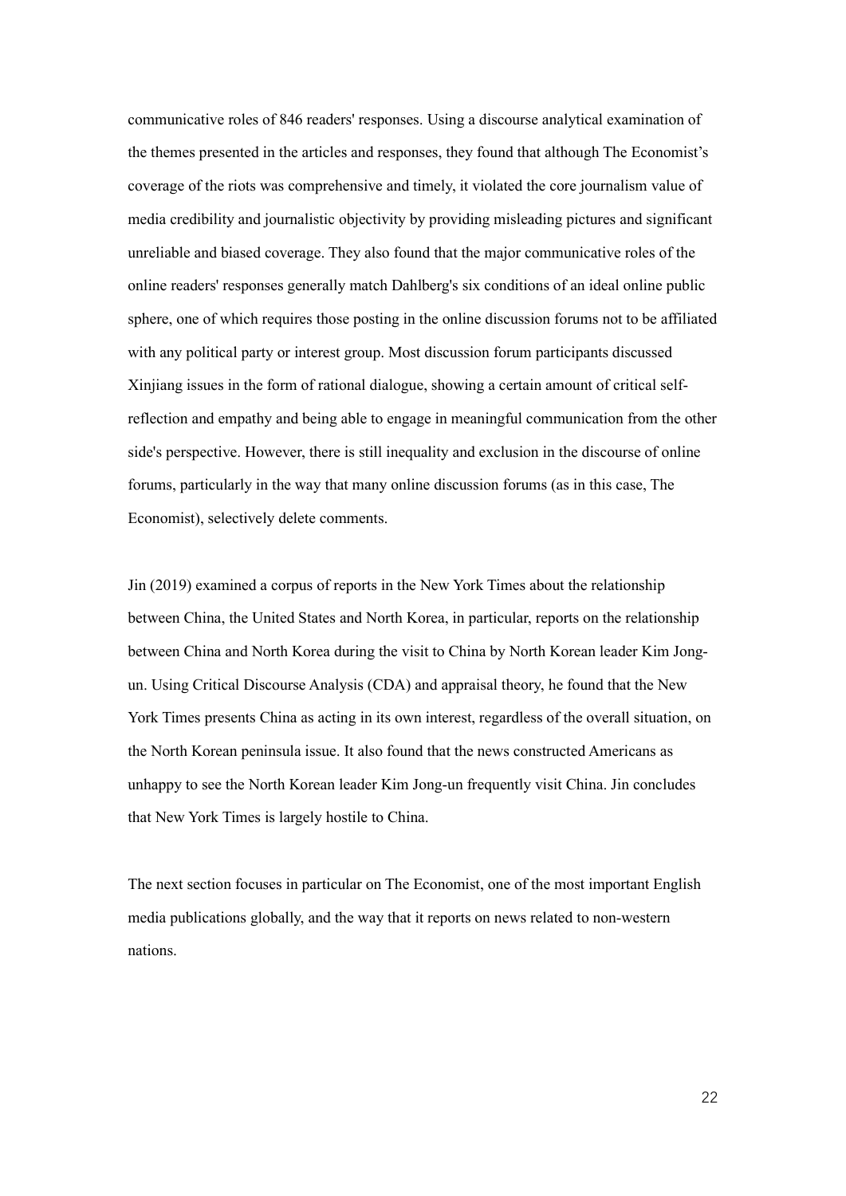communicative roles of 846 readers' responses. Using a discourse analytical examination of the themes presented in the articles and responses, they found that although The Economist's coverage of the riots was comprehensive and timely, it violated the core journalism value of media credibility and journalistic objectivity by providing misleading pictures and significant unreliable and biased coverage. They also found that the major communicative roles of the online readers' responses generally match Dahlberg's six conditions of an ideal online public sphere, one of which requires those posting in the online discussion forums not to be affiliated with any political party or interest group. Most discussion forum participants discussed Xinjiang issues in the form of rational dialogue, showing a certain amount of critical self-reflection and empathy and being able to engage in meaningful communication from the other side's perspective. However, there is still inequality and exclusion in the discourse of online forums, particularly in the way that many online discussion forums (as in this case, The Economist), selectively delete comments.

Jin (2019) examined a corpus of reports in the New York Times about the relationship between China, the United States and North Korea, in particular, reports on the relationship between China and North Korea during the visit to China by North Korean leader Kim Jong-un. Using Critical Discourse Analysis (CDA) and appraisal theory, he found that the New York Times presents China as acting in its own interest, regardless of the overall situation, on the North Korean peninsula issue. It also found that the news constructed Americans as unhappy to see the North Korean leader Kim Jong-un frequently visit China. Jin concludes that New York Times is largely hostile to China.

The next section focuses in particular on The Economist, one of the most important English media publications globally, and the way that it reports on news related to non-western nations.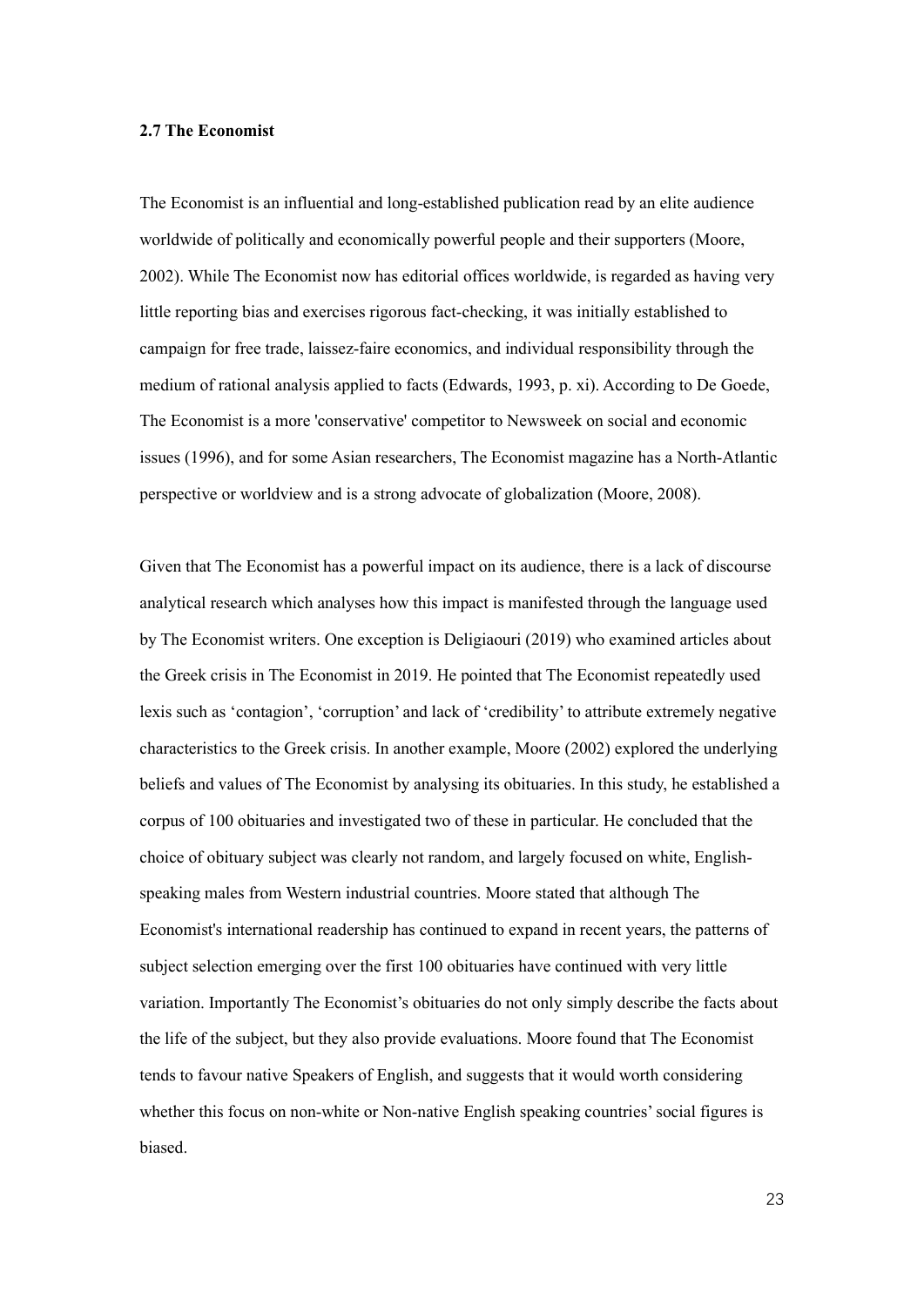### 2.7 The Economist

The Economist is an influential and long-established publication read by an elite audience worldwide of politically and economically powerful people and their supporters (Moore, 2002). While The Economist now has editorial offices worldwide, is regarded as having very little reporting bias and exercises rigorous fact-checking, it was initially established to campaign for free trade, laissez-faire economics, and individual responsibility through the medium of rational analysis applied to facts (Edwards, 1993, p. xi). According to De Goede, The Economist is a more 'conservative' competitor to Newsweek on social and economic issues (1996), and for some Asian researchers, The Economist magazine has a North-Atlantic perspective or worldview and is a strong advocate of globalization (Moore, 2008).

Given that The Economist has a powerful impact on its audience, there is a lack of discourse analytical research which analyses how this impact is manifested through the language used by The Economist writers. One exception is Deligiaouri (2019) who examined articles about the Greek crisis in The Economist in 2019. He pointed that The Economist repeatedly used lexis such as 'contagion', 'corruption' and lack of 'credibility' to attribute extremely negative characteristics to the Greek crisis. In another example, Moore (2002) explored the underlying beliefs and values of The Economist by analysing its obituaries. In this study, he established a corpus of 100 obituaries and investigated two of these in particular. He concluded that the choice of obituary subject was clearly not random, and largely focused on white, English-speaking males from Western industrial countries. Moore stated that although The Economist's international readership has continued to expand in recent years, the patterns of subject selection emerging over the first 100 obituaries have continued with very little variation. Importantly The Economist's obituaries do not only simply describe the facts about the life of the subject, but they also provide evaluations. Moore found that The Economist tends to favour native Speakers of English, and suggests that it would worth considering whether this focus on non-white or Non-native English speaking countries' social figures is biased.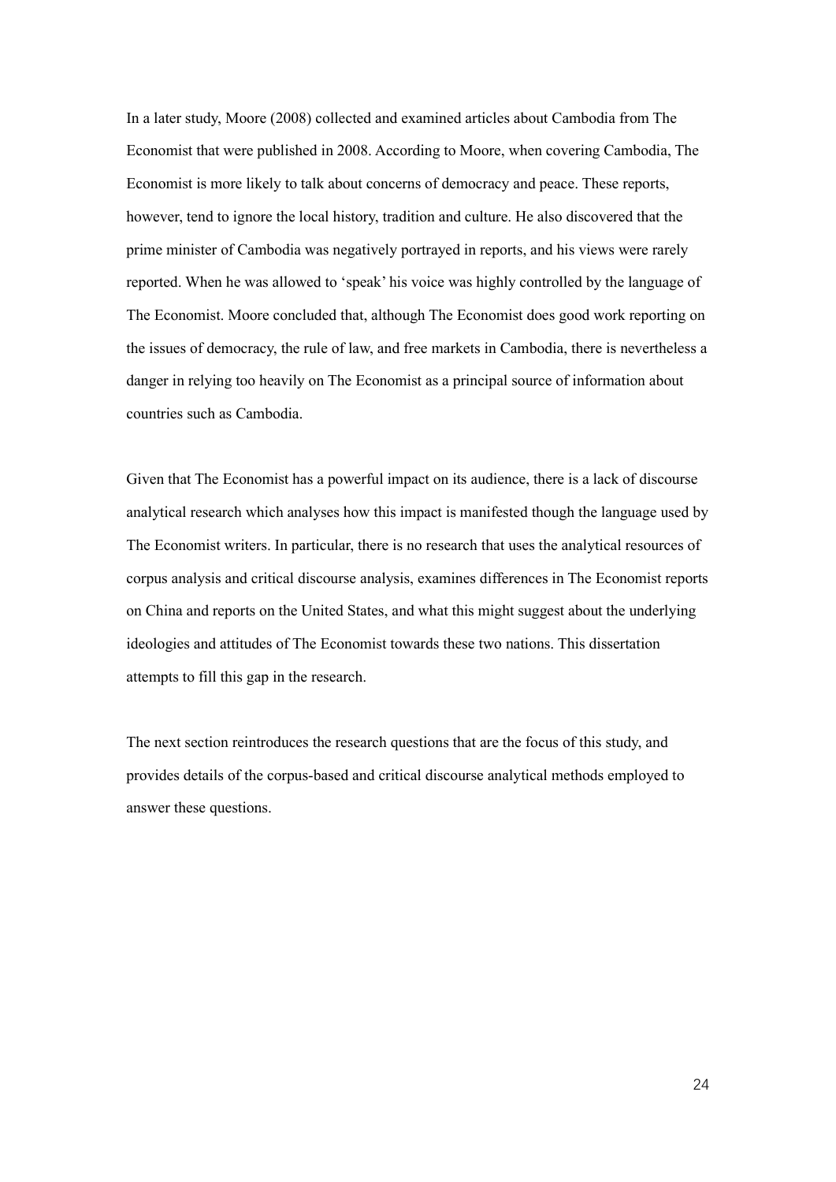In a later study, Moore (2008) collected and examined articles about Cambodia from The Economist that were published in 2008. According to Moore, when covering Cambodia, The Economist is more likely to talk about concerns of democracy and peace. These reports, however, tend to ignore the local history, tradition and culture. He also discovered that the prime minister of Cambodia was negatively portrayed in reports, and his views were rarely reported. When he was allowed to 'speak' his voice was highly controlled by the language of The Economist. Moore concluded that, although The Economist does good work reporting on the issues of democracy, the rule of law, and free markets in Cambodia, there is nevertheless a danger in relying too heavily on The Economist as a principal source of information about countries such as Cambodia.

Given that The Economist has a powerful impact on its audience, there is a lack of discourse analytical research which analyses how this impact is manifested though the language used by The Economist writers. In particular, there is no research that uses the analytical resources of corpus analysis and critical discourse analysis, examines differences in The Economist reports on China and reports on the United States, and what this might suggest about the underlying ideologies and attitudes of The Economist towards these two nations. This dissertation attempts to fill this gap in the research.

The next section reintroduces the research questions that are the focus of this study, and provides details of the corpus-based and critical discourse analytical methods employed to answer these questions.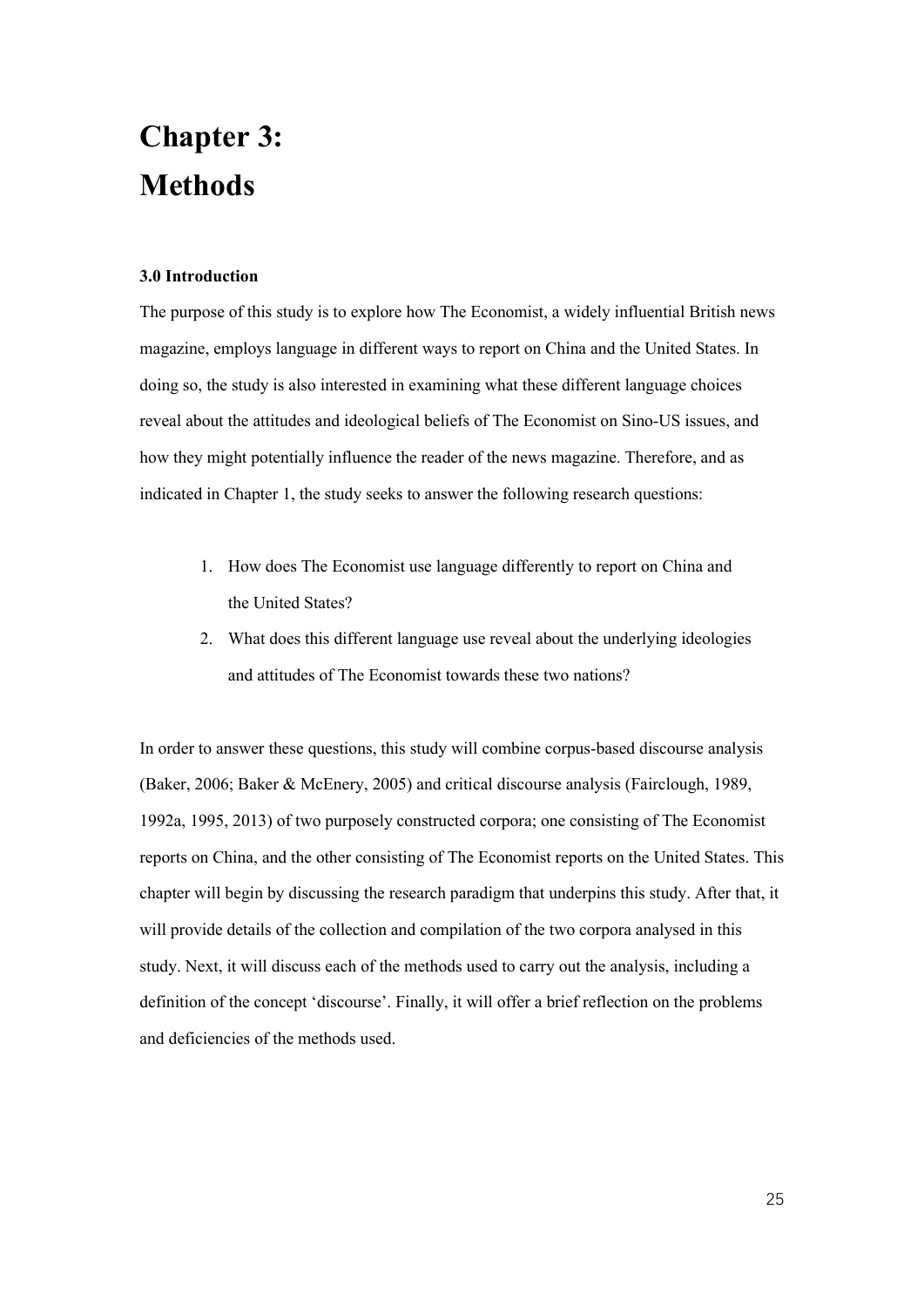# Chapter 3: Methods

### 3.0 Introduction

The purpose of this study is to explore how The Economist, a widely influential British news magazine, employs language in different ways to report on China and the United States. In doing so, the study is also interested in examining what these different language choices reveal about the attitudes and ideological beliefs of The Economist on Sino-US issues, and how they might potentially influence the reader of the news magazine. Therefore, and as indicated in Chapter 1, the study seeks to answer the following research questions:

1. How does The Economist use language differently to report on China and the United States?
2. What does this different language use reveal about the underlying ideologies and attitudes of The Economist towards these two nations?

In order to answer these questions, this study will combine corpus-based discourse analysis (Baker, 2006; Baker & McEnery, 2005) and critical discourse analysis (Fairclough, 1989, 1992a, 1995, 2013) of two purposely constructed corpora; one consisting of The Economist reports on China, and the other consisting of The Economist reports on the United States. This chapter will begin by discussing the research paradigm that underpins this study. After that, it will provide details of the collection and compilation of the two corpora analysed in this study. Next, it will discuss each of the methods used to carry out the analysis, including a definition of the concept 'discourse'. Finally, it will offer a brief reflection on the problems and deficiencies of the methods used.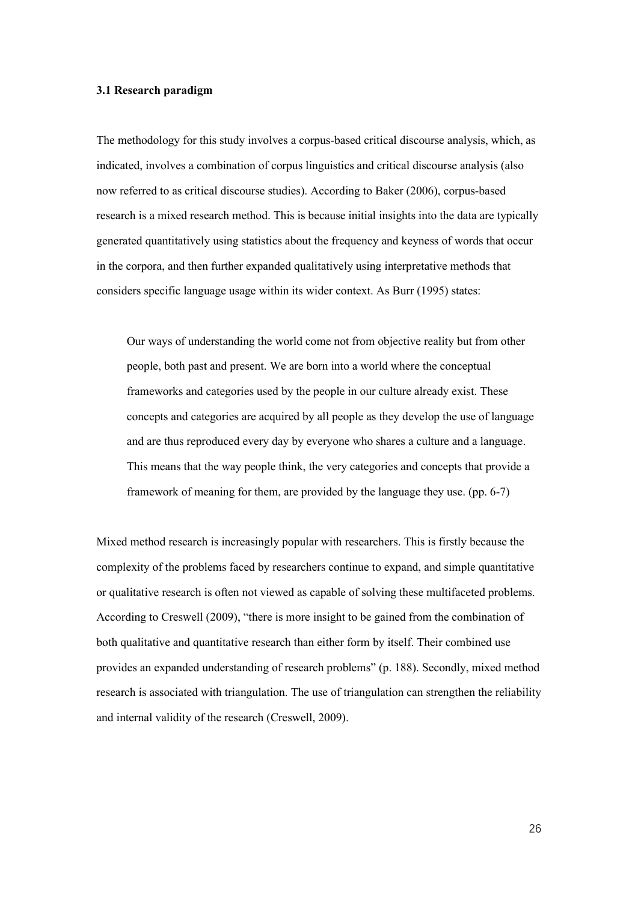### 3.1 Research paradigm

The methodology for this study involves a corpus-based critical discourse analysis, which, as indicated, involves a combination of corpus linguistics and critical discourse analysis (also now referred to as critical discourse studies). According to Baker (2006), corpus-based research is a mixed research method. This is because initial insights into the data are typically generated quantitatively using statistics about the frequency and keyness of words that occur in the corpora, and then further expanded qualitatively using interpretative methods that considers specific language usage within its wider context. As Burr (1995) states:

> Our ways of understanding the world come not from objective reality but from other people, both past and present. We are born into a world where the conceptual frameworks and categories used by the people in our culture already exist. These concepts and categories are acquired by all people as they develop the use of language and are thus reproduced every day by everyone who shares a culture and a language. This means that the way people think, the very categories and concepts that provide a framework of meaning for them, are provided by the language they use. (pp. 6-7)

Mixed method research is increasingly popular with researchers. This is firstly because the complexity of the problems faced by researchers continue to expand, and simple quantitative or qualitative research is often not viewed as capable of solving these multifaceted problems. According to Creswell (2009), "there is more insight to be gained from the combination of both qualitative and quantitative research than either form by itself. Their combined use provides an expanded understanding of research problems" (p. 188). Secondly, mixed method research is associated with triangulation. The use of triangulation can strengthen the reliability and internal validity of the research (Creswell, 2009).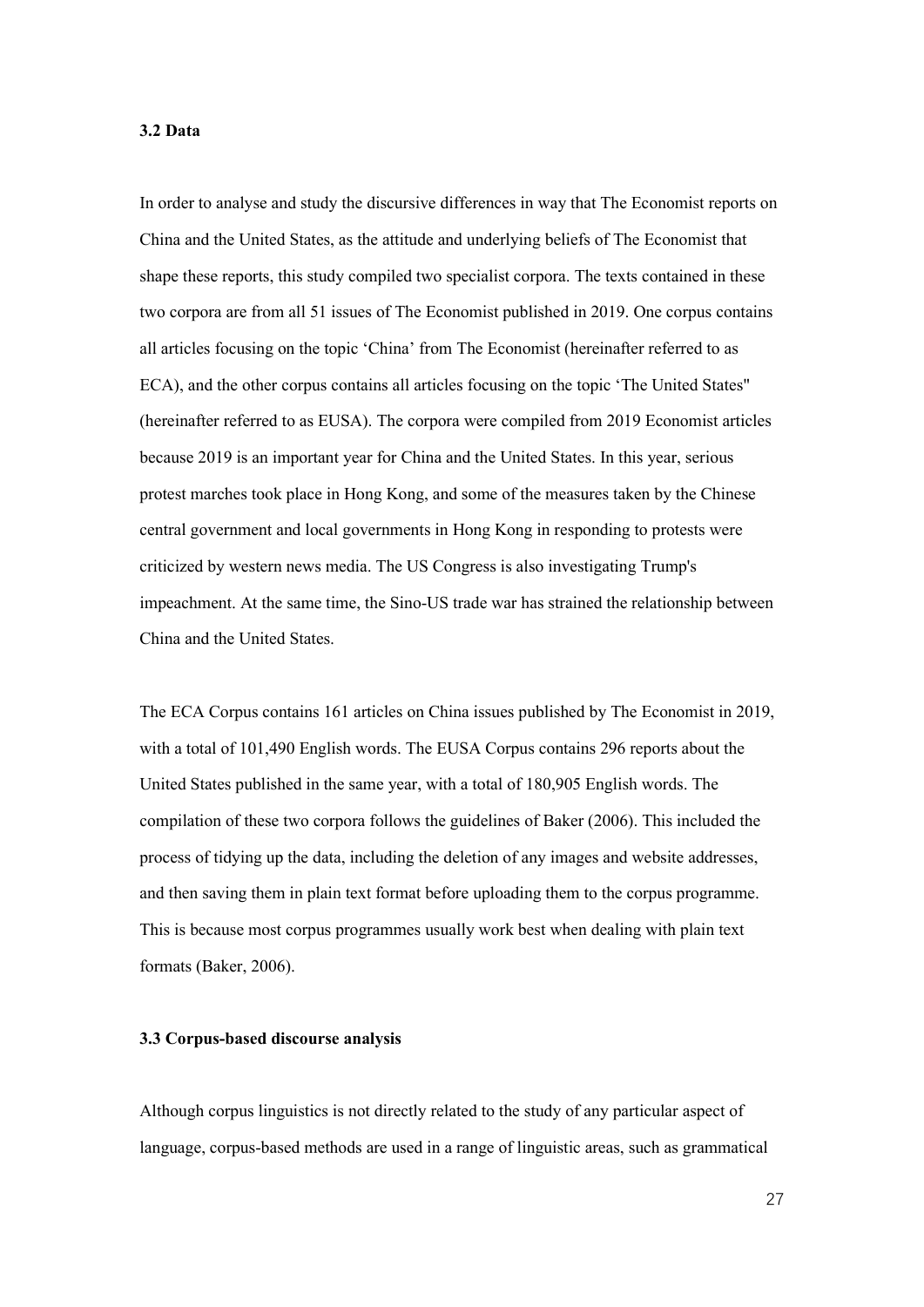### 3.2 Data

In order to analyse and study the discursive differences in way that The Economist reports on China and the United States, as the attitude and underlying beliefs of The Economist that shape these reports, this study compiled two specialist corpora. The texts contained in these two corpora are from all 51 issues of The Economist published in 2019. One corpus contains all articles focusing on the topic 'China' from The Economist (hereinafter referred to as ECA), and the other corpus contains all articles focusing on the topic 'The United States" (hereinafter referred to as EUSA). The corpora were compiled from 2019 Economist articles because 2019 is an important year for China and the United States. In this year, serious protest marches took place in Hong Kong, and some of the measures taken by the Chinese central government and local governments in Hong Kong in responding to protests were criticized by western news media. The US Congress is also investigating Trump's impeachment. At the same time, the Sino-US trade war has strained the relationship between China and the United States.

The ECA Corpus contains 161 articles on China issues published by The Economist in 2019, with a total of 101,490 English words. The EUSA Corpus contains 296 reports about the United States published in the same year, with a total of 180,905 English words. The compilation of these two corpora follows the guidelines of Baker (2006). This included the process of tidying up the data, including the deletion of any images and website addresses, and then saving them in plain text format before uploading them to the corpus programme. This is because most corpus programmes usually work best when dealing with plain text formats (Baker, 2006).

### 3.3 Corpus-based discourse analysis

Although corpus linguistics is not directly related to the study of any particular aspect of language, corpus-based methods are used in a range of linguistic areas, such as grammatical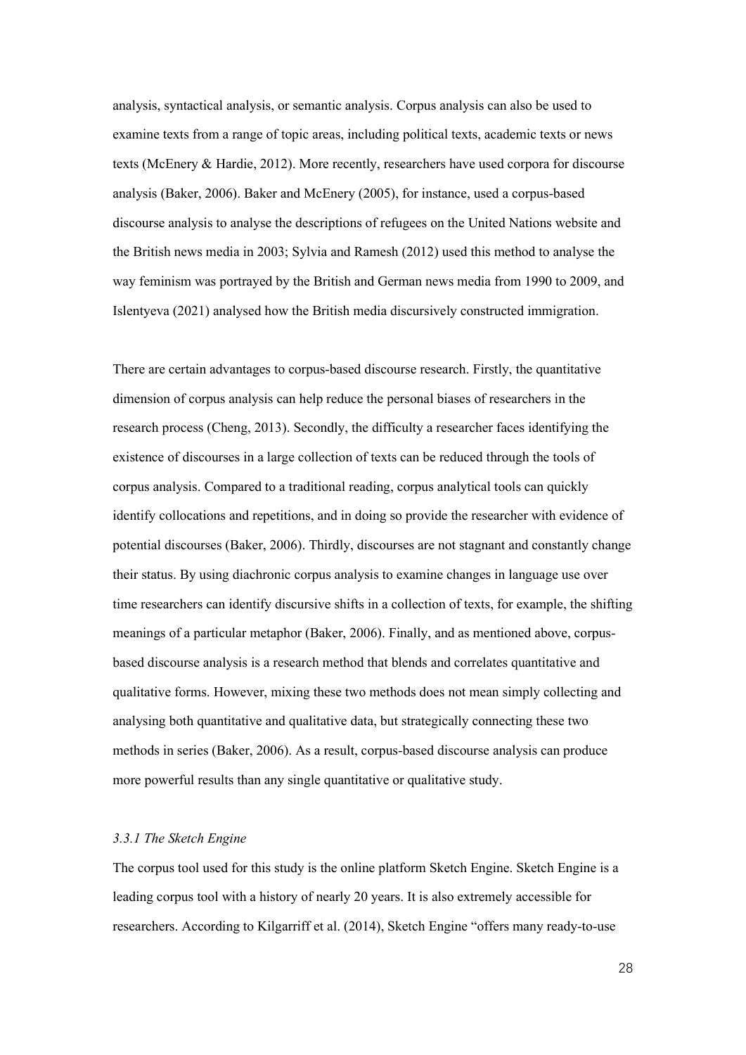analysis, syntactical analysis, or semantic analysis. Corpus analysis can also be used to examine texts from a range of topic areas, including political texts, academic texts or news texts (McEnery & Hardie, 2012). More recently, researchers have used corpora for discourse analysis (Baker, 2006). Baker and McEnery (2005), for instance, used a corpus-based discourse analysis to analyse the descriptions of refugees on the United Nations website and the British news media in 2003; Sylvia and Ramesh (2012) used this method to analyse the way feminism was portrayed by the British and German news media from 1990 to 2009, and Islentyeva (2021) analysed how the British media discursively constructed immigration.

There are certain advantages to corpus-based discourse research. Firstly, the quantitative dimension of corpus analysis can help reduce the personal biases of researchers in the research process (Cheng, 2013). Secondly, the difficulty a researcher faces identifying the existence of discourses in a large collection of texts can be reduced through the tools of corpus analysis. Compared to a traditional reading, corpus analytical tools can quickly identify collocations and repetitions, and in doing so provide the researcher with evidence of potential discourses (Baker, 2006). Thirdly, discourses are not stagnant and constantly change their status. By using diachronic corpus analysis to examine changes in language use over time researchers can identify discursive shifts in a collection of texts, for example, the shifting meanings of a particular metaphor (Baker, 2006). Finally, and as mentioned above, corpus-based discourse analysis is a research method that blends and correlates quantitative and qualitative forms. However, mixing these two methods does not mean simply collecting and analysing both quantitative and qualitative data, but strategically connecting these two methods in series (Baker, 2006). As a result, corpus-based discourse analysis can produce more powerful results than any single quantitative or qualitative study.

### *3.3.1 The Sketch Engine*

The corpus tool used for this study is the online platform Sketch Engine. Sketch Engine is a leading corpus tool with a history of nearly 20 years. It is also extremely accessible for researchers. According to Kilgarriff et al. (2014), Sketch Engine "offers many ready-to-use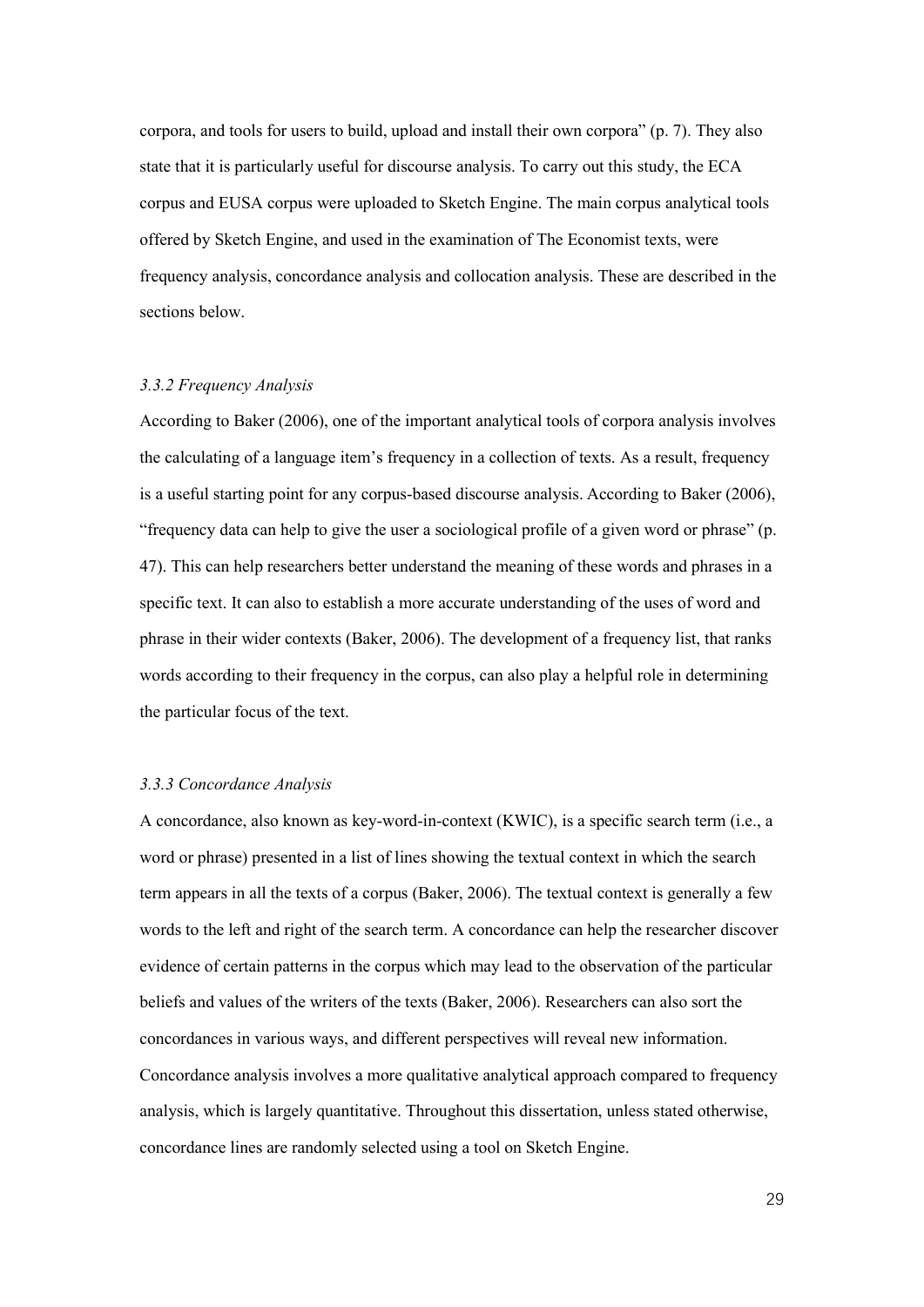corpora, and tools for users to build, upload and install their own corpora" (p. 7). They also state that it is particularly useful for discourse analysis. To carry out this study, the ECA corpus and EUSA corpus were uploaded to Sketch Engine. The main corpus analytical tools offered by Sketch Engine, and used in the examination of The Economist texts, were frequency analysis, concordance analysis and collocation analysis. These are described in the sections below.

### *3.3.2 Frequency Analysis*

According to Baker (2006), one of the important analytical tools of corpora analysis involves the calculating of a language item's frequency in a collection of texts. As a result, frequency is a useful starting point for any corpus-based discourse analysis. According to Baker (2006), "frequency data can help to give the user a sociological profile of a given word or phrase" (p. 47). This can help researchers better understand the meaning of these words and phrases in a specific text. It can also to establish a more accurate understanding of the uses of word and phrase in their wider contexts (Baker, 2006). The development of a frequency list, that ranks words according to their frequency in the corpus, can also play a helpful role in determining the particular focus of the text.

### *3.3.3 Concordance Analysis*

A concordance, also known as key-word-in-context (KWIC), is a specific search term (i.e., a word or phrase) presented in a list of lines showing the textual context in which the search term appears in all the texts of a corpus (Baker, 2006). The textual context is generally a few words to the left and right of the search term. A concordance can help the researcher discover evidence of certain patterns in the corpus which may lead to the observation of the particular beliefs and values of the writers of the texts (Baker, 2006). Researchers can also sort the concordances in various ways, and different perspectives will reveal new information. Concordance analysis involves a more qualitative analytical approach compared to frequency analysis, which is largely quantitative. Throughout this dissertation, unless stated otherwise, concordance lines are randomly selected using a tool on Sketch Engine.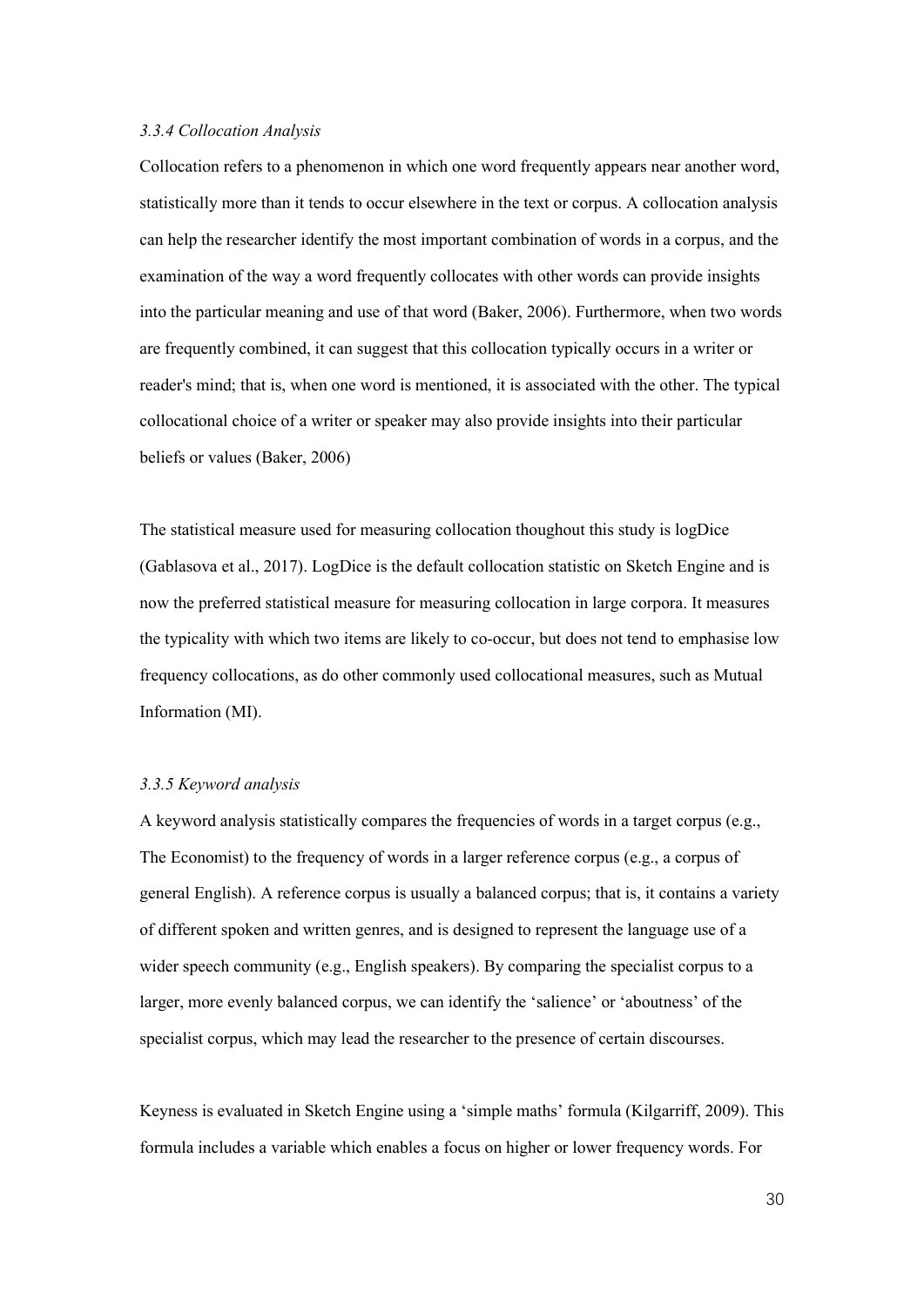### *3.3.4 Collocation Analysis*

Collocation refers to a phenomenon in which one word frequently appears near another word, statistically more than it tends to occur elsewhere in the text or corpus. A collocation analysis can help the researcher identify the most important combination of words in a corpus, and the examination of the way a word frequently collocates with other words can provide insights into the particular meaning and use of that word (Baker, 2006). Furthermore, when two words are frequently combined, it can suggest that this collocation typically occurs in a writer or reader's mind; that is, when one word is mentioned, it is associated with the other. The typical collocational choice of a writer or speaker may also provide insights into their particular beliefs or values (Baker, 2006)

The statistical measure used for measuring collocation thoughout this study is logDice (Gablasova et al., 2017). LogDice is the default collocation statistic on Sketch Engine and is now the preferred statistical measure for measuring collocation in large corpora. It measures the typicality with which two items are likely to co-occur, but does not tend to emphasise low frequency collocations, as do other commonly used collocational measures, such as Mutual Information (MI).

### *3.3.5 Keyword analysis*

A keyword analysis statistically compares the frequencies of words in a target corpus (e.g., The Economist) to the frequency of words in a larger reference corpus (e.g., a corpus of general English). A reference corpus is usually a balanced corpus; that is, it contains a variety of different spoken and written genres, and is designed to represent the language use of a wider speech community (e.g., English speakers). By comparing the specialist corpus to a larger, more evenly balanced corpus, we can identify the 'salience' or 'aboutness' of the specialist corpus, which may lead the researcher to the presence of certain discourses.

Keyness is evaluated in Sketch Engine using a 'simple maths' formula (Kilgarriff, 2009). This formula includes a variable which enables a focus on higher or lower frequency words. For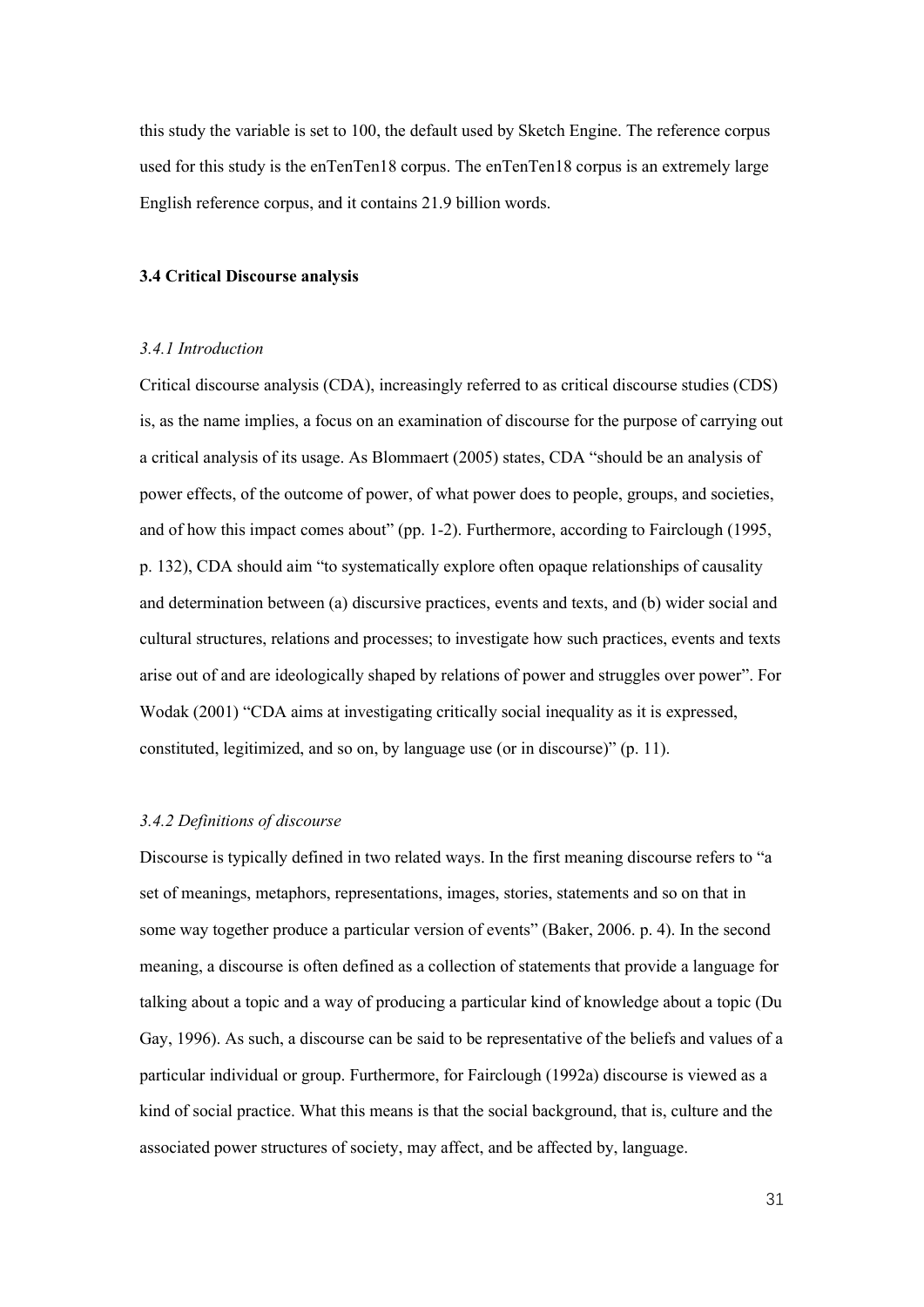this study the variable is set to 100, the default used by Sketch Engine. The reference corpus used for this study is the enTenTen18 corpus. The enTenTen18 corpus is an extremely large English reference corpus, and it contains 21.9 billion words.

### 3.4 Critical Discourse analysis

#### *3.4.1 Introduction*

Critical discourse analysis (CDA), increasingly referred to as critical discourse studies (CDS) is, as the name implies, a focus on an examination of discourse for the purpose of carrying out a critical analysis of its usage. As Blommaert (2005) states, CDA "should be an analysis of power effects, of the outcome of power, of what power does to people, groups, and societies, and of how this impact comes about" (pp. 1-2). Furthermore, according to Fairclough (1995, p. 132), CDA should aim "to systematically explore often opaque relationships of causality and determination between (a) discursive practices, events and texts, and (b) wider social and cultural structures, relations and processes; to investigate how such practices, events and texts arise out of and are ideologically shaped by relations of power and struggles over power". For Wodak (2001) "CDA aims at investigating critically social inequality as it is expressed, constituted, legitimized, and so on, by language use (or in discourse)" (p. 11).

#### *3.4.2 Definitions of discourse*

Discourse is typically defined in two related ways. In the first meaning discourse refers to "a set of meanings, metaphors, representations, images, stories, statements and so on that in some way together produce a particular version of events" (Baker, 2006. p. 4). In the second meaning, a discourse is often defined as a collection of statements that provide a language for talking about a topic and a way of producing a particular kind of knowledge about a topic (Du Gay, 1996). As such, a discourse can be said to be representative of the beliefs and values of a particular individual or group. Furthermore, for Fairclough (1992a) discourse is viewed as a kind of social practice. What this means is that the social background, that is, culture and the associated power structures of society, may affect, and be affected by, language.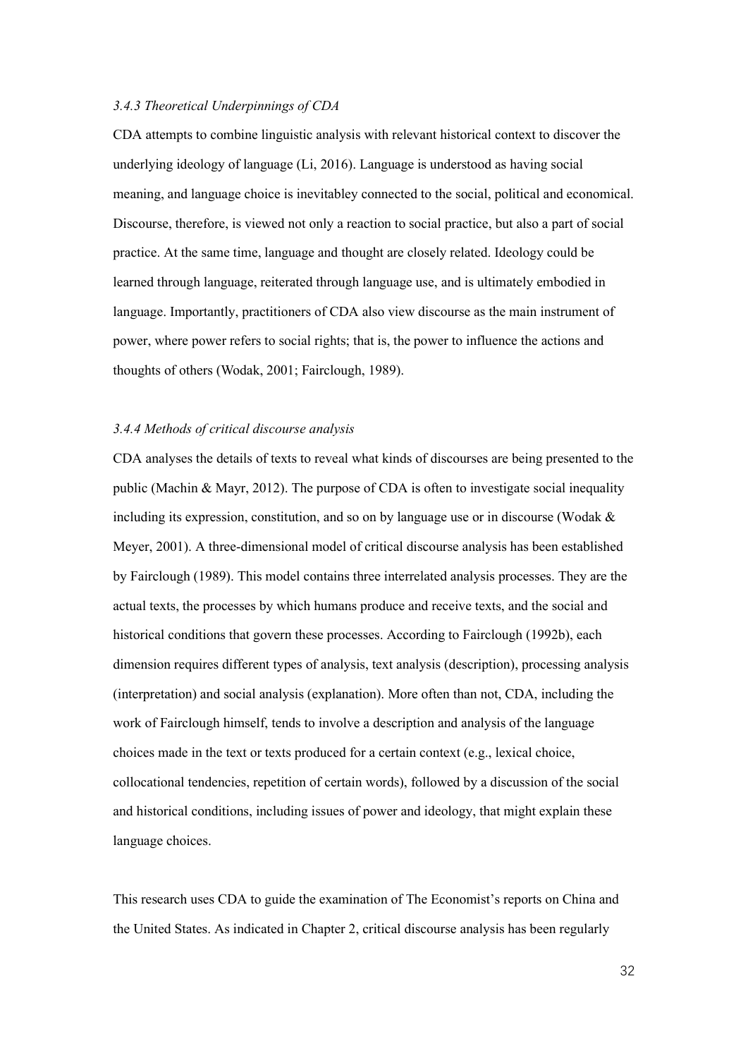*3.4.3 Theoretical Underpinnings of CDA*

CDA attempts to combine linguistic analysis with relevant historical context to discover the underlying ideology of language (Li, 2016). Language is understood as having social meaning, and language choice is inevitabley connected to the social, political and economical. Discourse, therefore, is viewed not only a reaction to social practice, but also a part of social practice. At the same time, language and thought are closely related. Ideology could be learned through language, reiterated through language use, and is ultimately embodied in language. Importantly, practitioners of CDA also view discourse as the main instrument of power, where power refers to social rights; that is, the power to influence the actions and thoughts of others (Wodak, 2001; Fairclough, 1989).

*3.4.4 Methods of critical discourse analysis*

CDA analyses the details of texts to reveal what kinds of discourses are being presented to the public (Machin & Mayr, 2012). The purpose of CDA is often to investigate social inequality including its expression, constitution, and so on by language use or in discourse (Wodak & Meyer, 2001). A three-dimensional model of critical discourse analysis has been established by Fairclough (1989). This model contains three interrelated analysis processes. They are the actual texts, the processes by which humans produce and receive texts, and the social and historical conditions that govern these processes. According to Fairclough (1992b), each dimension requires different types of analysis, text analysis (description), processing analysis (interpretation) and social analysis (explanation). More often than not, CDA, including the work of Fairclough himself, tends to involve a description and analysis of the language choices made in the text or texts produced for a certain context (e.g., lexical choice, collocational tendencies, repetition of certain words), followed by a discussion of the social and historical conditions, including issues of power and ideology, that might explain these language choices.

This research uses CDA to guide the examination of The Economist's reports on China and the United States. As indicated in Chapter 2, critical discourse analysis has been regularly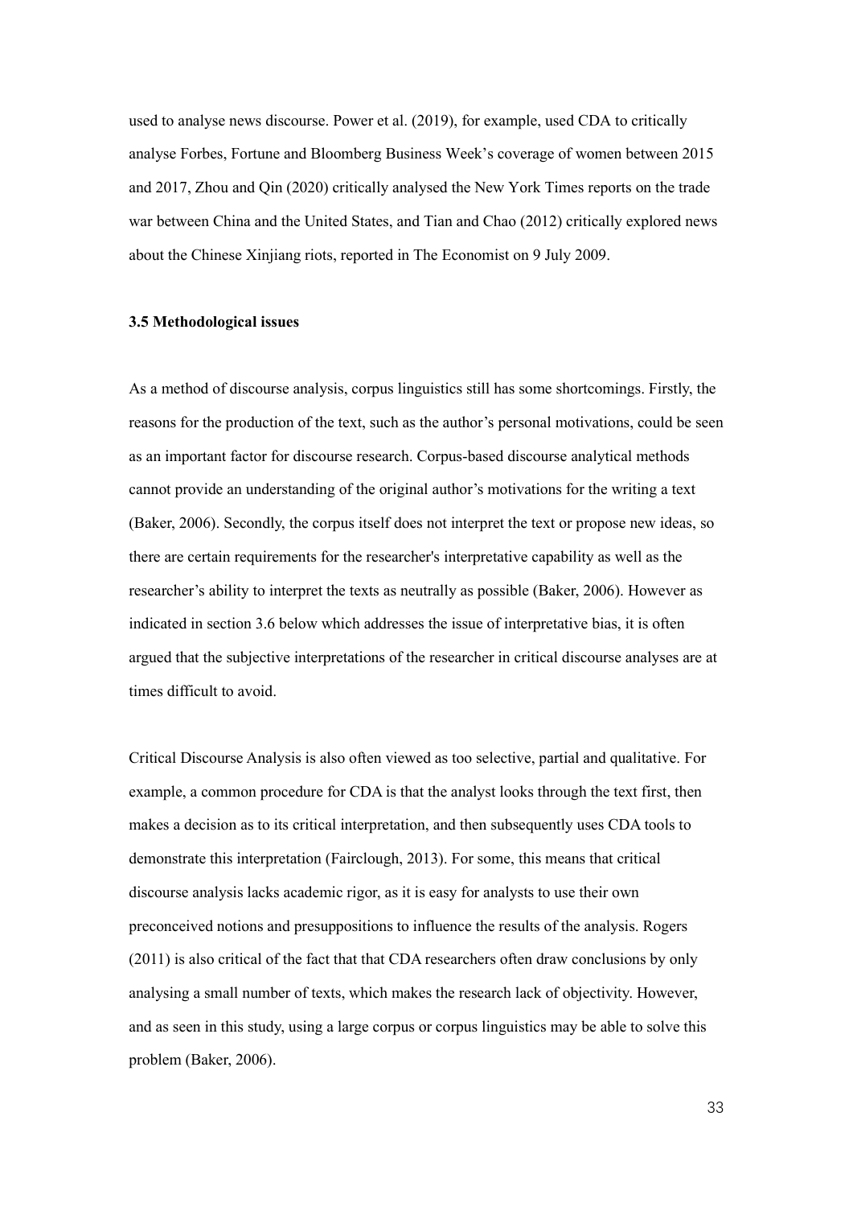used to analyse news discourse. Power et al. (2019), for example, used CDA to critically analyse Forbes, Fortune and Bloomberg Business Week's coverage of women between 2015 and 2017, Zhou and Qin (2020) critically analysed the New York Times reports on the trade war between China and the United States, and Tian and Chao (2012) critically explored news about the Chinese Xinjiang riots, reported in The Economist on 9 July 2009.

### 3.5 Methodological issues

As a method of discourse analysis, corpus linguistics still has some shortcomings. Firstly, the reasons for the production of the text, such as the author's personal motivations, could be seen as an important factor for discourse research. Corpus-based discourse analytical methods cannot provide an understanding of the original author's motivations for the writing a text (Baker, 2006). Secondly, the corpus itself does not interpret the text or propose new ideas, so there are certain requirements for the researcher's interpretative capability as well as the researcher's ability to interpret the texts as neutrally as possible (Baker, 2006). However as indicated in section 3.6 below which addresses the issue of interpretative bias, it is often argued that the subjective interpretations of the researcher in critical discourse analyses are at times difficult to avoid.

Critical Discourse Analysis is also often viewed as too selective, partial and qualitative. For example, a common procedure for CDA is that the analyst looks through the text first, then makes a decision as to its critical interpretation, and then subsequently uses CDA tools to demonstrate this interpretation (Fairclough, 2013). For some, this means that critical discourse analysis lacks academic rigor, as it is easy for analysts to use their own preconceived notions and presuppositions to influence the results of the analysis. Rogers (2011) is also critical of the fact that that CDA researchers often draw conclusions by only analysing a small number of texts, which makes the research lack of objectivity. However, and as seen in this study, using a large corpus or corpus linguistics may be able to solve this problem (Baker, 2006).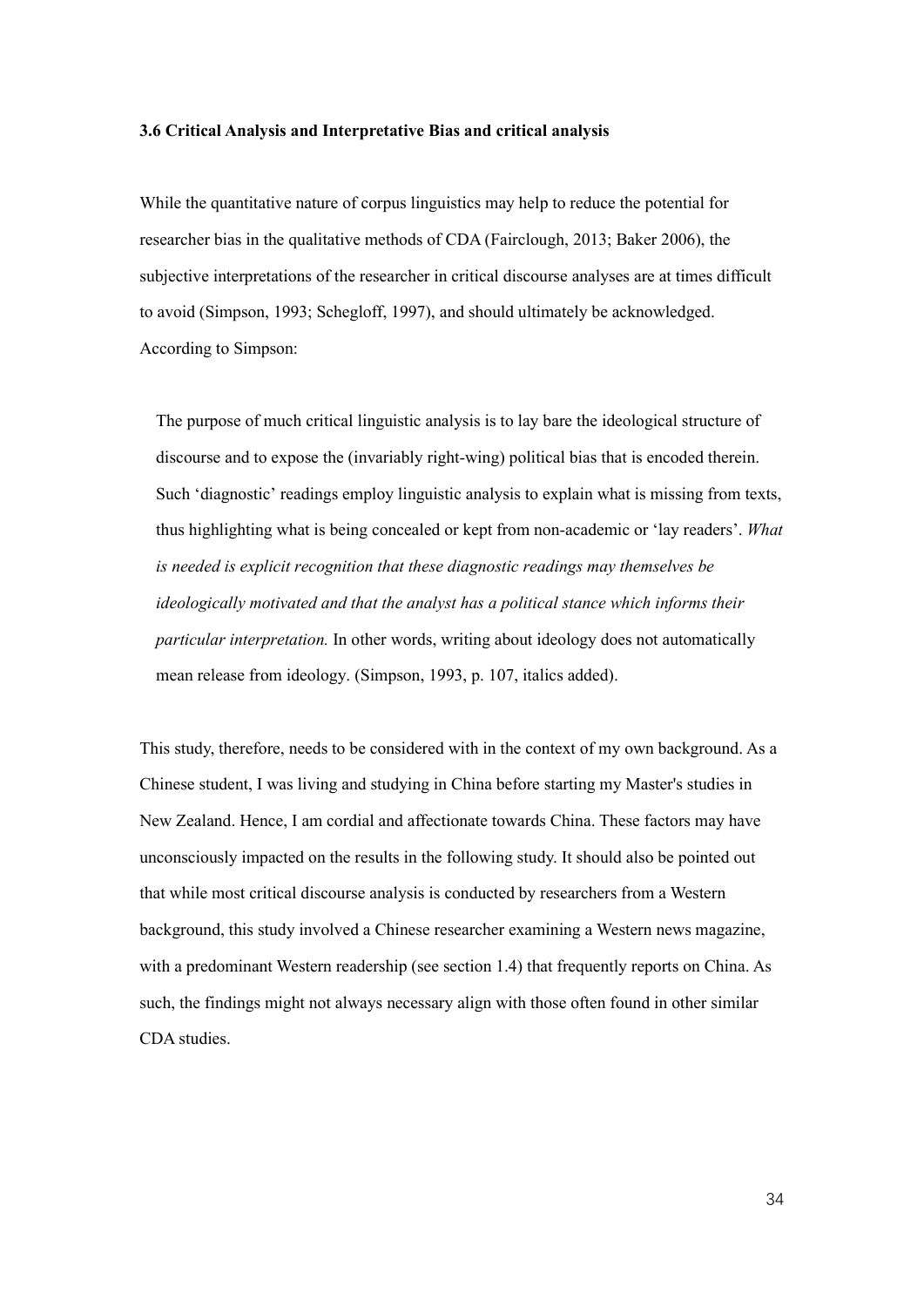### 3.6 Critical Analysis and Interpretative Bias and critical analysis

While the quantitative nature of corpus linguistics may help to reduce the potential for researcher bias in the qualitative methods of CDA (Fairclough, 2013; Baker 2006), the subjective interpretations of the researcher in critical discourse analyses are at times difficult to avoid (Simpson, 1993; Schegloff, 1997), and should ultimately be acknowledged. According to Simpson:

> The purpose of much critical linguistic analysis is to lay bare the ideological structure of discourse and to expose the (invariably right-wing) political bias that is encoded therein. Such 'diagnostic' readings employ linguistic analysis to explain what is missing from texts, thus highlighting what is being concealed or kept from non-academic or 'lay readers'. *What is needed is explicit recognition that these diagnostic readings may themselves be ideologically motivated and that the analyst has a political stance which informs their particular interpretation.* In other words, writing about ideology does not automatically mean release from ideology. (Simpson, 1993, p. 107, italics added).

This study, therefore, needs to be considered with in the context of my own background. As a Chinese student, I was living and studying in China before starting my Master's studies in New Zealand. Hence, I am cordial and affectionate towards China. These factors may have unconsciously impacted on the results in the following study. It should also be pointed out that while most critical discourse analysis is conducted by researchers from a Western background, this study involved a Chinese researcher examining a Western news magazine, with a predominant Western readership (see section 1.4) that frequently reports on China. As such, the findings might not always necessary align with those often found in other similar CDA studies.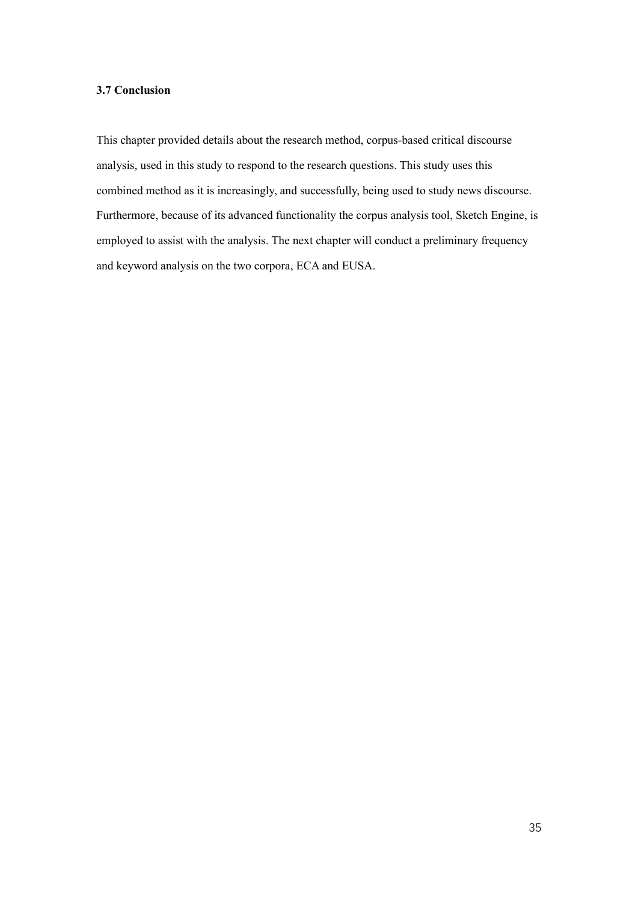### 3.7 Conclusion

This chapter provided details about the research method, corpus-based critical discourse analysis, used in this study to respond to the research questions. This study uses this combined method as it is increasingly, and successfully, being used to study news discourse. Furthermore, because of its advanced functionality the corpus analysis tool, Sketch Engine, is employed to assist with the analysis. The next chapter will conduct a preliminary frequency and keyword analysis on the two corpora, ECA and EUSA.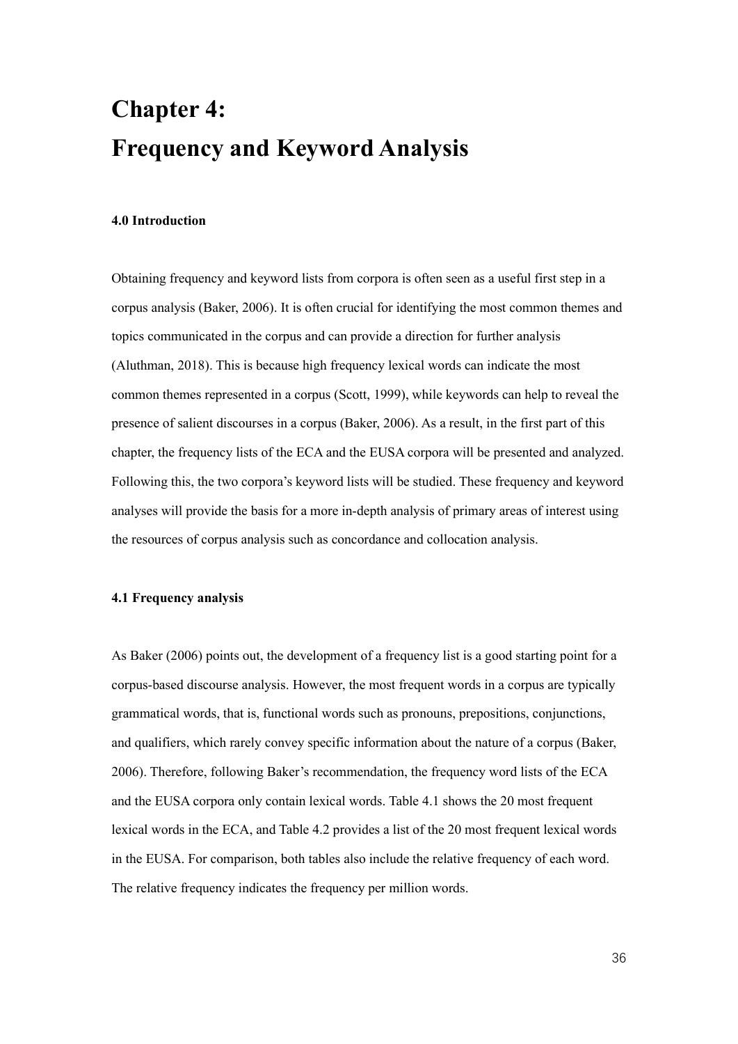# Chapter 4:
# Frequency and Keyword Analysis

### 4.0 Introduction

Obtaining frequency and keyword lists from corpora is often seen as a useful first step in a corpus analysis (Baker, 2006). It is often crucial for identifying the most common themes and topics communicated in the corpus and can provide a direction for further analysis (Aluthman, 2018). This is because high frequency lexical words can indicate the most common themes represented in a corpus (Scott, 1999), while keywords can help to reveal the presence of salient discourses in a corpus (Baker, 2006). As a result, in the first part of this chapter, the frequency lists of the ECA and the EUSA corpora will be presented and analyzed. Following this, the two corpora's keyword lists will be studied. These frequency and keyword analyses will provide the basis for a more in-depth analysis of primary areas of interest using the resources of corpus analysis such as concordance and collocation analysis.

### 4.1 Frequency analysis

As Baker (2006) points out, the development of a frequency list is a good starting point for a corpus-based discourse analysis. However, the most frequent words in a corpus are typically grammatical words, that is, functional words such as pronouns, prepositions, conjunctions, and qualifiers, which rarely convey specific information about the nature of a corpus (Baker, 2006). Therefore, following Baker's recommendation, the frequency word lists of the ECA and the EUSA corpora only contain lexical words. Table 4.1 shows the 20 most frequent lexical words in the ECA, and Table 4.2 provides a list of the 20 most frequent lexical words in the EUSA. For comparison, both tables also include the relative frequency of each word. The relative frequency indicates the frequency per million words.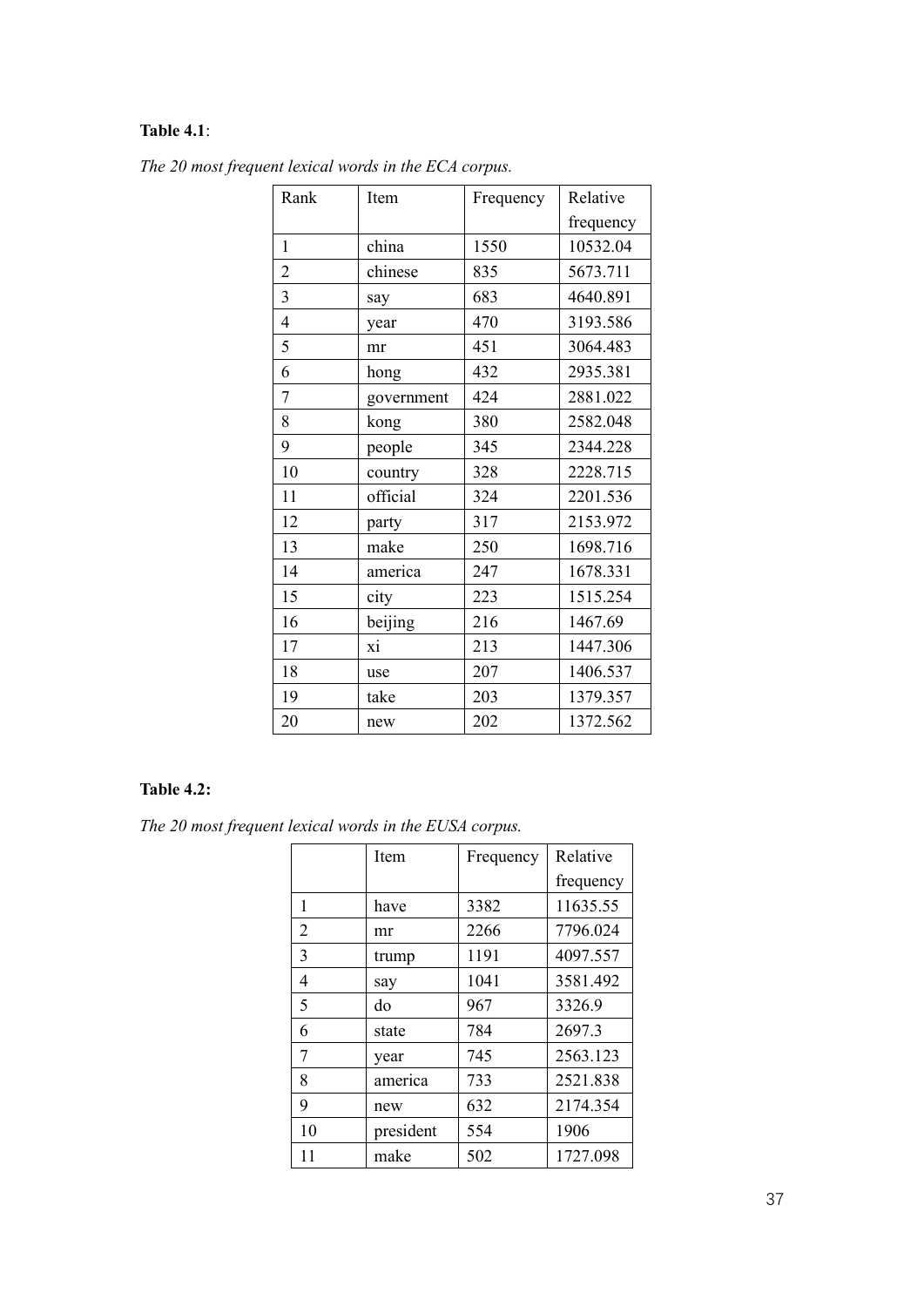**Table 4.1**:

*The 20 most frequent lexical words in the ECA corpus.*

| Rank | Item | Frequency | Relative frequency |
|---|---|---|---|
| 1 | china | 1550 | 10532.04 |
| 2 | chinese | 835 | 5673.711 |
| 3 | say | 683 | 4640.891 |
| 4 | year | 470 | 3193.586 |
| 5 | mr | 451 | 3064.483 |
| 6 | hong | 432 | 2935.381 |
| 7 | government | 424 | 2881.022 |
| 8 | kong | 380 | 2582.048 |
| 9 | people | 345 | 2344.228 |
| 10 | country | 328 | 2228.715 |
| 11 | official | 324 | 2201.536 |
| 12 | party | 317 | 2153.972 |
| 13 | make | 250 | 1698.716 |
| 14 | america | 247 | 1678.331 |
| 15 | city | 223 | 1515.254 |
| 16 | beijing | 216 | 1467.69 |
| 17 | xi | 213 | 1447.306 |
| 18 | use | 207 | 1406.537 |
| 19 | take | 203 | 1379.357 |
| 20 | new | 202 | 1372.562 |

**Table 4.2:**

*The 20 most frequent lexical words in the EUSA corpus.*

| | Item | Frequency | Relative frequency |
|---|---|---|---|
| 1 | have | 3382 | 11635.55 |
| 2 | mr | 2266 | 7796.024 |
| 3 | trump | 1191 | 4097.557 |
| 4 | say | 1041 | 3581.492 |
| 5 | do | 967 | 3326.9 |
| 6 | state | 784 | 2697.3 |
| 7 | year | 745 | 2563.123 |
| 8 | america | 733 | 2521.838 |
| 9 | new | 632 | 2174.354 |
| 10 | president | 554 | 1906 |
| 11 | make | 502 | 1727.098 |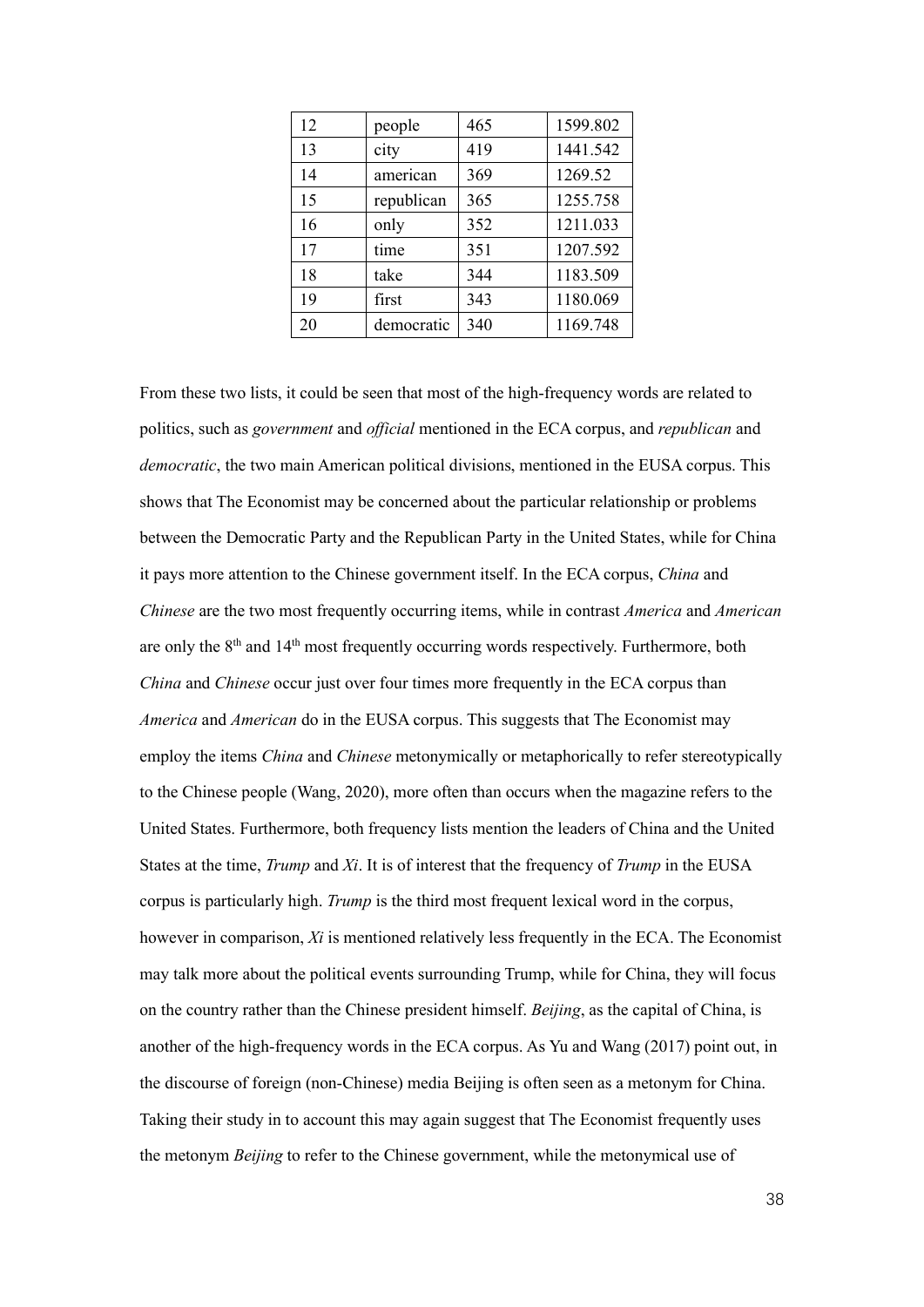| | | | |
|---|---|---|---|
| 12 | people | 465 | 1599.802 |
| 13 | city | 419 | 1441.542 |
| 14 | american | 369 | 1269.52 |
| 15 | republican | 365 | 1255.758 |
| 16 | only | 352 | 1211.033 |
| 17 | time | 351 | 1207.592 |
| 18 | take | 344 | 1183.509 |
| 19 | first | 343 | 1180.069 |
| 20 | democratic | 340 | 1169.748 |

From these two lists, it could be seen that most of the high-frequency words are related to politics, such as *government* and *official* mentioned in the ECA corpus, and *republican* and *democratic*, the two main American political divisions, mentioned in the EUSA corpus. This shows that The Economist may be concerned about the particular relationship or problems between the Democratic Party and the Republican Party in the United States, while for China it pays more attention to the Chinese government itself. In the ECA corpus, *China* and *Chinese* are the two most frequently occurring items, while in contrast *America* and *American* are only the 8th and 14th most frequently occurring words respectively. Furthermore, both *China* and *Chinese* occur just over four times more frequently in the ECA corpus than *America* and *American* do in the EUSA corpus. This suggests that The Economist may employ the items *China* and *Chinese* metonymically or metaphorically to refer stereotypically to the Chinese people (Wang, 2020), more often than occurs when the magazine refers to the United States. Furthermore, both frequency lists mention the leaders of China and the United States at the time, *Trump* and *Xi*. It is of interest that the frequency of *Trump* in the EUSA corpus is particularly high. *Trump* is the third most frequent lexical word in the corpus, however in comparison, *Xi* is mentioned relatively less frequently in the ECA. The Economist may talk more about the political events surrounding Trump, while for China, they will focus on the country rather than the Chinese president himself. *Beijing*, as the capital of China, is another of the high-frequency words in the ECA corpus. As Yu and Wang (2017) point out, in the discourse of foreign (non-Chinese) media Beijing is often seen as a metonym for China. Taking their study in to account this may again suggest that The Economist frequently uses the metonym *Beijing* to refer to the Chinese government, while the metonymical use of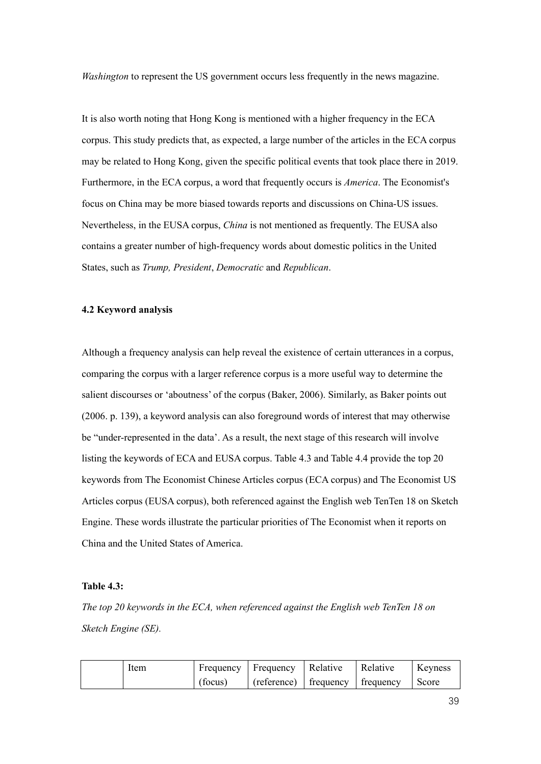*Washington* to represent the US government occurs less frequently in the news magazine.

It is also worth noting that Hong Kong is mentioned with a higher frequency in the ECA corpus. This study predicts that, as expected, a large number of the articles in the ECA corpus may be related to Hong Kong, given the specific political events that took place there in 2019. Furthermore, in the ECA corpus, a word that frequently occurs is *America*. The Economist's focus on China may be more biased towards reports and discussions on China-US issues. Nevertheless, in the EUSA corpus, *China* is not mentioned as frequently. The EUSA also contains a greater number of high-frequency words about domestic politics in the United States, such as *Trump, President*, *Democratic* and *Republican*.

**4.2 Keyword analysis**

Although a frequency analysis can help reveal the existence of certain utterances in a corpus, comparing the corpus with a larger reference corpus is a more useful way to determine the salient discourses or 'aboutness' of the corpus (Baker, 2006). Similarly, as Baker points out (2006. p. 139), a keyword analysis can also foreground words of interest that may otherwise be "under-represented in the data'. As a result, the next stage of this research will involve listing the keywords of ECA and EUSA corpus. Table 4.3 and Table 4.4 provide the top 20 keywords from The Economist Chinese Articles corpus (ECA corpus) and The Economist US Articles corpus (EUSA corpus), both referenced against the English web TenTen 18 on Sketch Engine. These words illustrate the particular priorities of The Economist when it reports on China and the United States of America.

**Table 4.3:**

*The top 20 keywords in the ECA, when referenced against the English web TenTen 18 on Sketch Engine (SE).*

| | Item | Frequency (focus) | Frequency (reference) | Relative frequency | Relative frequency | Keyness Score |
|---|---|---|---|---|---|---|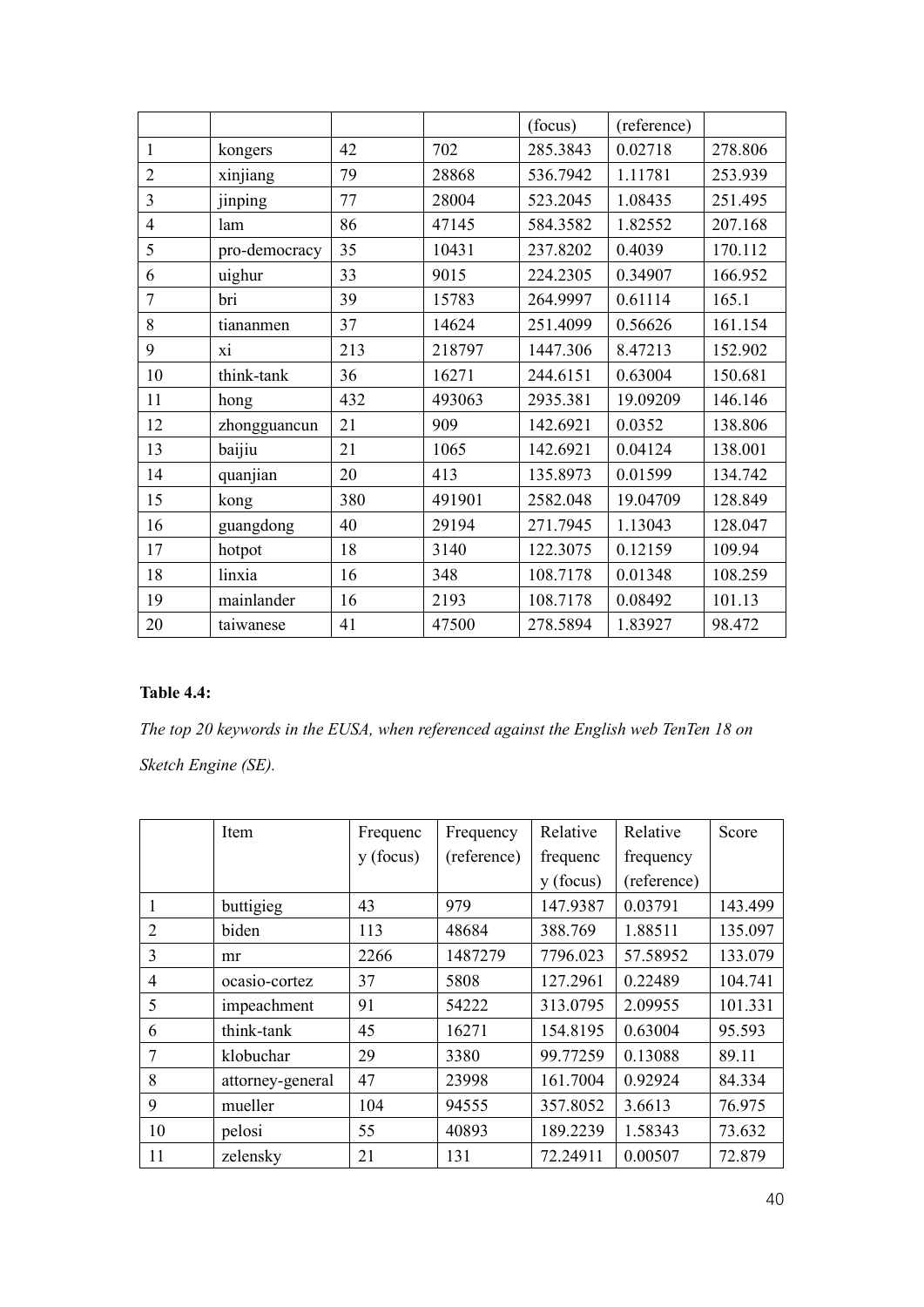| | | | | (focus) | (reference) | |
|---|---|---|---|---|---|---|
| 1 | kongers | 42 | 702 | 285.3843 | 0.02718 | 278.806 |
| 2 | xinjiang | 79 | 28868 | 536.7942 | 1.11781 | 253.939 |
| 3 | jinping | 77 | 28004 | 523.2045 | 1.08435 | 251.495 |
| 4 | lam | 86 | 47145 | 584.3582 | 1.82552 | 207.168 |
| 5 | pro-democracy | 35 | 10431 | 237.8202 | 0.4039 | 170.112 |
| 6 | uighur | 33 | 9015 | 224.2305 | 0.34907 | 166.952 |
| 7 | bri | 39 | 15783 | 264.9997 | 0.61114 | 165.1 |
| 8 | tiananmen | 37 | 14624 | 251.4099 | 0.56626 | 161.154 |
| 9 | xi | 213 | 218797 | 1447.306 | 8.47213 | 152.902 |
| 10 | think-tank | 36 | 16271 | 244.6151 | 0.63004 | 150.681 |
| 11 | hong | 432 | 493063 | 2935.381 | 19.09209 | 146.146 |
| 12 | zhongguancun | 21 | 909 | 142.6921 | 0.0352 | 138.806 |
| 13 | baijiu | 21 | 1065 | 142.6921 | 0.04124 | 138.001 |
| 14 | quanjian | 20 | 413 | 135.8973 | 0.01599 | 134.742 |
| 15 | kong | 380 | 491901 | 2582.048 | 19.04709 | 128.849 |
| 16 | guangdong | 40 | 29194 | 271.7945 | 1.13043 | 128.047 |
| 17 | hotpot | 18 | 3140 | 122.3075 | 0.12159 | 109.94 |
| 18 | linxia | 16 | 348 | 108.7178 | 0.01348 | 108.259 |
| 19 | mainlander | 16 | 2193 | 108.7178 | 0.08492 | 101.13 |
| 20 | taiwanese | 41 | 47500 | 278.5894 | 1.83927 | 98.472 |

**Table 4.4:**

*The top 20 keywords in the EUSA, when referenced against the English web TenTen 18 on Sketch Engine (SE).*

| | Item | Frequency (focus) | Frequency (reference) | Relative frequency (focus) | Relative frequency (reference) | Score |
|---|---|---|---|---|---|---|
| 1 | buttigieg | 43 | 979 | 147.9387 | 0.03791 | 143.499 |
| 2 | biden | 113 | 48684 | 388.769 | 1.88511 | 135.097 |
| 3 | mr | 2266 | 1487279 | 7796.023 | 57.58952 | 133.079 |
| 4 | ocasio-cortez | 37 | 5808 | 127.2961 | 0.22489 | 104.741 |
| 5 | impeachment | 91 | 54222 | 313.0795 | 2.09955 | 101.331 |
| 6 | think-tank | 45 | 16271 | 154.8195 | 0.63004 | 95.593 |
| 7 | klobuchar | 29 | 3380 | 99.77259 | 0.13088 | 89.11 |
| 8 | attorney-general | 47 | 23998 | 161.7004 | 0.92924 | 84.334 |
| 9 | mueller | 104 | 94555 | 357.8052 | 3.6613 | 76.975 |
| 10 | pelosi | 55 | 40893 | 189.2239 | 1.58343 | 73.632 |
| 11 | zelensky | 21 | 131 | 72.24911 | 0.00507 | 72.879 |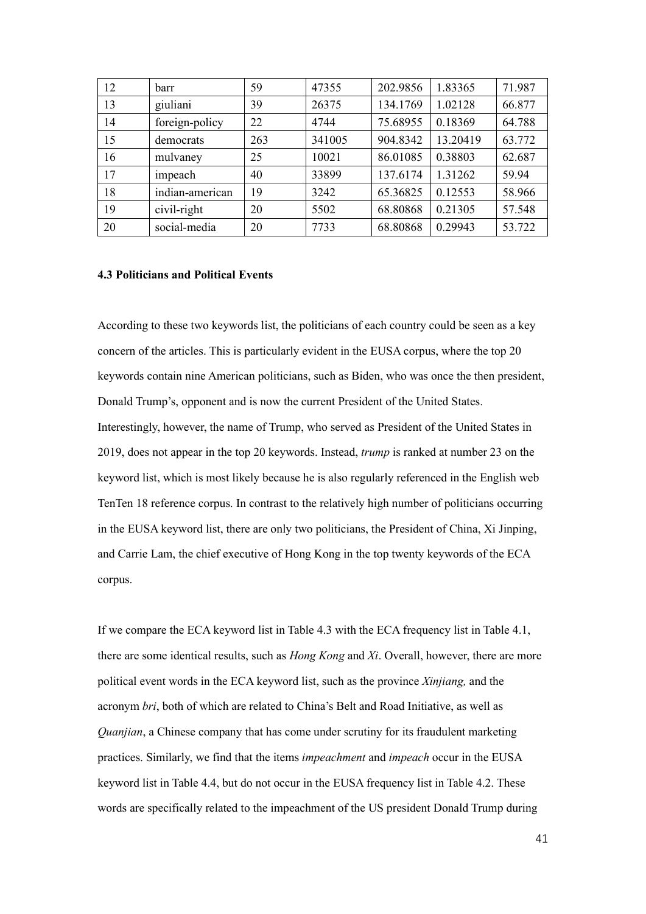| | | | | | | |
|---|---|---|---|---|---|---|
| 12 | barr | 59 | 47355 | 202.9856 | 1.83365 | 71.987 |
| 13 | giuliani | 39 | 26375 | 134.1769 | 1.02128 | 66.877 |
| 14 | foreign-policy | 22 | 4744 | 75.68955 | 0.18369 | 64.788 |
| 15 | democrats | 263 | 341005 | 904.8342 | 13.20419 | 63.772 |
| 16 | mulvaney | 25 | 10021 | 86.01085 | 0.38803 | 62.687 |
| 17 | impeach | 40 | 33899 | 137.6174 | 1.31262 | 59.94 |
| 18 | indian-american | 19 | 3242 | 65.36825 | 0.12553 | 58.966 |
| 19 | civil-right | 20 | 5502 | 68.80868 | 0.21305 | 57.548 |
| 20 | social-media | 20 | 7733 | 68.80868 | 0.29943 | 53.722 |

**4.3 Politicians and Political Events**

According to these two keywords list, the politicians of each country could be seen as a key concern of the articles. This is particularly evident in the EUSA corpus, where the top 20 keywords contain nine American politicians, such as Biden, who was once the then president, Donald Trump's, opponent and is now the current President of the United States. Interestingly, however, the name of Trump, who served as President of the United States in 2019, does not appear in the top 20 keywords. Instead, *trump* is ranked at number 23 on the keyword list, which is most likely because he is also regularly referenced in the English web TenTen 18 reference corpus. In contrast to the relatively high number of politicians occurring in the EUSA keyword list, there are only two politicians, the President of China, Xi Jinping, and Carrie Lam, the chief executive of Hong Kong in the top twenty keywords of the ECA corpus.

If we compare the ECA keyword list in Table 4.3 with the ECA frequency list in Table 4.1, there are some identical results, such as *Hong Kong* and *Xi*. Overall, however, there are more political event words in the ECA keyword list, such as the province *Xinjiang,* and the acronym *bri*, both of which are related to China's Belt and Road Initiative, as well as *Quanjian*, a Chinese company that has come under scrutiny for its fraudulent marketing practices. Similarly, we find that the items *impeachment* and *impeach* occur in the EUSA keyword list in Table 4.4, but do not occur in the EUSA frequency list in Table 4.2. These words are specifically related to the impeachment of the US president Donald Trump during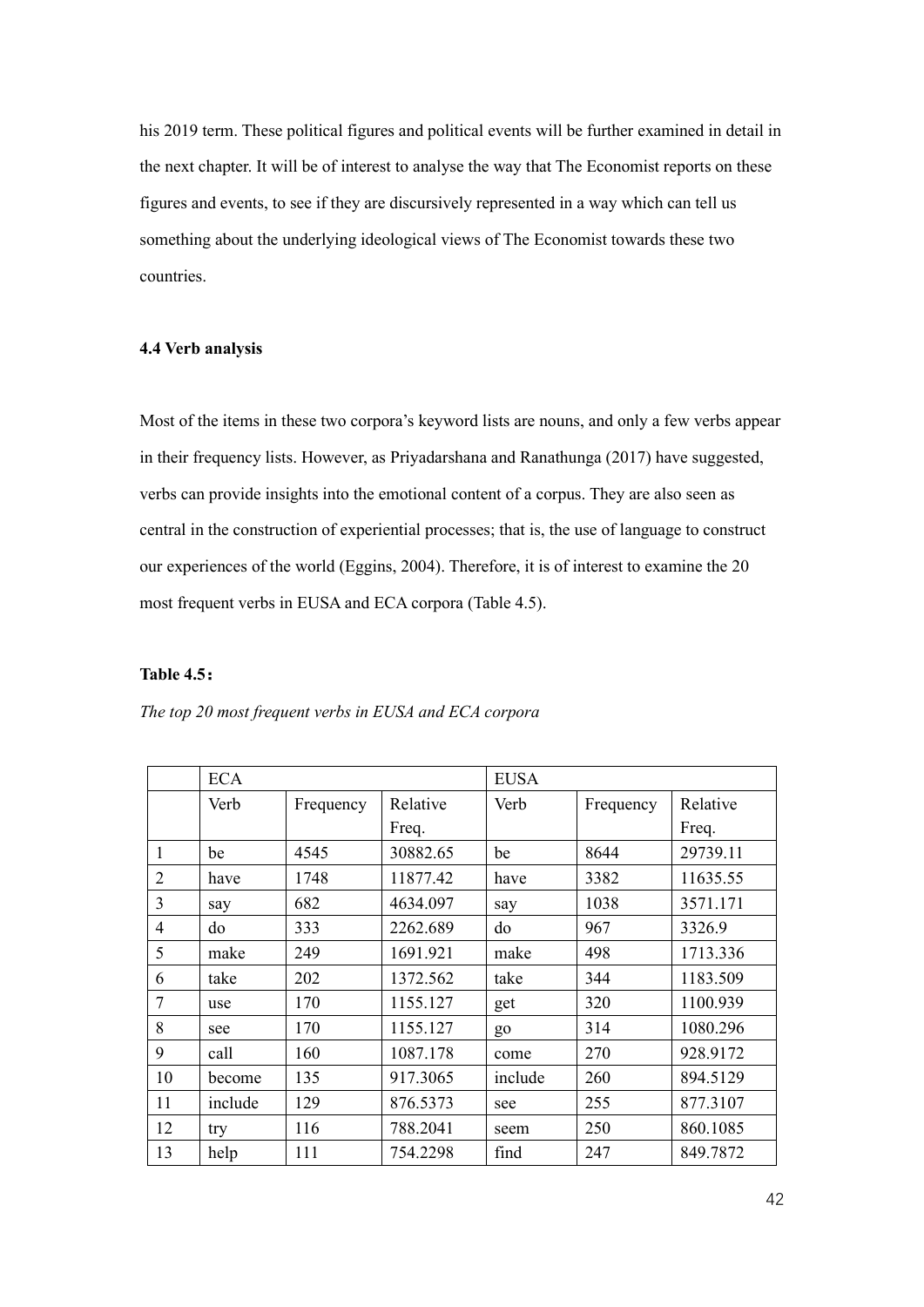his 2019 term. These political figures and political events will be further examined in detail in the next chapter. It will be of interest to analyse the way that The Economist reports on these figures and events, to see if they are discursively represented in a way which can tell us something about the underlying ideological views of The Economist towards these two countries.

### 4.4 Verb analysis

Most of the items in these two corpora's keyword lists are nouns, and only a few verbs appear in their frequency lists. However, as Priyadarshana and Ranathunga (2017) have suggested, verbs can provide insights into the emotional content of a corpus. They are also seen as central in the construction of experiential processes; that is, the use of language to construct our experiences of the world (Eggins, 2004). Therefore, it is of interest to examine the 20 most frequent verbs in EUSA and ECA corpora (Table 4.5).

**Table 4.5：**

*The top 20 most frequent verbs in EUSA and ECA corpora*

| | ECA | | | EUSA | | |
|---|---|---|---|---|---|---|
| | Verb | Frequency | Relative Freq. | Verb | Frequency | Relative Freq. |
| 1 | be | 4545 | 30882.65 | be | 8644 | 29739.11 |
| 2 | have | 1748 | 11877.42 | have | 3382 | 11635.55 |
| 3 | say | 682 | 4634.097 | say | 1038 | 3571.171 |
| 4 | do | 333 | 2262.689 | do | 967 | 3326.9 |
| 5 | make | 249 | 1691.921 | make | 498 | 1713.336 |
| 6 | take | 202 | 1372.562 | take | 344 | 1183.509 |
| 7 | use | 170 | 1155.127 | get | 320 | 1100.939 |
| 8 | see | 170 | 1155.127 | go | 314 | 1080.296 |
| 9 | call | 160 | 1087.178 | come | 270 | 928.9172 |
| 10 | become | 135 | 917.3065 | include | 260 | 894.5129 |
| 11 | include | 129 | 876.5373 | see | 255 | 877.3107 |
| 12 | try | 116 | 788.2041 | seem | 250 | 860.1085 |
| 13 | help | 111 | 754.2298 | find | 247 | 849.7872 |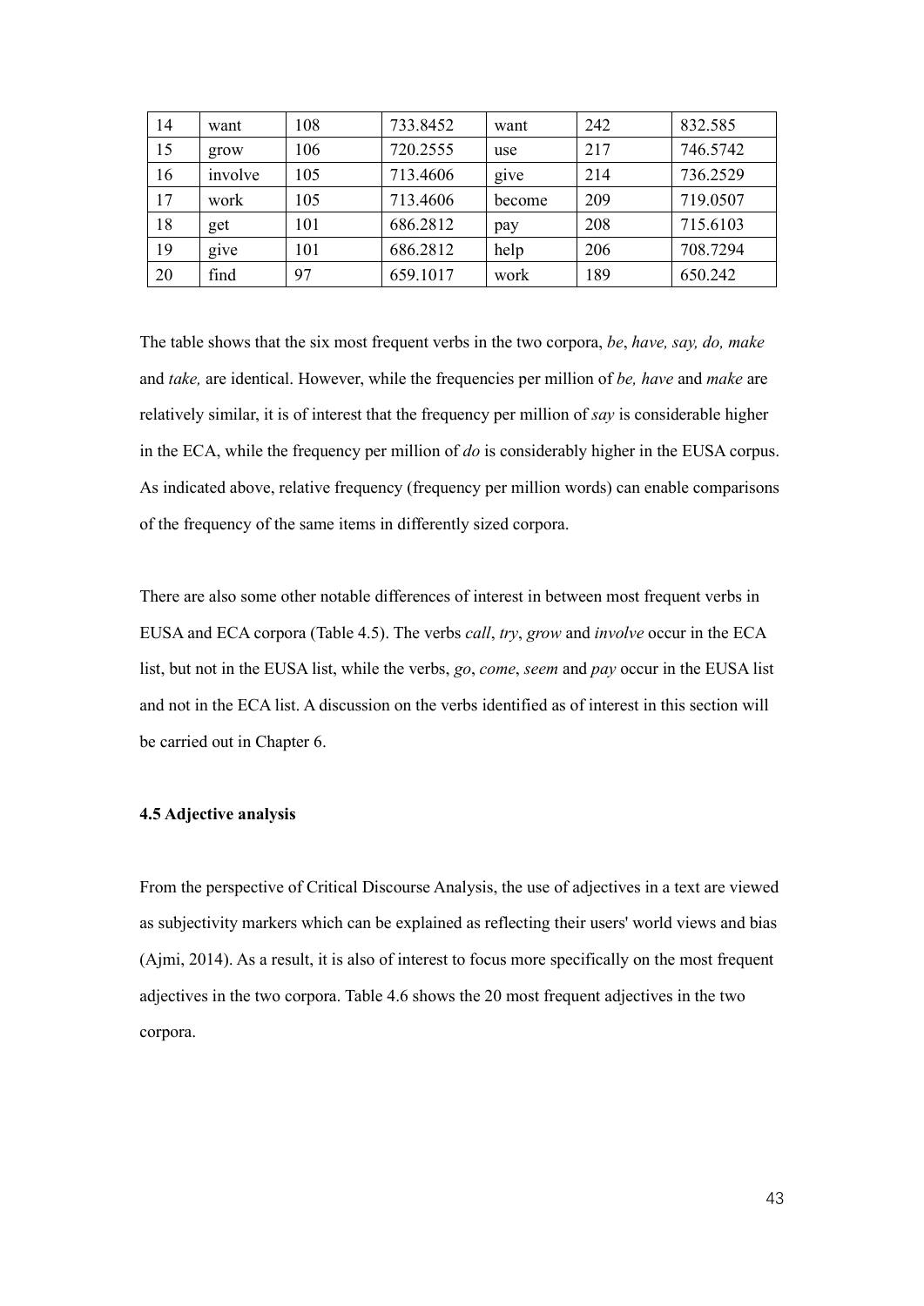| | | | | | | |
|---|---|---|---|---|---|---|
| 14 | want | 108 | 733.8452 | want | 242 | 832.585 |
| 15 | grow | 106 | 720.2555 | use | 217 | 746.5742 |
| 16 | involve | 105 | 713.4606 | give | 214 | 736.2529 |
| 17 | work | 105 | 713.4606 | become | 209 | 719.0507 |
| 18 | get | 101 | 686.2812 | pay | 208 | 715.6103 |
| 19 | give | 101 | 686.2812 | help | 206 | 708.7294 |
| 20 | find | 97 | 659.1017 | work | 189 | 650.242 |

The table shows that the six most frequent verbs in the two corpora, *be*, *have, say, do, make* and *take,* are identical. However, while the frequencies per million of *be, have* and *make* are relatively similar, it is of interest that the frequency per million of *say* is considerable higher in the ECA, while the frequency per million of *do* is considerably higher in the EUSA corpus. As indicated above, relative frequency (frequency per million words) can enable comparisons of the frequency of the same items in differently sized corpora.

There are also some other notable differences of interest in between most frequent verbs in EUSA and ECA corpora (Table 4.5). The verbs *call*, *try*, *grow* and *involve* occur in the ECA list, but not in the EUSA list, while the verbs, *go*, *come*, *seem* and *pay* occur in the EUSA list and not in the ECA list. A discussion on the verbs identified as of interest in this section will be carried out in Chapter 6.

### 4.5 Adjective analysis

From the perspective of Critical Discourse Analysis, the use of adjectives in a text are viewed as subjectivity markers which can be explained as reflecting their users' world views and bias (Ajmi, 2014). As a result, it is also of interest to focus more specifically on the most frequent adjectives in the two corpora. Table 4.6 shows the 20 most frequent adjectives in the two corpora.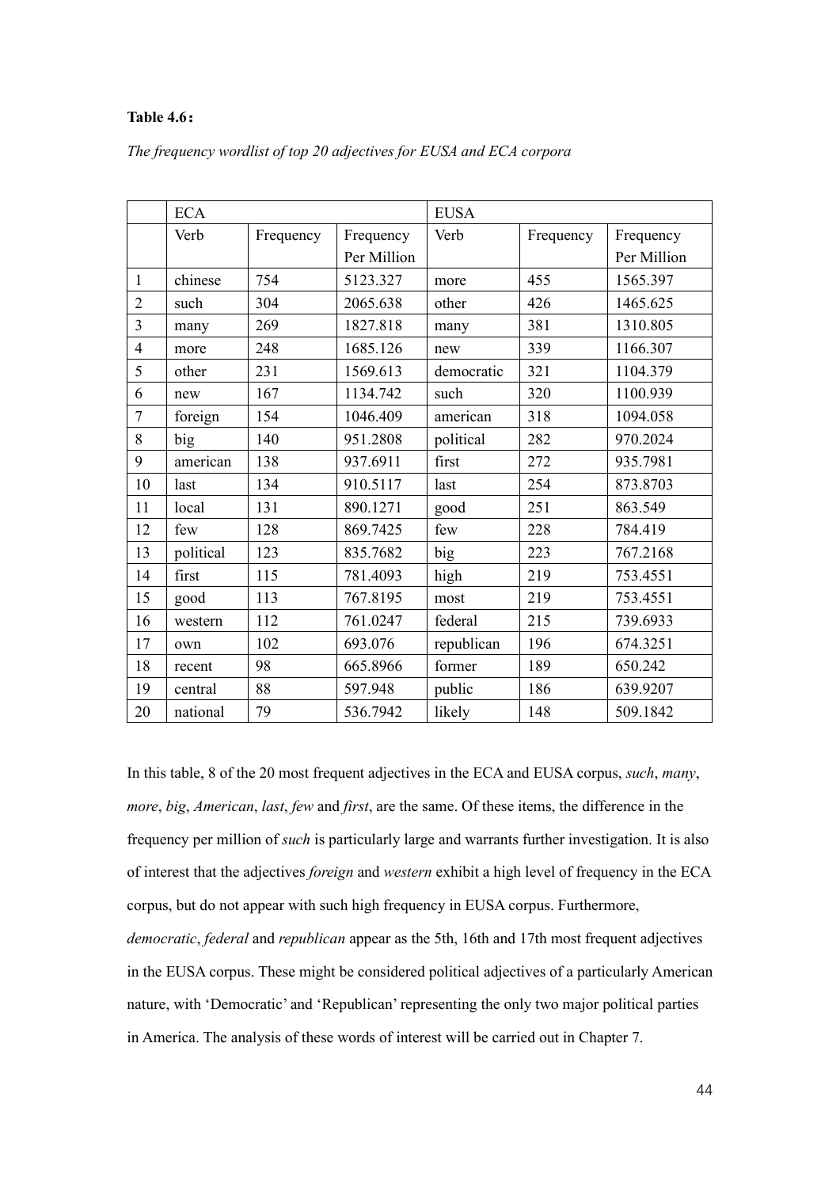**Table 4.6：**

*The frequency wordlist of top 20 adjectives for EUSA and ECA corpora*

| | ECA | | | EUSA | | |
|---|---|---|---|---|---|---|
| | Verb | Frequency | Frequency Per Million | Verb | Frequency | Frequency Per Million |
| 1 | chinese | 754 | 5123.327 | more | 455 | 1565.397 |
| 2 | such | 304 | 2065.638 | other | 426 | 1465.625 |
| 3 | many | 269 | 1827.818 | many | 381 | 1310.805 |
| 4 | more | 248 | 1685.126 | new | 339 | 1166.307 |
| 5 | other | 231 | 1569.613 | democratic | 321 | 1104.379 |
| 6 | new | 167 | 1134.742 | such | 320 | 1100.939 |
| 7 | foreign | 154 | 1046.409 | american | 318 | 1094.058 |
| 8 | big | 140 | 951.2808 | political | 282 | 970.2024 |
| 9 | american | 138 | 937.6911 | first | 272 | 935.7981 |
| 10 | last | 134 | 910.5117 | last | 254 | 873.8703 |
| 11 | local | 131 | 890.1271 | good | 251 | 863.549 |
| 12 | few | 128 | 869.7425 | few | 228 | 784.419 |
| 13 | political | 123 | 835.7682 | big | 223 | 767.2168 |
| 14 | first | 115 | 781.4093 | high | 219 | 753.4551 |
| 15 | good | 113 | 767.8195 | most | 219 | 753.4551 |
| 16 | western | 112 | 761.0247 | federal | 215 | 739.6933 |
| 17 | own | 102 | 693.076 | republican | 196 | 674.3251 |
| 18 | recent | 98 | 665.8966 | former | 189 | 650.242 |
| 19 | central | 88 | 597.948 | public | 186 | 639.9207 |
| 20 | national | 79 | 536.7942 | likely | 148 | 509.1842 |

In this table, 8 of the 20 most frequent adjectives in the ECA and EUSA corpus, *such*, *many*, *more*, *big*, *American*, *last*, *few* and *first*, are the same. Of these items, the difference in the frequency per million of *such* is particularly large and warrants further investigation. It is also of interest that the adjectives *foreign* and *western* exhibit a high level of frequency in the ECA corpus, but do not appear with such high frequency in EUSA corpus. Furthermore, *democratic*, *federal* and *republican* appear as the 5th, 16th and 17th most frequent adjectives in the EUSA corpus. These might be considered political adjectives of a particularly American nature, with 'Democratic' and 'Republican' representing the only two major political parties in America. The analysis of these words of interest will be carried out in Chapter 7.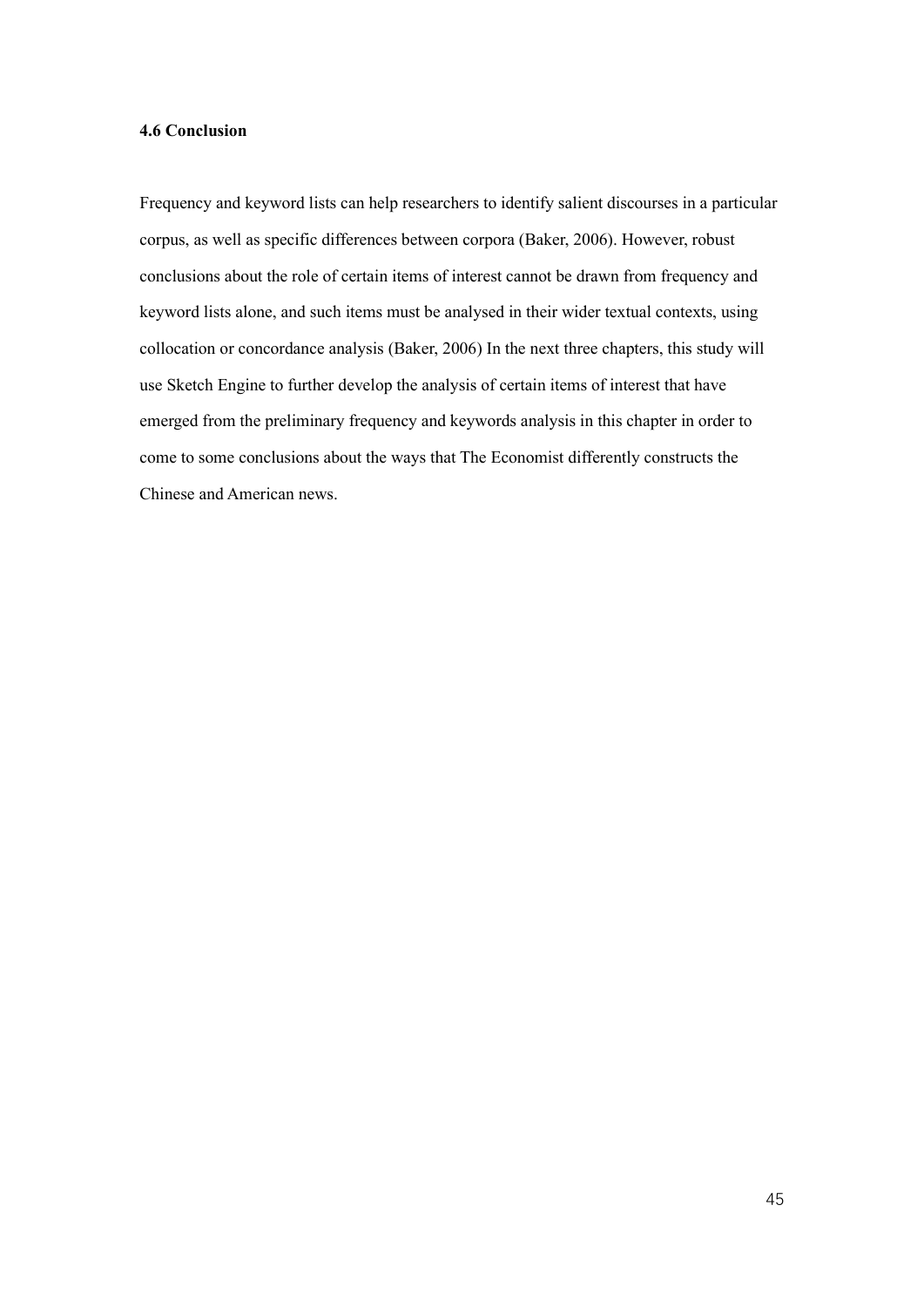### 4.6 Conclusion

Frequency and keyword lists can help researchers to identify salient discourses in a particular corpus, as well as specific differences between corpora (Baker, 2006). However, robust conclusions about the role of certain items of interest cannot be drawn from frequency and keyword lists alone, and such items must be analysed in their wider textual contexts, using collocation or concordance analysis (Baker, 2006) In the next three chapters, this study will use Sketch Engine to further develop the analysis of certain items of interest that have emerged from the preliminary frequency and keywords analysis in this chapter in order to come to some conclusions about the ways that The Economist differently constructs the Chinese and American news.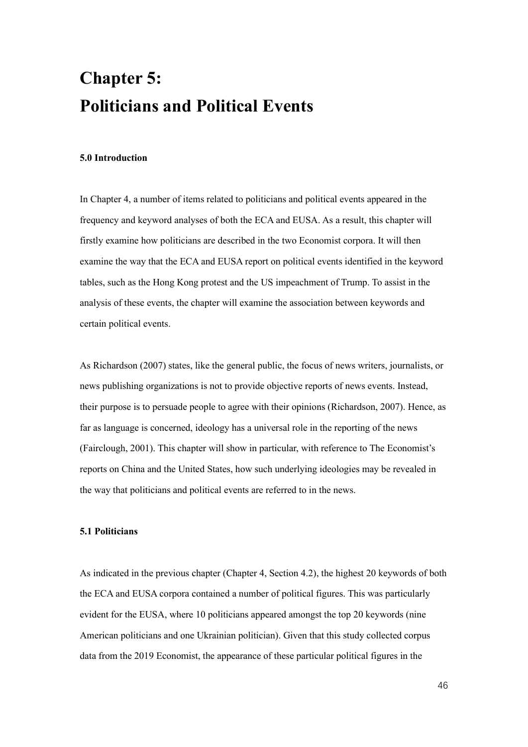# Chapter 5: Politicians and Political Events

### 5.0 Introduction

In Chapter 4, a number of items related to politicians and political events appeared in the frequency and keyword analyses of both the ECA and EUSA. As a result, this chapter will firstly examine how politicians are described in the two Economist corpora. It will then examine the way that the ECA and EUSA report on political events identified in the keyword tables, such as the Hong Kong protest and the US impeachment of Trump. To assist in the analysis of these events, the chapter will examine the association between keywords and certain political events.

As Richardson (2007) states, like the general public, the focus of news writers, journalists, or news publishing organizations is not to provide objective reports of news events. Instead, their purpose is to persuade people to agree with their opinions (Richardson, 2007). Hence, as far as language is concerned, ideology has a universal role in the reporting of the news (Fairclough, 2001). This chapter will show in particular, with reference to The Economist's reports on China and the United States, how such underlying ideologies may be revealed in the way that politicians and political events are referred to in the news.

### 5.1 Politicians

As indicated in the previous chapter (Chapter 4, Section 4.2), the highest 20 keywords of both the ECA and EUSA corpora contained a number of political figures. This was particularly evident for the EUSA, where 10 politicians appeared amongst the top 20 keywords (nine American politicians and one Ukrainian politician). Given that this study collected corpus data from the 2019 Economist, the appearance of these particular political figures in the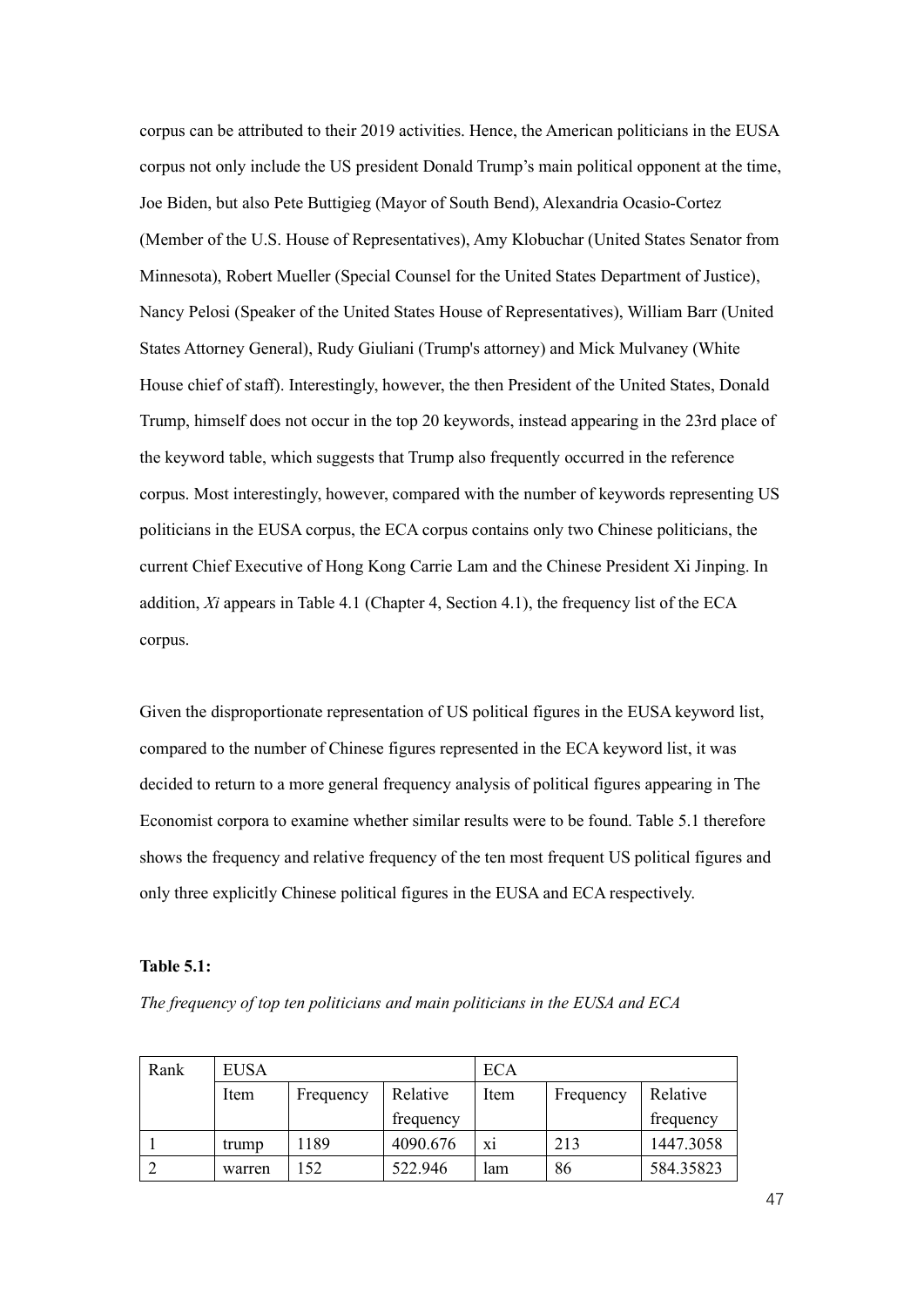corpus can be attributed to their 2019 activities. Hence, the American politicians in the EUSA corpus not only include the US president Donald Trump's main political opponent at the time, Joe Biden, but also Pete Buttigieg (Mayor of South Bend), Alexandria Ocasio-Cortez (Member of the U.S. House of Representatives), Amy Klobuchar (United States Senator from Minnesota), Robert Mueller (Special Counsel for the United States Department of Justice), Nancy Pelosi (Speaker of the United States House of Representatives), William Barr (United States Attorney General), Rudy Giuliani (Trump's attorney) and Mick Mulvaney (White House chief of staff). Interestingly, however, the then President of the United States, Donald Trump, himself does not occur in the top 20 keywords, instead appearing in the 23rd place of the keyword table, which suggests that Trump also frequently occurred in the reference corpus. Most interestingly, however, compared with the number of keywords representing US politicians in the EUSA corpus, the ECA corpus contains only two Chinese politicians, the current Chief Executive of Hong Kong Carrie Lam and the Chinese President Xi Jinping. In addition, *Xi* appears in Table 4.1 (Chapter 4, Section 4.1), the frequency list of the ECA corpus.

Given the disproportionate representation of US political figures in the EUSA keyword list, compared to the number of Chinese figures represented in the ECA keyword list, it was decided to return to a more general frequency analysis of political figures appearing in The Economist corpora to examine whether similar results were to be found. Table 5.1 therefore shows the frequency and relative frequency of the ten most frequent US political figures and only three explicitly Chinese political figures in the EUSA and ECA respectively.

**Table 5.1:**

*The frequency of top ten politicians and main politicians in the EUSA and ECA*

| Rank | EUSA | | | ECA | | |
|---|---|---|---|---|---|---|
| | Item | Frequency | Relative frequency | Item | Frequency | Relative frequency |
| 1 | trump | 1189 | 4090.676 | xi | 213 | 1447.3058 |
| 2 | warren | 152 | 522.946 | lam | 86 | 584.35823 |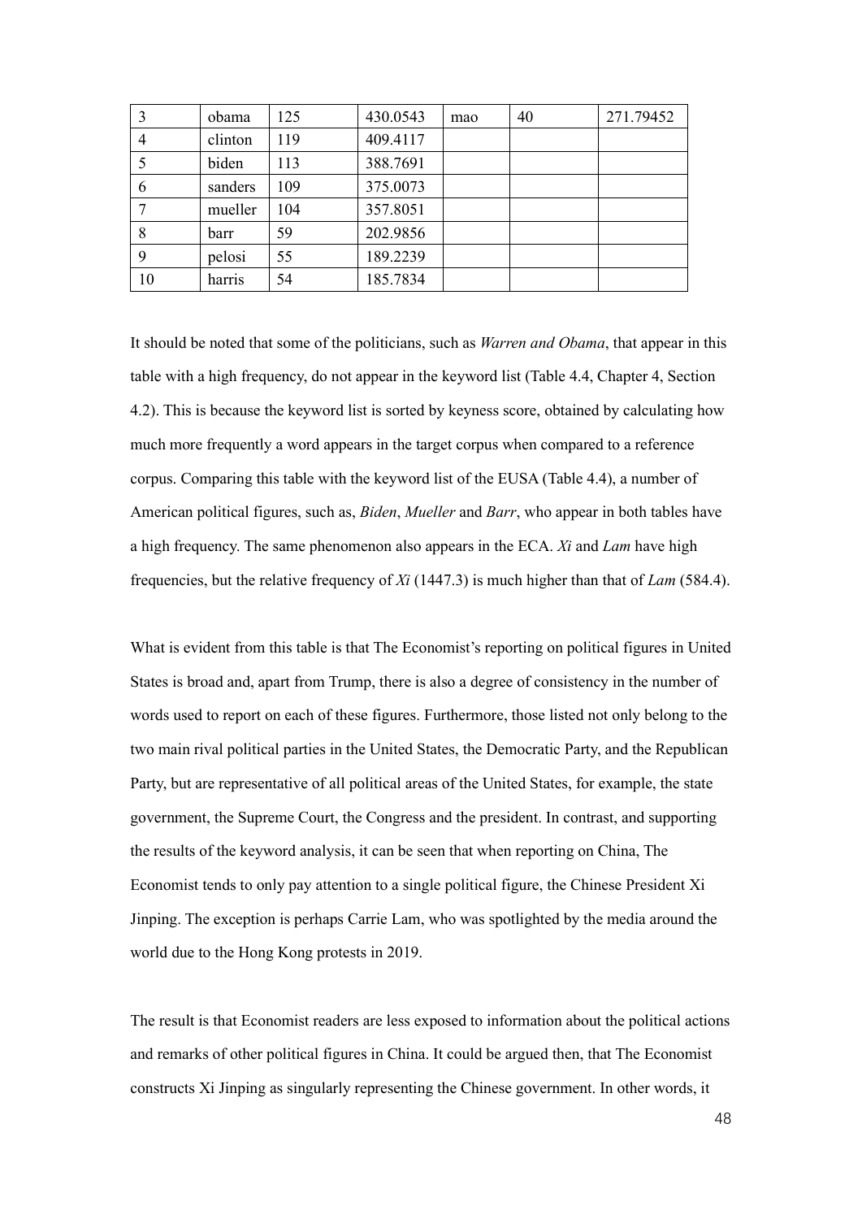| | | | | | | |
|---|---|---|---|---|---|---|
| 3 | obama | 125 | 430.0543 | mao | 40 | 271.79452 |
| 4 | clinton | 119 | 409.4117 | | | |
| 5 | biden | 113 | 388.7691 | | | |
| 6 | sanders | 109 | 375.0073 | | | |
| 7 | mueller | 104 | 357.8051 | | | |
| 8 | barr | 59 | 202.9856 | | | |
| 9 | pelosi | 55 | 189.2239 | | | |
| 10 | harris | 54 | 185.7834 | | | |

It should be noted that some of the politicians, such as *Warren and Obama*, that appear in this table with a high frequency, do not appear in the keyword list (Table 4.4, Chapter 4, Section 4.2). This is because the keyword list is sorted by keyness score, obtained by calculating how much more frequently a word appears in the target corpus when compared to a reference corpus. Comparing this table with the keyword list of the EUSA (Table 4.4), a number of American political figures, such as, *Biden*, *Mueller* and *Barr*, who appear in both tables have a high frequency. The same phenomenon also appears in the ECA. *Xi* and *Lam* have high frequencies, but the relative frequency of *Xi* (1447.3) is much higher than that of *Lam* (584.4).

What is evident from this table is that The Economist's reporting on political figures in United States is broad and, apart from Trump, there is also a degree of consistency in the number of words used to report on each of these figures. Furthermore, those listed not only belong to the two main rival political parties in the United States, the Democratic Party, and the Republican Party, but are representative of all political areas of the United States, for example, the state government, the Supreme Court, the Congress and the president. In contrast, and supporting the results of the keyword analysis, it can be seen that when reporting on China, The Economist tends to only pay attention to a single political figure, the Chinese President Xi Jinping. The exception is perhaps Carrie Lam, who was spotlighted by the media around the world due to the Hong Kong protests in 2019.

The result is that Economist readers are less exposed to information about the political actions and remarks of other political figures in China. It could be argued then, that The Economist constructs Xi Jinping as singularly representing the Chinese government. In other words, it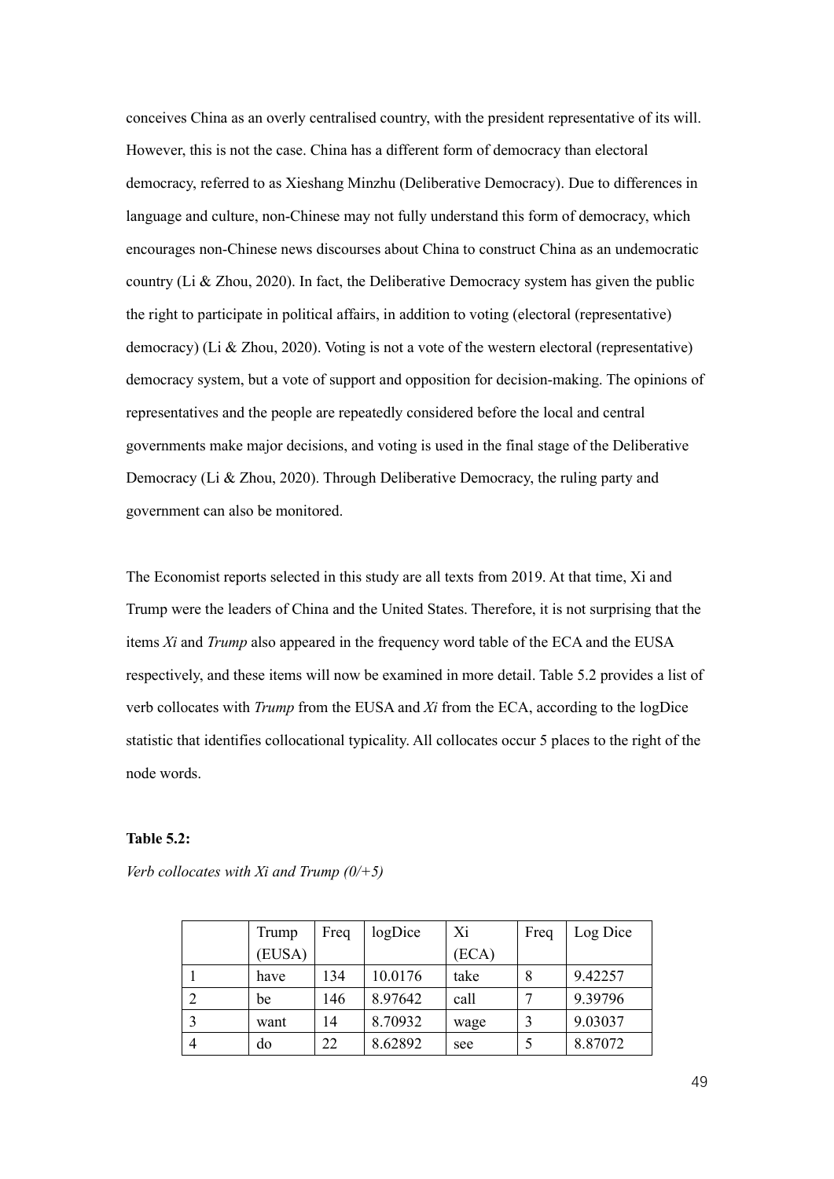conceives China as an overly centralised country, with the president representative of its will. However, this is not the case. China has a different form of democracy than electoral democracy, referred to as Xieshang Minzhu (Deliberative Democracy). Due to differences in language and culture, non-Chinese may not fully understand this form of democracy, which encourages non-Chinese news discourses about China to construct China as an undemocratic country (Li & Zhou, 2020). In fact, the Deliberative Democracy system has given the public the right to participate in political affairs, in addition to voting (electoral (representative) democracy) (Li & Zhou, 2020). Voting is not a vote of the western electoral (representative) democracy system, but a vote of support and opposition for decision-making. The opinions of representatives and the people are repeatedly considered before the local and central governments make major decisions, and voting is used in the final stage of the Deliberative Democracy (Li & Zhou, 2020). Through Deliberative Democracy, the ruling party and government can also be monitored.

The Economist reports selected in this study are all texts from 2019. At that time, Xi and Trump were the leaders of China and the United States. Therefore, it is not surprising that the items *Xi* and *Trump* also appeared in the frequency word table of the ECA and the EUSA respectively, and these items will now be examined in more detail. Table 5.2 provides a list of verb collocates with *Trump* from the EUSA and *Xi* from the ECA, according to the logDice statistic that identifies collocational typicality. All collocates occur 5 places to the right of the node words.

**Table 5.2:**

*Verb collocates with Xi and Trump (0/+5)*

| | Trump (EUSA) | Freq | logDice | Xi (ECA) | Freq | Log Dice |
|---|---|---|---|---|---|---|
| 1 | have | 134 | 10.0176 | take | 8 | 9.42257 |
| 2 | be | 146 | 8.97642 | call | 7 | 9.39796 |
| 3 | want | 14 | 8.70932 | wage | 3 | 9.03037 |
| 4 | do | 22 | 8.62892 | see | 5 | 8.87072 |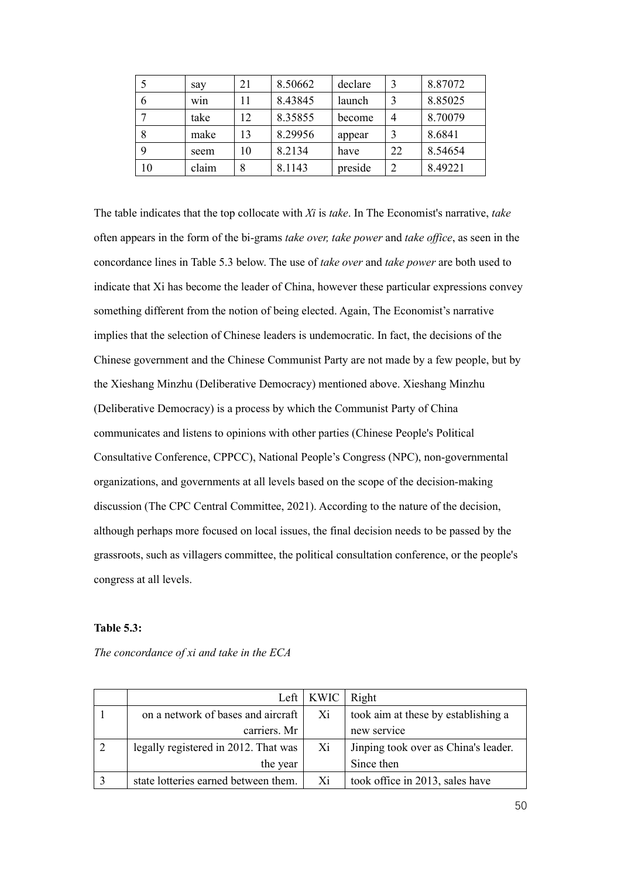| 5 | say | 21 | 8.50662 | declare | 3 | 8.87072 |
|---|---|---|---|---|---|---|
| 6 | win | 11 | 8.43845 | launch | 3 | 8.85025 |
| 7 | take | 12 | 8.35855 | become | 4 | 8.70079 |
| 8 | make | 13 | 8.29956 | appear | 3 | 8.6841 |
| 9 | seem | 10 | 8.2134 | have | 22 | 8.54654 |
| 10 | claim | 8 | 8.1143 | preside | 2 | 8.49221 |

The table indicates that the top collocate with *Xi* is *take*. In The Economist's narrative, *take* often appears in the form of the bi-grams *take over, take power* and *take office*, as seen in the concordance lines in Table 5.3 below. The use of *take over* and *take power* are both used to indicate that Xi has become the leader of China, however these particular expressions convey something different from the notion of being elected. Again, The Economist's narrative implies that the selection of Chinese leaders is undemocratic. In fact, the decisions of the Chinese government and the Chinese Communist Party are not made by a few people, but by the Xieshang Minzhu (Deliberative Democracy) mentioned above. Xieshang Minzhu (Deliberative Democracy) is a process by which the Communist Party of China communicates and listens to opinions with other parties (Chinese People's Political Consultative Conference, CPPCC), National People's Congress (NPC), non-governmental organizations, and governments at all levels based on the scope of the decision-making discussion (The CPC Central Committee, 2021). According to the nature of the decision, although perhaps more focused on local issues, the final decision needs to be passed by the grassroots, such as villagers committee, the political consultation conference, or the people's congress at all levels.

**Table 5.3:**

*The concordance of xi and take in the ECA*

| | Left | KWIC | Right |
|---|---|---|---|
| 1 | on a network of bases and aircraft carriers. Mr | Xi | took aim at these by establishing a new service |
| 2 | legally registered in 2012. That was the year | Xi | Jinping took over as China's leader. Since then |
| 3 | state lotteries earned between them. | Xi | took office in 2013, sales have |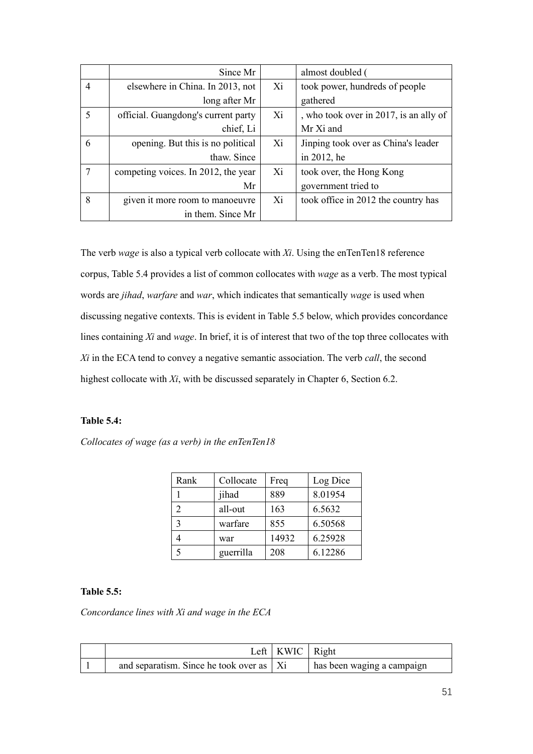| | | | |
|---|---|---|---|
| | Since Mr | | almost doubled ( |
| 4 | elsewhere in China. In 2013, not long after Mr | Xi | took power, hundreds of people gathered |
| 5 | official. Guangdong's current party chief, Li | Xi | , who took over in 2017, is an ally of Mr Xi and |
| 6 | opening. But this is no political thaw. Since | Xi | Jinping took over as China's leader in 2012, he |
| 7 | competing voices. In 2012, the year Mr | Xi | took over, the Hong Kong government tried to |
| 8 | given it more room to manoeuvre in them. Since Mr | Xi | took office in 2012 the country has |

The verb *wage* is also a typical verb collocate with *Xi*. Using the enTenTen18 reference corpus, Table 5.4 provides a list of common collocates with *wage* as a verb. The most typical words are *jihad*, *warfare* and *war*, which indicates that semantically *wage* is used when discussing negative contexts. This is evident in Table 5.5 below, which provides concordance lines containing *Xi* and *wage*. In brief, it is of interest that two of the top three collocates with *Xi* in the ECA tend to convey a negative semantic association. The verb *call*, the second highest collocate with *Xi*, with be discussed separately in Chapter 6, Section 6.2.

**Table 5.4:**

*Collocates of wage (as a verb) in the enTenTen18*

| Rank | Collocate | Freq | Log Dice |
|---|---|---|---|
| 1 | jihad | 889 | 8.01954 |
| 2 | all-out | 163 | 6.5632 |
| 3 | warfare | 855 | 6.50568 |
| 4 | war | 14932 | 6.25928 |
| 5 | guerrilla | 208 | 6.12286 |

**Table 5.5:**

*Concordance lines with Xi and wage in the ECA*

| | Left | KWIC | Right |
|---|---|---|---|
| 1 | and separatism. Since he took over as | Xi | has been waging a campaign |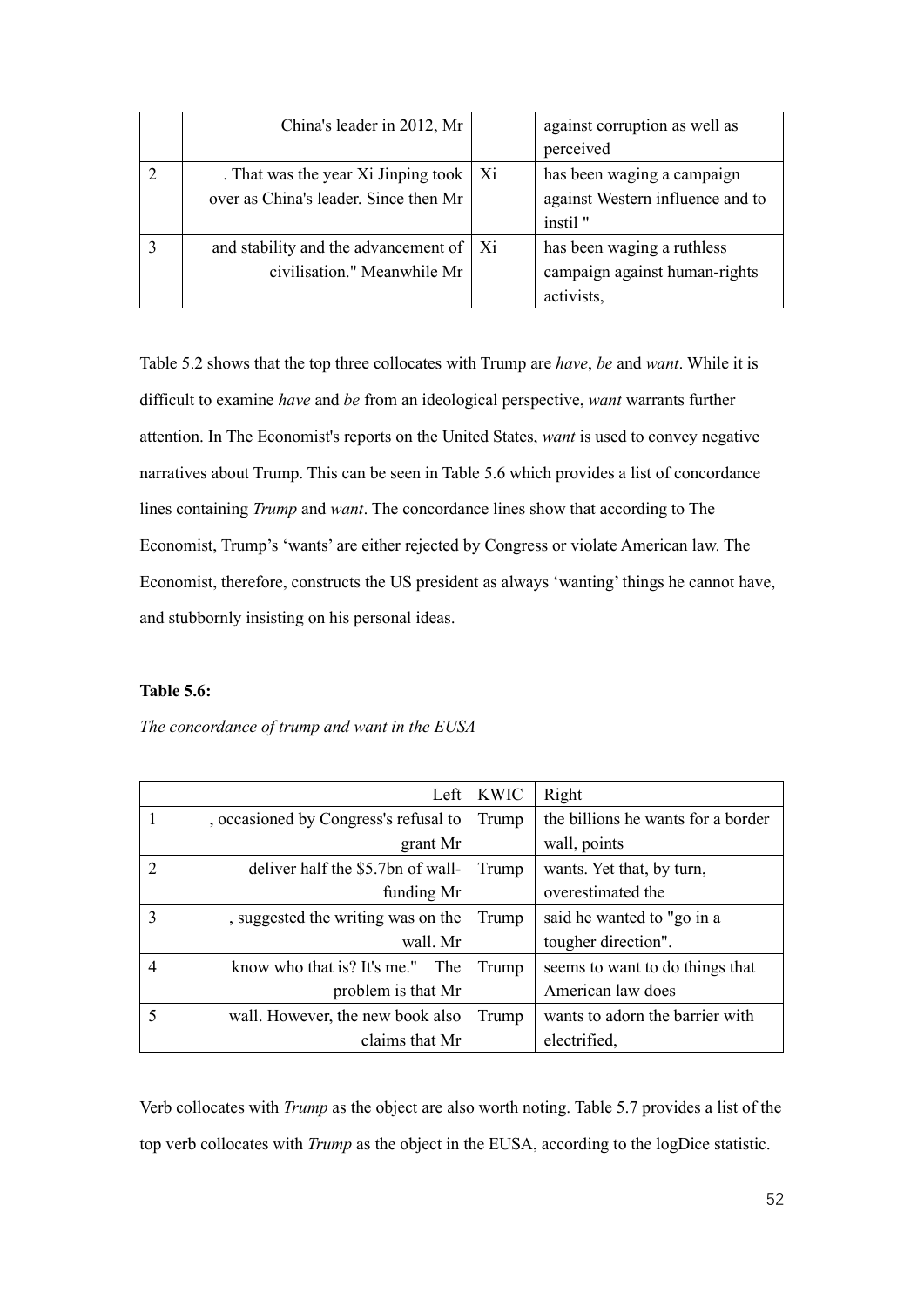| | | | |
|---|---|---|---|
| | China's leader in 2012, Mr | | against corruption as well as perceived |
| 2 | . That was the year Xi Jinping took over as China's leader. Since then Mr | Xi | has been waging a campaign against Western influence and to instil " |
| 3 | and stability and the advancement of civilisation." Meanwhile Mr | Xi | has been waging a ruthless campaign against human-rights activists, |

Table 5.2 shows that the top three collocates with Trump are *have*, *be* and *want*. While it is difficult to examine *have* and *be* from an ideological perspective, *want* warrants further attention. In The Economist's reports on the United States, *want* is used to convey negative narratives about Trump. This can be seen in Table 5.6 which provides a list of concordance lines containing *Trump* and *want*. The concordance lines show that according to The Economist, Trump's 'wants' are either rejected by Congress or violate American law. The Economist, therefore, constructs the US president as always 'wanting' things he cannot have, and stubbornly insisting on his personal ideas.

**Table 5.6:**

*The concordance of trump and want in the EUSA*

| | Left | KWIC | Right |
|---|---|---|---|
| 1 | , occasioned by Congress's refusal to grant Mr | Trump | the billions he wants for a border wall, points |
| 2 | deliver half the $5.7bn of wall-funding Mr | Trump | wants. Yet that, by turn, overestimated the |
| 3 | , suggested the writing was on the wall. Mr | Trump | said he wanted to "go in a tougher direction". |
| 4 | know who that is? It's me." The problem is that Mr | Trump | seems to want to do things that American law does |
| 5 | wall. However, the new book also claims that Mr | Trump | wants to adorn the barrier with electrified, |

Verb collocates with *Trump* as the object are also worth noting. Table 5.7 provides a list of the top verb collocates with *Trump* as the object in the EUSA, according to the logDice statistic.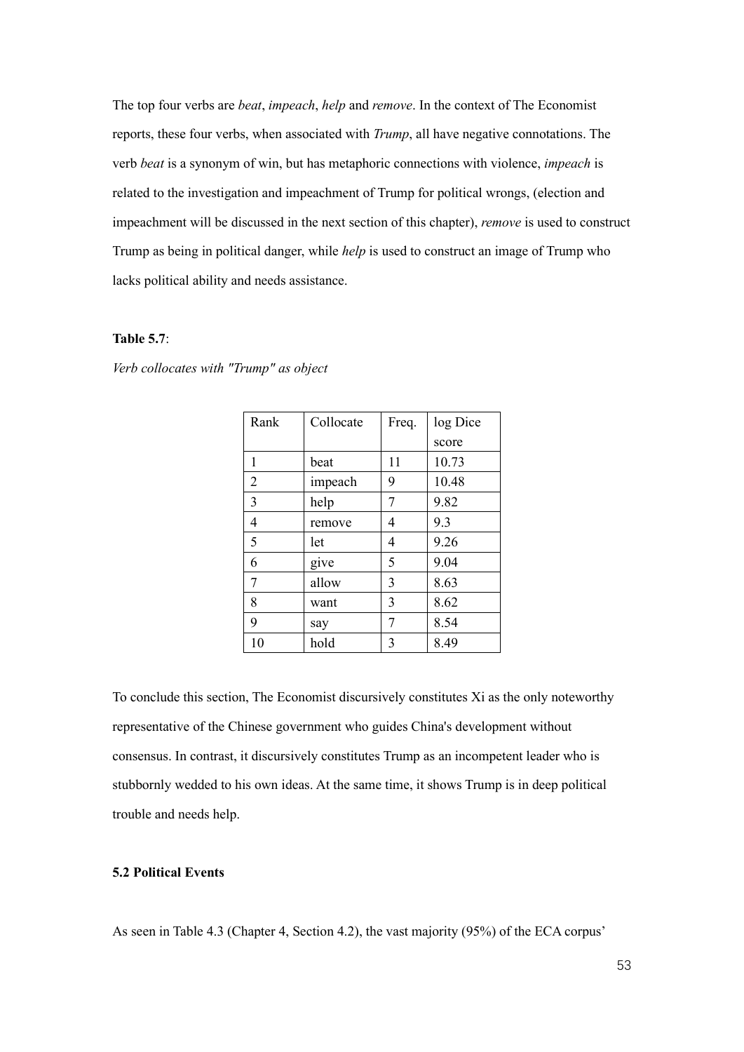The top four verbs are *beat*, *impeach*, *help* and *remove*. In the context of The Economist reports, these four verbs, when associated with *Trump*, all have negative connotations. The verb *beat* is a synonym of win, but has metaphoric connections with violence, *impeach* is related to the investigation and impeachment of Trump for political wrongs, (election and impeachment will be discussed in the next section of this chapter), *remove* is used to construct Trump as being in political danger, while *help* is used to construct an image of Trump who lacks political ability and needs assistance.

**Table 5.7**:

*Verb collocates with "Trump" as object*

| Rank | Collocate | Freq. | log Dice score |
|---|---|---|---|
| 1 | beat | 11 | 10.73 |
| 2 | impeach | 9 | 10.48 |
| 3 | help | 7 | 9.82 |
| 4 | remove | 4 | 9.3 |
| 5 | let | 4 | 9.26 |
| 6 | give | 5 | 9.04 |
| 7 | allow | 3 | 8.63 |
| 8 | want | 3 | 8.62 |
| 9 | say | 7 | 8.54 |
| 10 | hold | 3 | 8.49 |

To conclude this section, The Economist discursively constitutes Xi as the only noteworthy representative of the Chinese government who guides China's development without consensus. In contrast, it discursively constitutes Trump as an incompetent leader who is stubbornly wedded to his own ideas. At the same time, it shows Trump is in deep political trouble and needs help.

### 5.2 Political Events

As seen in Table 4.3 (Chapter 4, Section 4.2), the vast majority (95%) of the ECA corpus'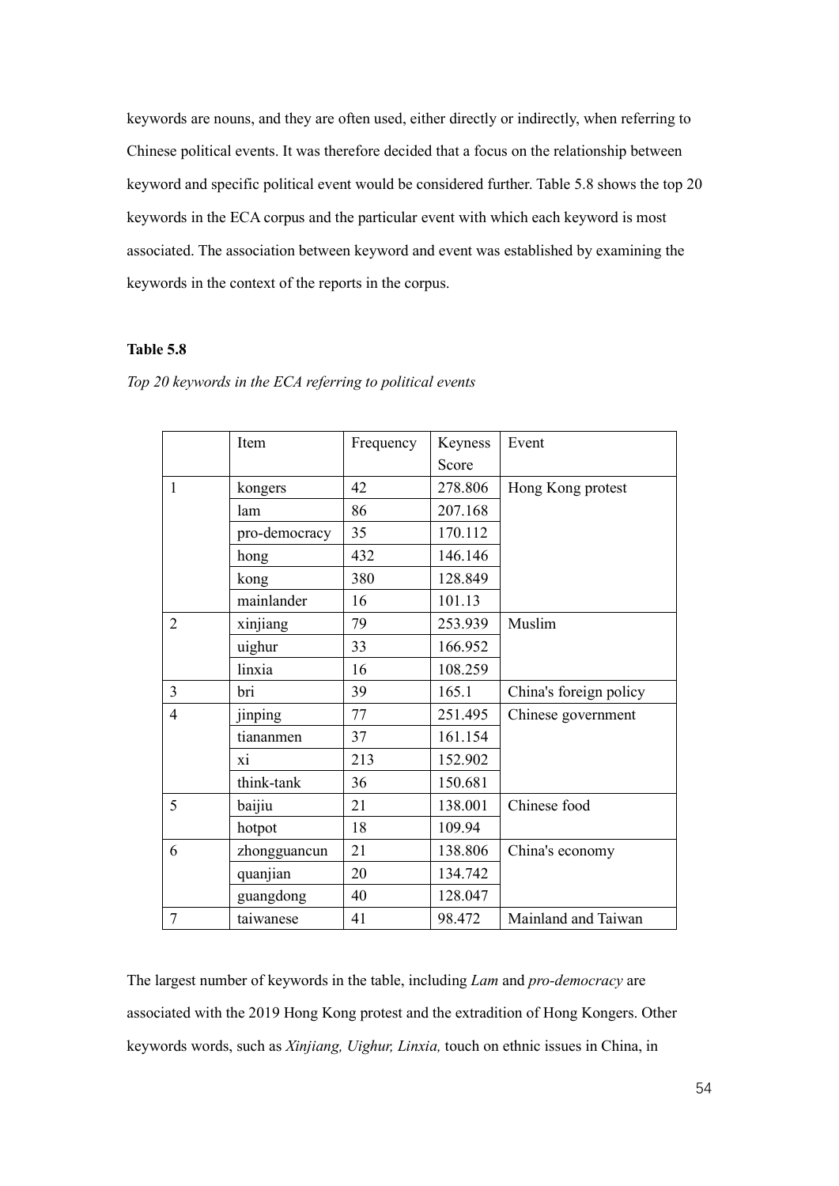keywords are nouns, and they are often used, either directly or indirectly, when referring to Chinese political events. It was therefore decided that a focus on the relationship between keyword and specific political event would be considered further. Table 5.8 shows the top 20 keywords in the ECA corpus and the particular event with which each keyword is most associated. The association between keyword and event was established by examining the keywords in the context of the reports in the corpus.

**Table 5.8**

*Top 20 keywords in the ECA referring to political events*

| | Item | Frequency | Keyness Score | Event |
|---|---|---|---|---|
| 1 | kongers | 42 | 278.806 | Hong Kong protest |
| | lam | 86 | 207.168 | |
| | pro-democracy | 35 | 170.112 | |
| | hong | 432 | 146.146 | |
| | kong | 380 | 128.849 | |
| | mainlander | 16 | 101.13 | |
| 2 | xinjiang | 79 | 253.939 | Muslim |
| | uighur | 33 | 166.952 | |
| | linxia | 16 | 108.259 | |
| 3 | bri | 39 | 165.1 | China's foreign policy |
| 4 | jinping | 77 | 251.495 | Chinese government |
| | tiananmen | 37 | 161.154 | |
| | xi | 213 | 152.902 | |
| | think-tank | 36 | 150.681 | |
| 5 | baijiu | 21 | 138.001 | Chinese food |
| | hotpot | 18 | 109.94 | |
| 6 | zhongguancun | 21 | 138.806 | China's economy |
| | quanjian | 20 | 134.742 | |
| | guangdong | 40 | 128.047 | |
| 7 | taiwanese | 41 | 98.472 | Mainland and Taiwan |

The largest number of keywords in the table, including *Lam* and *pro-democracy* are associated with the 2019 Hong Kong protest and the extradition of Hong Kongers. Other keywords words, such as *Xinjiang, Uighur, Linxia,* touch on ethnic issues in China, in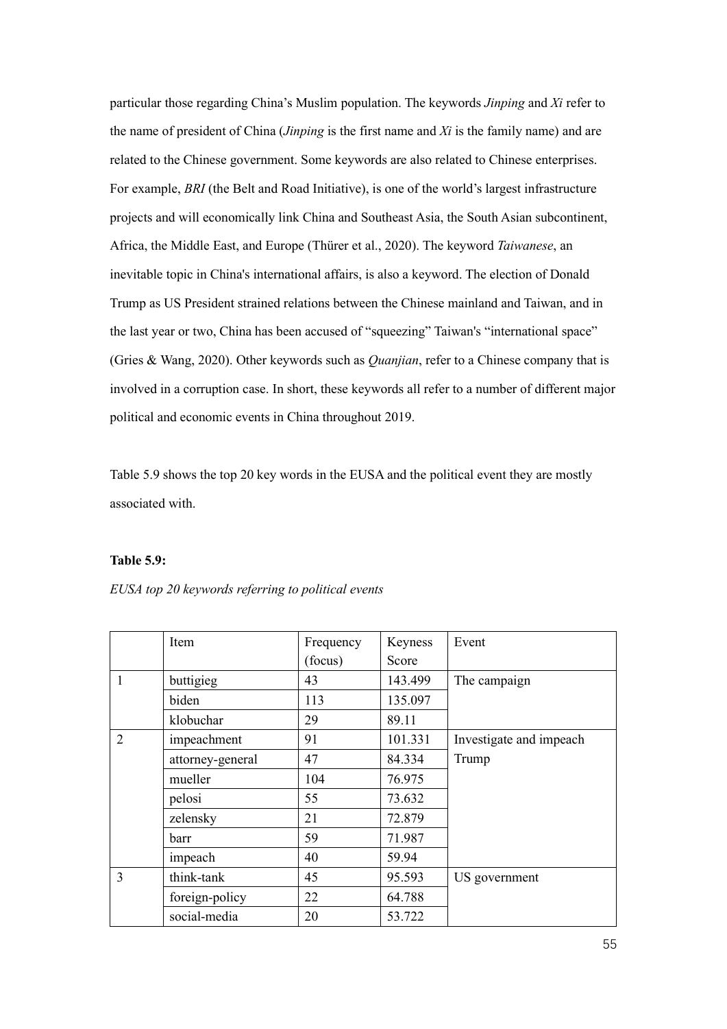particular those regarding China's Muslim population. The keywords *Jinping* and *Xi* refer to the name of president of China (*Jinping* is the first name and *Xi* is the family name) and are related to the Chinese government. Some keywords are also related to Chinese enterprises. For example, *BRI* (the Belt and Road Initiative), is one of the world's largest infrastructure projects and will economically link China and Southeast Asia, the South Asian subcontinent, Africa, the Middle East, and Europe (Thürer et al., 2020). The keyword *Taiwanese*, an inevitable topic in China's international affairs, is also a keyword. The election of Donald Trump as US President strained relations between the Chinese mainland and Taiwan, and in the last year or two, China has been accused of "squeezing" Taiwan's "international space" (Gries & Wang, 2020). Other keywords such as *Quanjian*, refer to a Chinese company that is involved in a corruption case. In short, these keywords all refer to a number of different major political and economic events in China throughout 2019.

Table 5.9 shows the top 20 key words in the EUSA and the political event they are mostly associated with.

**Table 5.9:**

*EUSA top 20 keywords referring to political events*

| | Item | Frequency (focus) | Keyness Score | Event |
|---|---|---|---|---|
| 1 | buttigieg | 43 | 143.499 | The campaign |
| | biden | 113 | 135.097 | |
| | klobuchar | 29 | 89.11 | |
| 2 | impeachment | 91 | 101.331 | Investigate and impeach Trump |
| | attorney-general | 47 | 84.334 | |
| | mueller | 104 | 76.975 | |
| | pelosi | 55 | 73.632 | |
| | zelensky | 21 | 72.879 | |
| | barr | 59 | 71.987 | |
| | impeach | 40 | 59.94 | |
| 3 | think-tank | 45 | 95.593 | US government |
| | foreign-policy | 22 | 64.788 | |
| | social-media | 20 | 53.722 | |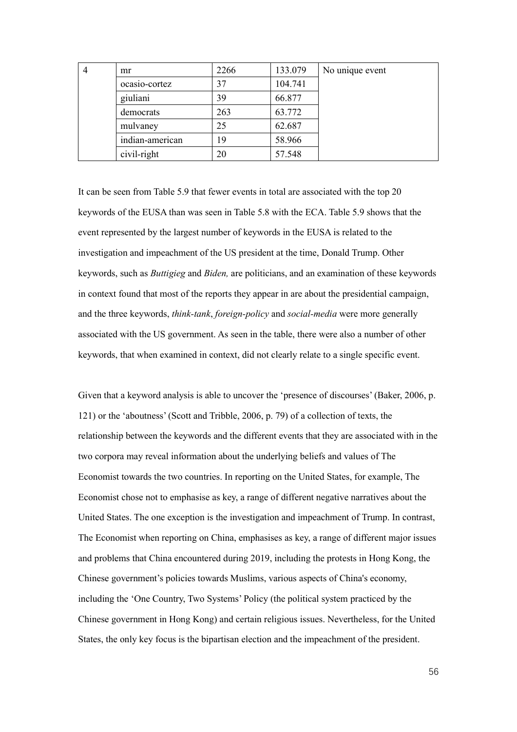| | | | | |
|---|---|---|---|---|
| 4 | mr | 2266 | 133.079 | No unique event |
| | ocasio-cortez | 37 | 104.741 | |
| | giuliani | 39 | 66.877 | |
| | democrats | 263 | 63.772 | |
| | mulvaney | 25 | 62.687 | |
| | indian-american | 19 | 58.966 | |
| | civil-right | 20 | 57.548 | |

It can be seen from Table 5.9 that fewer events in total are associated with the top 20 keywords of the EUSA than was seen in Table 5.8 with the ECA. Table 5.9 shows that the event represented by the largest number of keywords in the EUSA is related to the investigation and impeachment of the US president at the time, Donald Trump. Other keywords, such as *Buttigieg* and *Biden,* are politicians, and an examination of these keywords in context found that most of the reports they appear in are about the presidential campaign, and the three keywords, *think-tank*, *foreign-policy* and *social-media* were more generally associated with the US government. As seen in the table, there were also a number of other keywords, that when examined in context, did not clearly relate to a single specific event.

Given that a keyword analysis is able to uncover the 'presence of discourses' (Baker, 2006, p. 121) or the 'aboutness' (Scott and Tribble, 2006, p. 79) of a collection of texts, the relationship between the keywords and the different events that they are associated with in the two corpora may reveal information about the underlying beliefs and values of The Economist towards the two countries. In reporting on the United States, for example, The Economist chose not to emphasise as key, a range of different negative narratives about the United States. The one exception is the investigation and impeachment of Trump. In contrast, The Economist when reporting on China, emphasises as key, a range of different major issues and problems that China encountered during 2019, including the protests in Hong Kong, the Chinese government's policies towards Muslims, various aspects of China's economy, including the 'One Country, Two Systems' Policy (the political system practiced by the Chinese government in Hong Kong) and certain religious issues. Nevertheless, for the United States, the only key focus is the bipartisan election and the impeachment of the president.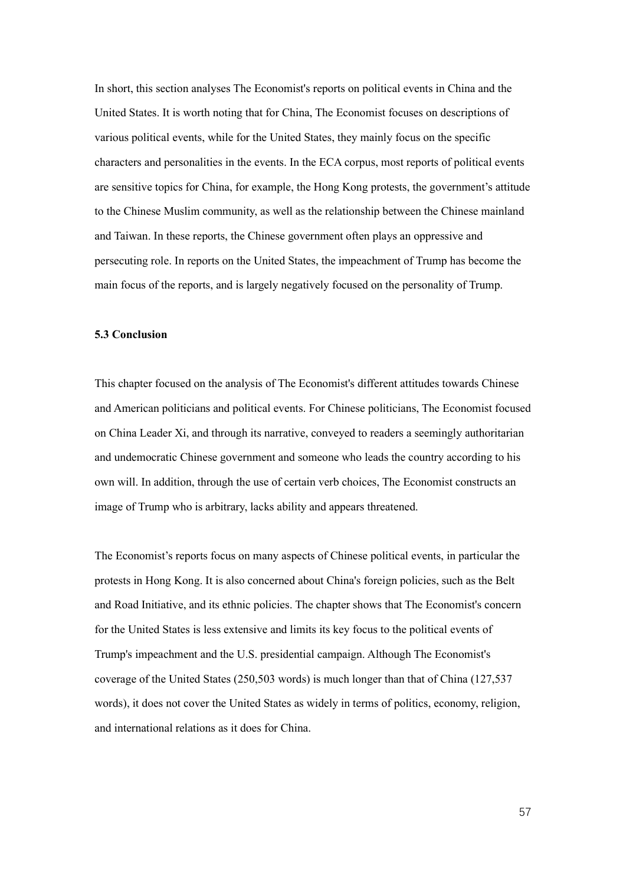In short, this section analyses The Economist's reports on political events in China and the United States. It is worth noting that for China, The Economist focuses on descriptions of various political events, while for the United States, they mainly focus on the specific characters and personalities in the events. In the ECA corpus, most reports of political events are sensitive topics for China, for example, the Hong Kong protests, the government's attitude to the Chinese Muslim community, as well as the relationship between the Chinese mainland and Taiwan. In these reports, the Chinese government often plays an oppressive and persecuting role. In reports on the United States, the impeachment of Trump has become the main focus of the reports, and is largely negatively focused on the personality of Trump.

### 5.3 Conclusion

This chapter focused on the analysis of The Economist's different attitudes towards Chinese and American politicians and political events. For Chinese politicians, The Economist focused on China Leader Xi, and through its narrative, conveyed to readers a seemingly authoritarian and undemocratic Chinese government and someone who leads the country according to his own will. In addition, through the use of certain verb choices, The Economist constructs an image of Trump who is arbitrary, lacks ability and appears threatened.

The Economist's reports focus on many aspects of Chinese political events, in particular the protests in Hong Kong. It is also concerned about China's foreign policies, such as the Belt and Road Initiative, and its ethnic policies. The chapter shows that The Economist's concern for the United States is less extensive and limits its key focus to the political events of Trump's impeachment and the U.S. presidential campaign. Although The Economist's coverage of the United States (250,503 words) is much longer than that of China (127,537 words), it does not cover the United States as widely in terms of politics, economy, religion, and international relations as it does for China.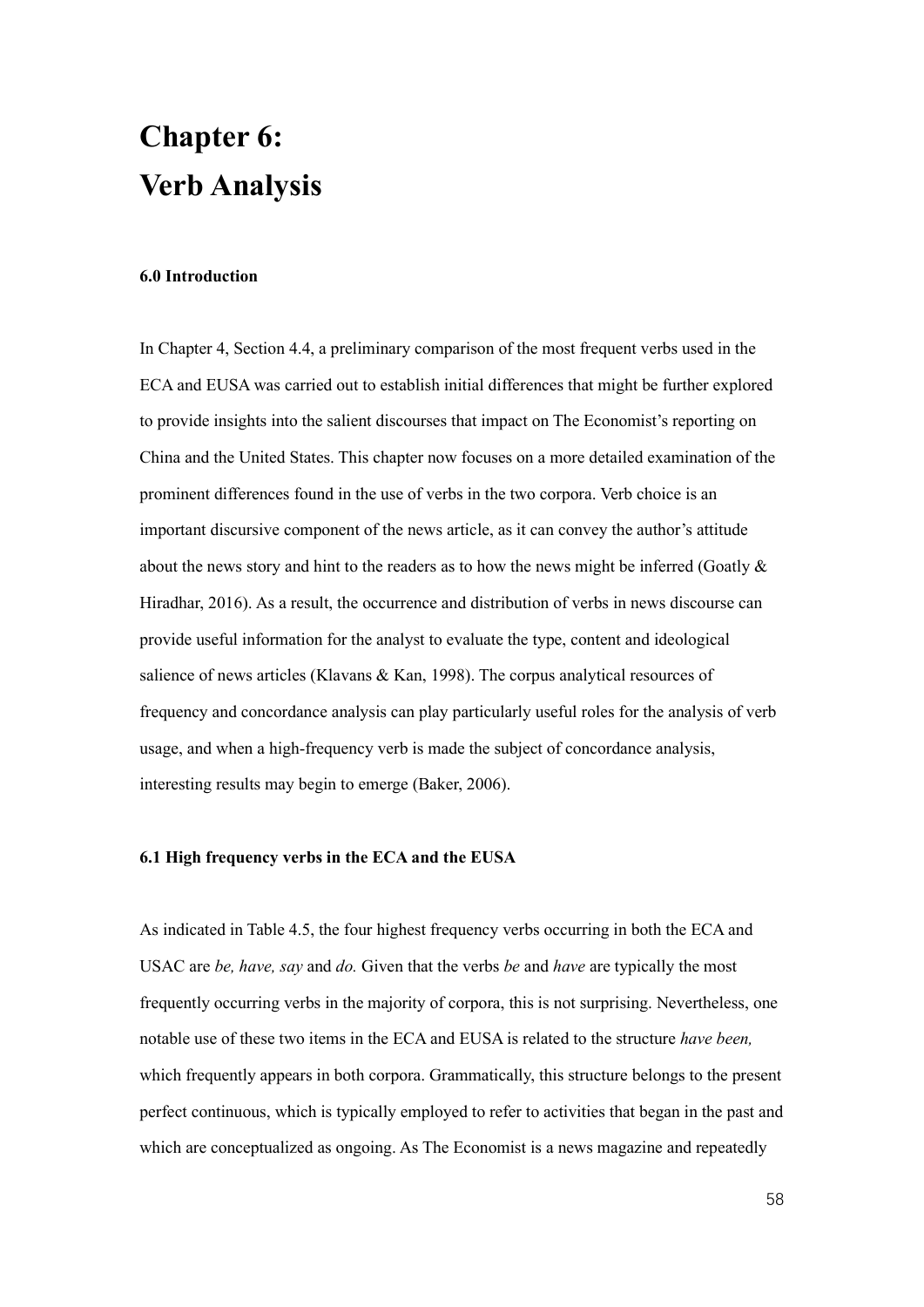# Chapter 6: Verb Analysis

### 6.0 Introduction

In Chapter 4, Section 4.4, a preliminary comparison of the most frequent verbs used in the ECA and EUSA was carried out to establish initial differences that might be further explored to provide insights into the salient discourses that impact on The Economist's reporting on China and the United States. This chapter now focuses on a more detailed examination of the prominent differences found in the use of verbs in the two corpora. Verb choice is an important discursive component of the news article, as it can convey the author's attitude about the news story and hint to the readers as to how the news might be inferred (Goatly & Hiradhar, 2016). As a result, the occurrence and distribution of verbs in news discourse can provide useful information for the analyst to evaluate the type, content and ideological salience of news articles (Klavans & Kan, 1998). The corpus analytical resources of frequency and concordance analysis can play particularly useful roles for the analysis of verb usage, and when a high-frequency verb is made the subject of concordance analysis, interesting results may begin to emerge (Baker, 2006).

### 6.1 High frequency verbs in the ECA and the EUSA

As indicated in Table 4.5, the four highest frequency verbs occurring in both the ECA and USAC are *be, have, say* and *do.* Given that the verbs *be* and *have* are typically the most frequently occurring verbs in the majority of corpora, this is not surprising. Nevertheless, one notable use of these two items in the ECA and EUSA is related to the structure *have been,* which frequently appears in both corpora. Grammatically, this structure belongs to the present perfect continuous, which is typically employed to refer to activities that began in the past and which are conceptualized as ongoing. As The Economist is a news magazine and repeatedly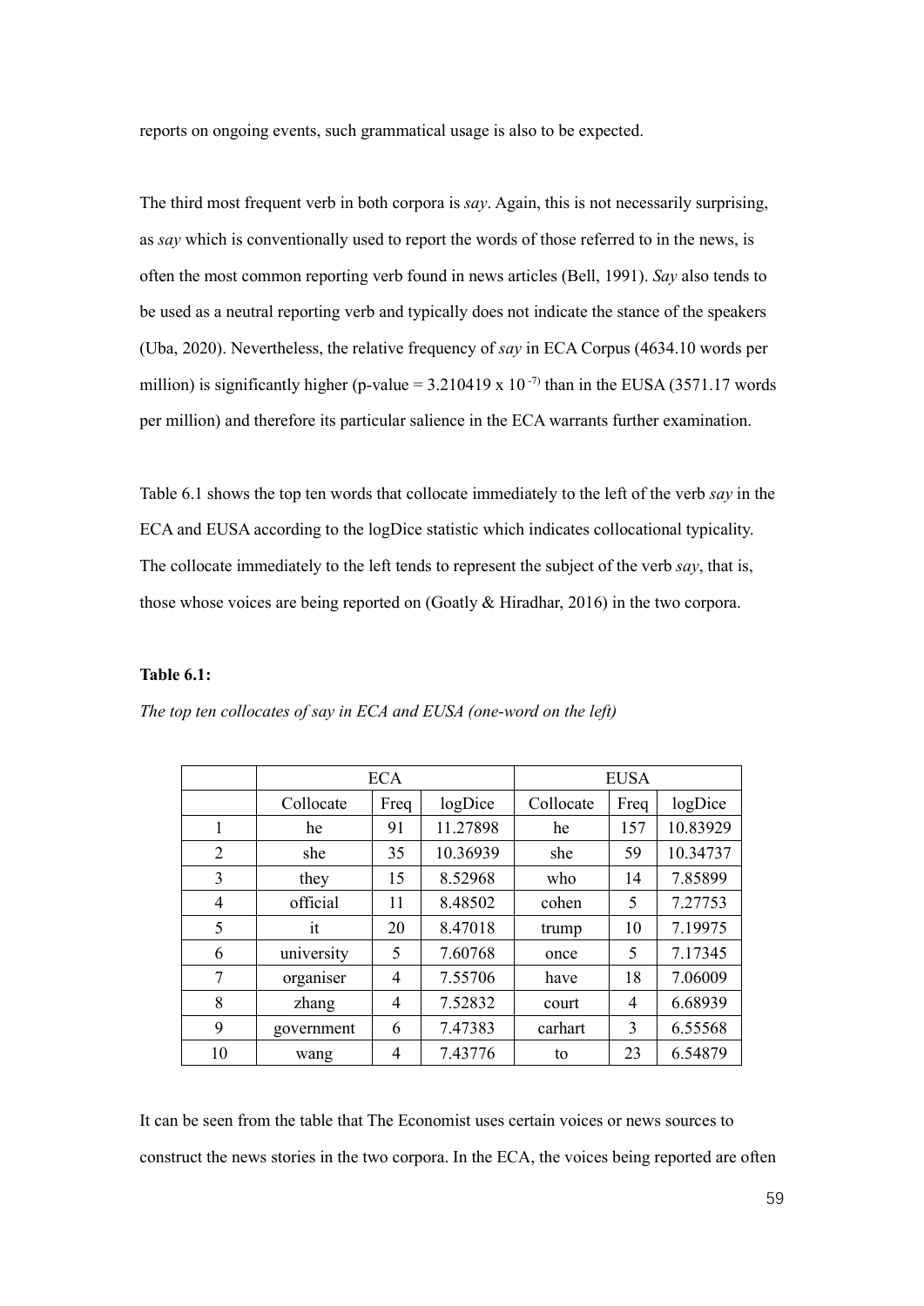reports on ongoing events, such grammatical usage is also to be expected.

The third most frequent verb in both corpora is *say*. Again, this is not necessarily surprising, as *say* which is conventionally used to report the words of those referred to in the news, is often the most common reporting verb found in news articles (Bell, 1991). *Say* also tends to be used as a neutral reporting verb and typically does not indicate the stance of the speakers (Uba, 2020). Nevertheless, the relative frequency of *say* in ECA Corpus (4634.10 words per million) is significantly higher (p-value = $3.210419 \times 10^{-7}$) than in the EUSA (3571.17 words per million) and therefore its particular salience in the ECA warrants further examination.

Table 6.1 shows the top ten words that collocate immediately to the left of the verb *say* in the ECA and EUSA according to the logDice statistic which indicates collocational typicality. The collocate immediately to the left tends to represent the subject of the verb *say*, that is, those whose voices are being reported on (Goatly & Hiradhar, 2016) in the two corpora.

**Table 6.1:**

*The top ten collocates of say in ECA and EUSA (one-word on the left)*

| | ECA | | | EUSA | | |
|---|---|---|---|---|---|---|
| | Collocate | Freq | logDice | Collocate | Freq | logDice |
| 1 | he | 91 | 11.27898 | he | 157 | 10.83929 |
| 2 | she | 35 | 10.36939 | she | 59 | 10.34737 |
| 3 | they | 15 | 8.52968 | who | 14 | 7.85899 |
| 4 | official | 11 | 8.48502 | cohen | 5 | 7.27753 |
| 5 | it | 20 | 8.47018 | trump | 10 | 7.19975 |
| 6 | university | 5 | 7.60768 | once | 5 | 7.17345 |
| 7 | organiser | 4 | 7.55706 | have | 18 | 7.06009 |
| 8 | zhang | 4 | 7.52832 | court | 4 | 6.68939 |
| 9 | government | 6 | 7.47383 | carhart | 3 | 6.55568 |
| 10 | wang | 4 | 7.43776 | to | 23 | 6.54879 |

It can be seen from the table that The Economist uses certain voices or news sources to construct the news stories in the two corpora. In the ECA, the voices being reported are often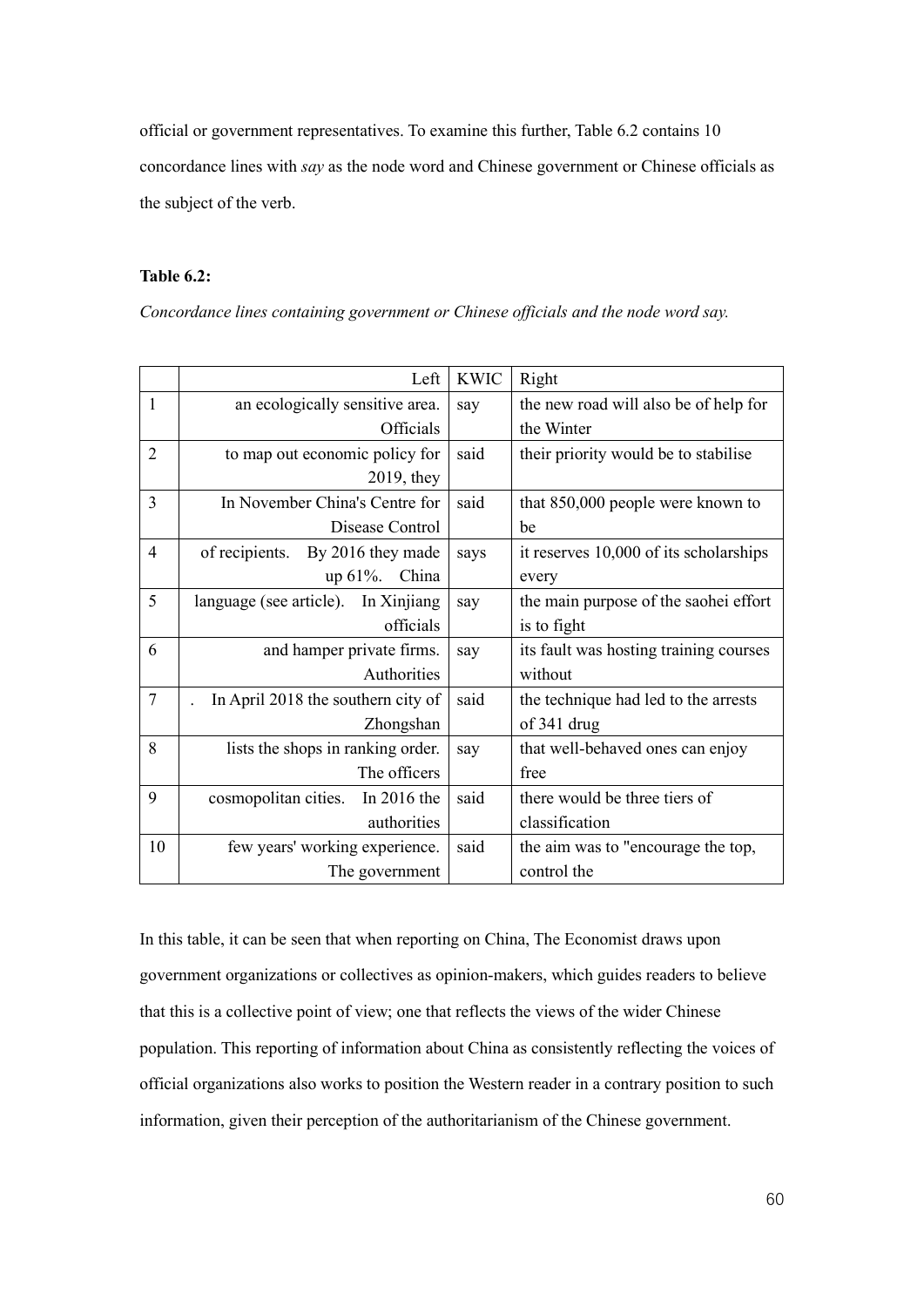official or government representatives. To examine this further, Table 6.2 contains 10 concordance lines with *say* as the node word and Chinese government or Chinese officials as the subject of the verb.

**Table 6.2:**

*Concordance lines containing government or Chinese officials and the node word say.*

| | Left | KWIC | Right |
|---|---|---|---|
| 1 | an ecologically sensitive area. Officials | say | the new road will also be of help for the Winter |
| 2 | to map out economic policy for 2019, they | said | their priority would be to stabilise |
| 3 | In November China's Centre for Disease Control | said | that 850,000 people were known to be |
| 4 | of recipients. By 2016 they made up 61%. China | says | it reserves 10,000 of its scholarships every |
| 5 | language (see article). In Xinjiang officials | say | the main purpose of the saohei effort is to fight |
| 6 | and hamper private firms. Authorities | say | its fault was hosting training courses without |
| 7 | . In April 2018 the southern city of Zhongshan | said | the technique had led to the arrests of 341 drug |
| 8 | lists the shops in ranking order. The officers | say | that well-behaved ones can enjoy free |
| 9 | cosmopolitan cities. In 2016 the authorities | said | there would be three tiers of classification |
| 10 | few years' working experience. The government | said | the aim was to "encourage the top, control the |

In this table, it can be seen that when reporting on China, The Economist draws upon government organizations or collectives as opinion-makers, which guides readers to believe that this is a collective point of view; one that reflects the views of the wider Chinese population. This reporting of information about China as consistently reflecting the voices of official organizations also works to position the Western reader in a contrary position to such information, given their perception of the authoritarianism of the Chinese government.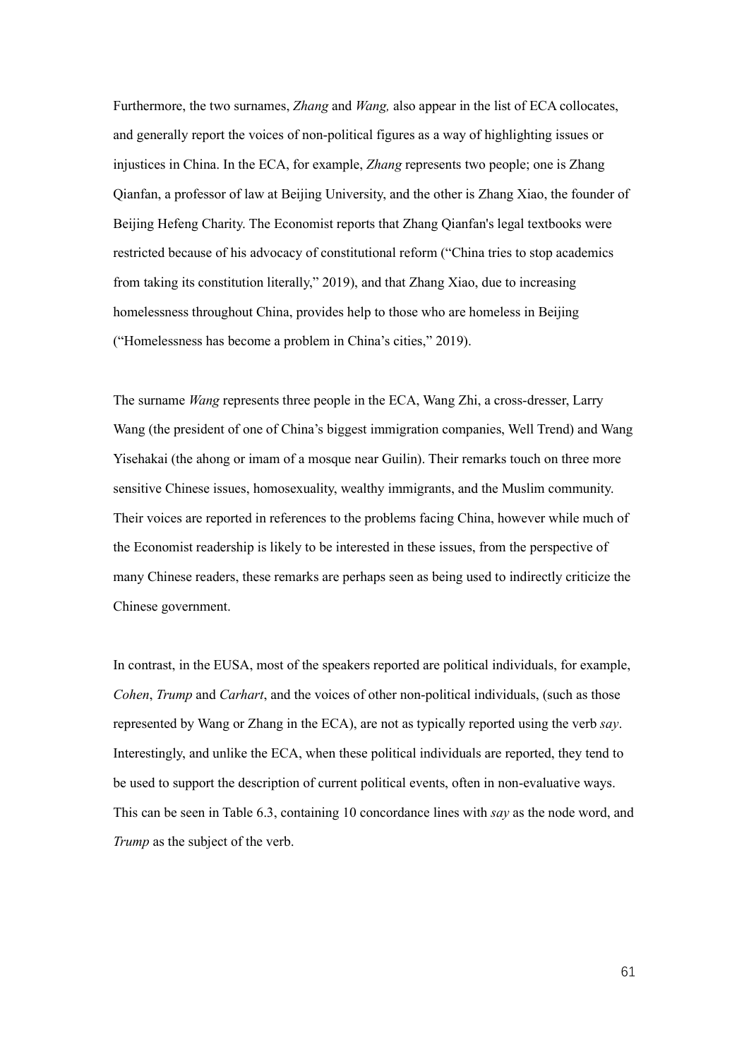Furthermore, the two surnames, *Zhang* and *Wang,* also appear in the list of ECA collocates, and generally report the voices of non-political figures as a way of highlighting issues or injustices in China. In the ECA, for example, *Zhang* represents two people; one is Zhang Qianfan, a professor of law at Beijing University, and the other is Zhang Xiao, the founder of Beijing Hefeng Charity. The Economist reports that Zhang Qianfan's legal textbooks were restricted because of his advocacy of constitutional reform ("China tries to stop academics from taking its constitution literally," 2019), and that Zhang Xiao, due to increasing homelessness throughout China, provides help to those who are homeless in Beijing ("Homelessness has become a problem in China's cities," 2019).

The surname *Wang* represents three people in the ECA, Wang Zhi, a cross-dresser, Larry Wang (the president of one of China's biggest immigration companies, Well Trend) and Wang Yisehakai (the ahong or imam of a mosque near Guilin). Their remarks touch on three more sensitive Chinese issues, homosexuality, wealthy immigrants, and the Muslim community. Their voices are reported in references to the problems facing China, however while much of the Economist readership is likely to be interested in these issues, from the perspective of many Chinese readers, these remarks are perhaps seen as being used to indirectly criticize the Chinese government.

In contrast, in the EUSA, most of the speakers reported are political individuals, for example, *Cohen*, *Trump* and *Carhart*, and the voices of other non-political individuals, (such as those represented by Wang or Zhang in the ECA), are not as typically reported using the verb *say*. Interestingly, and unlike the ECA, when these political individuals are reported, they tend to be used to support the description of current political events, often in non-evaluative ways. This can be seen in Table 6.3, containing 10 concordance lines with *say* as the node word, and *Trump* as the subject of the verb.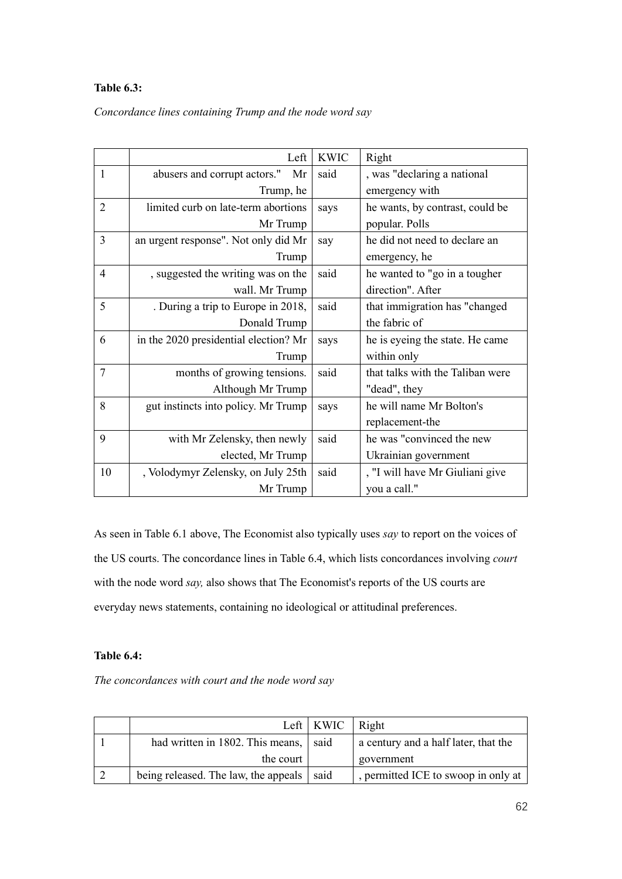**Table 6.3:**

*Concordance lines containing Trump and the node word say*

| | Left | KWIC | Right |
|---|---|---|---|
| 1 | abusers and corrupt actors." Mr Trump, he | said | , was "declaring a national emergency with |
| 2 | limited curb on late-term abortions Mr Trump | says | he wants, by contrast, could be popular. Polls |
| 3 | an urgent response". Not only did Mr Trump | say | he did not need to declare an emergency, he |
| 4 | , suggested the writing was on the wall. Mr Trump | said | he wanted to "go in a tougher direction". After |
| 5 | . During a trip to Europe in 2018, Donald Trump | said | that immigration has "changed the fabric of |
| 6 | in the 2020 presidential election? Mr Trump | says | he is eyeing the state. He came within only |
| 7 | months of growing tensions. Although Mr Trump | said | that talks with the Taliban were "dead", they |
| 8 | gut instincts into policy. Mr Trump | says | he will name Mr Bolton's replacement-the |
| 9 | with Mr Zelensky, then newly elected, Mr Trump | said | he was "convinced the new Ukrainian government |
| 10 | , Volodymyr Zelensky, on July 25th Mr Trump | said | , "I will have Mr Giuliani give you a call." |

As seen in Table 6.1 above, The Economist also typically uses *say* to report on the voices of the US courts. The concordance lines in Table 6.4, which lists concordances involving *court* with the node word *say,* also shows that The Economist's reports of the US courts are everyday news statements, containing no ideological or attitudinal preferences.

**Table 6.4:**

*The concordances with court and the node word say*

| | Left | KWIC | Right |
|---|---|---|---|
| 1 | had written in 1802. This means, the court | said | a century and a half later, that the government |
| 2 | being released. The law, the appeals | said | , permitted ICE to swoop in only at |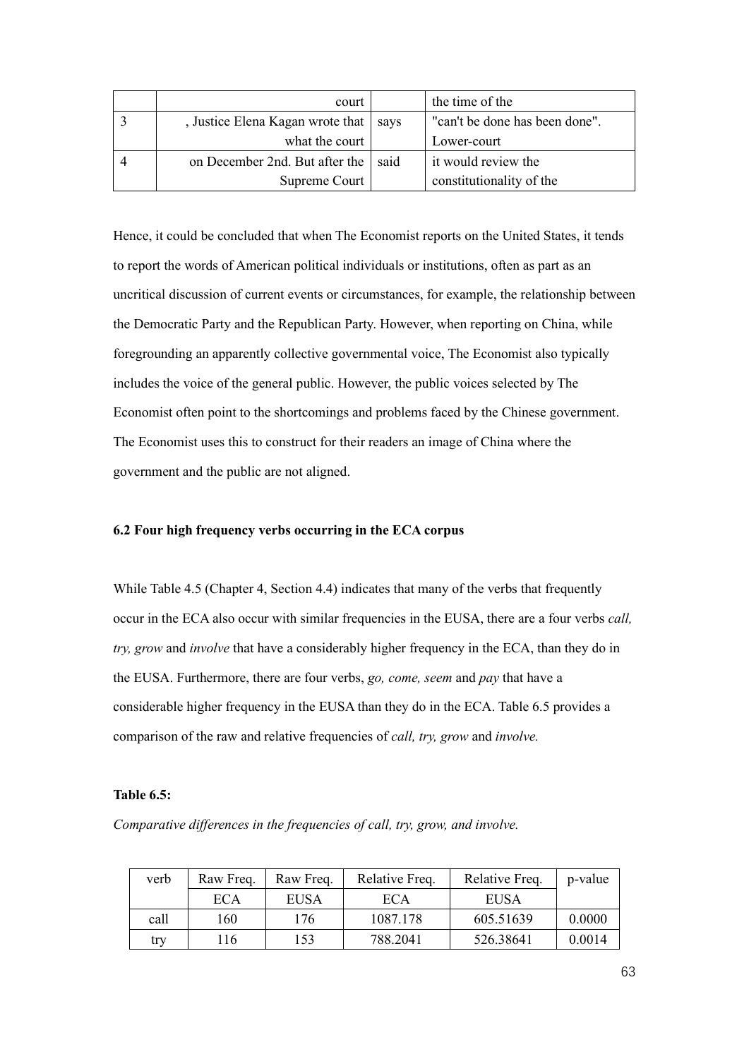| | | | |
|---|---|---|---|
| | court | | the time of the |
| 3 | , Justice Elena Kagan wrote that what the court | says | "can't be done has been done". Lower-court |
| 4 | on December 2nd. But after the Supreme Court | said | it would review the constitutionality of the |

Hence, it could be concluded that when The Economist reports on the United States, it tends to report the words of American political individuals or institutions, often as part as an uncritical discussion of current events or circumstances, for example, the relationship between the Democratic Party and the Republican Party. However, when reporting on China, while foregrounding an apparently collective governmental voice, The Economist also typically includes the voice of the general public. However, the public voices selected by The Economist often point to the shortcomings and problems faced by the Chinese government. The Economist uses this to construct for their readers an image of China where the government and the public are not aligned.

### 6.2 Four high frequency verbs occurring in the ECA corpus

While Table 4.5 (Chapter 4, Section 4.4) indicates that many of the verbs that frequently occur in the ECA also occur with similar frequencies in the EUSA, there are a four verbs *call, try, grow* and *involve* that have a considerably higher frequency in the ECA, than they do in the EUSA. Furthermore, there are four verbs, *go, come, seem* and *pay* that have a considerable higher frequency in the EUSA than they do in the ECA. Table 6.5 provides a comparison of the raw and relative frequencies of *call, try, grow* and *involve.*

**Table 6.5:**

*Comparative differences in the frequencies of call, try, grow, and involve.*

| verb | Raw Freq. ECA | Raw Freq. EUSA | Relative Freq. ECA | Relative Freq. EUSA | p-value |
|---|---|---|---|---|---|
| call | 160 | 176 | 1087.178 | 605.51639 | 0.0000 |
| try | 116 | 153 | 788.2041 | 526.38641 | 0.0014 |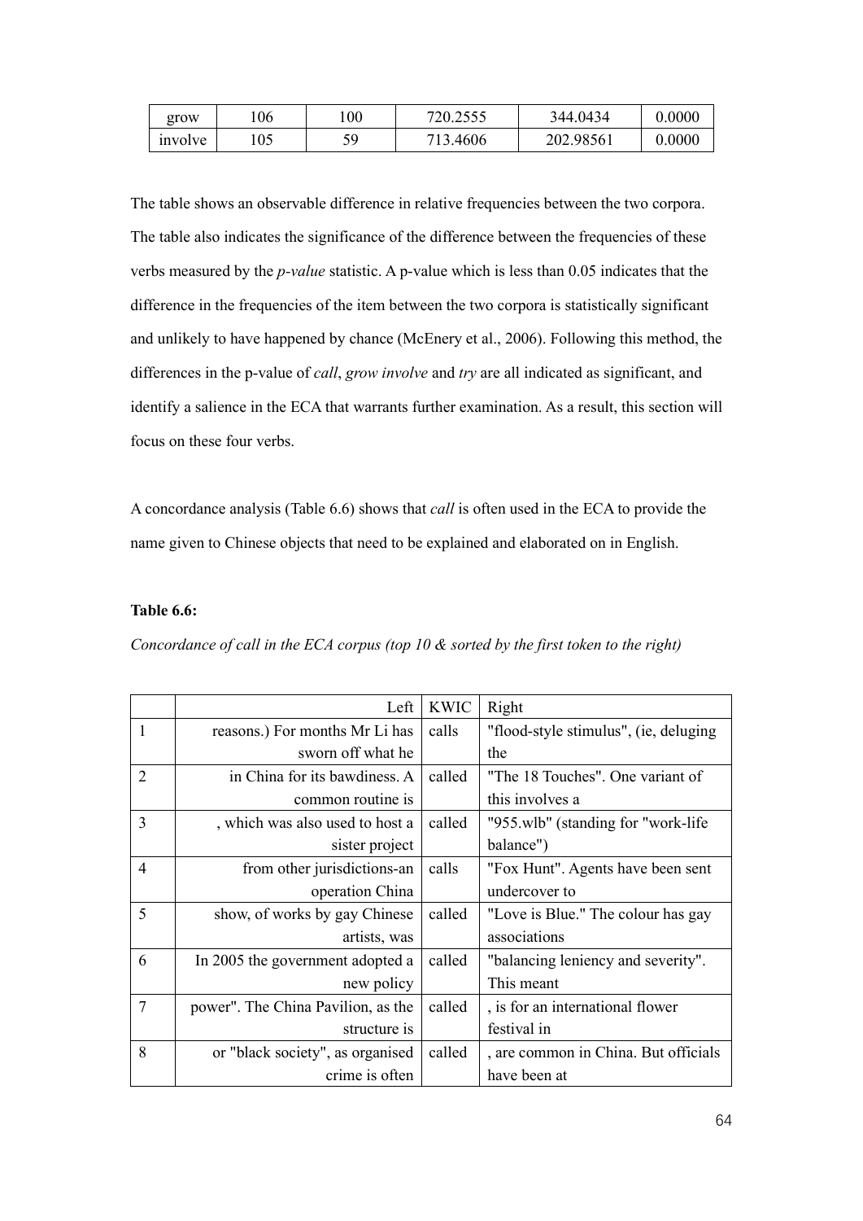| grow | 106 | 100 | 720.2555 | 344.0434 | 0.0000 |
|---|---|---|---|---|---|
| involve | 105 | 59 | 713.4606 | 202.98561 | 0.0000 |

The table shows an observable difference in relative frequencies between the two corpora. The table also indicates the significance of the difference between the frequencies of these verbs measured by the *p-value* statistic. A p-value which is less than 0.05 indicates that the difference in the frequencies of the item between the two corpora is statistically significant and unlikely to have happened by chance (McEnery et al., 2006). Following this method, the differences in the p-value of *call*, *grow involve* and *try* are all indicated as significant, and identify a salience in the ECA that warrants further examination. As a result, this section will focus on these four verbs.

A concordance analysis (Table 6.6) shows that *call* is often used in the ECA to provide the name given to Chinese objects that need to be explained and elaborated on in English.

**Table 6.6:**

*Concordance of call in the ECA corpus (top 10 & sorted by the first token to the right)*

| | Left | KWIC | Right |
|---|---|---|---|
| 1 | reasons.) For months Mr Li has sworn off what he | calls | "flood-style stimulus", (ie, deluging the |
| 2 | in China for its bawdiness. A common routine is | called | "The 18 Touches". One variant of this involves a |
| 3 | , which was also used to host a sister project | called | "955.wlb" (standing for "work-life balance") |
| 4 | from other jurisdictions-an operation China | calls | "Fox Hunt". Agents have been sent undercover to |
| 5 | show, of works by gay Chinese artists, was | called | "Love is Blue." The colour has gay associations |
| 6 | In 2005 the government adopted a new policy | called | "balancing leniency and severity". This meant |
| 7 | power". The China Pavilion, as the structure is | called | , is for an international flower festival in |
| 8 | or "black society", as organised crime is often | called | , are common in China. But officials have been at |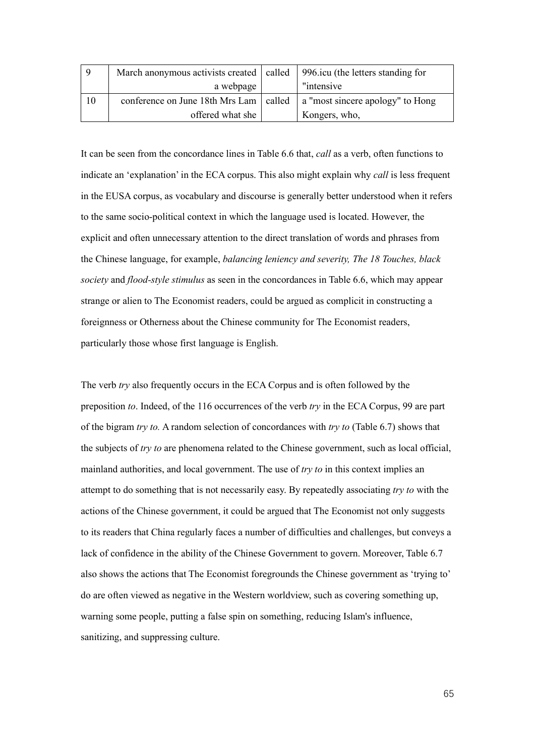| | | | |
|---|---|---|---|
| 9 | March anonymous activists created a webpage | called | 996.icu (the letters standing for "intensive |
| 10 | conference on June 18th Mrs Lam offered what she | called | a "most sincere apology" to Hong Kongers, who, |

It can be seen from the concordance lines in Table 6.6 that, *call* as a verb, often functions to indicate an 'explanation' in the ECA corpus. This also might explain why *call* is less frequent in the EUSA corpus, as vocabulary and discourse is generally better understood when it refers to the same socio-political context in which the language used is located. However, the explicit and often unnecessary attention to the direct translation of words and phrases from the Chinese language, for example, *balancing leniency and severity, The 18 Touches, black society* and *flood-style stimulus* as seen in the concordances in Table 6.6, which may appear strange or alien to The Economist readers, could be argued as complicit in constructing a foreignness or Otherness about the Chinese community for The Economist readers, particularly those whose first language is English.

The verb *try* also frequently occurs in the ECA Corpus and is often followed by the preposition *to*. Indeed, of the 116 occurrences of the verb *try* in the ECA Corpus, 99 are part of the bigram *try to.* A random selection of concordances with *try to* (Table 6.7) shows that the subjects of *try to* are phenomena related to the Chinese government, such as local official, mainland authorities, and local government. The use of *try to* in this context implies an attempt to do something that is not necessarily easy. By repeatedly associating *try to* with the actions of the Chinese government, it could be argued that The Economist not only suggests to its readers that China regularly faces a number of difficulties and challenges, but conveys a lack of confidence in the ability of the Chinese Government to govern. Moreover, Table 6.7 also shows the actions that The Economist foregrounds the Chinese government as 'trying to' do are often viewed as negative in the Western worldview, such as covering something up, warning some people, putting a false spin on something, reducing Islam's influence, sanitizing, and suppressing culture.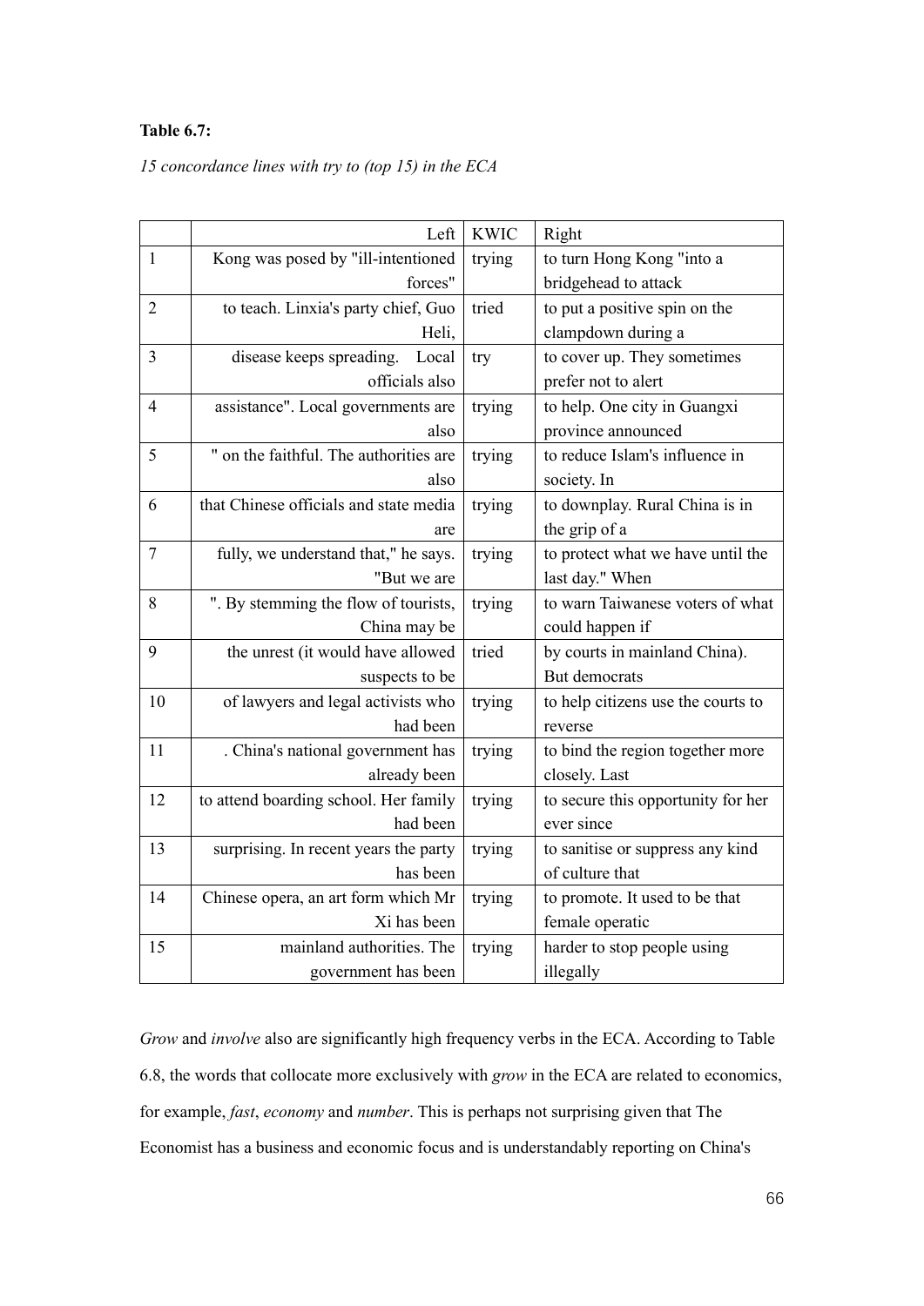**Table 6.7:**

*15 concordance lines with try to (top 15) in the ECA*

| | Left | KWIC | Right |
|---|---|---|---|
| 1 | Kong was posed by "ill-intentioned forces" | trying | to turn Hong Kong "into a bridgehead to attack |
| 2 | to teach. Linxia's party chief, Guo Heli, | tried | to put a positive spin on the clampdown during a |
| 3 | disease keeps spreading. Local officials also | try | to cover up. They sometimes prefer not to alert |
| 4 | assistance". Local governments are also | trying | to help. One city in Guangxi province announced |
| 5 | " on the faithful. The authorities are also | trying | to reduce Islam's influence in society. In |
| 6 | that Chinese officials and state media are | trying | to downplay. Rural China is in the grip of a |
| 7 | fully, we understand that," he says. "But we are | trying | to protect what we have until the last day." When |
| 8 | ". By stemming the flow of tourists, China may be | trying | to warn Taiwanese voters of what could happen if |
| 9 | the unrest (it would have allowed suspects to be | tried | by courts in mainland China). But democrats |
| 10 | of lawyers and legal activists who had been | trying | to help citizens use the courts to reverse |
| 11 | . China's national government has already been | trying | to bind the region together more closely. Last |
| 12 | to attend boarding school. Her family had been | trying | to secure this opportunity for her ever since |
| 13 | surprising. In recent years the party has been | trying | to sanitise or suppress any kind of culture that |
| 14 | Chinese opera, an art form which Mr Xi has been | trying | to promote. It used to be that female operatic |
| 15 | mainland authorities. The government has been | trying | harder to stop people using illegally |

*Grow* and *involve* also are significantly high frequency verbs in the ECA. According to Table 6.8, the words that collocate more exclusively with *grow* in the ECA are related to economics, for example, *fast*, *economy* and *number*. This is perhaps not surprising given that The Economist has a business and economic focus and is understandably reporting on China's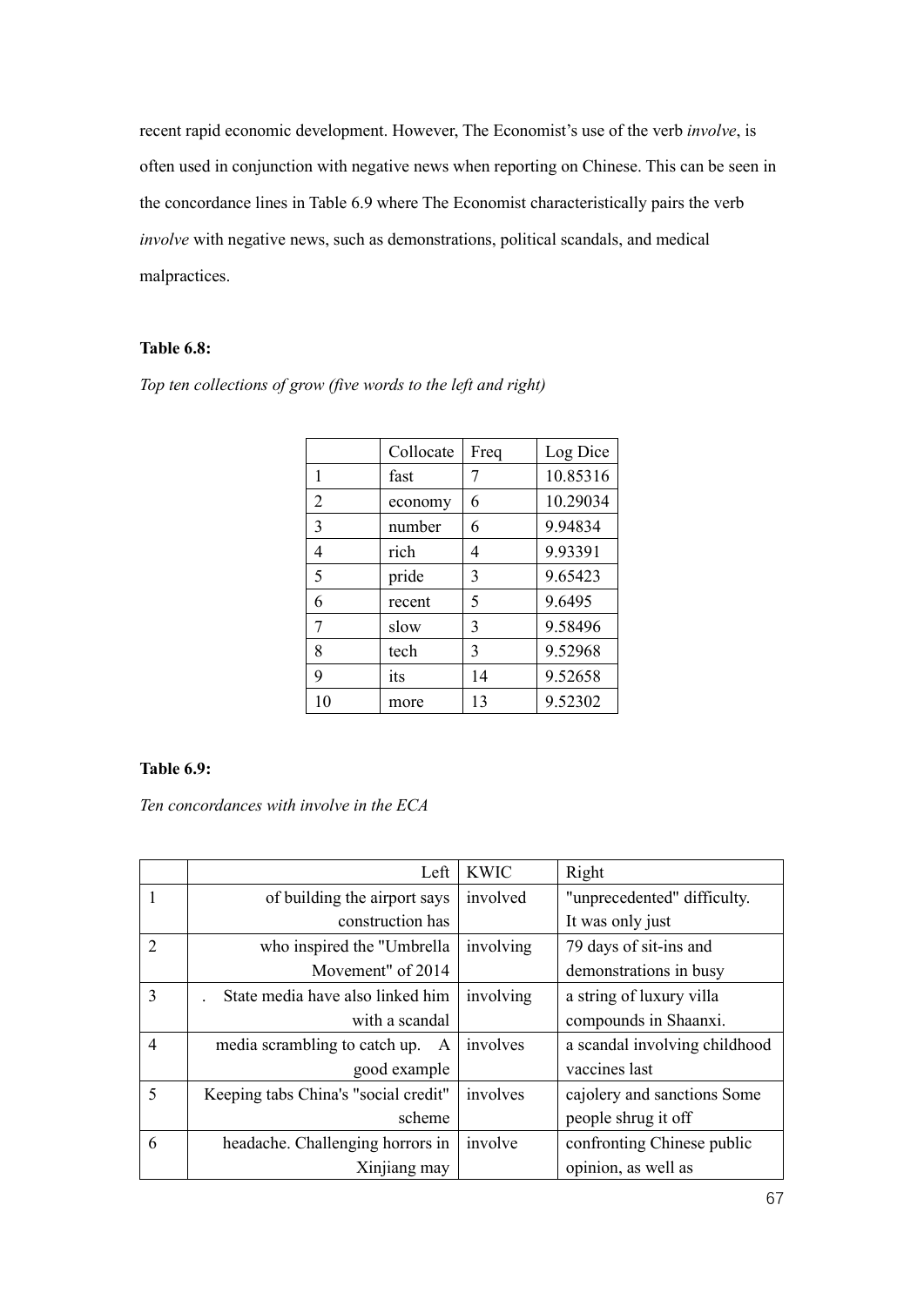recent rapid economic development. However, The Economist's use of the verb *involve*, is often used in conjunction with negative news when reporting on Chinese. This can be seen in the concordance lines in Table 6.9 where The Economist characteristically pairs the verb *involve* with negative news, such as demonstrations, political scandals, and medical malpractices.

**Table 6.8:**

*Top ten collections of grow (five words to the left and right)*

| | Collocate | Freq | Log Dice |
|---|---|---|---|
| 1 | fast | 7 | 10.85316 |
| 2 | economy | 6 | 10.29034 |
| 3 | number | 6 | 9.94834 |
| 4 | rich | 4 | 9.93391 |
| 5 | pride | 3 | 9.65423 |
| 6 | recent | 5 | 9.6495 |
| 7 | slow | 3 | 9.58496 |
| 8 | tech | 3 | 9.52968 |
| 9 | its | 14 | 9.52658 |
| 10 | more | 13 | 9.52302 |

**Table 6.9:**

*Ten concordances with involve in the ECA*

| | Left | KWIC | Right |
|---|---|---|---|
| 1 | of building the airport says construction has | involved | "unprecedented" difficulty. It was only just |
| 2 | who inspired the "Umbrella Movement" of 2014 | involving | 79 days of sit-ins and demonstrations in busy |
| 3 | . State media have also linked him with a scandal | involving | a string of luxury villa compounds in Shaanxi. |
| 4 | media scrambling to catch up. A good example | involves | a scandal involving childhood vaccines last |
| 5 | Keeping tabs China's "social credit" scheme | involves | cajolery and sanctions Some people shrug it off |
| 6 | headache. Challenging horrors in Xinjiang may | involve | confronting Chinese public opinion, as well as |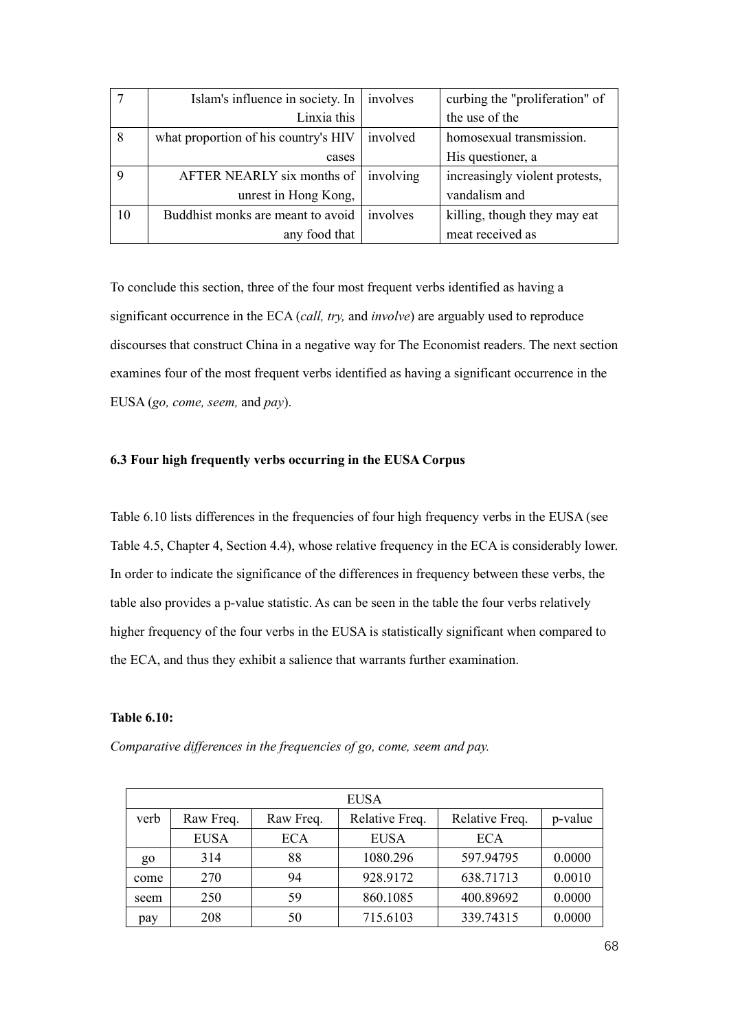| | | | |
|---|---|---|---|
| 7 | Islam's influence in society. In Linxia this | involves | curbing the "proliferation" of the use of the |
| 8 | what proportion of his country's HIV cases | involved | homosexual transmission. His questioner, a |
| 9 | AFTER NEARLY six months of unrest in Hong Kong, | involving | increasingly violent protests, vandalism and |
| 10 | Buddhist monks are meant to avoid any food that | involves | killing, though they may eat meat received as |

To conclude this section, three of the four most frequent verbs identified as having a significant occurrence in the ECA (*call, try,* and *involve*) are arguably used to reproduce discourses that construct China in a negative way for The Economist readers. The next section examines four of the most frequent verbs identified as having a significant occurrence in the EUSA (*go, come, seem,* and *pay*).

### 6.3 Four high frequently verbs occurring in the EUSA Corpus

Table 6.10 lists differences in the frequencies of four high frequency verbs in the EUSA (see Table 4.5, Chapter 4, Section 4.4), whose relative frequency in the ECA is considerably lower. In order to indicate the significance of the differences in frequency between these verbs, the table also provides a p-value statistic. As can be seen in the table the four verbs relatively higher frequency of the four verbs in the EUSA is statistically significant when compared to the ECA, and thus they exhibit a salience that warrants further examination.

**Table 6.10:**

*Comparative differences in the frequencies of go, come, seem and pay.*

| EUSA | | | | | |
|---|---|---|---|---|---|
| verb | Raw Freq. EUSA | Raw Freq. ECA | Relative Freq. EUSA | Relative Freq. ECA | p-value |
| go | 314 | 88 | 1080.296 | 597.94795 | 0.0000 |
| come | 270 | 94 | 928.9172 | 638.71713 | 0.0010 |
| seem | 250 | 59 | 860.1085 | 400.89692 | 0.0000 |
| pay | 208 | 50 | 715.6103 | 339.74315 | 0.0000 |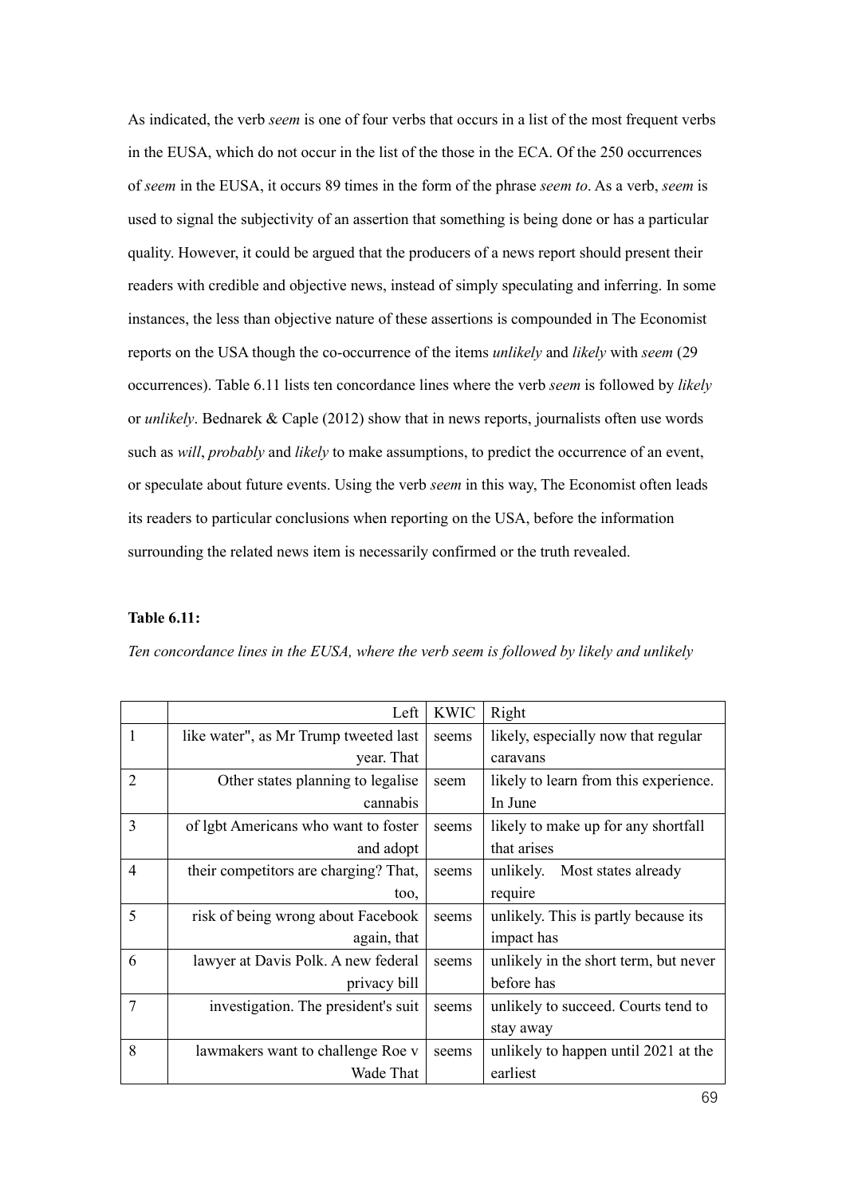As indicated, the verb *seem* is one of four verbs that occurs in a list of the most frequent verbs in the EUSA, which do not occur in the list of the those in the ECA. Of the 250 occurrences of *seem* in the EUSA, it occurs 89 times in the form of the phrase *seem to*. As a verb, *seem* is used to signal the subjectivity of an assertion that something is being done or has a particular quality. However, it could be argued that the producers of a news report should present their readers with credible and objective news, instead of simply speculating and inferring. In some instances, the less than objective nature of these assertions is compounded in The Economist reports on the USA though the co-occurrence of the items *unlikely* and *likely* with *seem* (29 occurrences). Table 6.11 lists ten concordance lines where the verb *seem* is followed by *likely* or *unlikely*. Bednarek & Caple (2012) show that in news reports, journalists often use words such as *will*, *probably* and *likely* to make assumptions, to predict the occurrence of an event, or speculate about future events. Using the verb *seem* in this way, The Economist often leads its readers to particular conclusions when reporting on the USA, before the information surrounding the related news item is necessarily confirmed or the truth revealed.

**Table 6.11:**

*Ten concordance lines in the EUSA, where the verb seem is followed by likely and unlikely*

| | Left | KWIC | Right |
|---|---|---|---|
| 1 | like water", as Mr Trump tweeted last year. That | seems | likely, especially now that regular caravans |
| 2 | Other states planning to legalise cannabis | seem | likely to learn from this experience. In June |
| 3 | of lgbt Americans who want to foster and adopt | seems | likely to make up for any shortfall that arises |
| 4 | their competitors are charging? That, too, | seems | unlikely. Most states already require |
| 5 | risk of being wrong about Facebook again, that | seems | unlikely. This is partly because its impact has |
| 6 | lawyer at Davis Polk. A new federal privacy bill | seems | unlikely in the short term, but never before has |
| 7 | investigation. The president's suit | seems | unlikely to succeed. Courts tend to stay away |
| 8 | lawmakers want to challenge Roe v Wade That | seems | unlikely to happen until 2021 at the earliest |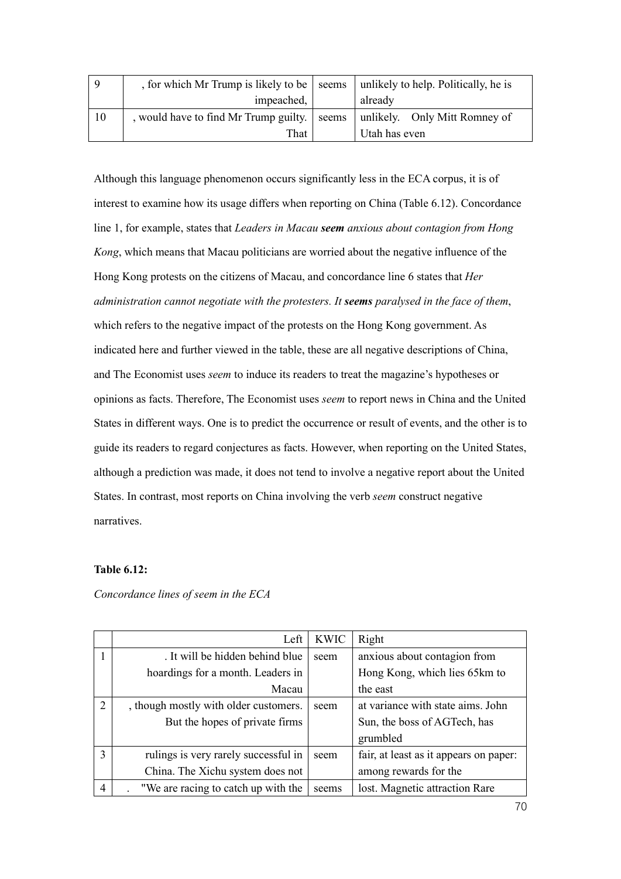| | | | |
|---|---|---|---|
| 9 | , for which Mr Trump is likely to be impeached, | seems | unlikely to help. Politically, he is already |
| 10 | , would have to find Mr Trump guilty. That | seems | unlikely. Only Mitt Romney of Utah has even |

Although this language phenomenon occurs significantly less in the ECA corpus, it is of interest to examine how its usage differs when reporting on China (Table 6.12). Concordance line 1, for example, states that *Leaders in Macau **seem** anxious about contagion from Hong Kong*, which means that Macau politicians are worried about the negative influence of the Hong Kong protests on the citizens of Macau, and concordance line 6 states that *Her administration cannot negotiate with the protesters. It **seems** paralysed in the face of them*, which refers to the negative impact of the protests on the Hong Kong government. As indicated here and further viewed in the table, these are all negative descriptions of China, and The Economist uses *seem* to induce its readers to treat the magazine's hypotheses or opinions as facts. Therefore, The Economist uses *seem* to report news in China and the United States in different ways. One is to predict the occurrence or result of events, and the other is to guide its readers to regard conjectures as facts. However, when reporting on the United States, although a prediction was made, it does not tend to involve a negative report about the United States. In contrast, most reports on China involving the verb *seem* construct negative narratives.

**Table 6.12:**

*Concordance lines of seem in the ECA*

| | Left | KWIC | Right |
|---|---|---|---|
| 1 | . It will be hidden behind blue hoardings for a month. Leaders in Macau | seem | anxious about contagion from Hong Kong, which lies 65km to the east |
| 2 | , though mostly with older customers. But the hopes of private firms | seem | at variance with state aims. John Sun, the boss of AGTech, has grumbled |
| 3 | rulings is very rarely successful in China. The Xichu system does not | seem | fair, at least as it appears on paper: among rewards for the |
| 4 | . "We are racing to catch up with the | seems | lost. Magnetic attraction Rare |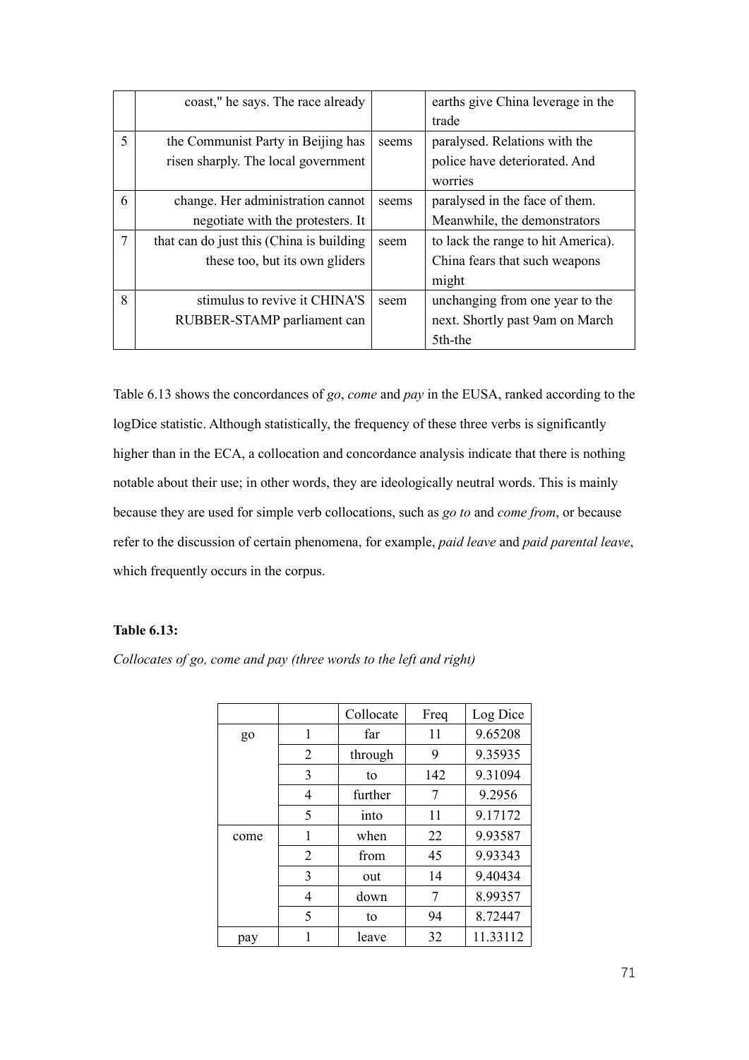|  | coast," he says. The race already |  | earths give China leverage in the trade |
|---|---|---|---|
| 5 | the Communist Party in Beijing has risen sharply. The local government | seems | paralysed. Relations with the police have deteriorated. And worries |
| 6 | change. Her administration cannot negotiate with the protesters. It | seems | paralysed in the face of them. Meanwhile, the demonstrators |
| 7 | that can do just this (China is building these too, but its own gliders | seem | to lack the range to hit America). China fears that such weapons might |
| 8 | stimulus to revive it CHINA'S RUBBER-STAMP parliament can | seem | unchanging from one year to the next. Shortly past 9am on March 5th-the |

Table 6.13 shows the concordances of *go*, *come* and *pay* in the EUSA, ranked according to the logDice statistic. Although statistically, the frequency of these three verbs is significantly higher than in the ECA, a collocation and concordance analysis indicate that there is nothing notable about their use; in other words, they are ideologically neutral words. This is mainly because they are used for simple verb collocations, such as *go to* and *come from*, or because refer to the discussion of certain phenomena, for example, *paid leave* and *paid parental leave*, which frequently occurs in the corpus.

**Table 6.13:**

*Collocates of go, come and pay (three words to the left and right)*

|  |  | Collocate | Freq | Log Dice |
|---|---|---|---|---|
| go | 1 | far | 11 | 9.65208 |
|  | 2 | through | 9 | 9.35935 |
|  | 3 | to | 142 | 9.31094 |
|  | 4 | further | 7 | 9.2956 |
|  | 5 | into | 11 | 9.17172 |
| come | 1 | when | 22 | 9.93587 |
|  | 2 | from | 45 | 9.93343 |
|  | 3 | out | 14 | 9.40434 |
|  | 4 | down | 7 | 8.99357 |
|  | 5 | to | 94 | 8.72447 |
| pay | 1 | leave | 32 | 11.33112 |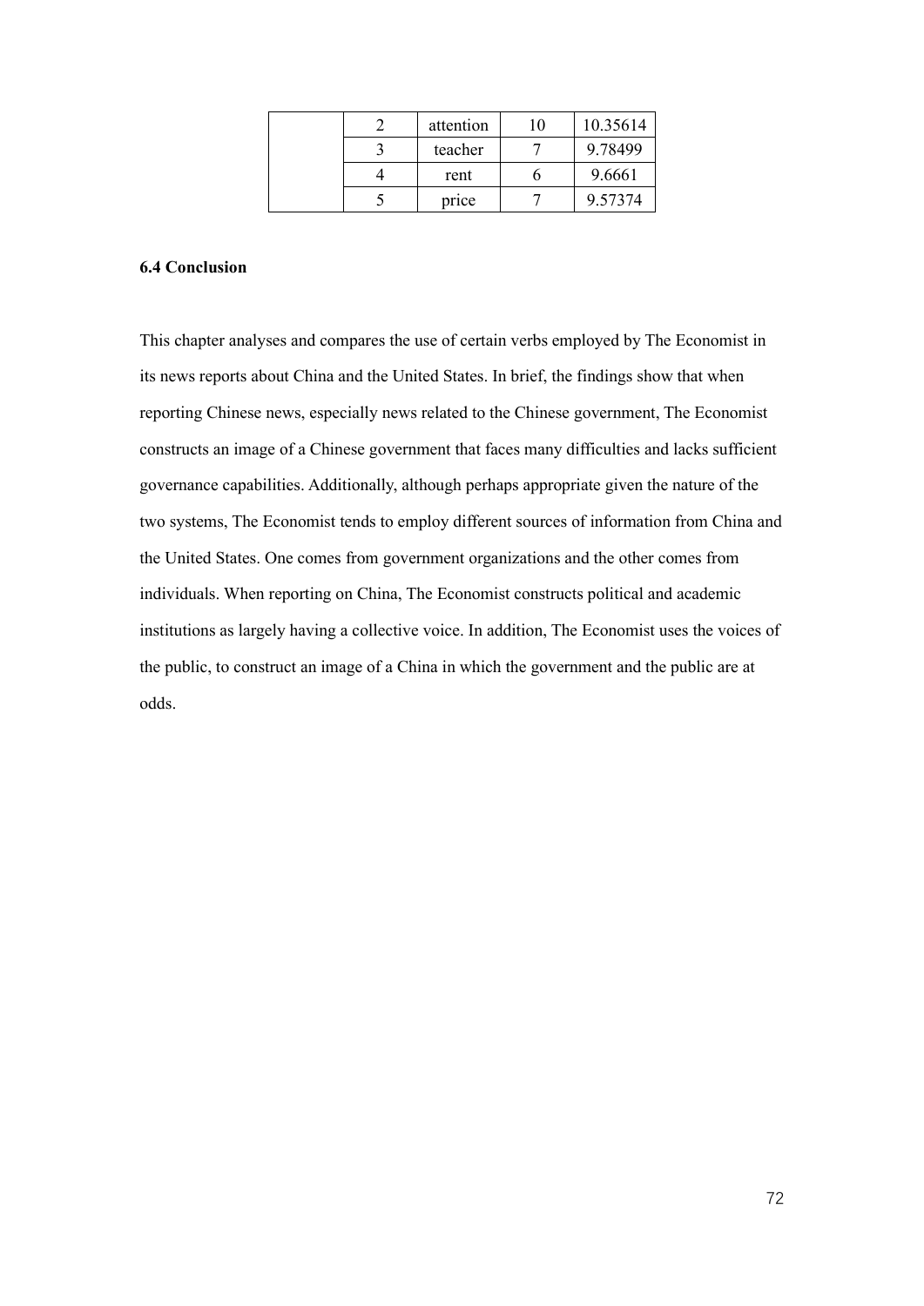| | | | | |
|---|---|---|---|---|
| | 2 | attention | 10 | 10.35614 |
| | 3 | teacher | 7 | 9.78499 |
| | 4 | rent | 6 | 9.6661 |
| | 5 | price | 7 | 9.57374 |

**6.4 Conclusion**

This chapter analyses and compares the use of certain verbs employed by The Economist in its news reports about China and the United States. In brief, the findings show that when reporting Chinese news, especially news related to the Chinese government, The Economist constructs an image of a Chinese government that faces many difficulties and lacks sufficient governance capabilities. Additionally, although perhaps appropriate given the nature of the two systems, The Economist tends to employ different sources of information from China and the United States. One comes from government organizations and the other comes from individuals. When reporting on China, The Economist constructs political and academic institutions as largely having a collective voice. In addition, The Economist uses the voices of the public, to construct an image of a China in which the government and the public are at odds.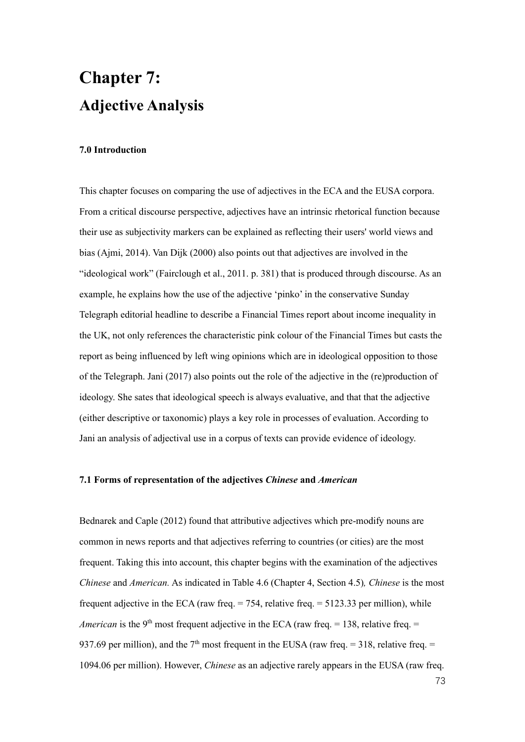# Chapter 7:

## Adjective Analysis

### 7.0 Introduction

This chapter focuses on comparing the use of adjectives in the ECA and the EUSA corpora. From a critical discourse perspective, adjectives have an intrinsic rhetorical function because their use as subjectivity markers can be explained as reflecting their users' world views and bias (Ajmi, 2014). Van Dijk (2000) also points out that adjectives are involved in the "ideological work" (Fairclough et al., 2011. p. 381) that is produced through discourse. As an example, he explains how the use of the adjective 'pinko' in the conservative Sunday Telegraph editorial headline to describe a Financial Times report about income inequality in the UK, not only references the characteristic pink colour of the Financial Times but casts the report as being influenced by left wing opinions which are in ideological opposition to those of the Telegraph. Jani (2017) also points out the role of the adjective in the (re)production of ideology. She sates that ideological speech is always evaluative, and that that the adjective (either descriptive or taxonomic) plays a key role in processes of evaluation. According to Jani an analysis of adjectival use in a corpus of texts can provide evidence of ideology.

### 7.1 Forms of representation of the adjectives *Chinese* and *American*

Bednarek and Caple (2012) found that attributive adjectives which pre-modify nouns are common in news reports and that adjectives referring to countries (or cities) are the most frequent. Taking this into account, this chapter begins with the examination of the adjectives *Chinese* and *American.* As indicated in Table 4.6 (Chapter 4, Section 4.5)*, Chinese* is the most frequent adjective in the ECA (raw freq. = 754, relative freq. = 5123.33 per million), while *American* is the 9th most frequent adjective in the ECA (raw freq. = 138, relative freq. = 937.69 per million), and the 7th most frequent in the EUSA (raw freq. = 318, relative freq. = 1094.06 per million). However, *Chinese* as an adjective rarely appears in the EUSA (raw freq.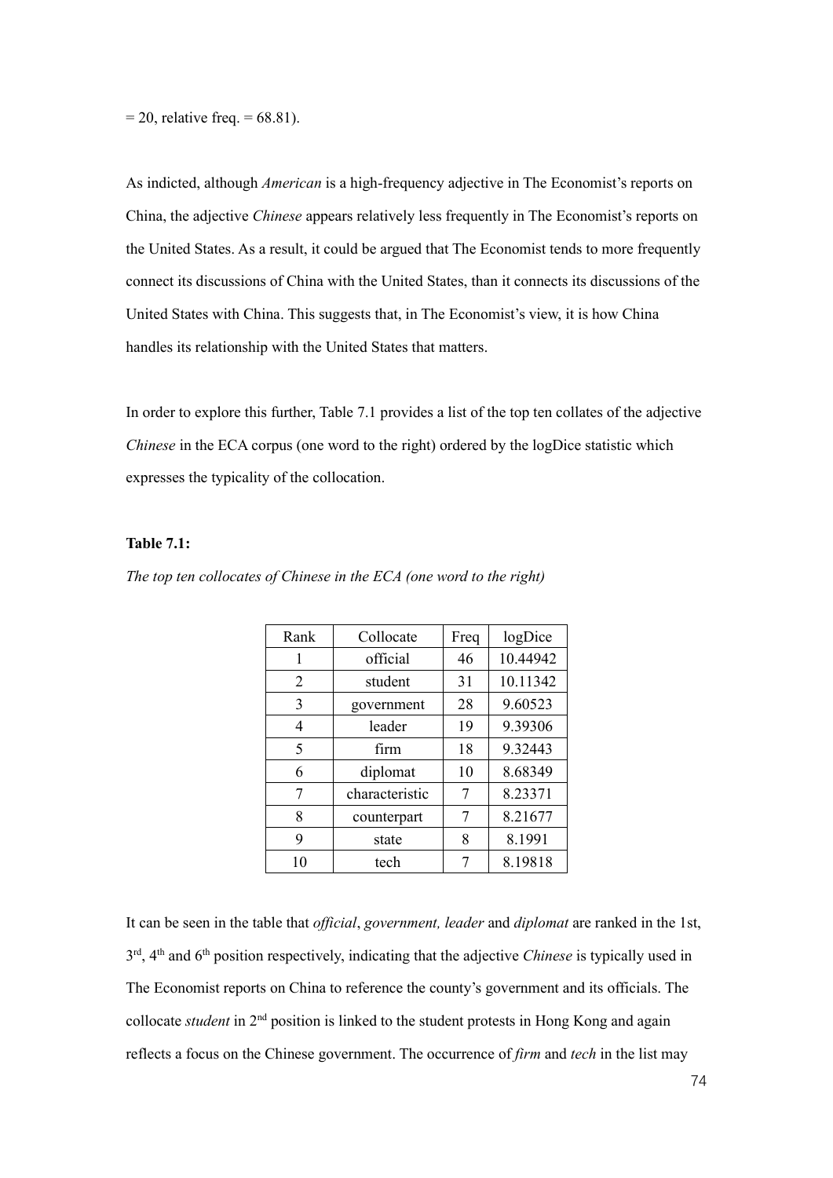= 20, relative freq. = 68.81).

As indicted, although *American* is a high-frequency adjective in The Economist's reports on China, the adjective *Chinese* appears relatively less frequently in The Economist's reports on the United States. As a result, it could be argued that The Economist tends to more frequently connect its discussions of China with the United States, than it connects its discussions of the United States with China. This suggests that, in The Economist's view, it is how China handles its relationship with the United States that matters.

In order to explore this further, Table 7.1 provides a list of the top ten collates of the adjective *Chinese* in the ECA corpus (one word to the right) ordered by the logDice statistic which expresses the typicality of the collocation.

**Table 7.1:**

*The top ten collocates of Chinese in the ECA (one word to the right)*

| Rank | Collocate | Freq | logDice |
|---|---|---|---|
| 1 | official | 46 | 10.44942 |
| 2 | student | 31 | 10.11342 |
| 3 | government | 28 | 9.60523 |
| 4 | leader | 19 | 9.39306 |
| 5 | firm | 18 | 9.32443 |
| 6 | diplomat | 10 | 8.68349 |
| 7 | characteristic | 7 | 8.23371 |
| 8 | counterpart | 7 | 8.21677 |
| 9 | state | 8 | 8.1991 |
| 10 | tech | 7 | 8.19818 |

It can be seen in the table that *official*, *government, leader* and *diplomat* are ranked in the 1st, 3rd, 4th and 6th position respectively, indicating that the adjective *Chinese* is typically used in The Economist reports on China to reference the county's government and its officials. The collocate *student* in 2nd position is linked to the student protests in Hong Kong and again reflects a focus on the Chinese government. The occurrence of *firm* and *tech* in the list may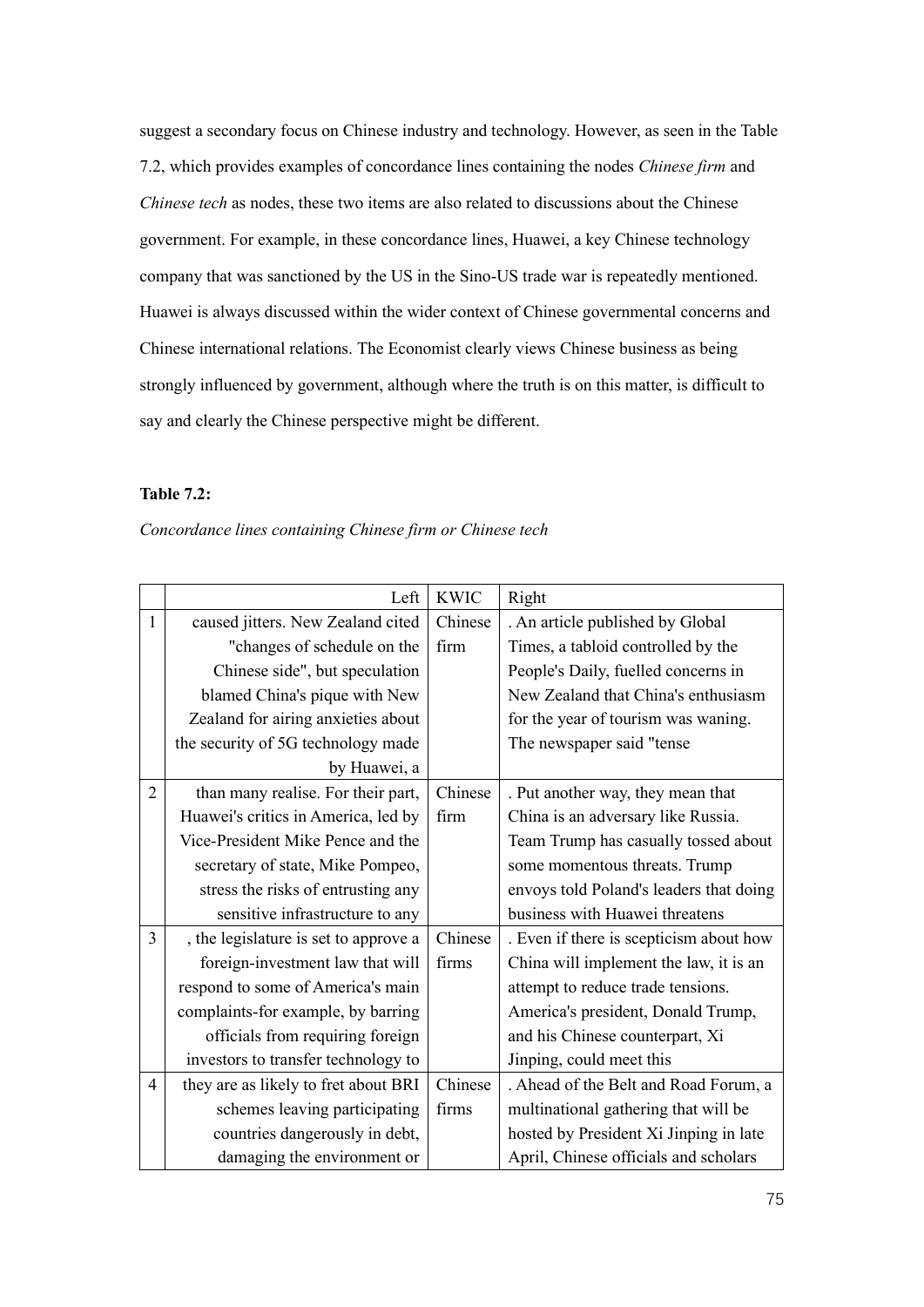suggest a secondary focus on Chinese industry and technology. However, as seen in the Table 7.2, which provides examples of concordance lines containing the nodes *Chinese firm* and *Chinese tech* as nodes, these two items are also related to discussions about the Chinese government. For example, in these concordance lines, Huawei, a key Chinese technology company that was sanctioned by the US in the Sino-US trade war is repeatedly mentioned. Huawei is always discussed within the wider context of Chinese governmental concerns and Chinese international relations. The Economist clearly views Chinese business as being strongly influenced by government, although where the truth is on this matter, is difficult to say and clearly the Chinese perspective might be different.

**Table 7.2:**

*Concordance lines containing Chinese firm or Chinese tech*

| | Left | KWIC | Right |
|---|---|---|---|
| 1 | caused jitters. New Zealand cited "changes of schedule on the Chinese side", but speculation blamed China's pique with New Zealand for airing anxieties about the security of 5G technology made by Huawei, a | Chinese firm | . An article published by Global Times, a tabloid controlled by the People's Daily, fuelled concerns in New Zealand that China's enthusiasm for the year of tourism was waning. The newspaper said "tense |
| 2 | than many realise. For their part, Huawei's critics in America, led by Vice-President Mike Pence and the secretary of state, Mike Pompeo, stress the risks of entrusting any sensitive infrastructure to any | Chinese firm | . Put another way, they mean that China is an adversary like Russia. Team Trump has casually tossed about some momentous threats. Trump envoys told Poland's leaders that doing business with Huawei threatens |
| 3 | , the legislature is set to approve a foreign-investment law that will respond to some of America's main complaints-for example, by barring officials from requiring foreign investors to transfer technology to | Chinese firms | . Even if there is scepticism about how China will implement the law, it is an attempt to reduce trade tensions. America's president, Donald Trump, and his Chinese counterpart, Xi Jinping, could meet this |
| 4 | they are as likely to fret about BRI schemes leaving participating countries dangerously in debt, damaging the environment or | Chinese firms | . Ahead of the Belt and Road Forum, a multinational gathering that will be hosted by President Xi Jinping in late April, Chinese officials and scholars |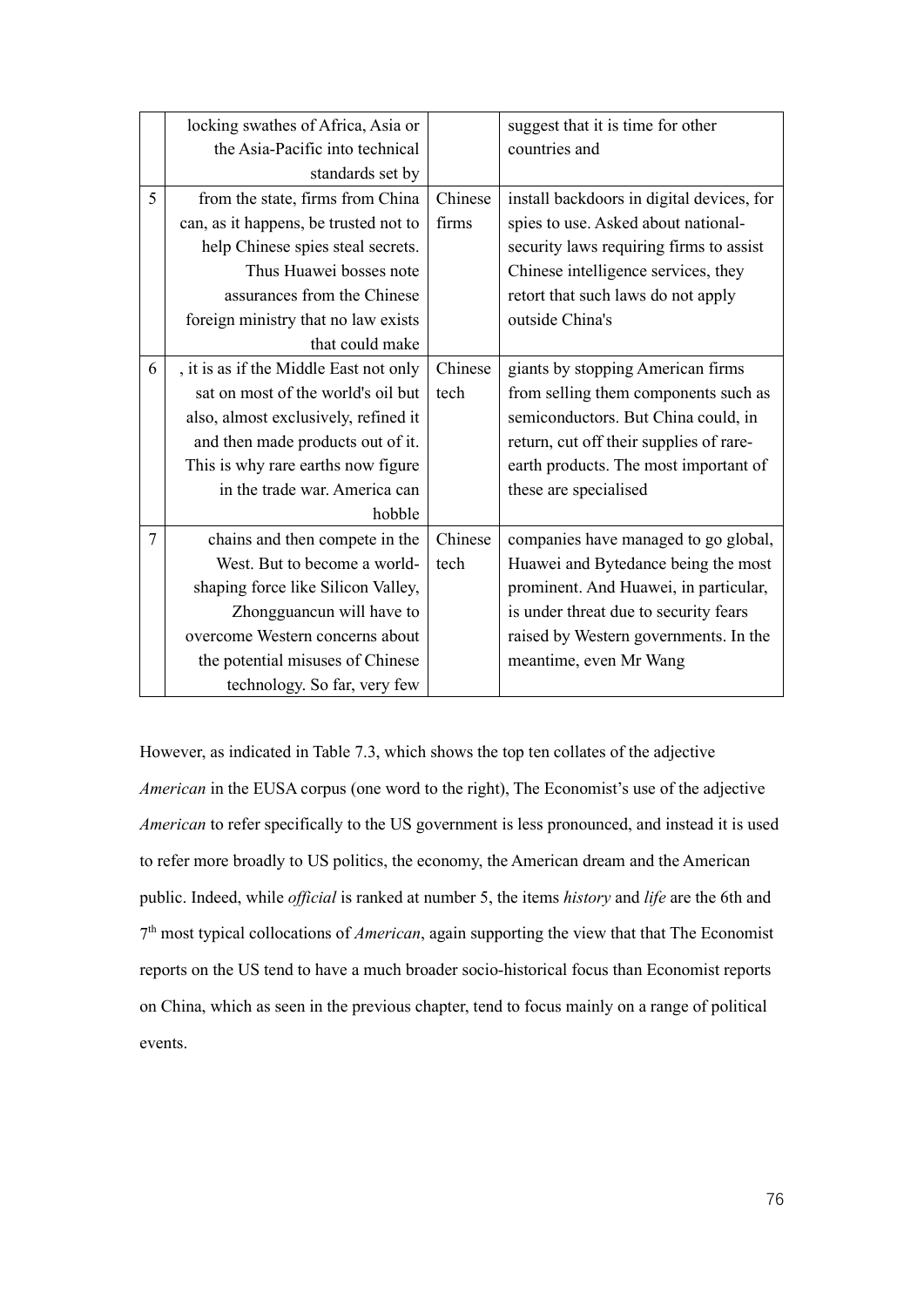| | | | |
|---|---|---|---|
| | locking swathes of Africa, Asia or the Asia-Pacific into technical standards set by | | suggest that it is time for other countries and |
| 5 | from the state, firms from China can, as it happens, be trusted not to help Chinese spies steal secrets. Thus Huawei bosses note assurances from the Chinese foreign ministry that no law exists that could make | Chinese firms | install backdoors in digital devices, for spies to use. Asked about national-security laws requiring firms to assist Chinese intelligence services, they retort that such laws do not apply outside China's |
| 6 | , it is as if the Middle East not only sat on most of the world's oil but also, almost exclusively, refined it and then made products out of it. This is why rare earths now figure in the trade war. America can hobble | Chinese tech | giants by stopping American firms from selling them components such as semiconductors. But China could, in return, cut off their supplies of rare-earth products. The most important of these are specialised |
| 7 | chains and then compete in the West. But to become a world-shaping force like Silicon Valley, Zhongguancun will have to overcome Western concerns about the potential misuses of Chinese technology. So far, very few | Chinese tech | companies have managed to go global, Huawei and Bytedance being the most prominent. And Huawei, in particular, is under threat due to security fears raised by Western governments. In the meantime, even Mr Wang |

However, as indicated in Table 7.3, which shows the top ten collates of the adjective *American* in the EUSA corpus (one word to the right), The Economist's use of the adjective *American* to refer specifically to the US government is less pronounced, and instead it is used to refer more broadly to US politics, the economy, the American dream and the American public. Indeed, while *official* is ranked at number 5, the items *history* and *life* are the 6th and 7th most typical collocations of *American*, again supporting the view that that The Economist reports on the US tend to have a much broader socio-historical focus than Economist reports on China, which as seen in the previous chapter, tend to focus mainly on a range of political events.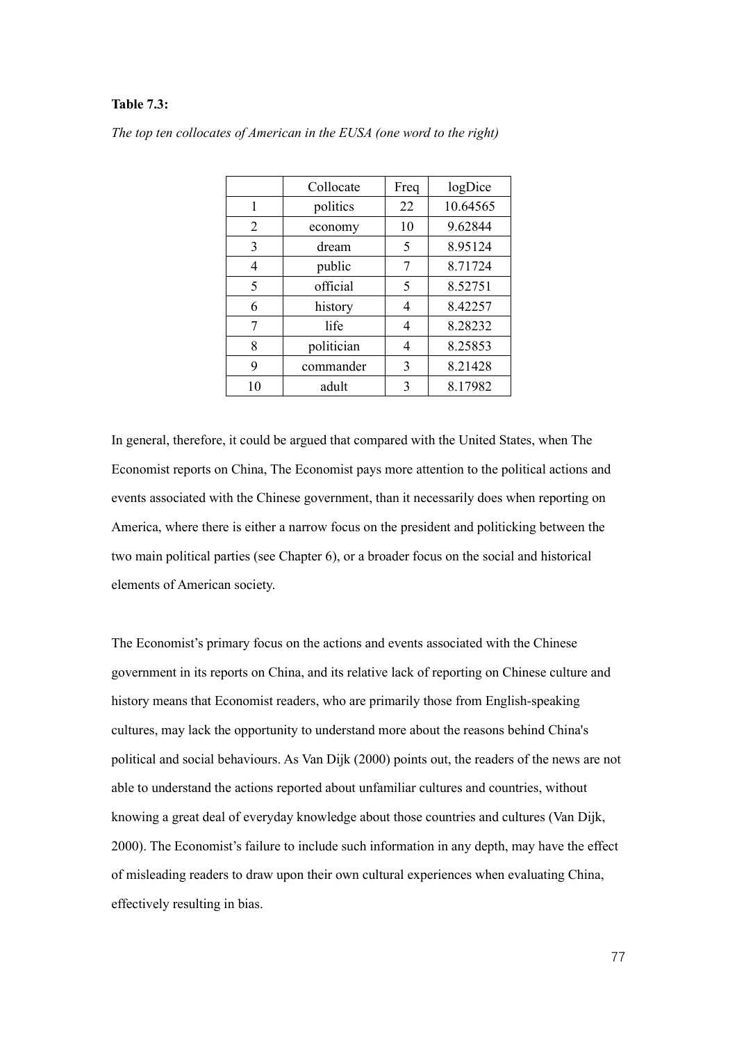**Table 7.3:**

*The top ten collocates of American in the EUSA (one word to the right)*

| | Collocate | Freq | logDice |
|---|---|---|---|
| 1 | politics | 22 | 10.64565 |
| 2 | economy | 10 | 9.62844 |
| 3 | dream | 5 | 8.95124 |
| 4 | public | 7 | 8.71724 |
| 5 | official | 5 | 8.52751 |
| 6 | history | 4 | 8.42257 |
| 7 | life | 4 | 8.28232 |
| 8 | politician | 4 | 8.25853 |
| 9 | commander | 3 | 8.21428 |
| 10 | adult | 3 | 8.17982 |

In general, therefore, it could be argued that compared with the United States, when The Economist reports on China, The Economist pays more attention to the political actions and events associated with the Chinese government, than it necessarily does when reporting on America, where there is either a narrow focus on the president and politicking between the two main political parties (see Chapter 6), or a broader focus on the social and historical elements of American society.

The Economist's primary focus on the actions and events associated with the Chinese government in its reports on China, and its relative lack of reporting on Chinese culture and history means that Economist readers, who are primarily those from English-speaking cultures, may lack the opportunity to understand more about the reasons behind China's political and social behaviours. As Van Dijk (2000) points out, the readers of the news are not able to understand the actions reported about unfamiliar cultures and countries, without knowing a great deal of everyday knowledge about those countries and cultures (Van Dijk, 2000). The Economist's failure to include such information in any depth, may have the effect of misleading readers to draw upon their own cultural experiences when evaluating China, effectively resulting in bias.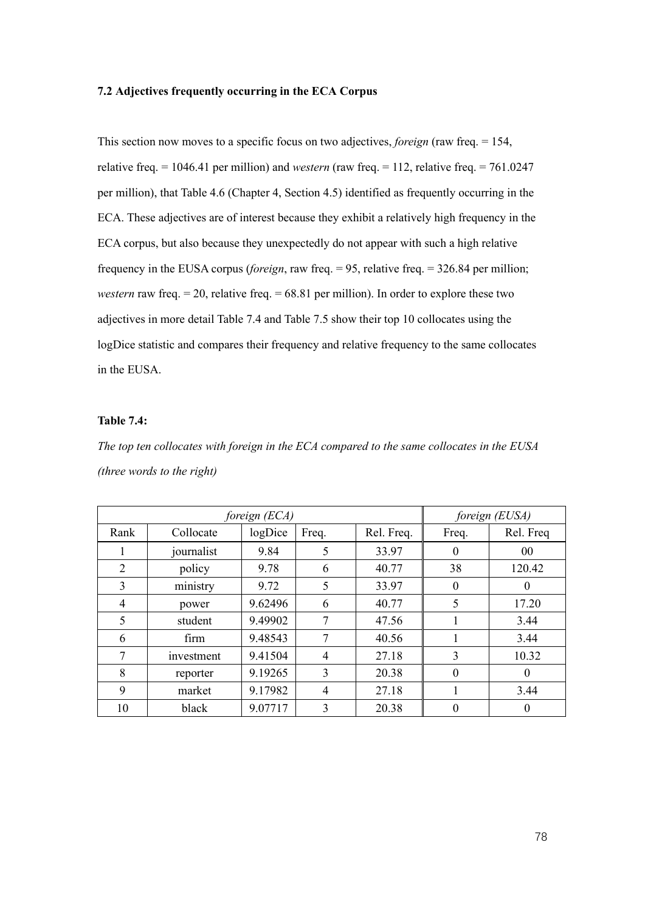### 7.2 Adjectives frequently occurring in the ECA Corpus

This section now moves to a specific focus on two adjectives, *foreign* (raw freq. = 154, relative freq. = 1046.41 per million) and *western* (raw freq. = 112, relative freq. = 761.0247 per million), that Table 4.6 (Chapter 4, Section 4.5) identified as frequently occurring in the ECA. These adjectives are of interest because they exhibit a relatively high frequency in the ECA corpus, but also because they unexpectedly do not appear with such a high relative frequency in the EUSA corpus (*foreign*, raw freq. = 95, relative freq. = 326.84 per million; *western* raw freq. = 20, relative freq. = 68.81 per million). In order to explore these two adjectives in more detail Table 7.4 and Table 7.5 show their top 10 collocates using the logDice statistic and compares their frequency and relative frequency to the same collocates in the EUSA.

**Table 7.4:**

*The top ten collocates with foreign in the ECA compared to the same collocates in the EUSA (three words to the right)*

| *foreign (ECA)* | | | | | *foreign (EUSA)* | |
|---|---|---|---|---|---|---|
| Rank | Collocate | logDice | Freq. | Rel. Freq. | Freq. | Rel. Freq |
| 1 | journalist | 9.84 | 5 | 33.97 | 0 | 00 |
| 2 | policy | 9.78 | 6 | 40.77 | 38 | 120.42 |
| 3 | ministry | 9.72 | 5 | 33.97 | 0 | 0 |
| 4 | power | 9.62496 | 6 | 40.77 | 5 | 17.20 |
| 5 | student | 9.49902 | 7 | 47.56 | 1 | 3.44 |
| 6 | firm | 9.48543 | 7 | 40.56 | 1 | 3.44 |
| 7 | investment | 9.41504 | 4 | 27.18 | 3 | 10.32 |
| 8 | reporter | 9.19265 | 3 | 20.38 | 0 | 0 |
| 9 | market | 9.17982 | 4 | 27.18 | 1 | 3.44 |
| 10 | black | 9.07717 | 3 | 20.38 | 0 | 0 |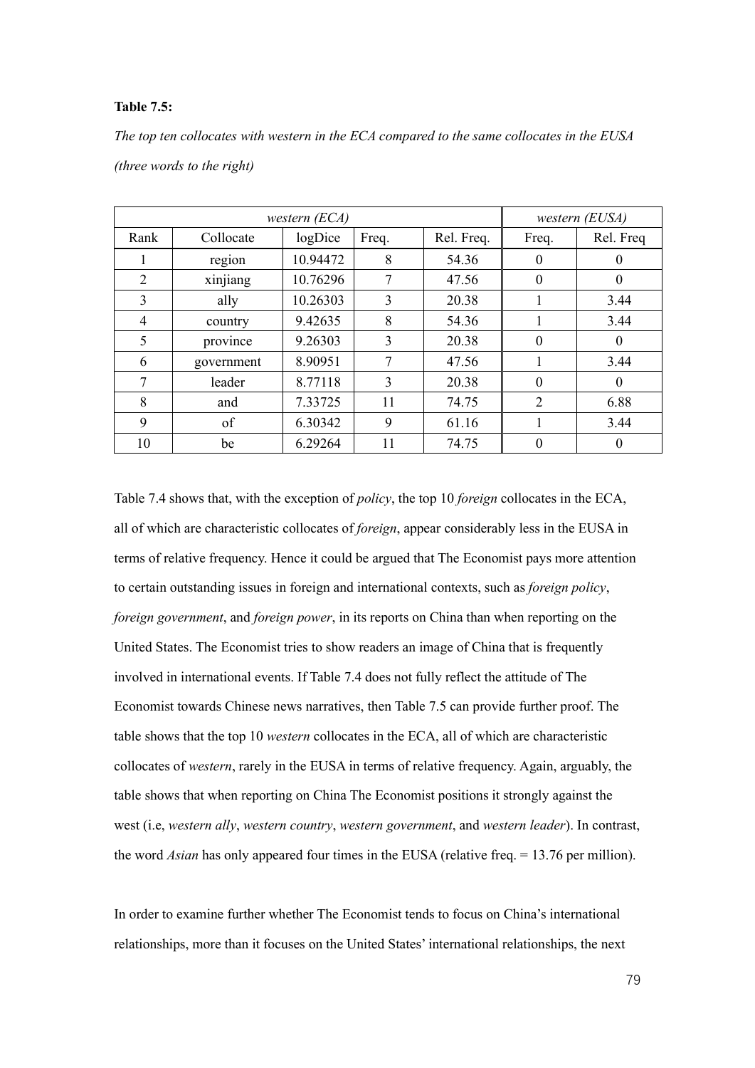**Table 7.5:**

*The top ten collocates with western in the ECA compared to the same collocates in the EUSA (three words to the right)*

| *western (ECA)* | | | | | *western (EUSA)* | |
|---|---|---|---|---|---|---|
| Rank | Collocate | logDice | Freq. | Rel. Freq. | Freq. | Rel. Freq |
| 1 | region | 10.94472 | 8 | 54.36 | 0 | 0 |
| 2 | xinjiang | 10.76296 | 7 | 47.56 | 0 | 0 |
| 3 | ally | 10.26303 | 3 | 20.38 | 1 | 3.44 |
| 4 | country | 9.42635 | 8 | 54.36 | 1 | 3.44 |
| 5 | province | 9.26303 | 3 | 20.38 | 0 | 0 |
| 6 | government | 8.90951 | 7 | 47.56 | 1 | 3.44 |
| 7 | leader | 8.77118 | 3 | 20.38 | 0 | 0 |
| 8 | and | 7.33725 | 11 | 74.75 | 2 | 6.88 |
| 9 | of | 6.30342 | 9 | 61.16 | 1 | 3.44 |
| 10 | be | 6.29264 | 11 | 74.75 | 0 | 0 |

Table 7.4 shows that, with the exception of *policy*, the top 10 *foreign* collocates in the ECA, all of which are characteristic collocates of *foreign*, appear considerably less in the EUSA in terms of relative frequency. Hence it could be argued that The Economist pays more attention to certain outstanding issues in foreign and international contexts, such as *foreign policy*, *foreign government*, and *foreign power*, in its reports on China than when reporting on the United States. The Economist tries to show readers an image of China that is frequently involved in international events. If Table 7.4 does not fully reflect the attitude of The Economist towards Chinese news narratives, then Table 7.5 can provide further proof. The table shows that the top 10 *western* collocates in the ECA, all of which are characteristic collocates of *western*, rarely in the EUSA in terms of relative frequency. Again, arguably, the table shows that when reporting on China The Economist positions it strongly against the west (i.e, *western ally*, *western country*, *western government*, and *western leader*). In contrast, the word *Asian* has only appeared four times in the EUSA (relative freq. = 13.76 per million).

In order to examine further whether The Economist tends to focus on China's international relationships, more than it focuses on the United States' international relationships, the next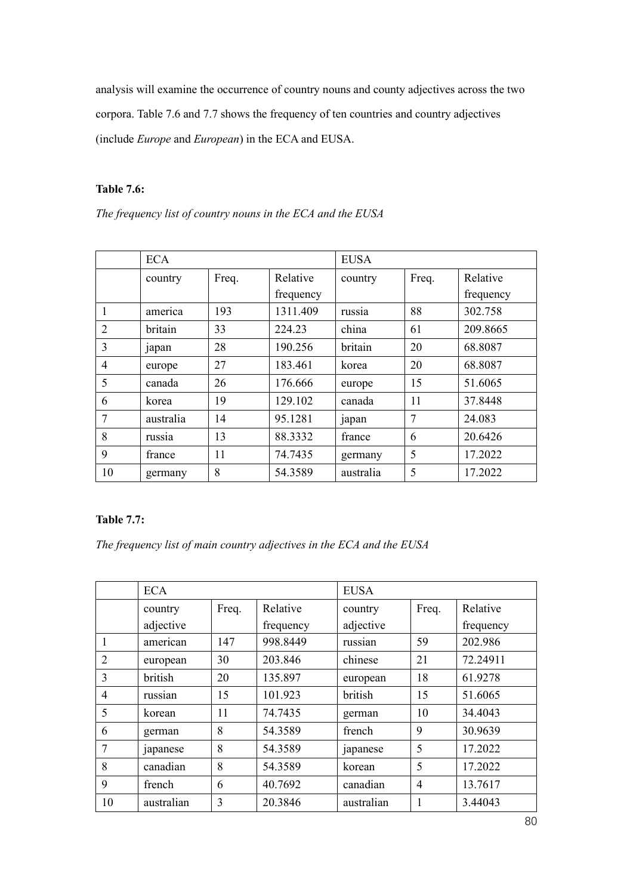analysis will examine the occurrence of country nouns and county adjectives across the two corpora. Table 7.6 and 7.7 shows the frequency of ten countries and country adjectives (include *Europe* and *European*) in the ECA and EUSA.

**Table 7.6:**

*The frequency list of country nouns in the ECA and the EUSA*

| | ECA | | | EUSA | | |
|---|---|---|---|---|---|---|
| | country | Freq. | Relative frequency | country | Freq. | Relative frequency |
| 1 | america | 193 | 1311.409 | russia | 88 | 302.758 |
| 2 | britain | 33 | 224.23 | china | 61 | 209.8665 |
| 3 | japan | 28 | 190.256 | britain | 20 | 68.8087 |
| 4 | europe | 27 | 183.461 | korea | 20 | 68.8087 |
| 5 | canada | 26 | 176.666 | europe | 15 | 51.6065 |
| 6 | korea | 19 | 129.102 | canada | 11 | 37.8448 |
| 7 | australia | 14 | 95.1281 | japan | 7 | 24.083 |
| 8 | russia | 13 | 88.3332 | france | 6 | 20.6426 |
| 9 | france | 11 | 74.7435 | germany | 5 | 17.2022 |
| 10 | germany | 8 | 54.3589 | australia | 5 | 17.2022 |

**Table 7.7:**

*The frequency list of main country adjectives in the ECA and the EUSA*

| | ECA | | | EUSA | | |
|---|---|---|---|---|---|---|
| | country adjective | Freq. | Relative frequency | country adjective | Freq. | Relative frequency |
| 1 | american | 147 | 998.8449 | russian | 59 | 202.986 |
| 2 | european | 30 | 203.846 | chinese | 21 | 72.24911 |
| 3 | british | 20 | 135.897 | european | 18 | 61.9278 |
| 4 | russian | 15 | 101.923 | british | 15 | 51.6065 |
| 5 | korean | 11 | 74.7435 | german | 10 | 34.4043 |
| 6 | german | 8 | 54.3589 | french | 9 | 30.9639 |
| 7 | japanese | 8 | 54.3589 | japanese | 5 | 17.2022 |
| 8 | canadian | 8 | 54.3589 | korean | 5 | 17.2022 |
| 9 | french | 6 | 40.7692 | canadian | 4 | 13.7617 |
| 10 | australian | 3 | 20.3846 | australian | 1 | 3.44043 |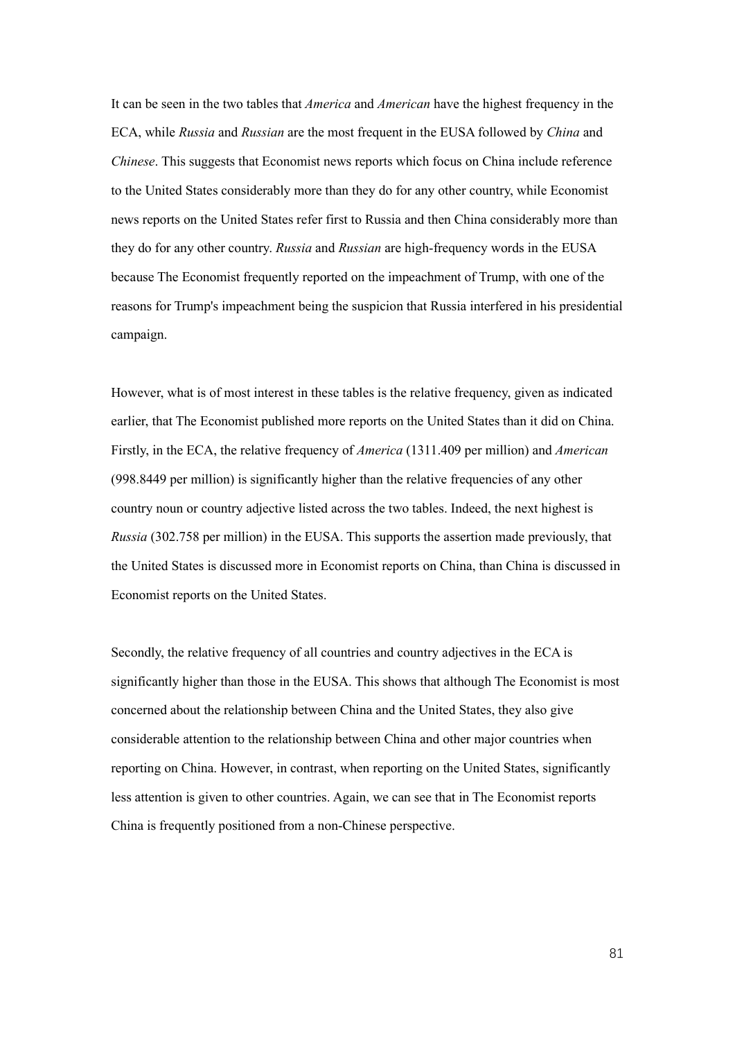It can be seen in the two tables that *America* and *American* have the highest frequency in the ECA, while *Russia* and *Russian* are the most frequent in the EUSA followed by *China* and *Chinese*. This suggests that Economist news reports which focus on China include reference to the United States considerably more than they do for any other country, while Economist news reports on the United States refer first to Russia and then China considerably more than they do for any other country. *Russia* and *Russian* are high-frequency words in the EUSA because The Economist frequently reported on the impeachment of Trump, with one of the reasons for Trump's impeachment being the suspicion that Russia interfered in his presidential campaign.

However, what is of most interest in these tables is the relative frequency, given as indicated earlier, that The Economist published more reports on the United States than it did on China. Firstly, in the ECA, the relative frequency of *America* (1311.409 per million) and *American* (998.8449 per million) is significantly higher than the relative frequencies of any other country noun or country adjective listed across the two tables. Indeed, the next highest is *Russia* (302.758 per million) in the EUSA. This supports the assertion made previously, that the United States is discussed more in Economist reports on China, than China is discussed in Economist reports on the United States.

Secondly, the relative frequency of all countries and country adjectives in the ECA is significantly higher than those in the EUSA. This shows that although The Economist is most concerned about the relationship between China and the United States, they also give considerable attention to the relationship between China and other major countries when reporting on China. However, in contrast, when reporting on the United States, significantly less attention is given to other countries. Again, we can see that in The Economist reports China is frequently positioned from a non-Chinese perspective.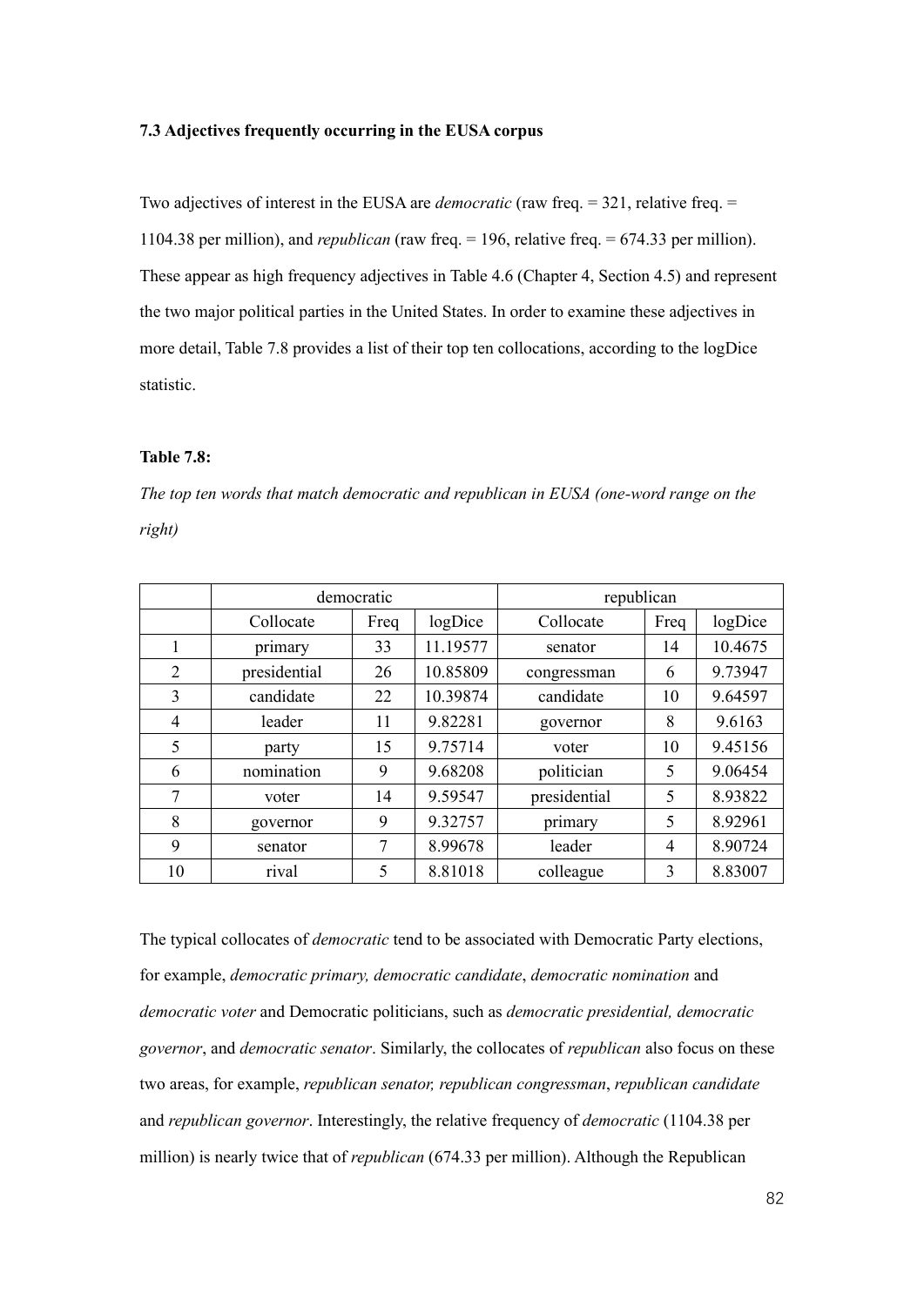### 7.3 Adjectives frequently occurring in the EUSA corpus

Two adjectives of interest in the EUSA are *democratic* (raw freq. = 321, relative freq. = 1104.38 per million), and *republican* (raw freq. = 196, relative freq. = 674.33 per million). These appear as high frequency adjectives in Table 4.6 (Chapter 4, Section 4.5) and represent the two major political parties in the United States. In order to examine these adjectives in more detail, Table 7.8 provides a list of their top ten collocations, according to the logDice statistic.

**Table 7.8:**

*The top ten words that match democratic and republican in EUSA (one-word range on the right)*

| | democratic | | | republican | | |
|---|---|---|---|---|---|---|
| | Collocate | Freq | logDice | Collocate | Freq | logDice |
| 1 | primary | 33 | 11.19577 | senator | 14 | 10.4675 |
| 2 | presidential | 26 | 10.85809 | congressman | 6 | 9.73947 |
| 3 | candidate | 22 | 10.39874 | candidate | 10 | 9.64597 |
| 4 | leader | 11 | 9.82281 | governor | 8 | 9.6163 |
| 5 | party | 15 | 9.75714 | voter | 10 | 9.45156 |
| 6 | nomination | 9 | 9.68208 | politician | 5 | 9.06454 |
| 7 | voter | 14 | 9.59547 | presidential | 5 | 8.93822 |
| 8 | governor | 9 | 9.32757 | primary | 5 | 8.92961 |
| 9 | senator | 7 | 8.99678 | leader | 4 | 8.90724 |
| 10 | rival | 5 | 8.81018 | colleague | 3 | 8.83007 |

The typical collocates of *democratic* tend to be associated with Democratic Party elections, for example, *democratic primary, democratic candidate*, *democratic nomination* and *democratic voter* and Democratic politicians, such as *democratic presidential, democratic governor*, and *democratic senator*. Similarly, the collocates of *republican* also focus on these two areas, for example, *republican senator, republican congressman*, *republican candidate* and *republican governor*. Interestingly, the relative frequency of *democratic* (1104.38 per million) is nearly twice that of *republican* (674.33 per million). Although the Republican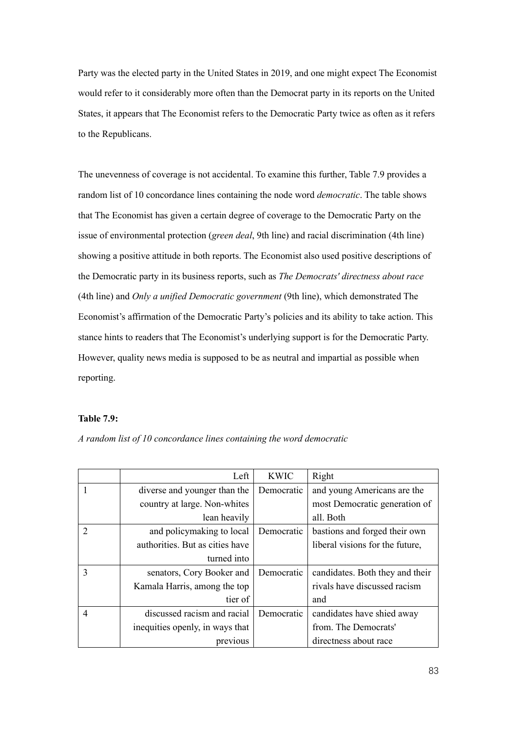Party was the elected party in the United States in 2019, and one might expect The Economist would refer to it considerably more often than the Democrat party in its reports on the United States, it appears that The Economist refers to the Democratic Party twice as often as it refers to the Republicans.

The unevenness of coverage is not accidental. To examine this further, Table 7.9 provides a random list of 10 concordance lines containing the node word *democratic*. The table shows that The Economist has given a certain degree of coverage to the Democratic Party on the issue of environmental protection (*green deal*, 9th line) and racial discrimination (4th line) showing a positive attitude in both reports. The Economist also used positive descriptions of the Democratic party in its business reports, such as *The Democrats' directness about race* (4th line) and *Only a unified Democratic government* (9th line), which demonstrated The Economist's affirmation of the Democratic Party's policies and its ability to take action. This stance hints to readers that The Economist's underlying support is for the Democratic Party. However, quality news media is supposed to be as neutral and impartial as possible when reporting.

**Table 7.9:**

*A random list of 10 concordance lines containing the word democratic*

| | Left | KWIC | Right |
|---|---|---|---|
| 1 | diverse and younger than the country at large. Non-whites lean heavily | Democratic | and young Americans are the most Democratic generation of all. Both |
| 2 | and policymaking to local authorities. But as cities have turned into | Democratic | bastions and forged their own liberal visions for the future, |
| 3 | senators, Cory Booker and Kamala Harris, among the top tier of | Democratic | candidates. Both they and their rivals have discussed racism and |
| 4 | discussed racism and racial inequities openly, in ways that previous | Democratic | candidates have shied away from. The Democrats' directness about race |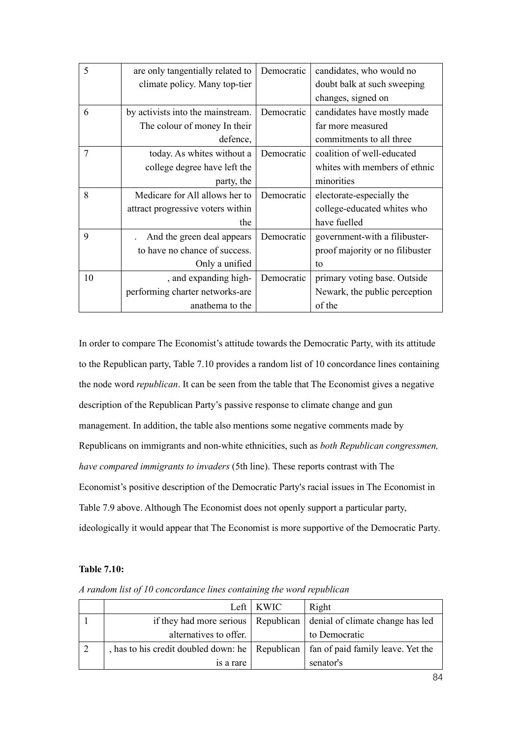| | | | |
|---|---|---|---|
| 5 | are only tangentially related to climate policy. Many top-tier | Democratic | candidates, who would no doubt balk at such sweeping changes, signed on |
| 6 | by activists into the mainstream. The colour of money In their defence, | Democratic | candidates have mostly made far more measured commitments to all three |
| 7 | today. As whites without a college degree have left the party, the | Democratic | coalition of well-educated whites with members of ethnic minorities |
| 8 | Medicare for All allows her to attract progressive voters within the | Democratic | electorate-especially the college-educated whites who have fuelled |
| 9 | . And the green deal appears to have no chance of success. Only a unified | Democratic | government-with a filibuster-proof majority or no filibuster to |
| 10 | , and expanding high-performing charter networks-are anathema to the | Democratic | primary voting base. Outside Newark, the public perception of the |

In order to compare The Economist's attitude towards the Democratic Party, with its attitude to the Republican party, Table 7.10 provides a random list of 10 concordance lines containing the node word *republican*. It can be seen from the table that The Economist gives a negative description of the Republican Party's passive response to climate change and gun management. In addition, the table also mentions some negative comments made by Republicans on immigrants and non-white ethnicities, such as *both Republican congressmen, have compared immigrants to invaders* (5th line). These reports contrast with The Economist's positive description of the Democratic Party's racial issues in The Economist in Table 7.9 above. Although The Economist does not openly support a particular party, ideologically it would appear that The Economist is more supportive of the Democratic Party.

**Table 7.10:**

*A random list of 10 concordance lines containing the word republican*

| | Left | KWIC | Right |
|---|---|---|---|
| 1 | if they had more serious alternatives to offer. | Republican | denial of climate change has led to Democratic |
| 2 | , has to his credit doubled down: he is a rare | Republican | fan of paid family leave. Yet the senator's |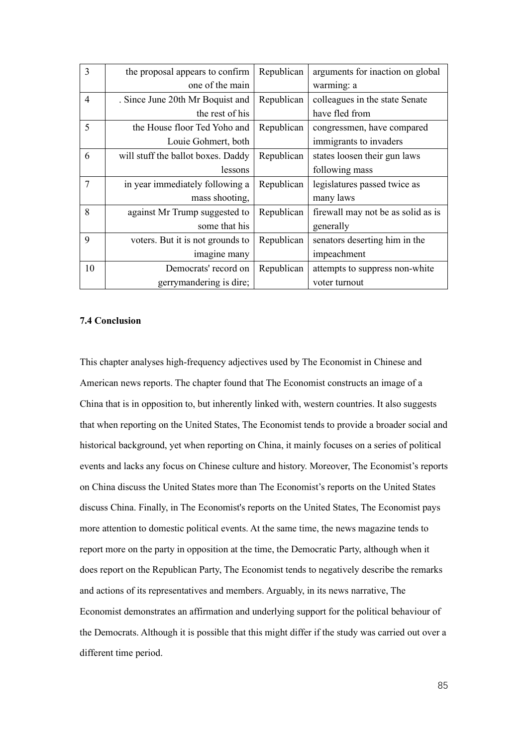| | | | |
|---|---|---|---|
| 3 | the proposal appears to confirm one of the main | Republican | arguments for inaction on global warming: a |
| 4 | . Since June 20th Mr Boquist and the rest of his | Republican | colleagues in the state Senate have fled from |
| 5 | the House floor Ted Yoho and Louie Gohmert, both | Republican | congressmen, have compared immigrants to invaders |
| 6 | will stuff the ballot boxes. Daddy lessons | Republican | states loosen their gun laws following mass |
| 7 | in year immediately following a mass shooting, | Republican | legislatures passed twice as many laws |
| 8 | against Mr Trump suggested to some that his | Republican | firewall may not be as solid as is generally |
| 9 | voters. But it is not grounds to imagine many | Republican | senators deserting him in the impeachment |
| 10 | Democrats' record on gerrymandering is dire; | Republican | attempts to suppress non-white voter turnout |

### 7.4 Conclusion

This chapter analyses high-frequency adjectives used by The Economist in Chinese and American news reports. The chapter found that The Economist constructs an image of a China that is in opposition to, but inherently linked with, western countries. It also suggests that when reporting on the United States, The Economist tends to provide a broader social and historical background, yet when reporting on China, it mainly focuses on a series of political events and lacks any focus on Chinese culture and history. Moreover, The Economist's reports on China discuss the United States more than The Economist's reports on the United States discuss China. Finally, in The Economist's reports on the United States, The Economist pays more attention to domestic political events. At the same time, the news magazine tends to report more on the party in opposition at the time, the Democratic Party, although when it does report on the Republican Party, The Economist tends to negatively describe the remarks and actions of its representatives and members. Arguably, in its news narrative, The Economist demonstrates an affirmation and underlying support for the political behaviour of the Democrats. Although it is possible that this might differ if the study was carried out over a different time period.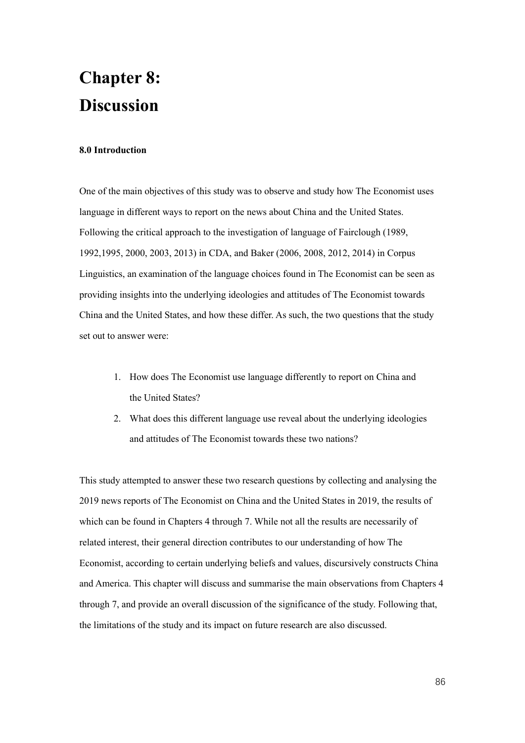# Chapter 8: Discussion

### 8.0 Introduction

One of the main objectives of this study was to observe and study how The Economist uses language in different ways to report on the news about China and the United States. Following the critical approach to the investigation of language of Fairclough (1989, 1992,1995, 2000, 2003, 2013) in CDA, and Baker (2006, 2008, 2012, 2014) in Corpus Linguistics, an examination of the language choices found in The Economist can be seen as providing insights into the underlying ideologies and attitudes of The Economist towards China and the United States, and how these differ. As such, the two questions that the study set out to answer were:

1. How does The Economist use language differently to report on China and the United States?
2. What does this different language use reveal about the underlying ideologies and attitudes of The Economist towards these two nations?

This study attempted to answer these two research questions by collecting and analysing the 2019 news reports of The Economist on China and the United States in 2019, the results of which can be found in Chapters 4 through 7. While not all the results are necessarily of related interest, their general direction contributes to our understanding of how The Economist, according to certain underlying beliefs and values, discursively constructs China and America. This chapter will discuss and summarise the main observations from Chapters 4 through 7, and provide an overall discussion of the significance of the study. Following that, the limitations of the study and its impact on future research are also discussed.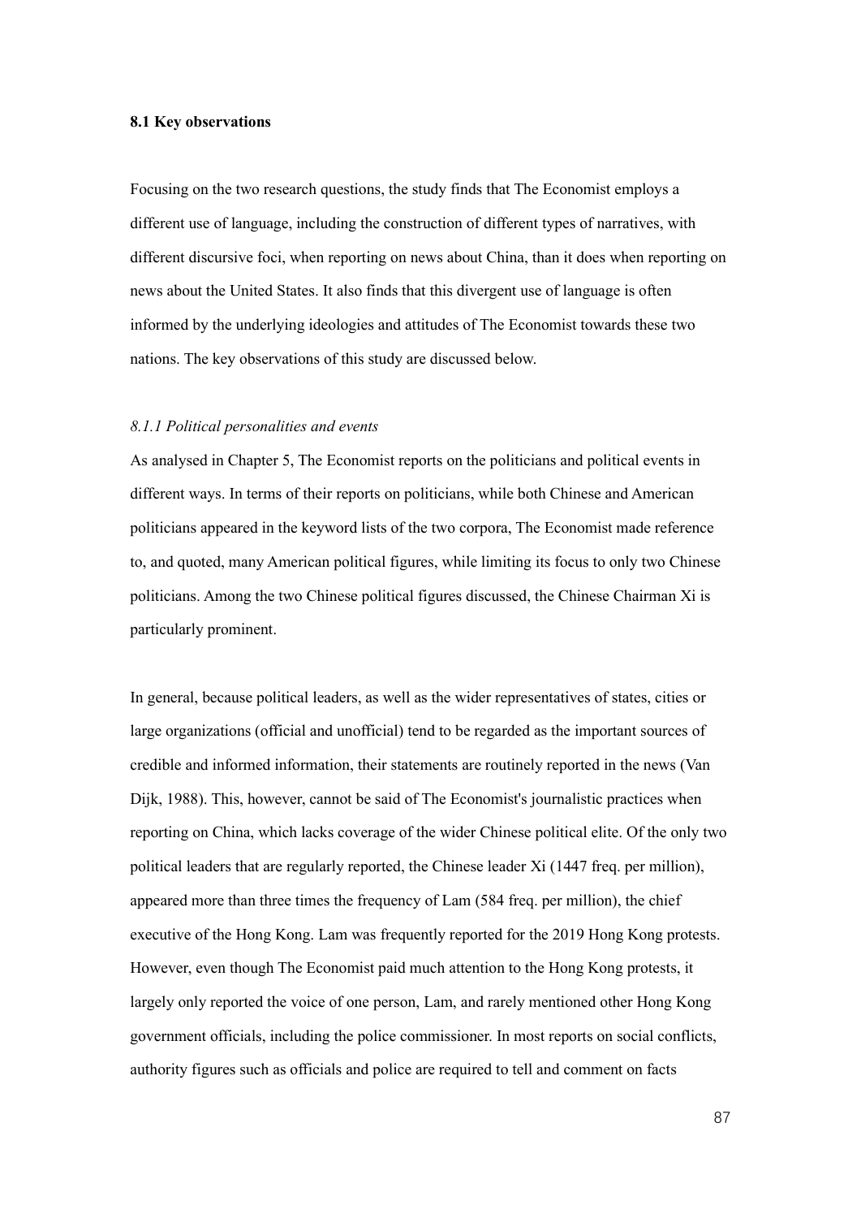### 8.1 Key observations

Focusing on the two research questions, the study finds that The Economist employs a different use of language, including the construction of different types of narratives, with different discursive foci, when reporting on news about China, than it does when reporting on news about the United States. It also finds that this divergent use of language is often informed by the underlying ideologies and attitudes of The Economist towards these two nations. The key observations of this study are discussed below.

#### *8.1.1 Political personalities and events*

As analysed in Chapter 5, The Economist reports on the politicians and political events in different ways. In terms of their reports on politicians, while both Chinese and American politicians appeared in the keyword lists of the two corpora, The Economist made reference to, and quoted, many American political figures, while limiting its focus to only two Chinese politicians. Among the two Chinese political figures discussed, the Chinese Chairman Xi is particularly prominent.

In general, because political leaders, as well as the wider representatives of states, cities or large organizations (official and unofficial) tend to be regarded as the important sources of credible and informed information, their statements are routinely reported in the news (Van Dijk, 1988). This, however, cannot be said of The Economist's journalistic practices when reporting on China, which lacks coverage of the wider Chinese political elite. Of the only two political leaders that are regularly reported, the Chinese leader Xi (1447 freq. per million), appeared more than three times the frequency of Lam (584 freq. per million), the chief executive of the Hong Kong. Lam was frequently reported for the 2019 Hong Kong protests. However, even though The Economist paid much attention to the Hong Kong protests, it largely only reported the voice of one person, Lam, and rarely mentioned other Hong Kong government officials, including the police commissioner. In most reports on social conflicts, authority figures such as officials and police are required to tell and comment on facts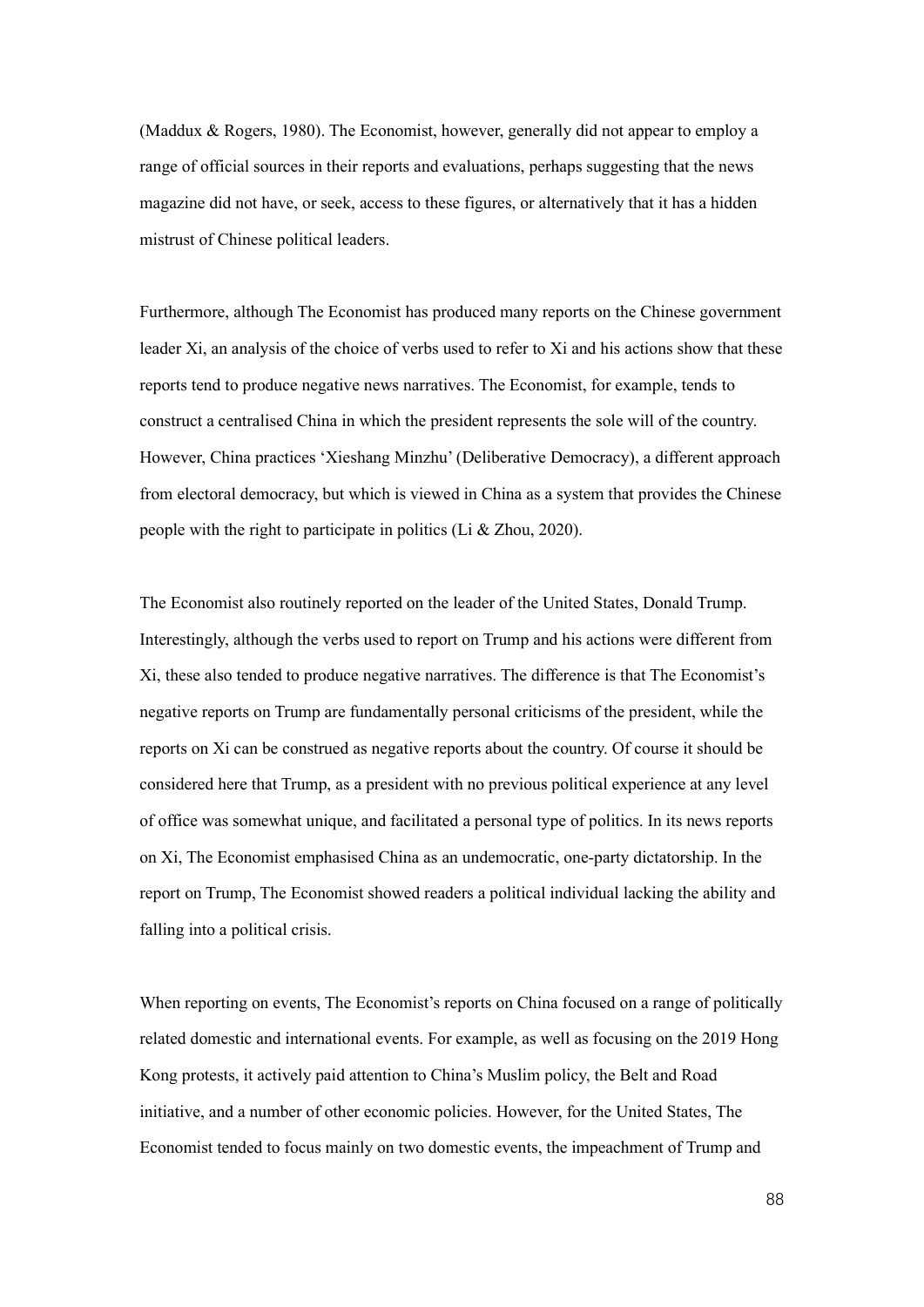(Maddux & Rogers, 1980). The Economist, however, generally did not appear to employ a range of official sources in their reports and evaluations, perhaps suggesting that the news magazine did not have, or seek, access to these figures, or alternatively that it has a hidden mistrust of Chinese political leaders.

Furthermore, although The Economist has produced many reports on the Chinese government leader Xi, an analysis of the choice of verbs used to refer to Xi and his actions show that these reports tend to produce negative news narratives. The Economist, for example, tends to construct a centralised China in which the president represents the sole will of the country. However, China practices 'Xieshang Minzhu' (Deliberative Democracy), a different approach from electoral democracy, but which is viewed in China as a system that provides the Chinese people with the right to participate in politics (Li & Zhou, 2020).

The Economist also routinely reported on the leader of the United States, Donald Trump. Interestingly, although the verbs used to report on Trump and his actions were different from Xi, these also tended to produce negative narratives. The difference is that The Economist's negative reports on Trump are fundamentally personal criticisms of the president, while the reports on Xi can be construed as negative reports about the country. Of course it should be considered here that Trump, as a president with no previous political experience at any level of office was somewhat unique, and facilitated a personal type of politics. In its news reports on Xi, The Economist emphasised China as an undemocratic, one-party dictatorship. In the report on Trump, The Economist showed readers a political individual lacking the ability and falling into a political crisis.

When reporting on events, The Economist's reports on China focused on a range of politically related domestic and international events. For example, as well as focusing on the 2019 Hong Kong protests, it actively paid attention to China's Muslim policy, the Belt and Road initiative, and a number of other economic policies. However, for the United States, The Economist tended to focus mainly on two domestic events, the impeachment of Trump and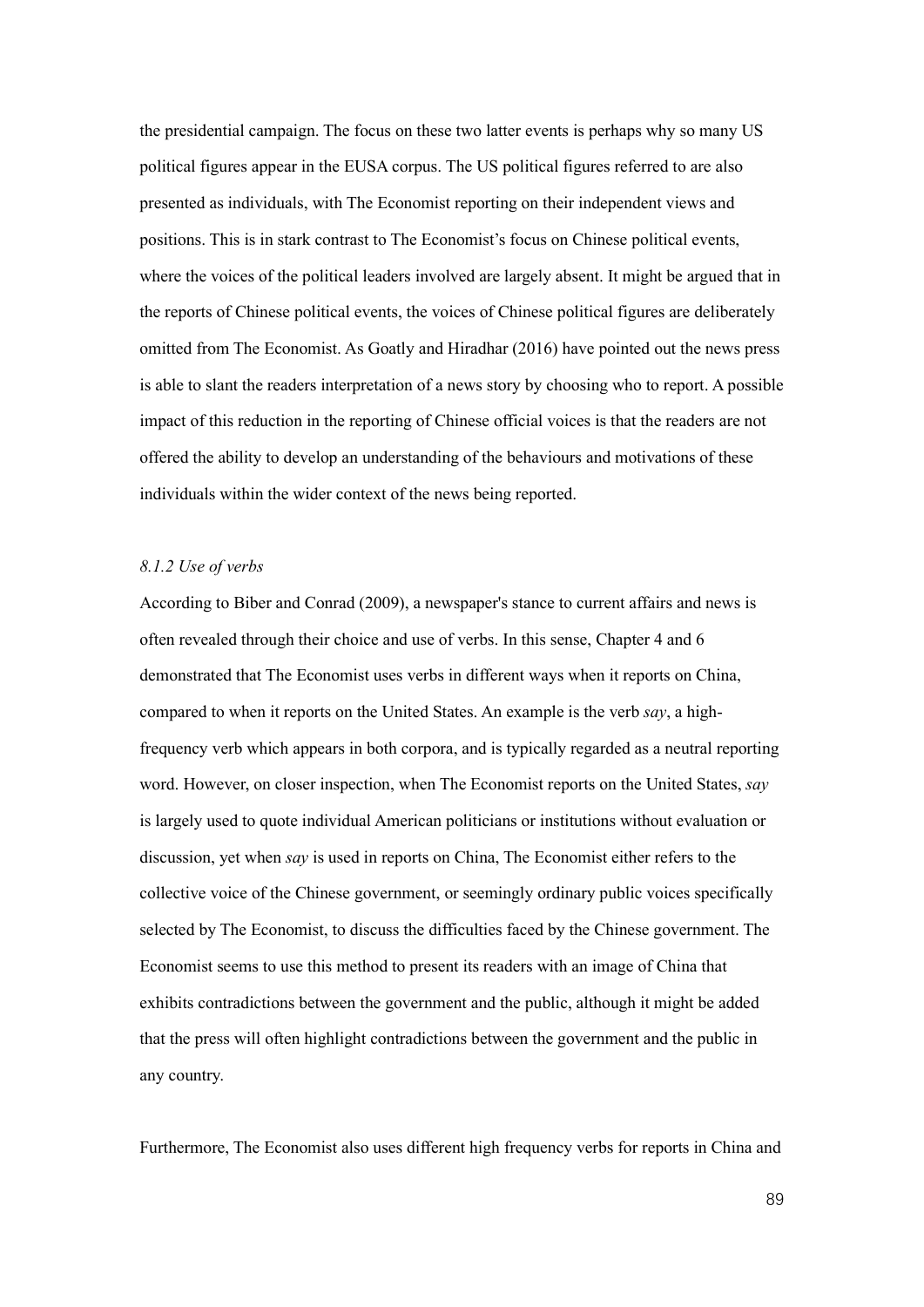the presidential campaign. The focus on these two latter events is perhaps why so many US political figures appear in the EUSA corpus. The US political figures referred to are also presented as individuals, with The Economist reporting on their independent views and positions. This is in stark contrast to The Economist's focus on Chinese political events, where the voices of the political leaders involved are largely absent. It might be argued that in the reports of Chinese political events, the voices of Chinese political figures are deliberately omitted from The Economist. As Goatly and Hiradhar (2016) have pointed out the news press is able to slant the readers interpretation of a news story by choosing who to report. A possible impact of this reduction in the reporting of Chinese official voices is that the readers are not offered the ability to develop an understanding of the behaviours and motivations of these individuals within the wider context of the news being reported.

*8.1.2 Use of verbs*

According to Biber and Conrad (2009), a newspaper's stance to current affairs and news is often revealed through their choice and use of verbs. In this sense, Chapter 4 and 6 demonstrated that The Economist uses verbs in different ways when it reports on China, compared to when it reports on the United States. An example is the verb *say*, a high-frequency verb which appears in both corpora, and is typically regarded as a neutral reporting word. However, on closer inspection, when The Economist reports on the United States, *say* is largely used to quote individual American politicians or institutions without evaluation or discussion, yet when *say* is used in reports on China, The Economist either refers to the collective voice of the Chinese government, or seemingly ordinary public voices specifically selected by The Economist, to discuss the difficulties faced by the Chinese government. The Economist seems to use this method to present its readers with an image of China that exhibits contradictions between the government and the public, although it might be added that the press will often highlight contradictions between the government and the public in any country.

Furthermore, The Economist also uses different high frequency verbs for reports in China and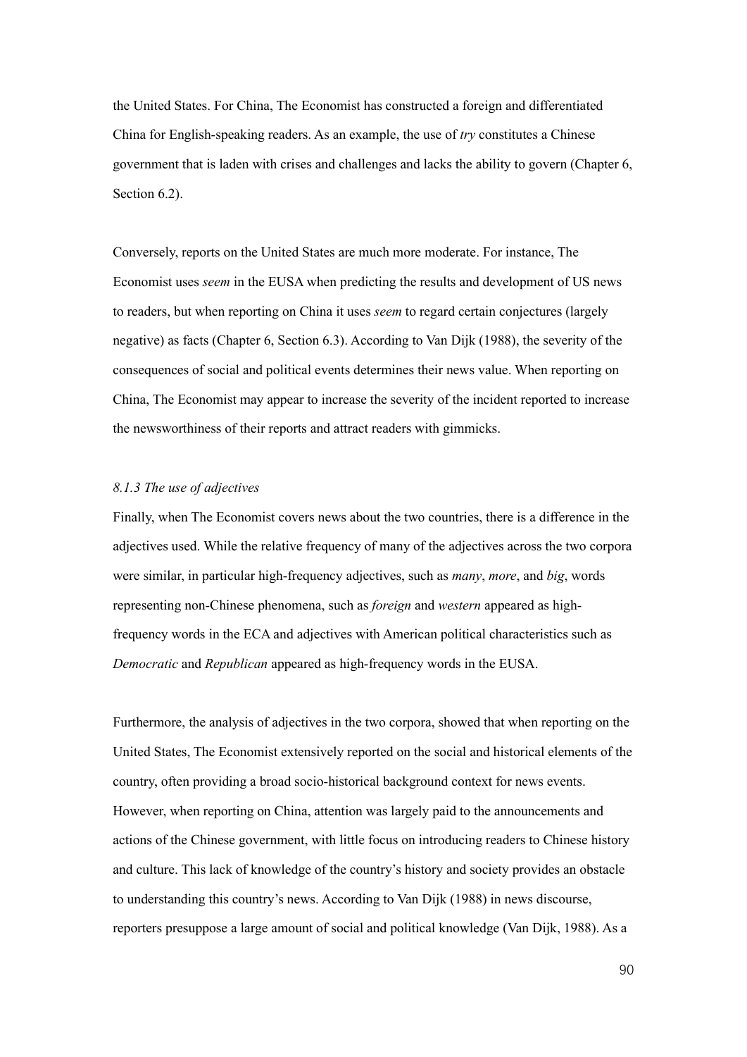the United States. For China, The Economist has constructed a foreign and differentiated China for English-speaking readers. As an example, the use of *try* constitutes a Chinese government that is laden with crises and challenges and lacks the ability to govern (Chapter 6, Section 6.2).

Conversely, reports on the United States are much more moderate. For instance, The Economist uses *seem* in the EUSA when predicting the results and development of US news to readers, but when reporting on China it uses *seem* to regard certain conjectures (largely negative) as facts (Chapter 6, Section 6.3). According to Van Dijk (1988), the severity of the consequences of social and political events determines their news value. When reporting on China, The Economist may appear to increase the severity of the incident reported to increase the newsworthiness of their reports and attract readers with gimmicks.

### *8.1.3 The use of adjectives*

Finally, when The Economist covers news about the two countries, there is a difference in the adjectives used. While the relative frequency of many of the adjectives across the two corpora were similar, in particular high-frequency adjectives, such as *many*, *more*, and *big*, words representing non-Chinese phenomena, such as *foreign* and *western* appeared as high-frequency words in the ECA and adjectives with American political characteristics such as *Democratic* and *Republican* appeared as high-frequency words in the EUSA.

Furthermore, the analysis of adjectives in the two corpora, showed that when reporting on the United States, The Economist extensively reported on the social and historical elements of the country, often providing a broad socio-historical background context for news events. However, when reporting on China, attention was largely paid to the announcements and actions of the Chinese government, with little focus on introducing readers to Chinese history and culture. This lack of knowledge of the country's history and society provides an obstacle to understanding this country's news. According to Van Dijk (1988) in news discourse, reporters presuppose a large amount of social and political knowledge (Van Dijk, 1988). As a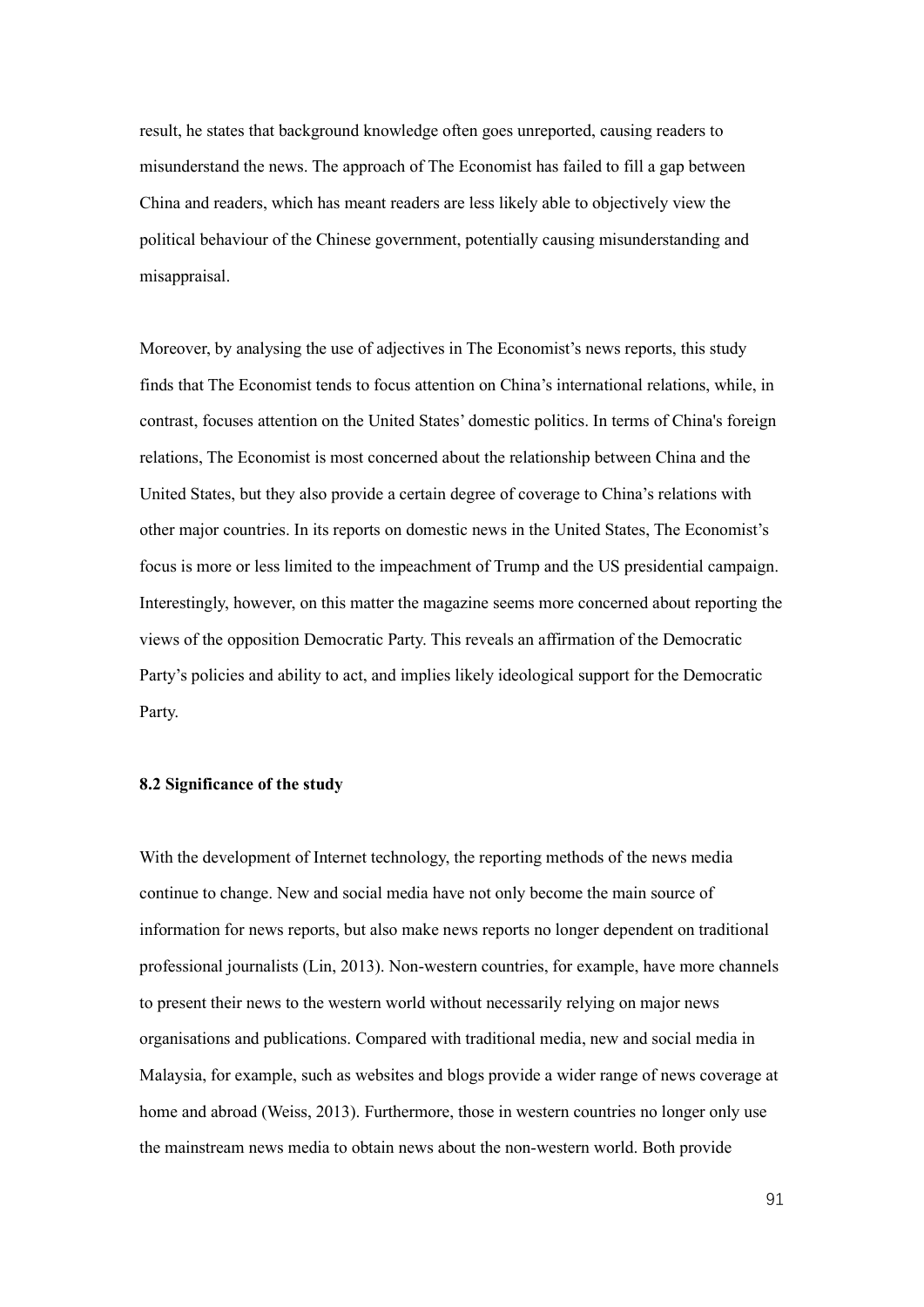result, he states that background knowledge often goes unreported, causing readers to misunderstand the news. The approach of The Economist has failed to fill a gap between China and readers, which has meant readers are less likely able to objectively view the political behaviour of the Chinese government, potentially causing misunderstanding and misappraisal.

Moreover, by analysing the use of adjectives in The Economist's news reports, this study finds that The Economist tends to focus attention on China's international relations, while, in contrast, focuses attention on the United States' domestic politics. In terms of China's foreign relations, The Economist is most concerned about the relationship between China and the United States, but they also provide a certain degree of coverage to China's relations with other major countries. In its reports on domestic news in the United States, The Economist's focus is more or less limited to the impeachment of Trump and the US presidential campaign. Interestingly, however, on this matter the magazine seems more concerned about reporting the views of the opposition Democratic Party. This reveals an affirmation of the Democratic Party's policies and ability to act, and implies likely ideological support for the Democratic Party.

### 8.2 Significance of the study

With the development of Internet technology, the reporting methods of the news media continue to change. New and social media have not only become the main source of information for news reports, but also make news reports no longer dependent on traditional professional journalists (Lin, 2013). Non-western countries, for example, have more channels to present their news to the western world without necessarily relying on major news organisations and publications. Compared with traditional media, new and social media in Malaysia, for example, such as websites and blogs provide a wider range of news coverage at home and abroad (Weiss, 2013). Furthermore, those in western countries no longer only use the mainstream news media to obtain news about the non-western world. Both provide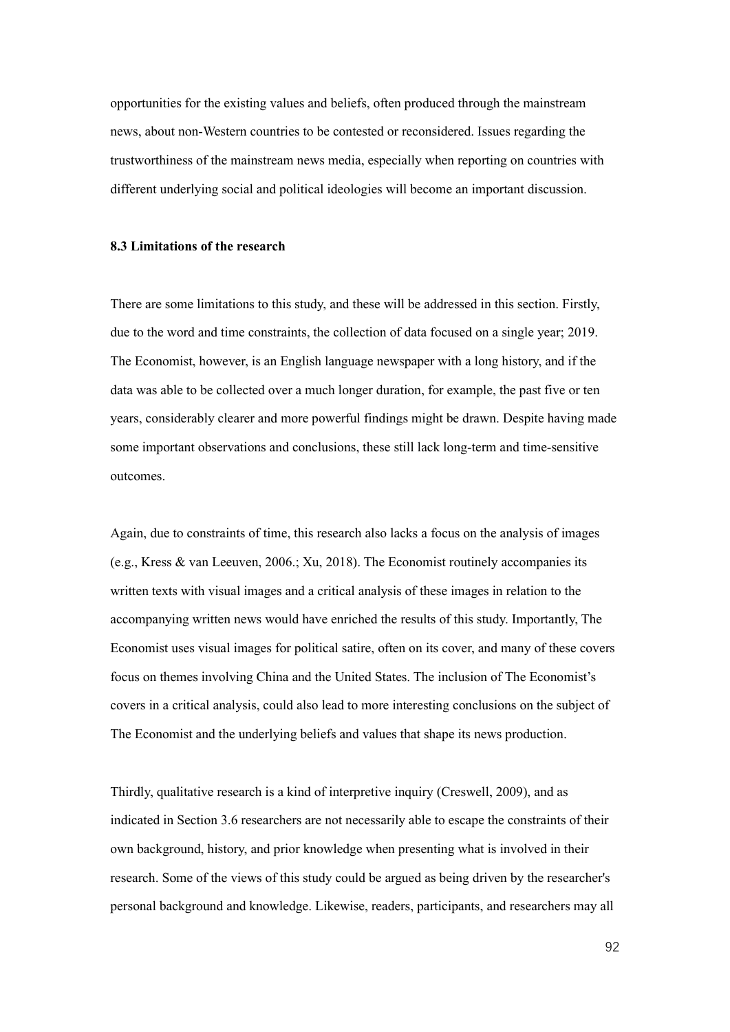opportunities for the existing values and beliefs, often produced through the mainstream news, about non-Western countries to be contested or reconsidered. Issues regarding the trustworthiness of the mainstream news media, especially when reporting on countries with different underlying social and political ideologies will become an important discussion.

### 8.3 Limitations of the research

There are some limitations to this study, and these will be addressed in this section. Firstly, due to the word and time constraints, the collection of data focused on a single year; 2019. The Economist, however, is an English language newspaper with a long history, and if the data was able to be collected over a much longer duration, for example, the past five or ten years, considerably clearer and more powerful findings might be drawn. Despite having made some important observations and conclusions, these still lack long-term and time-sensitive outcomes.

Again, due to constraints of time, this research also lacks a focus on the analysis of images (e.g., Kress & van Leeuven, 2006.; Xu, 2018). The Economist routinely accompanies its written texts with visual images and a critical analysis of these images in relation to the accompanying written news would have enriched the results of this study. Importantly, The Economist uses visual images for political satire, often on its cover, and many of these covers focus on themes involving China and the United States. The inclusion of The Economist's covers in a critical analysis, could also lead to more interesting conclusions on the subject of The Economist and the underlying beliefs and values that shape its news production.

Thirdly, qualitative research is a kind of interpretive inquiry (Creswell, 2009), and as indicated in Section 3.6 researchers are not necessarily able to escape the constraints of their own background, history, and prior knowledge when presenting what is involved in their research. Some of the views of this study could be argued as being driven by the researcher's personal background and knowledge. Likewise, readers, participants, and researchers may all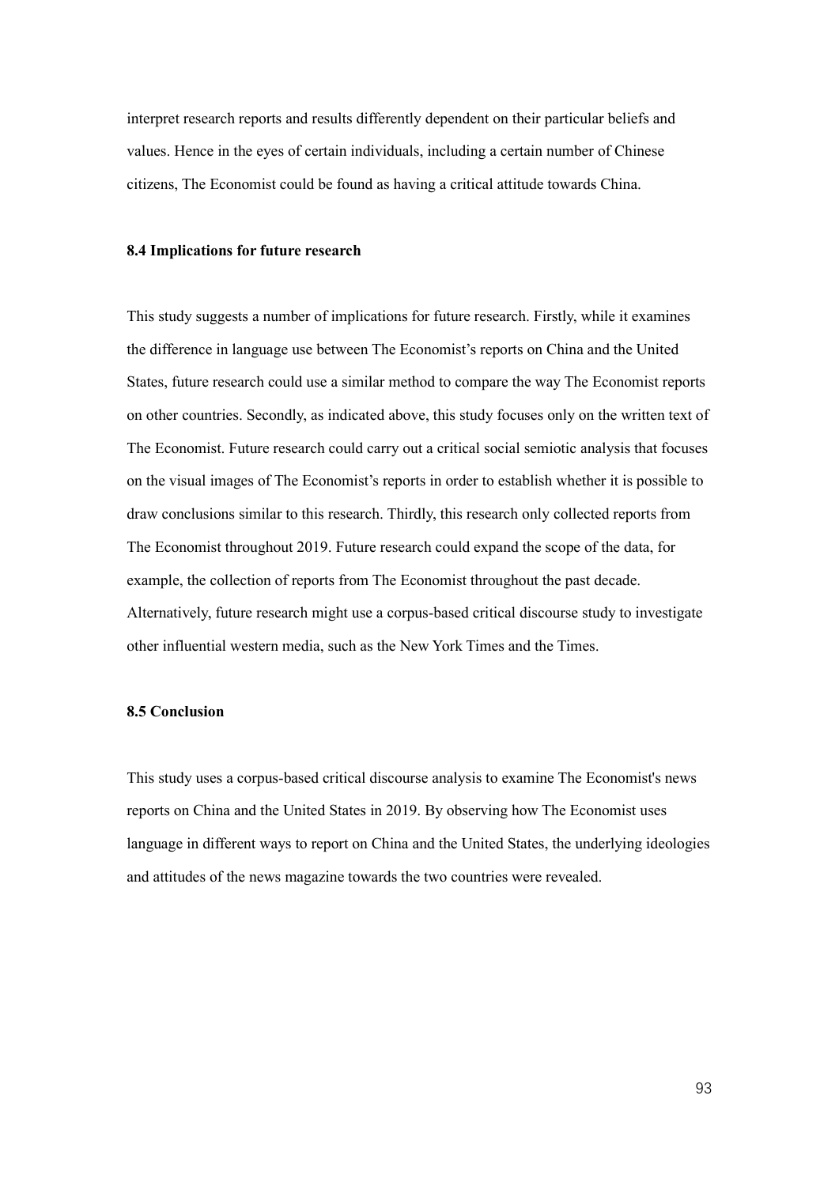interpret research reports and results differently dependent on their particular beliefs and values. Hence in the eyes of certain individuals, including a certain number of Chinese citizens, The Economist could be found as having a critical attitude towards China.

### 8.4 Implications for future research

This study suggests a number of implications for future research. Firstly, while it examines the difference in language use between The Economist's reports on China and the United States, future research could use a similar method to compare the way The Economist reports on other countries. Secondly, as indicated above, this study focuses only on the written text of The Economist. Future research could carry out a critical social semiotic analysis that focuses on the visual images of The Economist's reports in order to establish whether it is possible to draw conclusions similar to this research. Thirdly, this research only collected reports from The Economist throughout 2019. Future research could expand the scope of the data, for example, the collection of reports from The Economist throughout the past decade. Alternatively, future research might use a corpus-based critical discourse study to investigate other influential western media, such as the New York Times and the Times.

### 8.5 Conclusion

This study uses a corpus-based critical discourse analysis to examine The Economist's news reports on China and the United States in 2019. By observing how The Economist uses language in different ways to report on China and the United States, the underlying ideologies and attitudes of the news magazine towards the two countries were revealed.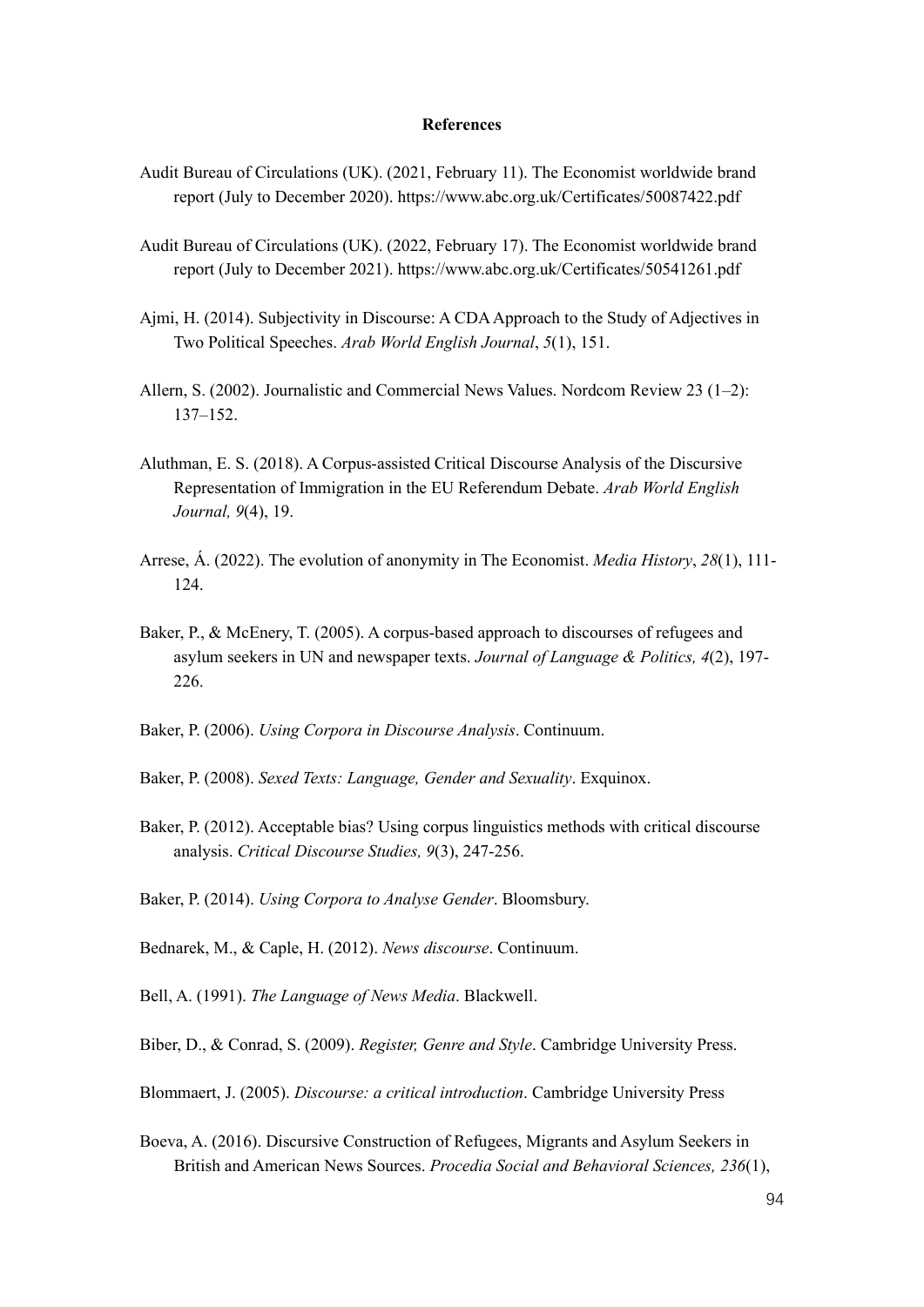**References**

Audit Bureau of Circulations (UK). (2021, February 11). The Economist worldwide brand report (July to December 2020). https://www.abc.org.uk/Certificates/50087422.pdf

Audit Bureau of Circulations (UK). (2022, February 17). The Economist worldwide brand report (July to December 2021). https://www.abc.org.uk/Certificates/50541261.pdf

Ajmi, H. (2014). Subjectivity in Discourse: A CDA Approach to the Study of Adjectives in Two Political Speeches. *Arab World English Journal*, *5*(1), 151.

Allern, S. (2002). Journalistic and Commercial News Values. Nordcom Review 23 (1–2): 137–152.

Aluthman, E. S. (2018). A Corpus-assisted Critical Discourse Analysis of the Discursive Representation of Immigration in the EU Referendum Debate. *Arab World English Journal, 9*(4), 19.

Arrese, Á. (2022). The evolution of anonymity in The Economist. *Media History*, *28*(1), 111-124.

Baker, P., & McEnery, T. (2005). A corpus-based approach to discourses of refugees and asylum seekers in UN and newspaper texts. *Journal of Language & Politics, 4*(2), 197-226.

Baker, P. (2006). *Using Corpora in Discourse Analysis*. Continuum.

Baker, P. (2008). *Sexed Texts: Language, Gender and Sexuality*. Exquinox.

Baker, P. (2012). Acceptable bias? Using corpus linguistics methods with critical discourse analysis. *Critical Discourse Studies, 9*(3), 247-256.

Baker, P. (2014). *Using Corpora to Analyse Gender*. Bloomsbury.

Bednarek, M., & Caple, H. (2012). *News discourse*. Continuum.

Bell, A. (1991). *The Language of News Media*. Blackwell.

Biber, D., & Conrad, S. (2009). *Register, Genre and Style*. Cambridge University Press.

Blommaert, J. (2005). *Discourse: a critical introduction*. Cambridge University Press

Boeva, A. (2016). Discursive Construction of Refugees, Migrants and Asylum Seekers in British and American News Sources. *Procedia Social and Behavioral Sciences, 236*(1),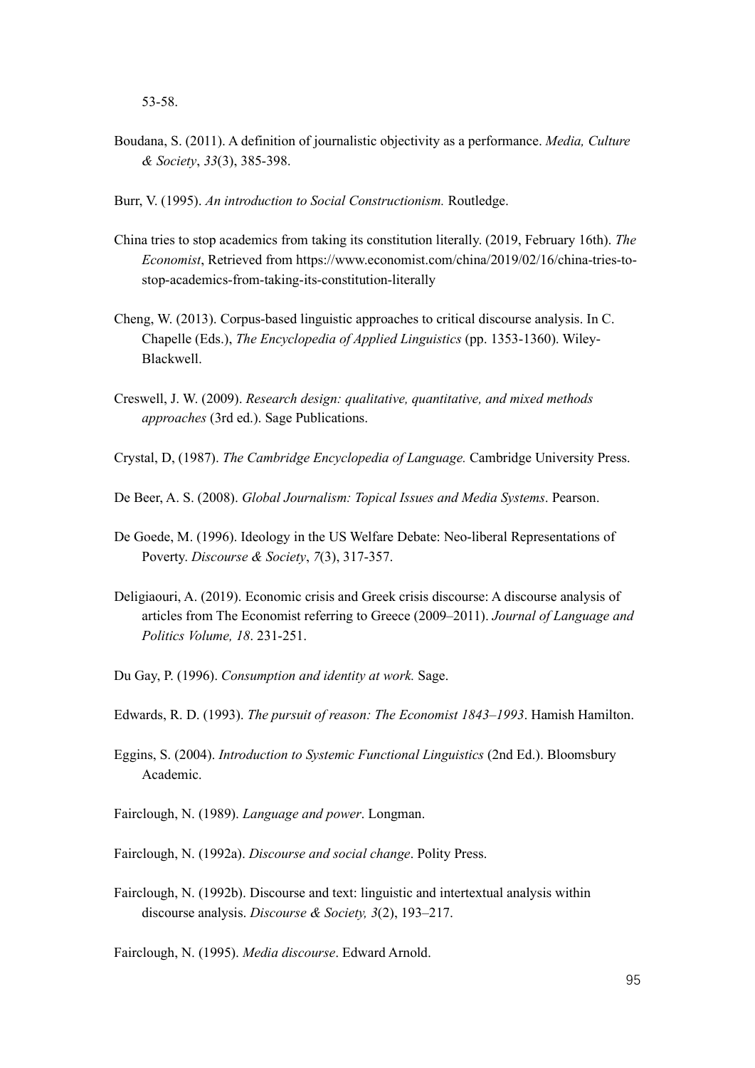53-58.

Boudana, S. (2011). A definition of journalistic objectivity as a performance. *Media, Culture & Society*, *33*(3), 385-398.

Burr, V. (1995). *An introduction to Social Constructionism.* Routledge.

China tries to stop academics from taking its constitution literally. (2019, February 16th). *The Economist*, Retrieved from https://www.economist.com/china/2019/02/16/china-tries-to-stop-academics-from-taking-its-constitution-literally

Cheng, W. (2013). Corpus-based linguistic approaches to critical discourse analysis. In C. Chapelle (Eds.), *The Encyclopedia of Applied Linguistics* (pp. 1353-1360). Wiley-Blackwell.

Creswell, J. W. (2009). *Research design: qualitative, quantitative, and mixed methods approaches* (3rd ed.). Sage Publications.

Crystal, D, (1987). *The Cambridge Encyclopedia of Language.* Cambridge University Press.

De Beer, A. S. (2008). *Global Journalism: Topical Issues and Media Systems*. Pearson.

De Goede, M. (1996). Ideology in the US Welfare Debate: Neo-liberal Representations of Poverty. *Discourse & Society*, *7*(3), 317-357.

Deligiaouri, A. (2019). Economic crisis and Greek crisis discourse: A discourse analysis of articles from The Economist referring to Greece (2009–2011). *Journal of Language and Politics Volume, 18*. 231-251.

Du Gay, P. (1996). *Consumption and identity at work.* Sage.

Edwards, R. D. (1993). *The pursuit of reason: The Economist 1843–1993*. Hamish Hamilton.

Eggins, S. (2004). *Introduction to Systemic Functional Linguistics* (2nd Ed.). Bloomsbury Academic.

Fairclough, N. (1989). *Language and power*. Longman.

Fairclough, N. (1992a). *Discourse and social change*. Polity Press.

Fairclough, N. (1992b). Discourse and text: linguistic and intertextual analysis within discourse analysis. *Discourse & Society, 3*(2), 193–217.

Fairclough, N. (1995). *Media discourse*. Edward Arnold.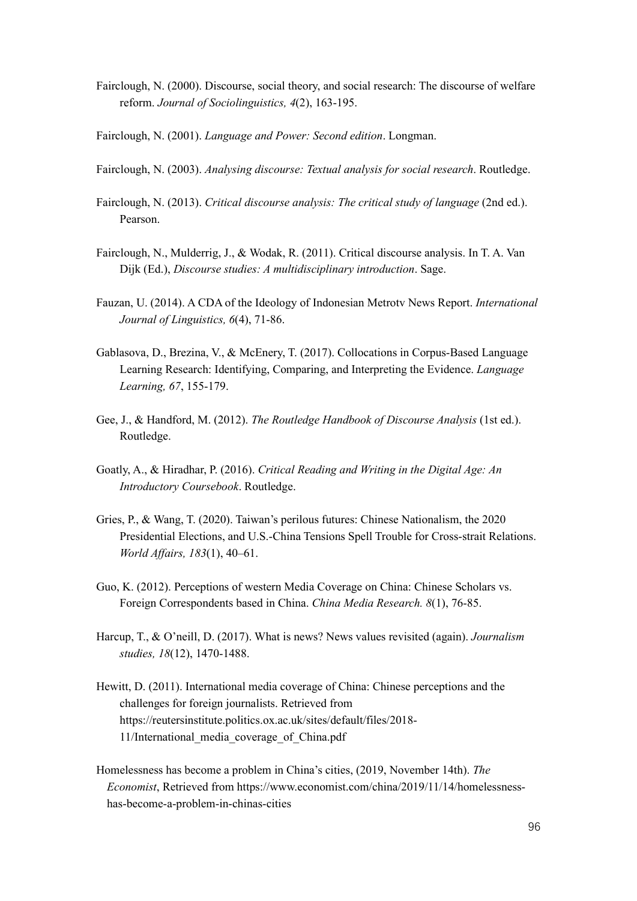Fairclough, N. (2000). Discourse, social theory, and social research: The discourse of welfare reform. *Journal of Sociolinguistics, 4*(2), 163-195.

Fairclough, N. (2001). *Language and Power: Second edition*. Longman.

Fairclough, N. (2003). *Analysing discourse: Textual analysis for social research*. Routledge.

Fairclough, N. (2013). *Critical discourse analysis: The critical study of language* (2nd ed.). Pearson.

Fairclough, N., Mulderrig, J., & Wodak, R. (2011). Critical discourse analysis. In T. A. Van Dijk (Ed.), *Discourse studies: A multidisciplinary introduction*. Sage.

Fauzan, U. (2014). A CDA of the Ideology of Indonesian Metrotv News Report. *International Journal of Linguistics, 6*(4), 71-86.

Gablasova, D., Brezina, V., & McEnery, T. (2017). Collocations in Corpus-Based Language Learning Research: Identifying, Comparing, and Interpreting the Evidence. *Language Learning, 67*, 155-179.

Gee, J., & Handford, M. (2012). *The Routledge Handbook of Discourse Analysis* (1st ed.). Routledge.

Goatly, A., & Hiradhar, P. (2016). *Critical Reading and Writing in the Digital Age: An Introductory Coursebook*. Routledge.

Gries, P., & Wang, T. (2020). Taiwan's perilous futures: Chinese Nationalism, the 2020 Presidential Elections, and U.S.-China Tensions Spell Trouble for Cross-strait Relations. *World Affairs, 183*(1), 40–61.

Guo, K. (2012). Perceptions of western Media Coverage on China: Chinese Scholars vs. Foreign Correspondents based in China. *China Media Research. 8*(1), 76-85.

Harcup, T., & O'neill, D. (2017). What is news? News values revisited (again). *Journalism studies, 18*(12), 1470-1488.

Hewitt, D. (2011). International media coverage of China: Chinese perceptions and the challenges for foreign journalists. Retrieved from https://reutersinstitute.politics.ox.ac.uk/sites/default/files/2018-11/International_media_coverage_of_China.pdf

Homelessness has become a problem in China's cities, (2019, November 14th). *The Economist*, Retrieved from https://www.economist.com/china/2019/11/14/homelessness-has-become-a-problem-in-chinas-cities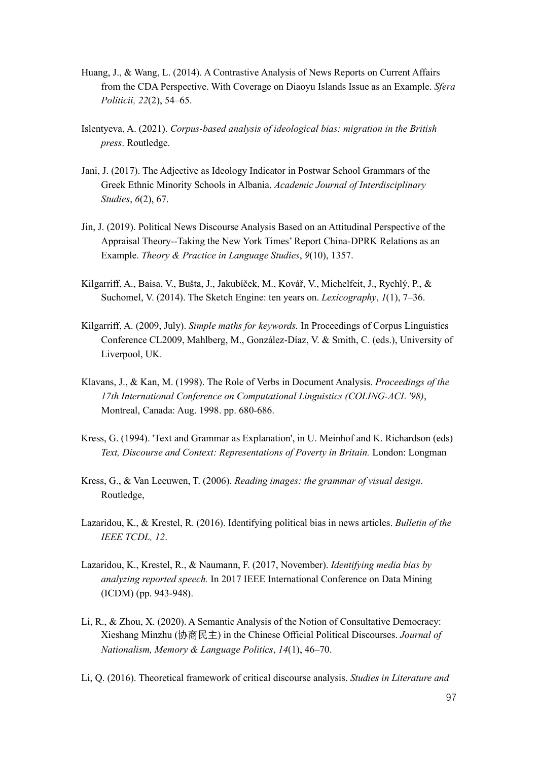Huang, J., & Wang, L. (2014). A Contrastive Analysis of News Reports on Current Affairs from the CDA Perspective. With Coverage on Diaoyu Islands Issue as an Example. *Sfera Politicii, 22*(2), 54–65.

Islentyeva, A. (2021). *Corpus-based analysis of ideological bias: migration in the British press*. Routledge.

Jani, J. (2017). The Adjective as Ideology Indicator in Postwar School Grammars of the Greek Ethnic Minority Schools in Albania. *Academic Journal of Interdisciplinary Studies*, *6*(2), 67.

Jin, J. (2019). Political News Discourse Analysis Based on an Attitudinal Perspective of the Appraisal Theory--Taking the New York Times' Report China-DPRK Relations as an Example. *Theory & Practice in Language Studies*, *9*(10), 1357.

Kilgarriff, A., Baisa, V., Bušta, J., Jakubíček, M., Kovář, V., Michelfeit, J., Rychlý, P., & Suchomel, V. (2014). The Sketch Engine: ten years on. *Lexicography*, *1*(1), 7–36.

Kilgarriff, A. (2009, July). *Simple maths for keywords.* In Proceedings of Corpus Linguistics Conference CL2009, Mahlberg, M., González-Díaz, V. & Smith, C. (eds.), University of Liverpool, UK.

Klavans, J., & Kan, M. (1998). The Role of Verbs in Document Analysis. *Proceedings of the 17th International Conference on Computational Linguistics (COLING-ACL '98)*, Montreal, Canada: Aug. 1998. pp. 680-686.

Kress, G. (1994). 'Text and Grammar as Explanation', in U. Meinhof and K. Richardson (eds) *Text, Discourse and Context: Representations of Poverty in Britain.* London: Longman

Kress, G., & Van Leeuwen, T. (2006). *Reading images: the grammar of visual design*. Routledge,

Lazaridou, K., & Krestel, R. (2016). Identifying political bias in news articles. *Bulletin of the IEEE TCDL, 12*.

Lazaridou, K., Krestel, R., & Naumann, F. (2017, November). *Identifying media bias by analyzing reported speech.* In 2017 IEEE International Conference on Data Mining (ICDM) (pp. 943-948).

Li, R., & Zhou, X. (2020). A Semantic Analysis of the Notion of Consultative Democracy: Xieshang Minzhu (协商民主) in the Chinese Official Political Discourses. *Journal of Nationalism, Memory & Language Politics*, *14*(1), 46–70.

Li, Q. (2016). Theoretical framework of critical discourse analysis. *Studies in Literature and*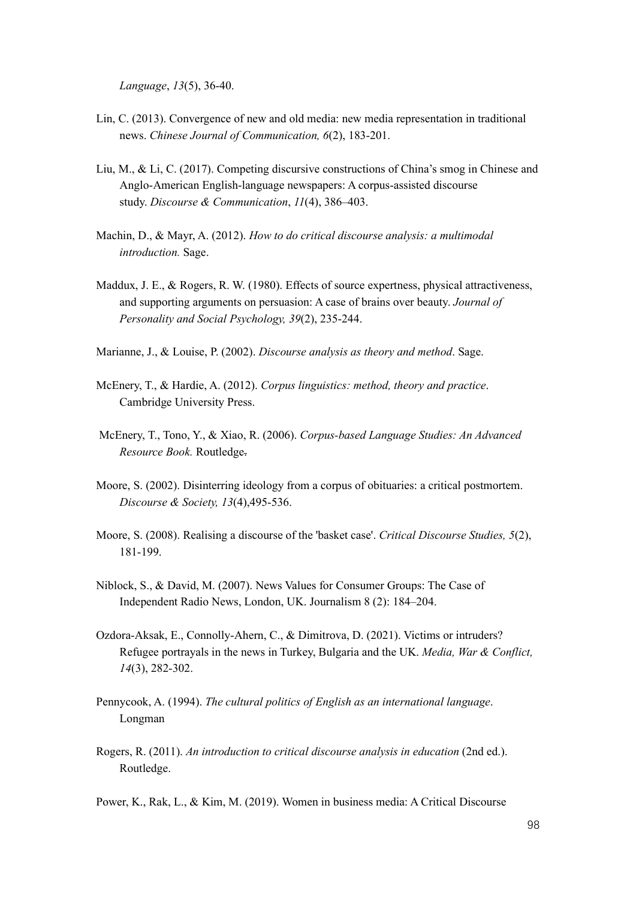*Language*, *13*(5), 36-40.

Lin, C. (2013). Convergence of new and old media: new media representation in traditional news. *Chinese Journal of Communication, 6*(2), 183-201.

Liu, M., & Li, C. (2017). Competing discursive constructions of China's smog in Chinese and Anglo-American English-language newspapers: A corpus-assisted discourse study. *Discourse & Communication*, *11*(4), 386–403.

Machin, D., & Mayr, A. (2012). *How to do critical discourse analysis: a multimodal introduction.* Sage.

Maddux, J. E., & Rogers, R. W. (1980). Effects of source expertness, physical attractiveness, and supporting arguments on persuasion: A case of brains over beauty. *Journal of Personality and Social Psychology, 39*(2), 235-244.

Marianne, J., & Louise, P. (2002). *Discourse analysis as theory and method*. Sage.

McEnery, T., & Hardie, A. (2012). *Corpus linguistics: method, theory and practice*. Cambridge University Press.

McEnery, T., Tono, Y., & Xiao, R. (2006). *Corpus-based Language Studies: An Advanced Resource Book.* Routledge.

Moore, S. (2002). Disinterring ideology from a corpus of obituaries: a critical postmortem. *Discourse & Society, 13*(4),495-536.

Moore, S. (2008). Realising a discourse of the 'basket case'. *Critical Discourse Studies, 5*(2), 181-199.

Niblock, S., & David, M. (2007). News Values for Consumer Groups: The Case of Independent Radio News, London, UK. Journalism 8 (2): 184–204.

Ozdora-Aksak, E., Connolly-Ahern, C., & Dimitrova, D. (2021). Victims or intruders? Refugee portrayals in the news in Turkey, Bulgaria and the UK. *Media, War & Conflict, 14*(3), 282-302.

Pennycook, A. (1994). *The cultural politics of English as an international language*. Longman

Rogers, R. (2011). *An introduction to critical discourse analysis in education* (2nd ed.). Routledge.

Power, K., Rak, L., & Kim, M. (2019). Women in business media: A Critical Discourse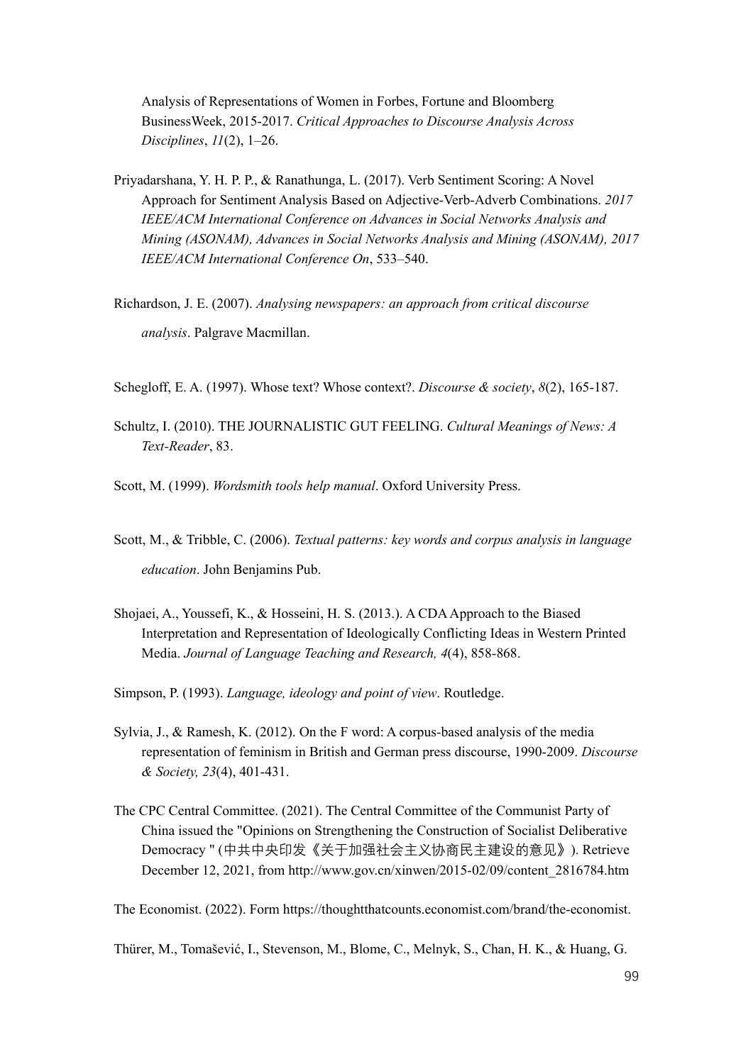Analysis of Representations of Women in Forbes, Fortune and Bloomberg BusinessWeek, 2015-2017. *Critical Approaches to Discourse Analysis Across Disciplines*, *11*(2), 1–26.

Priyadarshana, Y. H. P. P., & Ranathunga, L. (2017). Verb Sentiment Scoring: A Novel Approach for Sentiment Analysis Based on Adjective-Verb-Adverb Combinations. *2017 IEEE/ACM International Conference on Advances in Social Networks Analysis and Mining (ASONAM), Advances in Social Networks Analysis and Mining (ASONAM), 2017 IEEE/ACM International Conference On*, 533–540.

Richardson, J. E. (2007). *Analysing newspapers: an approach from critical discourse analysis*. Palgrave Macmillan.

Schegloff, E. A. (1997). Whose text? Whose context?. *Discourse & society*, *8*(2), 165-187.

Schultz, I. (2010). THE JOURNALISTIC GUT FEELING. *Cultural Meanings of News: A Text-Reader*, 83.

Scott, M. (1999). *Wordsmith tools help manual*. Oxford University Press.

Scott, M., & Tribble, C. (2006). *Textual patterns: key words and corpus analysis in language education*. John Benjamins Pub.

Shojaei, A., Youssefi, K., & Hosseini, H. S. (2013.). A CDA Approach to the Biased Interpretation and Representation of Ideologically Conflicting Ideas in Western Printed Media. *Journal of Language Teaching and Research, 4*(4), 858-868.

Simpson, P. (1993). *Language, ideology and point of view*. Routledge.

Sylvia, J., & Ramesh, K. (2012). On the F word: A corpus-based analysis of the media representation of feminism in British and German press discourse, 1990-2009. *Discourse & Society, 23*(4), 401-431.

The CPC Central Committee. (2021). The Central Committee of the Communist Party of China issued the "Opinions on Strengthening the Construction of Socialist Deliberative Democracy " (中共中央印发《关于加强社会主义协商民主建设的意见》). Retrieve December 12, 2021, from http://www.gov.cn/xinwen/2015-02/09/content_2816784.htm

The Economist. (2022). Form https://thoughtthatcounts.economist.com/brand/the-economist.

Thürer, M., Tomašević, I., Stevenson, M., Blome, C., Melnyk, S., Chan, H. K., & Huang, G.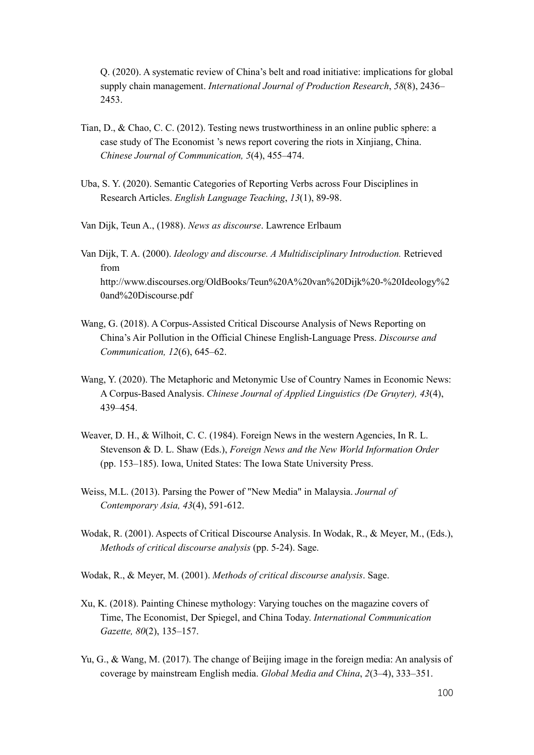Q. (2020). A systematic review of China's belt and road initiative: implications for global supply chain management. *International Journal of Production Research*, *58*(8), 2436–2453.

Tian, D., & Chao, C. C. (2012). Testing news trustworthiness in an online public sphere: a case study of The Economist 's news report covering the riots in Xinjiang, China. *Chinese Journal of Communication, 5*(4), 455–474.

Uba, S. Y. (2020). Semantic Categories of Reporting Verbs across Four Disciplines in Research Articles. *English Language Teaching*, *13*(1), 89-98.

Van Dijk, Teun A., (1988). *News as discourse*. Lawrence Erlbaum

Van Dijk, T. A. (2000). *Ideology and discourse. A Multidisciplinary Introduction.* Retrieved from http://www.discourses.org/OldBooks/Teun%20A%20van%20Dijk%20-%20Ideology%20and%20Discourse.pdf

Wang, G. (2018). A Corpus-Assisted Critical Discourse Analysis of News Reporting on China's Air Pollution in the Official Chinese English-Language Press. *Discourse and Communication, 12*(6), 645–62.

Wang, Y. (2020). The Metaphoric and Metonymic Use of Country Names in Economic News: A Corpus-Based Analysis. *Chinese Journal of Applied Linguistics (De Gruyter), 43*(4), 439–454.

Weaver, D. H., & Wilhoit, C. C. (1984). Foreign News in the western Agencies, In R. L. Stevenson & D. L. Shaw (Eds.), *Foreign News and the New World Information Order* (pp. 153–185). Iowa, United States: The Iowa State University Press.

Weiss, M.L. (2013). Parsing the Power of "New Media" in Malaysia. *Journal of Contemporary Asia, 43*(4), 591-612.

Wodak, R. (2001). Aspects of Critical Discourse Analysis. In Wodak, R., & Meyer, M., (Eds.), *Methods of critical discourse analysis* (pp. 5-24). Sage.

Wodak, R., & Meyer, M. (2001). *Methods of critical discourse analysis*. Sage.

Xu, K. (2018). Painting Chinese mythology: Varying touches on the magazine covers of Time, The Economist, Der Spiegel, and China Today. *International Communication Gazette, 80*(2), 135–157.

Yu, G., & Wang, M. (2017). The change of Beijing image in the foreign media: An analysis of coverage by mainstream English media. *Global Media and China*, *2*(3–4), 333–351.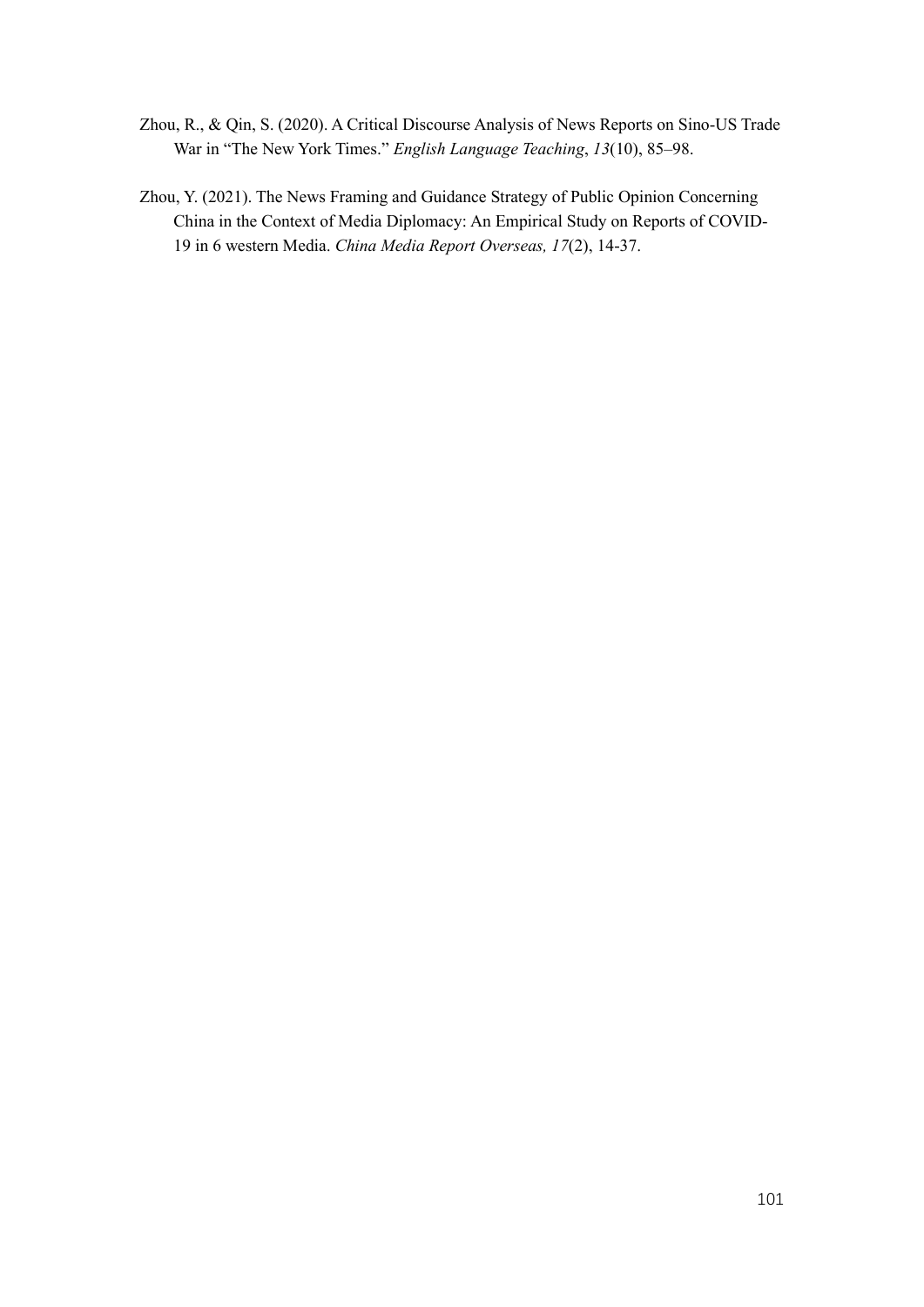Zhou, R., & Qin, S. (2020). A Critical Discourse Analysis of News Reports on Sino-US Trade War in "The New York Times." *English Language Teaching*, *13*(10), 85–98.

Zhou, Y. (2021). The News Framing and Guidance Strategy of Public Opinion Concerning China in the Context of Media Diplomacy: An Empirical Study on Reports of COVID-19 in 6 western Media. *China Media Report Overseas, 17*(2), 14-37.